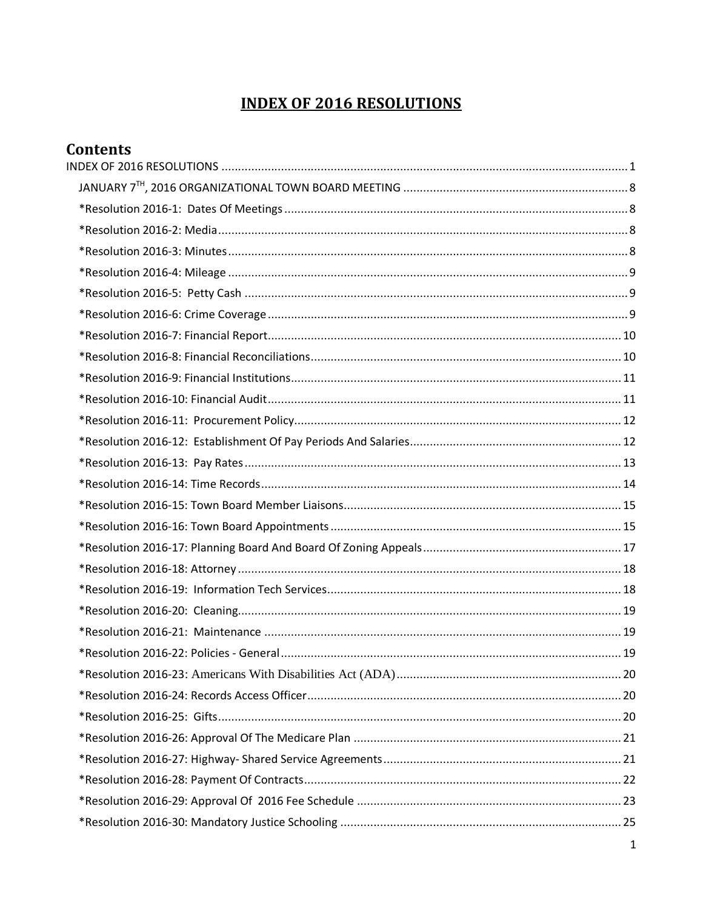# INDEX OF 2016 RESOLUTIONS

## Contents

INDEX OF 2016 RESOLUTIONS ........ 1

- JANUARY 7TH, 2016 ORGANIZATIONAL TOWN BOARD MEETING ........ 8
- *Resolution 2016-1: Dates Of Meetings ........ 8
- *Resolution 2016-2: Media ........ 8
- *Resolution 2016-3: Minutes ........ 8
- *Resolution 2016-4: Mileage ........ 9
- *Resolution 2016-5: Petty Cash ........ 9
- *Resolution 2016-6: Crime Coverage ........ 9
- *Resolution 2016-7: Financial Report ........ 10
- *Resolution 2016-8: Financial Reconciliations ........ 10
- *Resolution 2016-9: Financial Institutions ........ 11
- *Resolution 2016-10: Financial Audit ........ 11
- *Resolution 2016-11: Procurement Policy ........ 12
- *Resolution 2016-12: Establishment Of Pay Periods And Salaries ........ 12
- *Resolution 2016-13: Pay Rates ........ 13
- *Resolution 2016-14: Time Records ........ 14
- *Resolution 2016-15: Town Board Member Liaisons ........ 15
- *Resolution 2016-16: Town Board Appointments ........ 15
- *Resolution 2016-17: Planning Board And Board Of Zoning Appeals ........ 17
- *Resolution 2016-18: Attorney ........ 18
- *Resolution 2016-19: Information Tech Services ........ 18
- *Resolution 2016-20: Cleaning ........ 19
- *Resolution 2016-21: Maintenance ........ 19
- *Resolution 2016-22: Policies - General ........ 19
- *Resolution 2016-23: Americans With Disabilities Act (ADA) ........ 20
- *Resolution 2016-24: Records Access Officer ........ 20
- *Resolution 2016-25: Gifts ........ 20
- *Resolution 2016-26: Approval Of The Medicare Plan ........ 21
- *Resolution 2016-27: Highway- Shared Service Agreements ........ 21
- *Resolution 2016-28: Payment Of Contracts ........ 22
- *Resolution 2016-29: Approval Of 2016 Fee Schedule ........ 23
- *Resolution 2016-30: Mandatory Justice Schooling ........ 25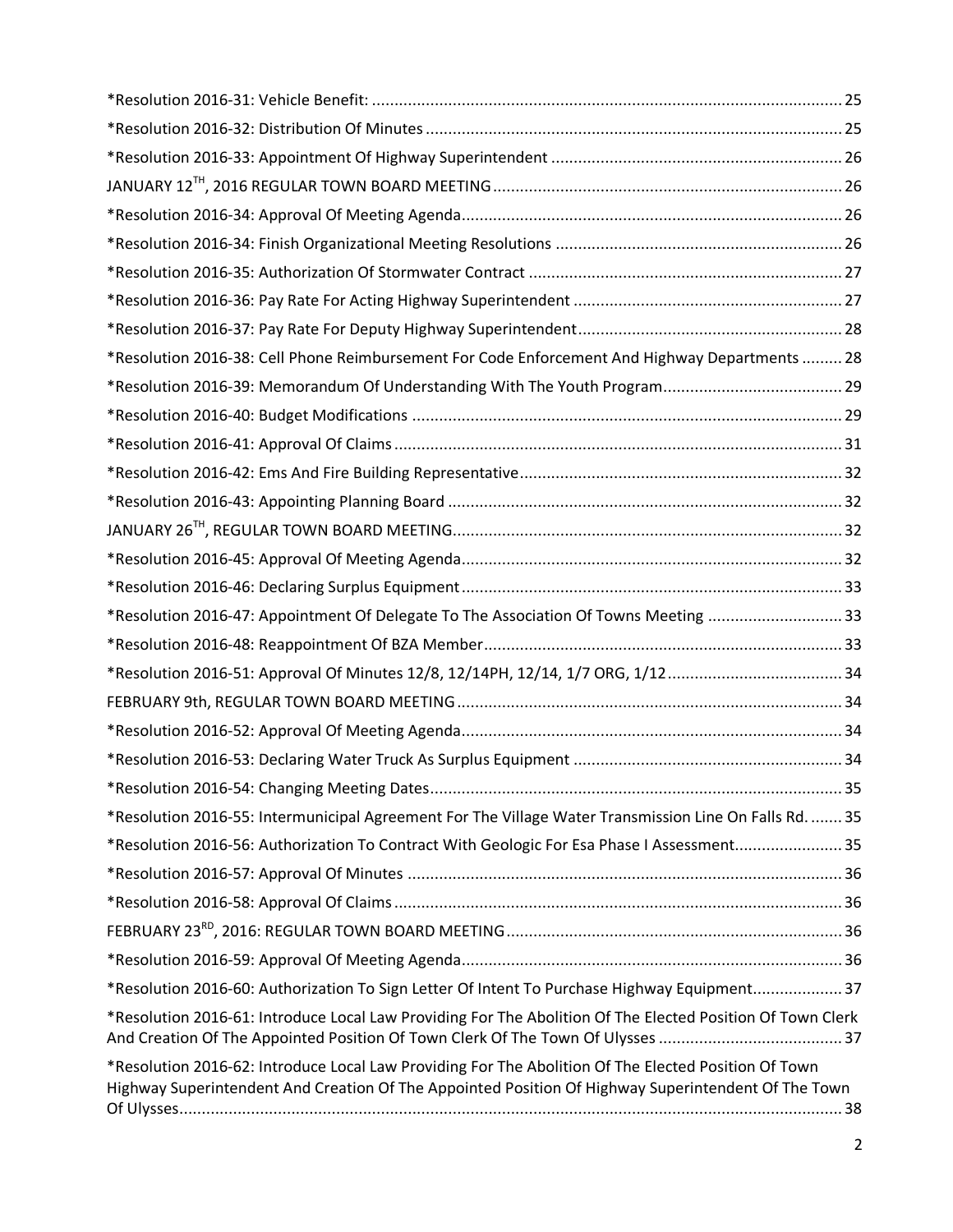*Resolution 2016-31: Vehicle Benefit: ........................................................................................................ 25

*Resolution 2016-32: Distribution Of Minutes ............................................................................................ 25

*Resolution 2016-33: Appointment Of Highway Superintendent ................................................................ 26

JANUARY 12TH, 2016 REGULAR TOWN BOARD MEETING ............................................................................ 26

*Resolution 2016-34: Approval Of Meeting Agenda .................................................................................... 26

*Resolution 2016-34: Finish Organizational Meeting Resolutions ............................................................... 26

*Resolution 2016-35: Authorization Of Stormwater Contract ..................................................................... 27

*Resolution 2016-36: Pay Rate For Acting Highway Superintendent ........................................................... 27

*Resolution 2016-37: Pay Rate For Deputy Highway Superintendent .......................................................... 28

*Resolution 2016-38: Cell Phone Reimbursement For Code Enforcement And Highway Departments ......... 28

*Resolution 2016-39: Memorandum Of Understanding With The Youth Program ........................................ 29

*Resolution 2016-40: Budget Modifications ............................................................................................... 29

*Resolution 2016-41: Approval Of Claims .................................................................................................... 31

*Resolution 2016-42: Ems And Fire Building Representative ....................................................................... 32

*Resolution 2016-43: Appointing Planning Board ....................................................................................... 32

JANUARY 26TH, REGULAR TOWN BOARD MEETING ..................................................................................... 32

*Resolution 2016-45: Approval Of Meeting Agenda .................................................................................... 32

*Resolution 2016-46: Declaring Surplus Equipment .................................................................................... 33

*Resolution 2016-47: Appointment Of Delegate To The Association Of Towns Meeting .............................. 33

*Resolution 2016-48: Reappointment Of BZA Member ............................................................................... 33

*Resolution 2016-51: Approval Of Minutes 12/8, 12/14PH, 12/14, 1/7 ORG, 1/12 ....................................... 34

FEBRUARY 9th, REGULAR TOWN BOARD MEETING ..................................................................................... 34

*Resolution 2016-52: Approval Of Meeting Agenda .................................................................................... 34

*Resolution 2016-53: Declaring Water Truck As Surplus Equipment ........................................................... 34

*Resolution 2016-54: Changing Meeting Dates ........................................................................................... 35

*Resolution 2016-55: Intermunicipal Agreement For The Village Water Transmission Line On Falls Rd. ....... 35

*Resolution 2016-56: Authorization To Contract With Geologic For Esa Phase I Assessment ....................... 35

*Resolution 2016-57: Approval Of Minutes ................................................................................................ 36

*Resolution 2016-58: Approval Of Claims .................................................................................................... 36

FEBRUARY 23RD, 2016: REGULAR TOWN BOARD MEETING .......................................................................... 36

*Resolution 2016-59: Approval Of Meeting Agenda .................................................................................... 36

*Resolution 2016-60: Authorization To Sign Letter Of Intent To Purchase Highway Equipment .................... 37

*Resolution 2016-61: Introduce Local Law Providing For The Abolition Of The Elected Position Of Town Clerk And Creation Of The Appointed Position Of Town Clerk Of The Town Of Ulysses ......................................... 37

*Resolution 2016-62: Introduce Local Law Providing For The Abolition Of The Elected Position Of Town Highway Superintendent And Creation Of The Appointed Position Of Highway Superintendent Of The Town Of Ulysses ................................................................................................................................................. 38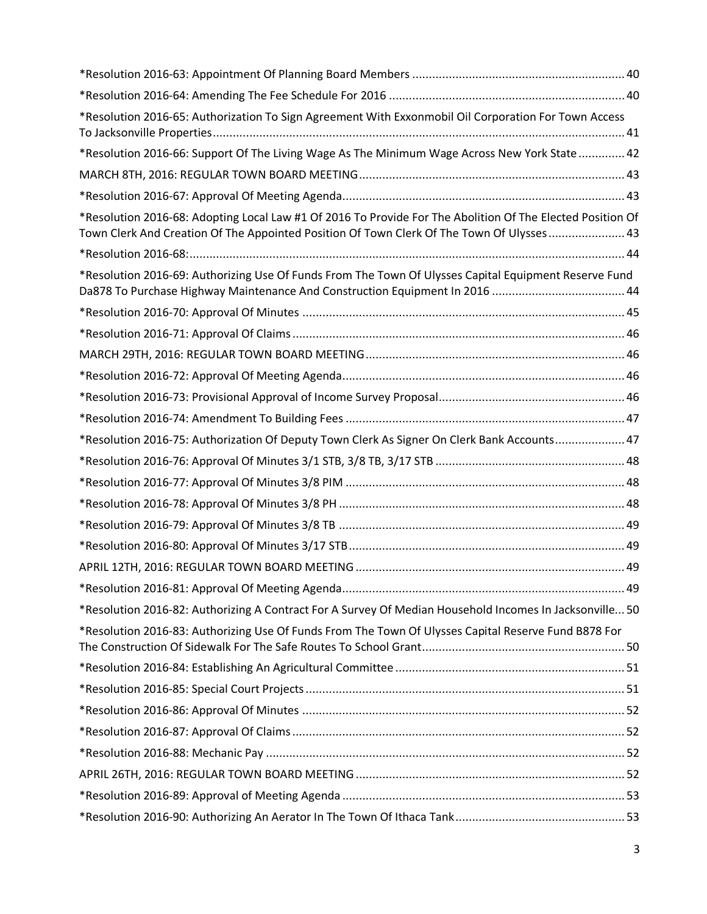*Resolution 2016-63: Appointment Of Planning Board Members ................................................................ 40

*Resolution 2016-64: Amending The Fee Schedule For 2016 ....................................................................... 40

*Resolution 2016-65: Authorization To Sign Agreement With Exxonmobil Oil Corporation For Town Access To Jacksonville Properties ........................................................................................................................... 41

*Resolution 2016-66: Support Of The Living Wage As The Minimum Wage Across New York State .............. 42

MARCH 8TH, 2016: REGULAR TOWN BOARD MEETING ................................................................................ 43

*Resolution 2016-67: Approval Of Meeting Agenda ..................................................................................... 43

*Resolution 2016-68: Adopting Local Law #1 Of 2016 To Provide For The Abolition Of The Elected Position Of Town Clerk And Creation Of The Appointed Position Of Town Clerk Of The Town Of Ulysses ....................... 43

*Resolution 2016-68: ................................................................................................................................... 44

*Resolution 2016-69: Authorizing Use Of Funds From The Town Of Ulysses Capital Equipment Reserve Fund Da878 To Purchase Highway Maintenance And Construction Equipment In 2016 ........................................ 44

*Resolution 2016-70: Approval Of Minutes ................................................................................................. 45

*Resolution 2016-71: Approval Of Claims .................................................................................................... 46

MARCH 29TH, 2016: REGULAR TOWN BOARD MEETING .............................................................................. 46

*Resolution 2016-72: Approval Of Meeting Agenda ..................................................................................... 46

*Resolution 2016-73: Provisional Approval of Income Survey Proposal ........................................................ 46

*Resolution 2016-74: Amendment To Building Fees .................................................................................... 47

*Resolution 2016-75: Authorization Of Deputy Town Clerk As Signer On Clerk Bank Accounts..................... 47

*Resolution 2016-76: Approval Of Minutes 3/1 STB, 3/8 TB, 3/17 STB ......................................................... 48

*Resolution 2016-77: Approval Of Minutes 3/8 PIM .................................................................................... 48

*Resolution 2016-78: Approval Of Minutes 3/8 PH ...................................................................................... 48

*Resolution 2016-79: Approval Of Minutes 3/8 TB ...................................................................................... 49

*Resolution 2016-80: Approval Of Minutes 3/17 STB ................................................................................... 49

APRIL 12TH, 2016: REGULAR TOWN BOARD MEETING ................................................................................. 49

*Resolution 2016-81: Approval Of Meeting Agenda ..................................................................................... 49

*Resolution 2016-82: Authorizing A Contract For A Survey Of Median Household Incomes In Jacksonville... 50

*Resolution 2016-83: Authorizing Use Of Funds From The Town Of Ulysses Capital Reserve Fund B878 For The Construction Of Sidewalk For The Safe Routes To School Grant ............................................................. 50

*Resolution 2016-84: Establishing An Agricultural Committee ..................................................................... 51

*Resolution 2016-85: Special Court Projects ................................................................................................ 51

*Resolution 2016-86: Approval Of Minutes ................................................................................................. 52

*Resolution 2016-87: Approval Of Claims .................................................................................................... 52

*Resolution 2016-88: Mechanic Pay ............................................................................................................ 52

APRIL 26TH, 2016: REGULAR TOWN BOARD MEETING ................................................................................. 52

*Resolution 2016-89: Approval of Meeting Agenda ..................................................................................... 53

*Resolution 2016-90: Authorizing An Aerator In The Town Of Ithaca Tank ................................................... 53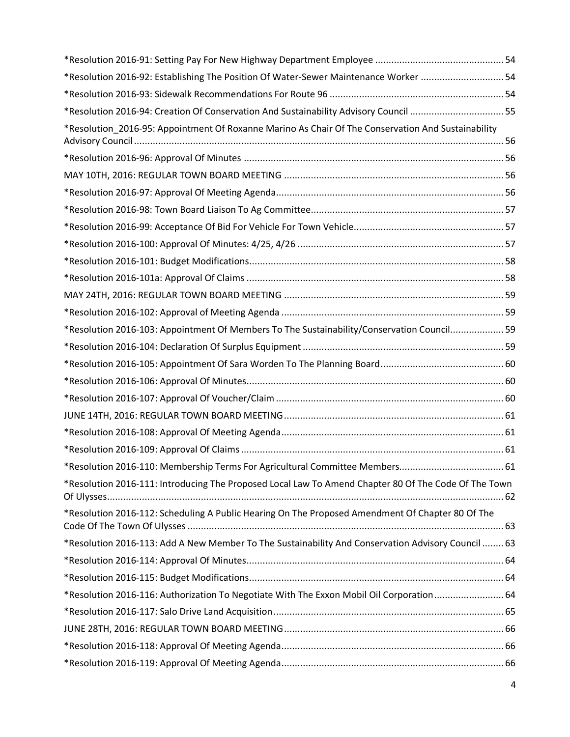*Resolution 2016-91: Setting Pay For New Highway Department Employee ................................................ 54

*Resolution 2016-92: Establishing The Position Of Water-Sewer Maintenance Worker ............................... 54

*Resolution 2016-93: Sidewalk Recommendations For Route 96 ................................................................. 54

*Resolution 2016-94: Creation Of Conservation And Sustainability Advisory Council ................................... 55

*Resolution_2016-95: Appointment Of Roxanne Marino As Chair Of The Conservation And Sustainability Advisory Council ........................................................................................................................................... 56

*Resolution 2016-96: Approval Of Minutes ................................................................................................. 56

MAY 10TH, 2016: REGULAR TOWN BOARD MEETING .................................................................................. 56

*Resolution 2016-97: Approval Of Meeting Agenda..................................................................................... 56

*Resolution 2016-98: Town Board Liaison To Ag Committee........................................................................ 57

*Resolution 2016-99: Acceptance Of Bid For Vehicle For Town Vehicle........................................................ 57

*Resolution 2016-100: Approval Of Minutes: 4/25, 4/26 ............................................................................. 57

*Resolution 2016-101: Budget Modifications............................................................................................... 58

*Resolution 2016-101a: Approval Of Claims ................................................................................................ 58

MAY 24TH, 2016: REGULAR TOWN BOARD MEETING .................................................................................. 59

*Resolution 2016-102: Approval of Meeting Agenda ................................................................................... 59

*Resolution 2016-103: Appointment Of Members To The Sustainability/Conservation Council.................... 59

*Resolution 2016-104: Declaration Of Surplus Equipment ........................................................................... 59

*Resolution 2016-105: Appointment Of Sara Worden To The Planning Board.............................................. 60

*Resolution 2016-106: Approval Of Minutes................................................................................................ 60

*Resolution 2016-107: Approval Of Voucher/Claim ..................................................................................... 60

JUNE 14TH, 2016: REGULAR TOWN BOARD MEETING.................................................................................. 61

*Resolution 2016-108: Approval Of Meeting Agenda................................................................................... 61

*Resolution 2016-109: Approval Of Claims .................................................................................................. 61

*Resolution 2016-110: Membership Terms For Agricultural Committee Members....................................... 61

*Resolution 2016-111: Introducing The Proposed Local Law To Amend Chapter 80 Of The Code Of The Town Of Ulysses.................................................................................................................................................... 62

*Resolution 2016-112: Scheduling A Public Hearing On The Proposed Amendment Of Chapter 80 Of The Code Of The Town Of Ulysses ....................................................................................................................... 63

*Resolution 2016-113: Add A New Member To The Sustainability And Conservation Advisory Council ......... 63

*Resolution 2016-114: Approval Of Minutes................................................................................................ 64

*Resolution 2016-115: Budget Modifications............................................................................................... 64

*Resolution 2016-116: Authorization To Negotiate With The Exxon Mobil Oil Corporation.......................... 64

*Resolution 2016-117: Salo Drive Land Acquisition...................................................................................... 65

JUNE 28TH, 2016: REGULAR TOWN BOARD MEETING.................................................................................. 66

*Resolution 2016-118: Approval Of Meeting Agenda................................................................................... 66

*Resolution 2016-119: Approval Of Meeting Agenda................................................................................... 66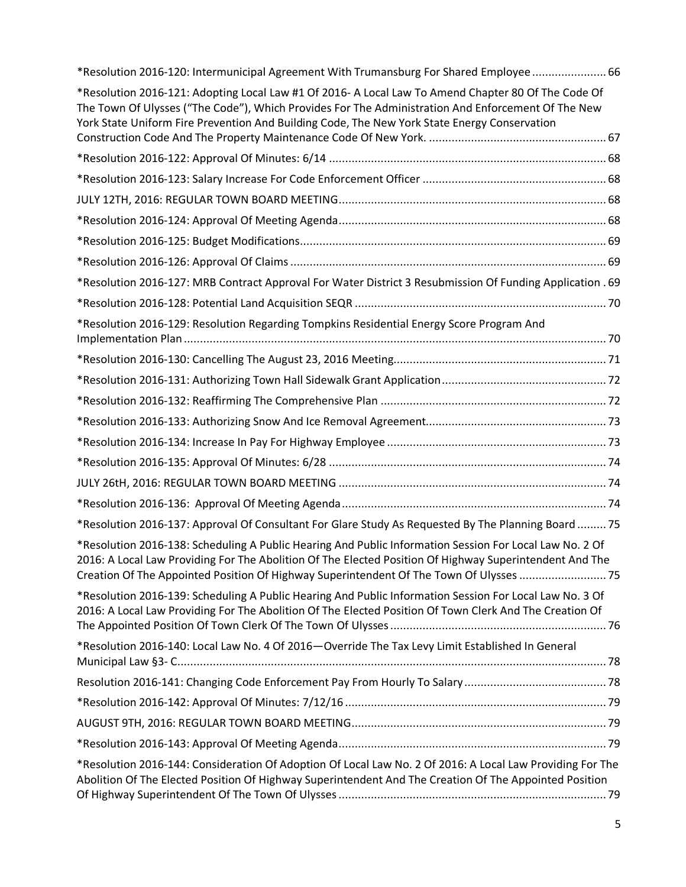*Resolution 2016-120: Intermunicipal Agreement With Trumansburg For Shared Employee ....................... 66

*Resolution 2016-121: Adopting Local Law #1 Of 2016- A Local Law To Amend Chapter 80 Of The Code Of The Town Of Ulysses ("The Code"), Which Provides For The Administration And Enforcement Of The New York State Uniform Fire Prevention And Building Code, The New York State Energy Conservation Construction Code And The Property Maintenance Code Of New York. ....................................................... 67

*Resolution 2016-122: Approval Of Minutes: 6/14 ..................................................................................... 68

*Resolution 2016-123: Salary Increase For Code Enforcement Officer ......................................................... 68

JULY 12TH, 2016: REGULAR TOWN BOARD MEETING.................................................................................. 68

*Resolution 2016-124: Approval Of Meeting Agenda.................................................................................. 68

*Resolution 2016-125: Budget Modifications.............................................................................................. 69

*Resolution 2016-126: Approval Of Claims ................................................................................................. 69

*Resolution 2016-127: MRB Contract Approval For Water District 3 Resubmission Of Funding Application . 69

*Resolution 2016-128: Potential Land Acquisition SEQR .............................................................................. 70

*Resolution 2016-129: Resolution Regarding Tompkins Residential Energy Score Program And Implementation Plan ...................................................................................................................................... 70

*Resolution 2016-130: Cancelling The August 23, 2016 Meeting.................................................................. 71

*Resolution 2016-131: Authorizing Town Hall Sidewalk Grant Application................................................... 72

*Resolution 2016-132: Reaffirming The Comprehensive Plan ...................................................................... 72

*Resolution 2016-133: Authorizing Snow And Ice Removal Agreement........................................................ 73

*Resolution 2016-134: Increase In Pay For Highway Employee .................................................................... 73

*Resolution 2016-135: Approval Of Minutes: 6/28 ..................................................................................... 74

JULY 26tH, 2016: REGULAR TOWN BOARD MEETING ................................................................................... 74

*Resolution 2016-136: Approval Of Meeting Agenda.................................................................................. 74

*Resolution 2016-137: Approval Of Consultant For Glare Study As Requested By The Planning Board ......... 75

*Resolution 2016-138: Scheduling A Public Hearing And Public Information Session For Local Law No. 2 Of 2016: A Local Law Providing For The Abolition Of The Elected Position Of Highway Superintendent And The Creation Of The Appointed Position Of Highway Superintendent Of The Town Of Ulysses ........................... 75

*Resolution 2016-139: Scheduling A Public Hearing And Public Information Session For Local Law No. 3 Of 2016: A Local Law Providing For The Abolition Of The Elected Position Of Town Clerk And The Creation Of The Appointed Position Of Town Clerk Of The Town Of Ulysses ................................................................... 76

*Resolution 2016-140: Local Law No. 4 Of 2016—Override The Tax Levy Limit Established In General Municipal Law §3- C.................................................................................................................................... 78

Resolution 2016-141: Changing Code Enforcement Pay From Hourly To Salary............................................ 78

*Resolution 2016-142: Approval Of Minutes: 7/12/16 ................................................................................ 79

AUGUST 9TH, 2016: REGULAR TOWN BOARD MEETING............................................................................... 79

*Resolution 2016-143: Approval Of Meeting Agenda.................................................................................. 79

*Resolution 2016-144: Consideration Of Adoption Of Local Law No. 2 Of 2016: A Local Law Providing For The Abolition Of The Elected Position Of Highway Superintendent And The Creation Of The Appointed Position Of Highway Superintendent Of The Town Of Ulysses ................................................................................... 79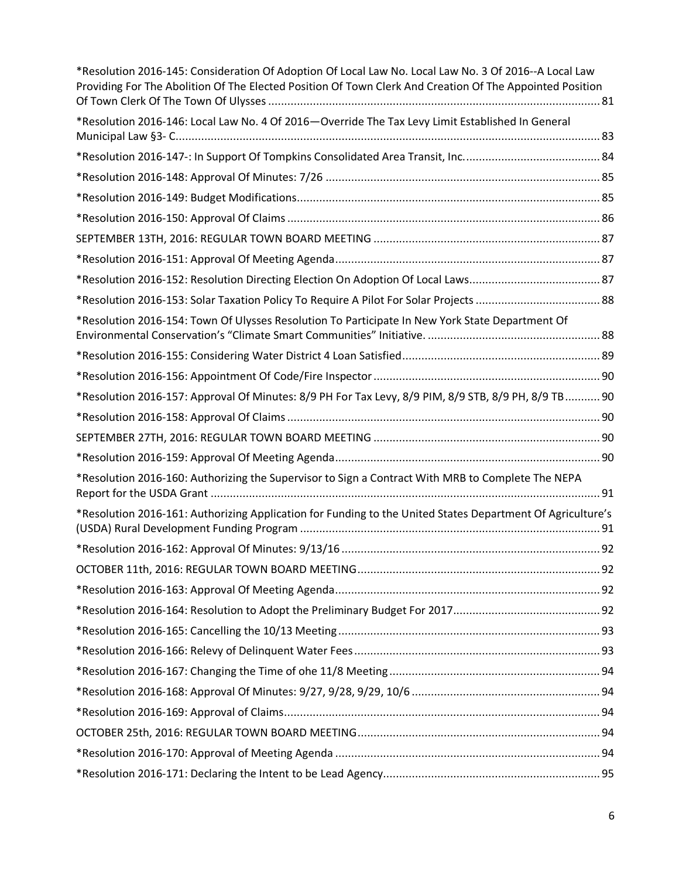*Resolution 2016-145: Consideration Of Adoption Of Local Law No. Local Law No. 3 Of 2016--A Local Law Providing For The Abolition Of The Elected Position Of Town Clerk And Creation Of The Appointed Position Of Town Clerk Of The Town Of Ulysses ........................................................................................................ 81

*Resolution 2016-146: Local Law No. 4 Of 2016—Override The Tax Levy Limit Established In General Municipal Law §3- C..................................................................................................................... 83

*Resolution 2016-147-: In Support Of Tompkins Consolidated Area Transit, Inc........................................... 84

*Resolution 2016-148: Approval Of Minutes: 7/26 ...................................................................................... 85

*Resolution 2016-149: Budget Modifications............................................................................................... 85

*Resolution 2016-150: Approval Of Claims .................................................................................................. 86

SEPTEMBER 13TH, 2016: REGULAR TOWN BOARD MEETING ....................................................................... 87

*Resolution 2016-151: Approval Of Meeting Agenda................................................................................... 87

*Resolution 2016-152: Resolution Directing Election On Adoption Of Local Laws......................................... 87

*Resolution 2016-153: Solar Taxation Policy To Require A Pilot For Solar Projects ....................................... 88

*Resolution 2016-154: Town Of Ulysses Resolution To Participate In New York State Department Of Environmental Conservation's "Climate Smart Communities" Initiative. ...................................................... 88

*Resolution 2016-155: Considering Water District 4 Loan Satisfied.............................................................. 89

*Resolution 2016-156: Appointment Of Code/Fire Inspector ....................................................................... 90

*Resolution 2016-157: Approval Of Minutes: 8/9 PH For Tax Levy, 8/9 PIM, 8/9 STB, 8/9 PH, 8/9 TB........... 90

*Resolution 2016-158: Approval Of Claims .................................................................................................. 90

SEPTEMBER 27TH, 2016: REGULAR TOWN BOARD MEETING ....................................................................... 90

*Resolution 2016-159: Approval Of Meeting Agenda................................................................................... 90

*Resolution 2016-160: Authorizing the Supervisor to Sign a Contract With MRB to Complete The NEPA Report for the USDA Grant ......................................................................................................................... 91

*Resolution 2016-161: Authorizing Application for Funding to the United States Department Of Agriculture's (USDA) Rural Development Funding Program ............................................................................................. 91

*Resolution 2016-162: Approval Of Minutes: 9/13/16 ................................................................................. 92

OCTOBER 11th, 2016: REGULAR TOWN BOARD MEETING............................................................................ 92

*Resolution 2016-163: Approval Of Meeting Agenda................................................................................... 92

*Resolution 2016-164: Resolution to Adopt the Preliminary Budget For 2017.............................................. 92

*Resolution 2016-165: Cancelling the 10/13 Meeting .................................................................................. 93

*Resolution 2016-166: Relevy of Delinquent Water Fees............................................................................. 93

*Resolution 2016-167: Changing the Time of ohe 11/8 Meeting .................................................................. 94

*Resolution 2016-168: Approval Of Minutes: 9/27, 9/28, 9/29, 10/6 ........................................................... 94

*Resolution 2016-169: Approval of Claims................................................................................................... 94

OCTOBER 25th, 2016: REGULAR TOWN BOARD MEETING............................................................................ 94

*Resolution 2016-170: Approval of Meeting Agenda ................................................................................... 94

*Resolution 2016-171: Declaring the Intent to be Lead Agency.................................................................... 95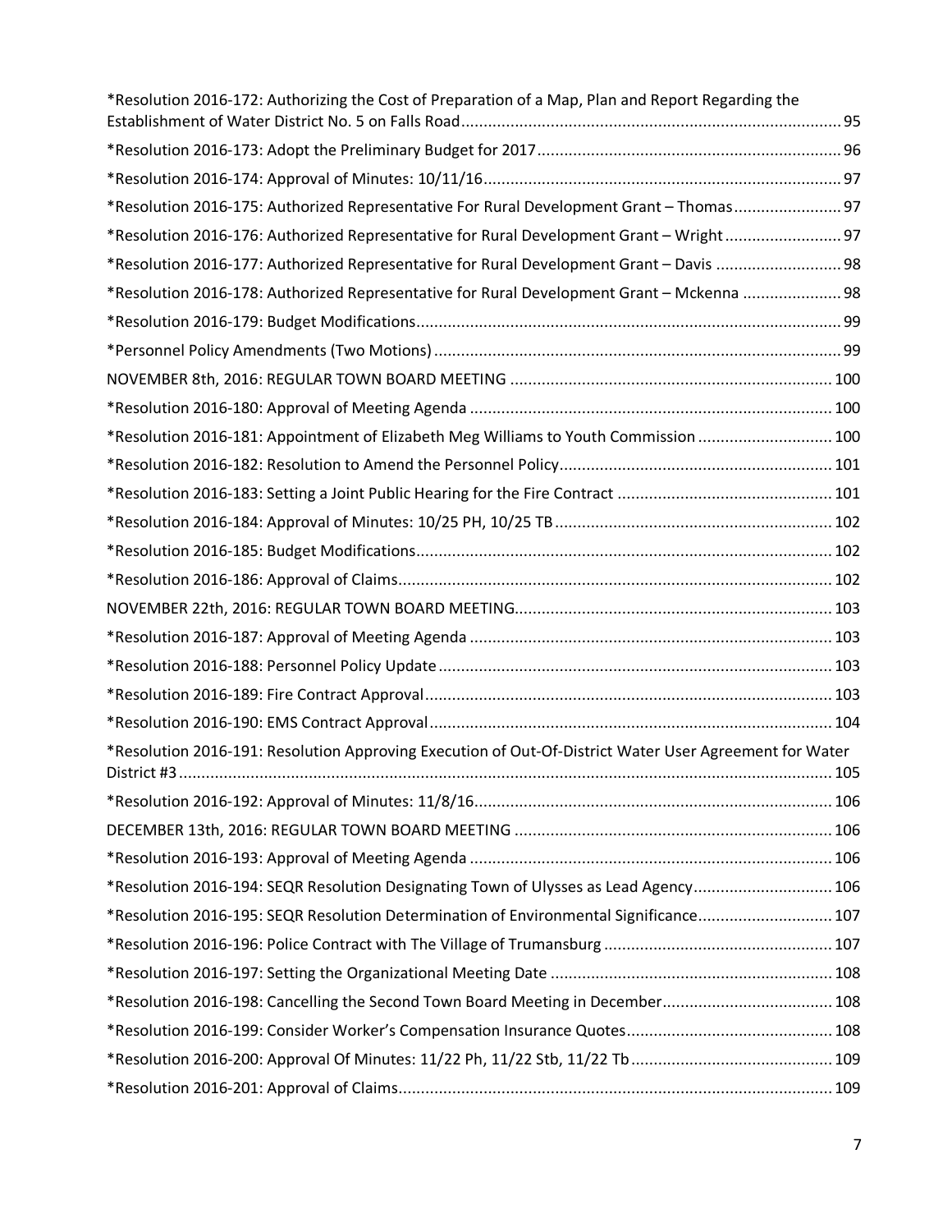*Resolution 2016-172: Authorizing the Cost of Preparation of a Map, Plan and Report Regarding the Establishment of Water District No. 5 on Falls Road .................................................................................... 95

*Resolution 2016-173: Adopt the Preliminary Budget for 2017 .................................................................... 96

*Resolution 2016-174: Approval of Minutes: 10/11/16 ................................................................................ 97

*Resolution 2016-175: Authorized Representative For Rural Development Grant – Thomas ........................ 97

*Resolution 2016-176: Authorized Representative for Rural Development Grant – Wright .......................... 97

*Resolution 2016-177: Authorized Representative for Rural Development Grant – Davis ............................ 98

*Resolution 2016-178: Authorized Representative for Rural Development Grant – Mckenna ...................... 98

*Resolution 2016-179: Budget Modifications ............................................................................................... 99

*Personnel Policy Amendments (Two Motions) ........................................................................................... 99

NOVEMBER 8th, 2016: REGULAR TOWN BOARD MEETING ........................................................................ 100

*Resolution 2016-180: Approval of Meeting Agenda ................................................................................. 100

*Resolution 2016-181: Appointment of Elizabeth Meg Williams to Youth Commission .............................. 100

*Resolution 2016-182: Resolution to Amend the Personnel Policy ............................................................. 101

*Resolution 2016-183: Setting a Joint Public Hearing for the Fire Contract ................................................ 101

*Resolution 2016-184: Approval of Minutes: 10/25 PH, 10/25 TB .............................................................. 102

*Resolution 2016-185: Budget Modifications ............................................................................................. 102

*Resolution 2016-186: Approval of Claims ................................................................................................. 102

NOVEMBER 22th, 2016: REGULAR TOWN BOARD MEETING ...................................................................... 103

*Resolution 2016-187: Approval of Meeting Agenda ................................................................................. 103

*Resolution 2016-188: Personnel Policy Update ........................................................................................ 103

*Resolution 2016-189: Fire Contract Approval ........................................................................................... 103

*Resolution 2016-190: EMS Contract Approval .......................................................................................... 104

*Resolution 2016-191: Resolution Approving Execution of Out-Of-District Water User Agreement for Water District #3 ................................................................................................................................................. 105

*Resolution 2016-192: Approval of Minutes: 11/8/16 ................................................................................ 106

DECEMBER 13th, 2016: REGULAR TOWN BOARD MEETING ....................................................................... 106

*Resolution 2016-193: Approval of Meeting Agenda ................................................................................. 106

*Resolution 2016-194: SEQR Resolution Designating Town of Ulysses as Lead Agency ............................... 106

*Resolution 2016-195: SEQR Resolution Determination of Environmental Significance .............................. 107

*Resolution 2016-196: Police Contract with The Village of Trumansburg ................................................... 107

*Resolution 2016-197: Setting the Organizational Meeting Date ............................................................... 108

*Resolution 2016-198: Cancelling the Second Town Board Meeting in December ...................................... 108

*Resolution 2016-199: Consider Worker's Compensation Insurance Quotes .............................................. 108

*Resolution 2016-200: Approval Of Minutes: 11/22 Ph, 11/22 Stb, 11/22 Tb ............................................. 109

*Resolution 2016-201: Approval of Claims ................................................................................................. 109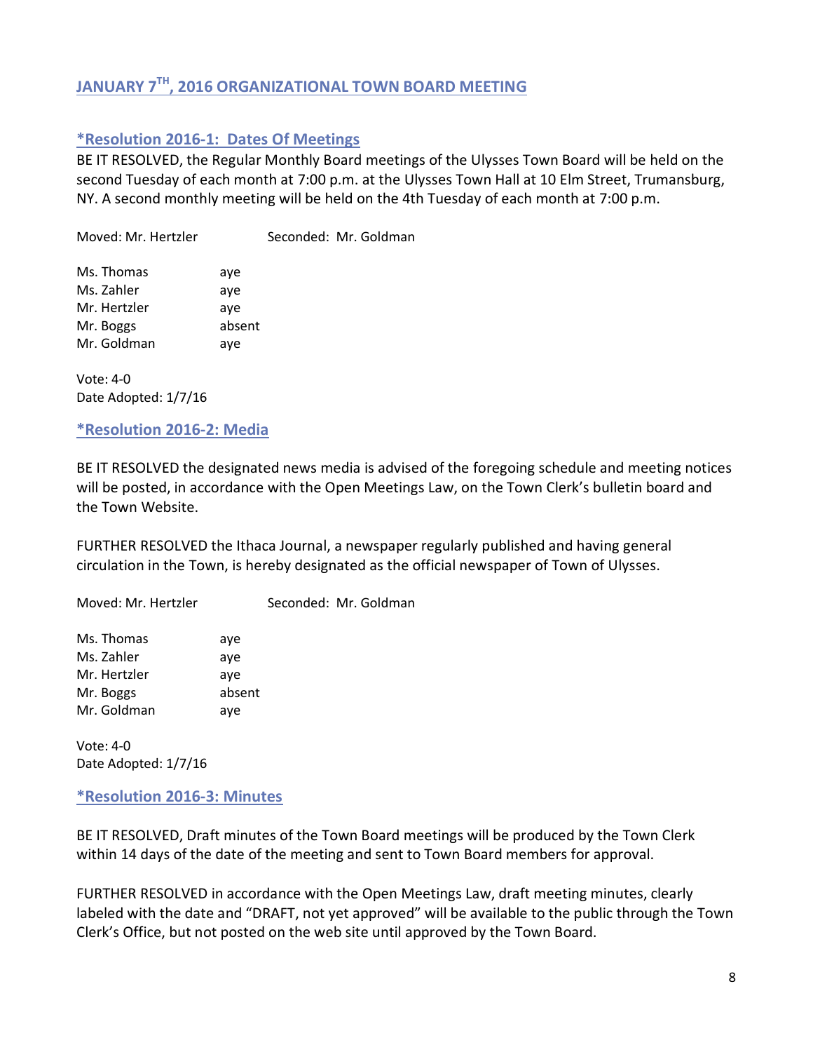## JANUARY 7TH, 2016 ORGANIZATIONAL TOWN BOARD MEETING

### *Resolution 2016-1: Dates Of Meetings

BE IT RESOLVED, the Regular Monthly Board meetings of the Ulysses Town Board will be held on the second Tuesday of each month at 7:00 p.m. at the Ulysses Town Hall at 10 Elm Street, Trumansburg, NY. A second monthly meeting will be held on the 4th Tuesday of each month at 7:00 p.m.

Moved: Mr. Hertzler Seconded: Mr. Goldman

| | |
|---|---|
| Ms. Thomas | aye |
| Ms. Zahler | aye |
| Mr. Hertzler | aye |
| Mr. Boggs | absent |
| Mr. Goldman | aye |

Vote: 4-0
Date Adopted: 1/7/16

### *Resolution 2016-2: Media

BE IT RESOLVED the designated news media is advised of the foregoing schedule and meeting notices will be posted, in accordance with the Open Meetings Law, on the Town Clerk's bulletin board and the Town Website.

FURTHER RESOLVED the Ithaca Journal, a newspaper regularly published and having general circulation in the Town, is hereby designated as the official newspaper of Town of Ulysses.

Moved: Mr. Hertzler Seconded: Mr. Goldman

| | |
|---|---|
| Ms. Thomas | aye |
| Ms. Zahler | aye |
| Mr. Hertzler | aye |
| Mr. Boggs | absent |
| Mr. Goldman | aye |

Vote: 4-0
Date Adopted: 1/7/16

### *Resolution 2016-3: Minutes

BE IT RESOLVED, Draft minutes of the Town Board meetings will be produced by the Town Clerk within 14 days of the date of the meeting and sent to Town Board members for approval.

FURTHER RESOLVED in accordance with the Open Meetings Law, draft meeting minutes, clearly labeled with the date and "DRAFT, not yet approved" will be available to the public through the Town Clerk's Office, but not posted on the web site until approved by the Town Board.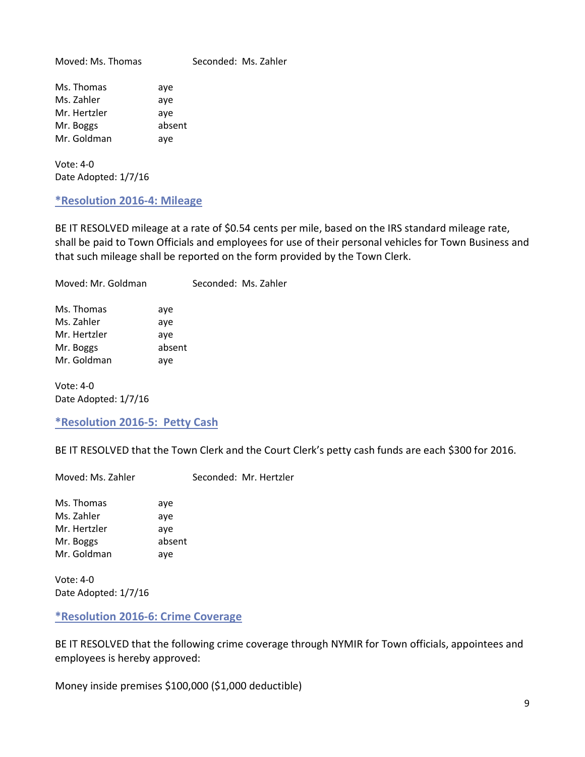Moved: Ms. Thomas Seconded: Ms. Zahler

| | |
|---|---|
| Ms. Thomas | aye |
| Ms. Zahler | aye |
| Mr. Hertzler | aye |
| Mr. Boggs | absent |
| Mr. Goldman | aye |

Vote: 4-0
Date Adopted: 1/7/16

### *Resolution 2016-4: Mileage

BE IT RESOLVED mileage at a rate of $0.54 cents per mile, based on the IRS standard mileage rate, shall be paid to Town Officials and employees for use of their personal vehicles for Town Business and that such mileage shall be reported on the form provided by the Town Clerk.

Moved: Mr. Goldman Seconded: Ms. Zahler

| | |
|---|---|
| Ms. Thomas | aye |
| Ms. Zahler | aye |
| Mr. Hertzler | aye |
| Mr. Boggs | absent |
| Mr. Goldman | aye |

Vote: 4-0
Date Adopted: 1/7/16

### *Resolution 2016-5: Petty Cash

BE IT RESOLVED that the Town Clerk and the Court Clerk's petty cash funds are each $300 for 2016.

Moved: Ms. Zahler Seconded: Mr. Hertzler

| | |
|---|---|
| Ms. Thomas | aye |
| Ms. Zahler | aye |
| Mr. Hertzler | aye |
| Mr. Boggs | absent |
| Mr. Goldman | aye |

Vote: 4-0
Date Adopted: 1/7/16

### *Resolution 2016-6: Crime Coverage

BE IT RESOLVED that the following crime coverage through NYMIR for Town officials, appointees and employees is hereby approved:

Money inside premises $100,000 ($1,000 deductible)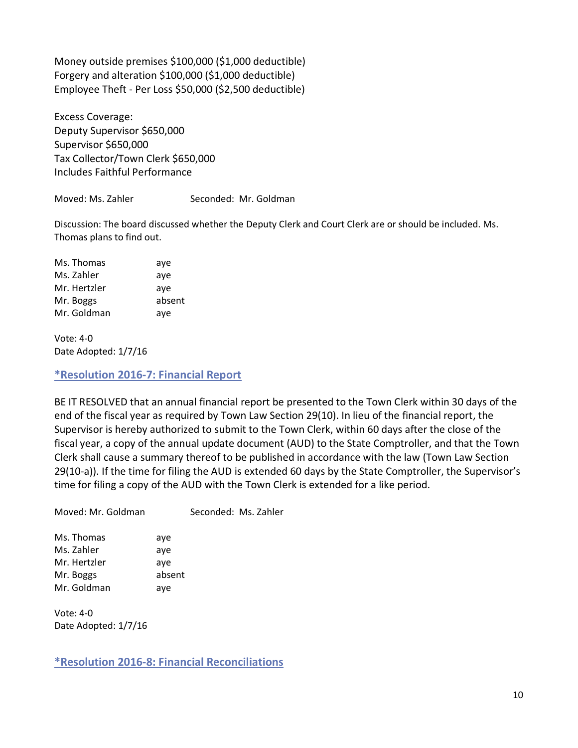Money outside premises $100,000 ($1,000 deductible)
Forgery and alteration $100,000 ($1,000 deductible)
Employee Theft - Per Loss $50,000 ($2,500 deductible)

Excess Coverage:
Deputy Supervisor $650,000
Supervisor $650,000
Tax Collector/Town Clerk $650,000
Includes Faithful Performance

Moved: Ms. Zahler Seconded: Mr. Goldman

Discussion: The board discussed whether the Deputy Clerk and Court Clerk are or should be included. Ms. Thomas plans to find out.

| | |
|---|---|
| Ms. Thomas | aye |
| Ms. Zahler | aye |
| Mr. Hertzler | aye |
| Mr. Boggs | absent |
| Mr. Goldman | aye |

Vote: 4-0
Date Adopted: 1/7/16

## *Resolution 2016-7: Financial Report

BE IT RESOLVED that an annual financial report be presented to the Town Clerk within 30 days of the end of the fiscal year as required by Town Law Section 29(10). In lieu of the financial report, the Supervisor is hereby authorized to submit to the Town Clerk, within 60 days after the close of the fiscal year, a copy of the annual update document (AUD) to the State Comptroller, and that the Town Clerk shall cause a summary thereof to be published in accordance with the law (Town Law Section 29(10-a)). If the time for filing the AUD is extended 60 days by the State Comptroller, the Supervisor's time for filing a copy of the AUD with the Town Clerk is extended for a like period.

Moved: Mr. Goldman Seconded: Ms. Zahler

| | |
|---|---|
| Ms. Thomas | aye |
| Ms. Zahler | aye |
| Mr. Hertzler | aye |
| Mr. Boggs | absent |
| Mr. Goldman | aye |

Vote: 4-0
Date Adopted: 1/7/16

## *Resolution 2016-8: Financial Reconciliations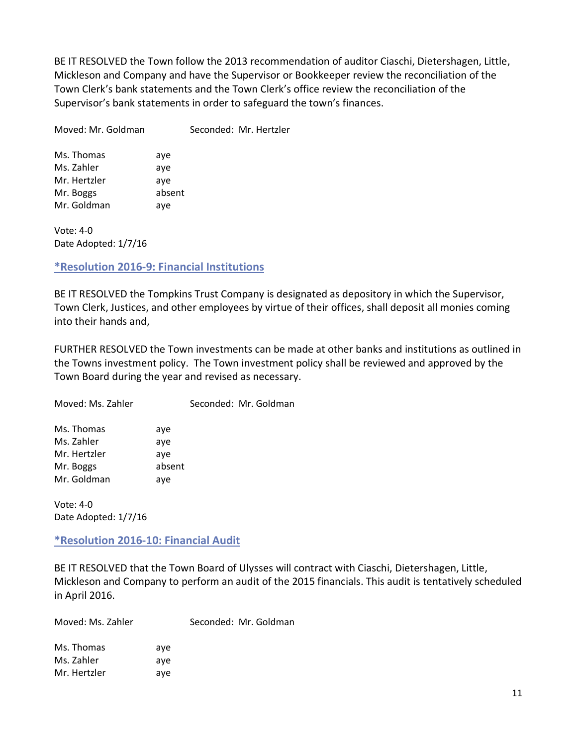BE IT RESOLVED the Town follow the 2013 recommendation of auditor Ciaschi, Dietershagen, Little, Mickleson and Company and have the Supervisor or Bookkeeper review the reconciliation of the Town Clerk's bank statements and the Town Clerk's office review the reconciliation of the Supervisor's bank statements in order to safeguard the town's finances.

Moved: Mr. Goldman Seconded: Mr. Hertzler

Ms. Thomas aye
Ms. Zahler aye
Mr. Hertzler aye
Mr. Boggs absent
Mr. Goldman aye

Vote: 4-0
Date Adopted: 1/7/16

## *Resolution 2016-9: Financial Institutions

BE IT RESOLVED the Tompkins Trust Company is designated as depository in which the Supervisor, Town Clerk, Justices, and other employees by virtue of their offices, shall deposit all monies coming into their hands and,

FURTHER RESOLVED the Town investments can be made at other banks and institutions as outlined in the Towns investment policy. The Town investment policy shall be reviewed and approved by the Town Board during the year and revised as necessary.

Moved: Ms. Zahler Seconded: Mr. Goldman

Ms. Thomas aye
Ms. Zahler aye
Mr. Hertzler aye
Mr. Boggs absent
Mr. Goldman aye

Vote: 4-0
Date Adopted: 1/7/16

## *Resolution 2016-10: Financial Audit

BE IT RESOLVED that the Town Board of Ulysses will contract with Ciaschi, Dietershagen, Little, Mickleson and Company to perform an audit of the 2015 financials. This audit is tentatively scheduled in April 2016.

Moved: Ms. Zahler Seconded: Mr. Goldman

Ms. Thomas aye
Ms. Zahler aye
Mr. Hertzler aye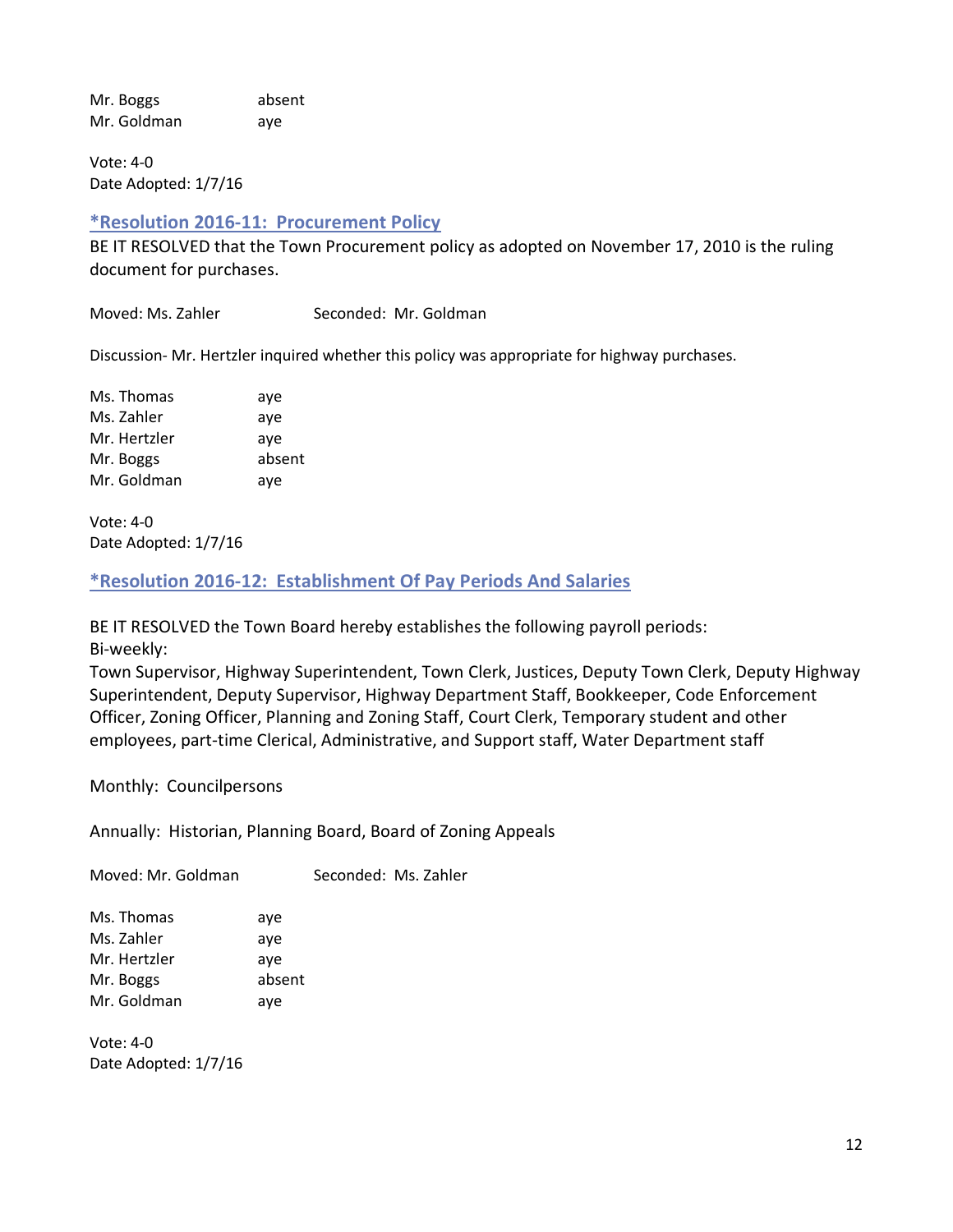Mr. Boggs absent
Mr. Goldman aye

Vote: 4-0
Date Adopted: 1/7/16

## *Resolution 2016-11: Procurement Policy

BE IT RESOLVED that the Town Procurement policy as adopted on November 17, 2010 is the ruling document for purchases.

Moved: Ms. Zahler Seconded: Mr. Goldman

Discussion- Mr. Hertzler inquired whether this policy was appropriate for highway purchases.

Ms. Thomas aye
Ms. Zahler aye
Mr. Hertzler aye
Mr. Boggs absent
Mr. Goldman aye

Vote: 4-0
Date Adopted: 1/7/16

## *Resolution 2016-12: Establishment Of Pay Periods And Salaries

BE IT RESOLVED the Town Board hereby establishes the following payroll periods:
Bi-weekly:
Town Supervisor, Highway Superintendent, Town Clerk, Justices, Deputy Town Clerk, Deputy Highway Superintendent, Deputy Supervisor, Highway Department Staff, Bookkeeper, Code Enforcement Officer, Zoning Officer, Planning and Zoning Staff, Court Clerk, Temporary student and other employees, part-time Clerical, Administrative, and Support staff, Water Department staff

Monthly: Councilpersons

Annually: Historian, Planning Board, Board of Zoning Appeals

Moved: Mr. Goldman Seconded: Ms. Zahler

Ms. Thomas aye
Ms. Zahler aye
Mr. Hertzler aye
Mr. Boggs absent
Mr. Goldman aye

Vote: 4-0
Date Adopted: 1/7/16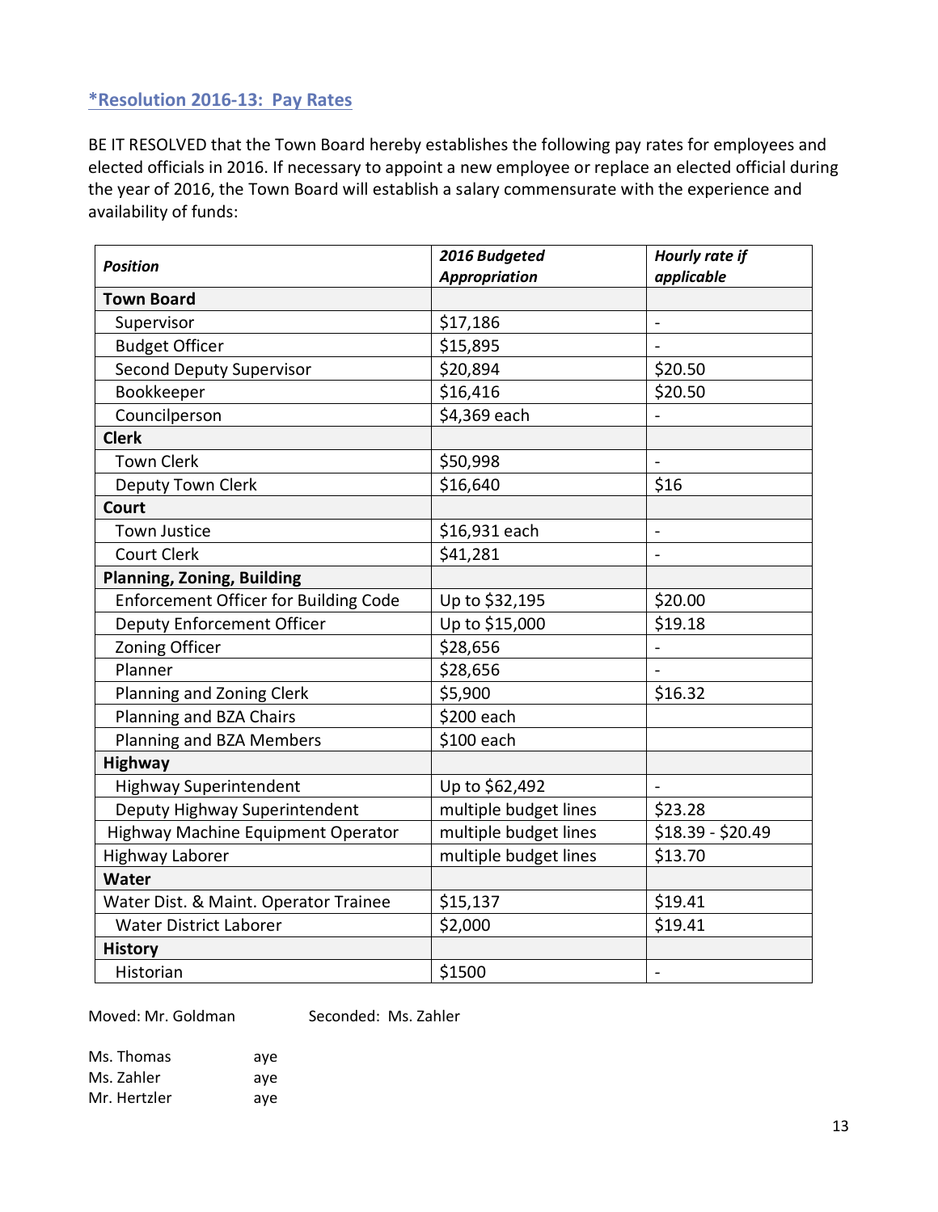### *Resolution 2016-13: Pay Rates

BE IT RESOLVED that the Town Board hereby establishes the following pay rates for employees and elected officials in 2016. If necessary to appoint a new employee or replace an elected official during the year of 2016, the Town Board will establish a salary commensurate with the experience and availability of funds:

| *Position* | *2016 Budgeted Appropriation* | *Hourly rate if applicable* |
|---|---|---|
| **Town Board** | | |
| Supervisor | $17,186 | - |
| Budget Officer | $15,895 | - |
| Second Deputy Supervisor | $20,894 | $20.50 |
| Bookkeeper | $16,416 | $20.50 |
| Councilperson | $4,369 each | - |
| **Clerk** | | |
| Town Clerk | $50,998 | - |
| Deputy Town Clerk | $16,640 | $16 |
| **Court** | | |
| Town Justice | $16,931 each | - |
| Court Clerk | $41,281 | - |
| **Planning, Zoning, Building** | | |
| Enforcement Officer for Building Code | Up to $32,195 | $20.00 |
| Deputy Enforcement Officer | Up to $15,000 | $19.18 |
| Zoning Officer | $28,656 | - |
| Planner | $28,656 | - |
| Planning and Zoning Clerk | $5,900 | $16.32 |
| Planning and BZA Chairs | $200 each | |
| Planning and BZA Members | $100 each | |
| **Highway** | | |
| Highway Superintendent | Up to $62,492 | - |
| Deputy Highway Superintendent | multiple budget lines | $23.28 |
| Highway Machine Equipment Operator | multiple budget lines | $18.39 - $20.49 |
| Highway Laborer | multiple budget lines | $13.70 |
| **Water** | | |
| Water Dist. & Maint. Operator Trainee | $15,137 | $19.41 |
| Water District Laborer | $2,000 | $19.41 |
| **History** | | |
| Historian | $1500 | - |

Moved: Mr. Goldman Seconded: Ms. Zahler

Ms. Thomas aye
Ms. Zahler aye
Mr. Hertzler aye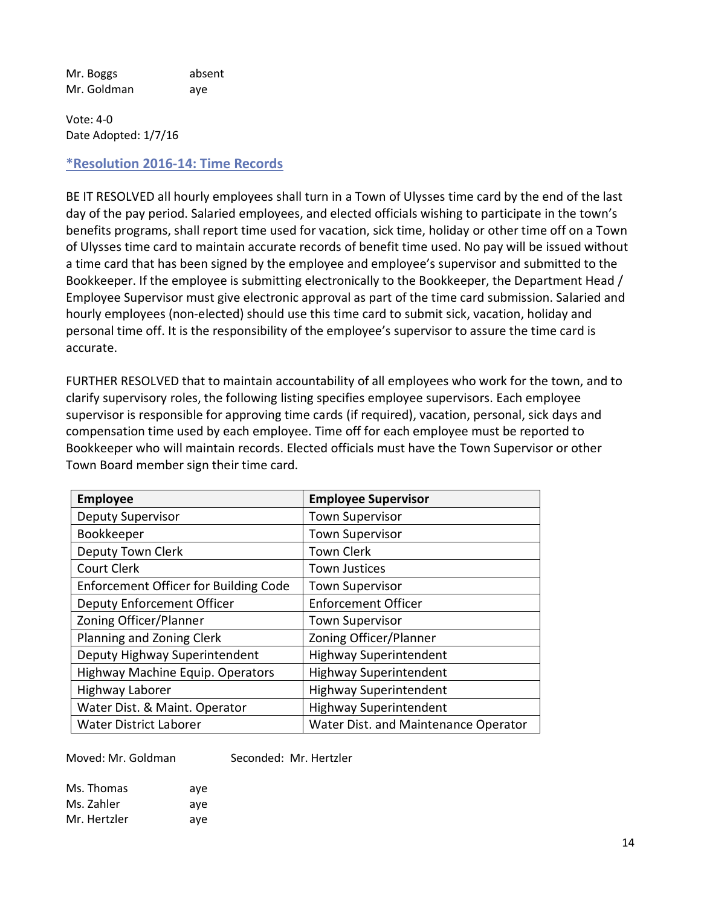Mr. Boggs absent
Mr. Goldman aye

Vote: 4-0
Date Adopted: 1/7/16

## *Resolution 2016-14: Time Records

BE IT RESOLVED all hourly employees shall turn in a Town of Ulysses time card by the end of the last day of the pay period. Salaried employees, and elected officials wishing to participate in the town's benefits programs, shall report time used for vacation, sick time, holiday or other time off on a Town of Ulysses time card to maintain accurate records of benefit time used. No pay will be issued without a time card that has been signed by the employee and employee's supervisor and submitted to the Bookkeeper. If the employee is submitting electronically to the Bookkeeper, the Department Head / Employee Supervisor must give electronic approval as part of the time card submission. Salaried and hourly employees (non-elected) should use this time card to submit sick, vacation, holiday and personal time off. It is the responsibility of the employee's supervisor to assure the time card is accurate.

FURTHER RESOLVED that to maintain accountability of all employees who work for the town, and to clarify supervisory roles, the following listing specifies employee supervisors. Each employee supervisor is responsible for approving time cards (if required), vacation, personal, sick days and compensation time used by each employee. Time off for each employee must be reported to Bookkeeper who will maintain records. Elected officials must have the Town Supervisor or other Town Board member sign their time card.

| Employee | Employee Supervisor |
|---|---|
| Deputy Supervisor | Town Supervisor |
| Bookkeeper | Town Supervisor |
| Deputy Town Clerk | Town Clerk |
| Court Clerk | Town Justices |
| Enforcement Officer for Building Code | Town Supervisor |
| Deputy Enforcement Officer | Enforcement Officer |
| Zoning Officer/Planner | Town Supervisor |
| Planning and Zoning Clerk | Zoning Officer/Planner |
| Deputy Highway Superintendent | Highway Superintendent |
| Highway Machine Equip. Operators | Highway Superintendent |
| Highway Laborer | Highway Superintendent |
| Water Dist. & Maint. Operator | Highway Superintendent |
| Water District Laborer | Water Dist. and Maintenance Operator |

Moved: Mr. Goldman Seconded: Mr. Hertzler

Ms. Thomas aye
Ms. Zahler aye
Mr. Hertzler aye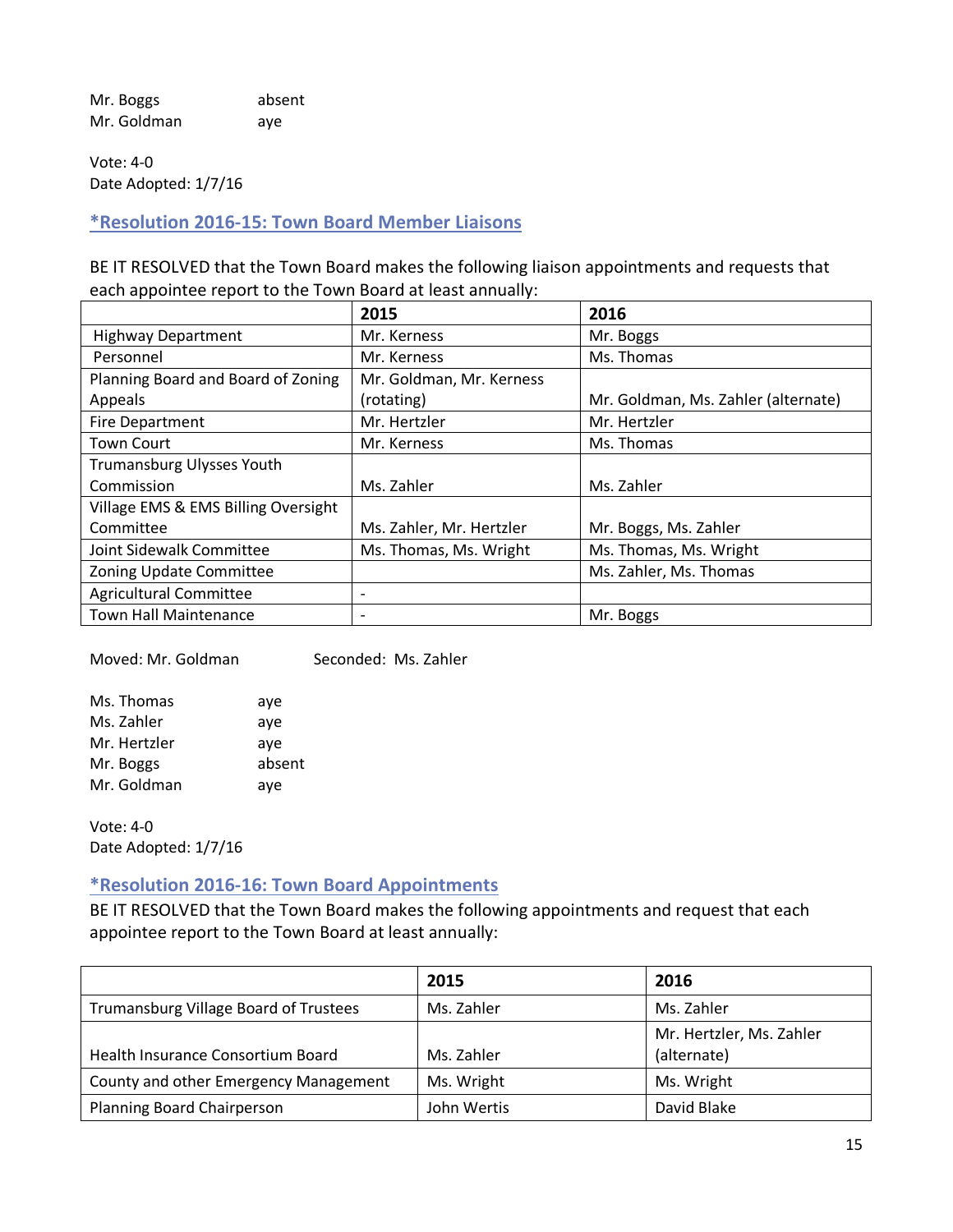| | |
|---|---|
| Mr. Boggs | absent |
| Mr. Goldman | aye |

Vote: 4-0
Date Adopted: 1/7/16

### *Resolution 2016-15: Town Board Member Liaisons

BE IT RESOLVED that the Town Board makes the following liaison appointments and requests that each appointee report to the Town Board at least annually:

| | 2015 | 2016 |
|---|---|---|
| Highway Department | Mr. Kerness | Mr. Boggs |
| Personnel | Mr. Kerness | Ms. Thomas |
| Planning Board and Board of Zoning Appeals | Mr. Goldman, Mr. Kerness (rotating) | Mr. Goldman, Ms. Zahler (alternate) |
| Fire Department | Mr. Hertzler | Mr. Hertzler |
| Town Court | Mr. Kerness | Ms. Thomas |
| Trumansburg Ulysses Youth Commission | Ms. Zahler | Ms. Zahler |
| Village EMS & EMS Billing Oversight Committee | Ms. Zahler, Mr. Hertzler | Mr. Boggs, Ms. Zahler |
| Joint Sidewalk Committee | Ms. Thomas, Ms. Wright | Ms. Thomas, Ms. Wright |
| Zoning Update Committee | | Ms. Zahler, Ms. Thomas |
| Agricultural Committee | - | |
| Town Hall Maintenance | - | Mr. Boggs |

Moved: Mr. Goldman Seconded: Ms. Zahler

| | |
|---|---|
| Ms. Thomas | aye |
| Ms. Zahler | aye |
| Mr. Hertzler | aye |
| Mr. Boggs | absent |
| Mr. Goldman | aye |

Vote: 4-0
Date Adopted: 1/7/16

### *Resolution 2016-16: Town Board Appointments

BE IT RESOLVED that the Town Board makes the following appointments and request that each appointee report to the Town Board at least annually:

| | 2015 | 2016 |
|---|---|---|
| Trumansburg Village Board of Trustees | Ms. Zahler | Ms. Zahler |
| Health Insurance Consortium Board | Ms. Zahler | Mr. Hertzler, Ms. Zahler (alternate) |
| County and other Emergency Management | Ms. Wright | Ms. Wright |
| Planning Board Chairperson | John Wertis | David Blake |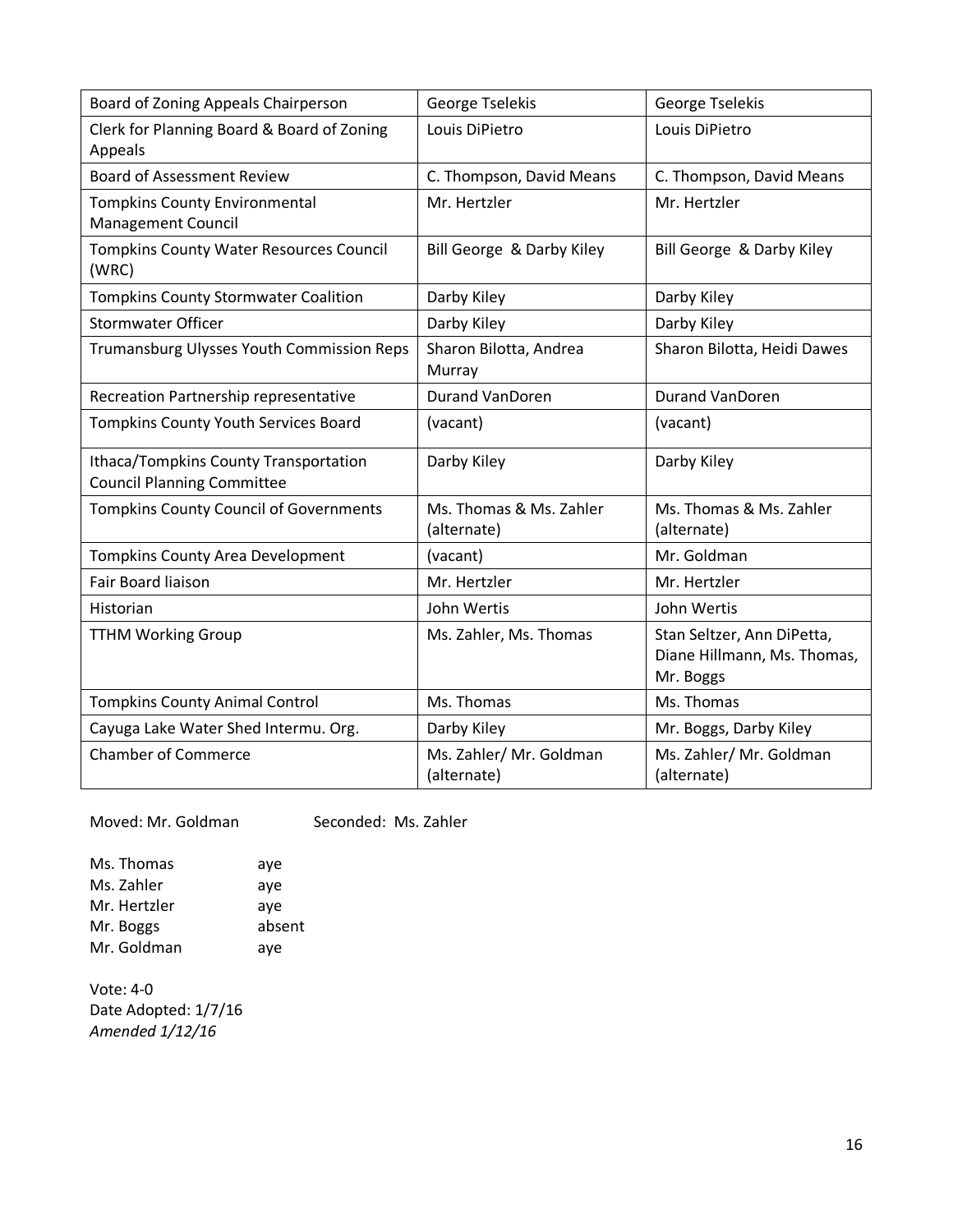| Board of Zoning Appeals Chairperson | George Tselekis | George Tselekis |
|---|---|---|
| Clerk for Planning Board & Board of Zoning Appeals | Louis DiPietro | Louis DiPietro |
| Board of Assessment Review | C. Thompson, David Means | C. Thompson, David Means |
| Tompkins County Environmental Management Council | Mr. Hertzler | Mr. Hertzler |
| Tompkins County Water Resources Council (WRC) | Bill George & Darby Kiley | Bill George & Darby Kiley |
| Tompkins County Stormwater Coalition | Darby Kiley | Darby Kiley |
| Stormwater Officer | Darby Kiley | Darby Kiley |
| Trumansburg Ulysses Youth Commission Reps | Sharon Bilotta, Andrea Murray | Sharon Bilotta, Heidi Dawes |
| Recreation Partnership representative | Durand VanDoren | Durand VanDoren |
| Tompkins County Youth Services Board | (vacant) | (vacant) |
| Ithaca/Tompkins County Transportation Council Planning Committee | Darby Kiley | Darby Kiley |
| Tompkins County Council of Governments | Ms. Thomas & Ms. Zahler (alternate) | Ms. Thomas & Ms. Zahler (alternate) |
| Tompkins County Area Development | (vacant) | Mr. Goldman |
| Fair Board liaison | Mr. Hertzler | Mr. Hertzler |
| Historian | John Wertis | John Wertis |
| TTHM Working Group | Ms. Zahler, Ms. Thomas | Stan Seltzer, Ann DiPetta, Diane Hillmann, Ms. Thomas, Mr. Boggs |
| Tompkins County Animal Control | Ms. Thomas | Ms. Thomas |
| Cayuga Lake Water Shed Intermu. Org. | Darby Kiley | Mr. Boggs, Darby Kiley |
| Chamber of Commerce | Ms. Zahler/ Mr. Goldman (alternate) | Ms. Zahler/ Mr. Goldman (alternate) |

Moved: Mr. Goldman Seconded: Ms. Zahler

Ms. Thomas aye
Ms. Zahler aye
Mr. Hertzler aye
Mr. Boggs absent
Mr. Goldman aye

Vote: 4-0
Date Adopted: 1/7/16
*Amended 1/12/16*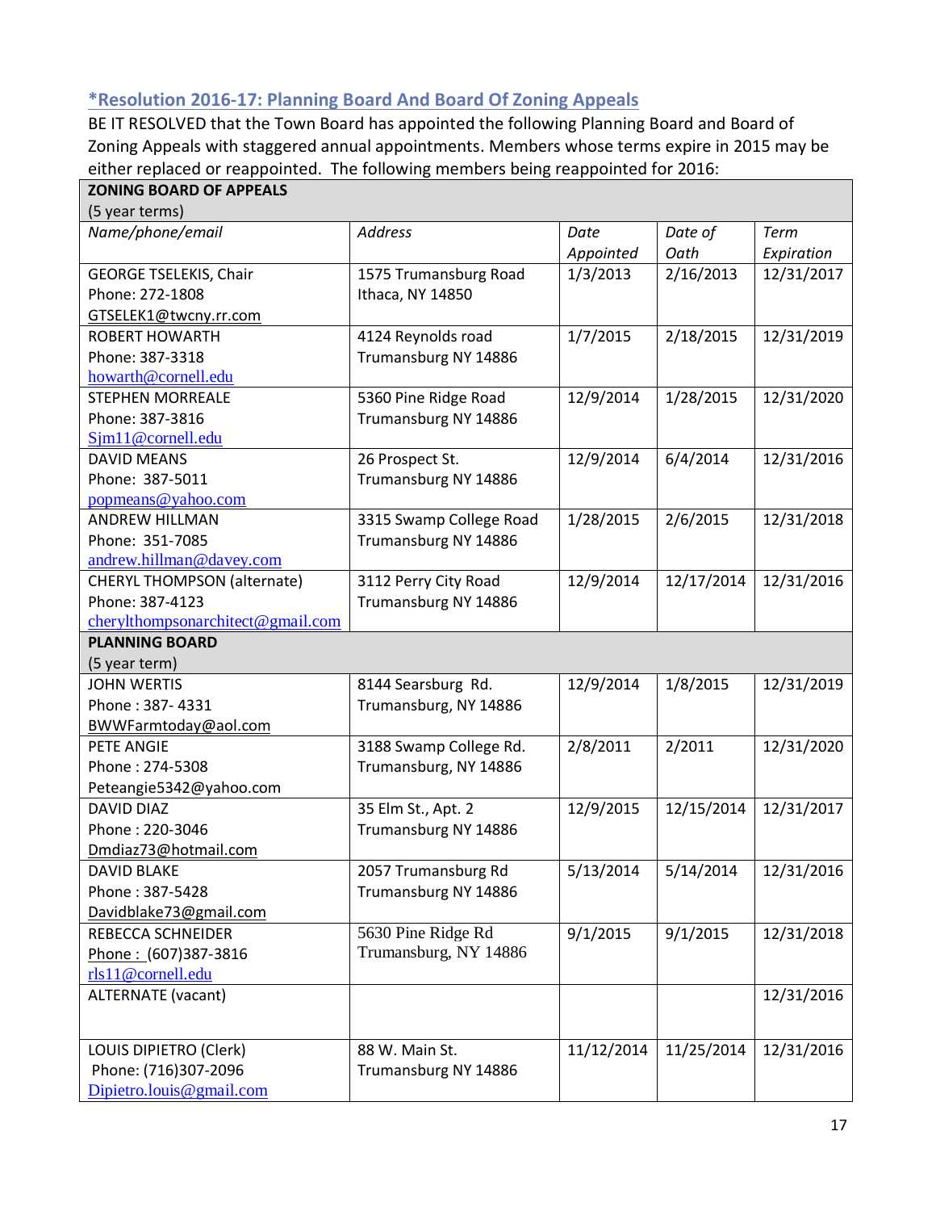## *Resolution 2016-17: Planning Board And Board Of Zoning Appeals

BE IT RESOLVED that the Town Board has appointed the following Planning Board and Board of Zoning Appeals with staggered annual appointments. Members whose terms expire in 2015 may be either replaced or reappointed. The following members being reappointed for 2016:

| **ZONING BOARD OF APPEALS** (5 year terms) | | | | |
|---|---|---|---|---|
| *Name/phone/email* | *Address* | *Date Appointed* | *Date of Oath* | *Term Expiration* |
| GEORGE TSELEKIS, Chair<br>Phone: 272-1808<br>GTSELEK1@twcny.rr.com | 1575 Trumansburg Road<br>Ithaca, NY 14850 | 1/3/2013 | 2/16/2013 | 12/31/2017 |
| ROBERT HOWARTH<br>Phone: 387-3318<br>howarth@cornell.edu | 4124 Reynolds road<br>Trumansburg NY 14886 | 1/7/2015 | 2/18/2015 | 12/31/2019 |
| STEPHEN MORREALE<br>Phone: 387-3816<br>Sjm11@cornell.edu | 5360 Pine Ridge Road<br>Trumansburg NY 14886 | 12/9/2014 | 1/28/2015 | 12/31/2020 |
| DAVID MEANS<br>Phone: 387-5011<br>popmeans@yahoo.com | 26 Prospect St.<br>Trumansburg NY 14886 | 12/9/2014 | 6/4/2014 | 12/31/2016 |
| ANDREW HILLMAN<br>Phone: 351-7085<br>andrew.hillman@davey.com | 3315 Swamp College Road<br>Trumansburg NY 14886 | 1/28/2015 | 2/6/2015 | 12/31/2018 |
| CHERYL THOMPSON (alternate)<br>Phone: 387-4123<br>cherylthompsonarchitect@gmail.com | 3112 Perry City Road<br>Trumansburg NY 14886 | 12/9/2014 | 12/17/2014 | 12/31/2016 |
| **PLANNING BOARD** (5 year term) | | | | |
| JOHN WERTIS<br>Phone : 387- 4331<br>BWWFarmtoday@aol.com | 8144 Searsburg Rd.<br>Trumansburg, NY 14886 | 12/9/2014 | 1/8/2015 | 12/31/2019 |
| PETE ANGIE<br>Phone : 274-5308<br>Peteangie5342@yahoo.com | 3188 Swamp College Rd.<br>Trumansburg, NY 14886 | 2/8/2011 | 2/2011 | 12/31/2020 |
| DAVID DIAZ<br>Phone : 220-3046<br>Dmdiaz73@hotmail.com | 35 Elm St., Apt. 2<br>Trumansburg NY 14886 | 12/9/2015 | 12/15/2014 | 12/31/2017 |
| DAVID BLAKE<br>Phone : 387-5428<br>Davidblake73@gmail.com | 2057 Trumansburg Rd<br>Trumansburg NY 14886 | 5/13/2014 | 5/14/2014 | 12/31/2016 |
| REBECCA SCHNEIDER<br>Phone : (607)387-3816<br>rls11@cornell.edu | 5630 Pine Ridge Rd<br>Trumansburg, NY 14886 | 9/1/2015 | 9/1/2015 | 12/31/2018 |
| ALTERNATE (vacant) | | | | 12/31/2016 |
| LOUIS DIPIETRO (Clerk)<br>Phone: (716)307-2096<br>Dipietro.louis@gmail.com | 88 W. Main St.<br>Trumansburg NY 14886 | 11/12/2014 | 11/25/2014 | 12/31/2016 |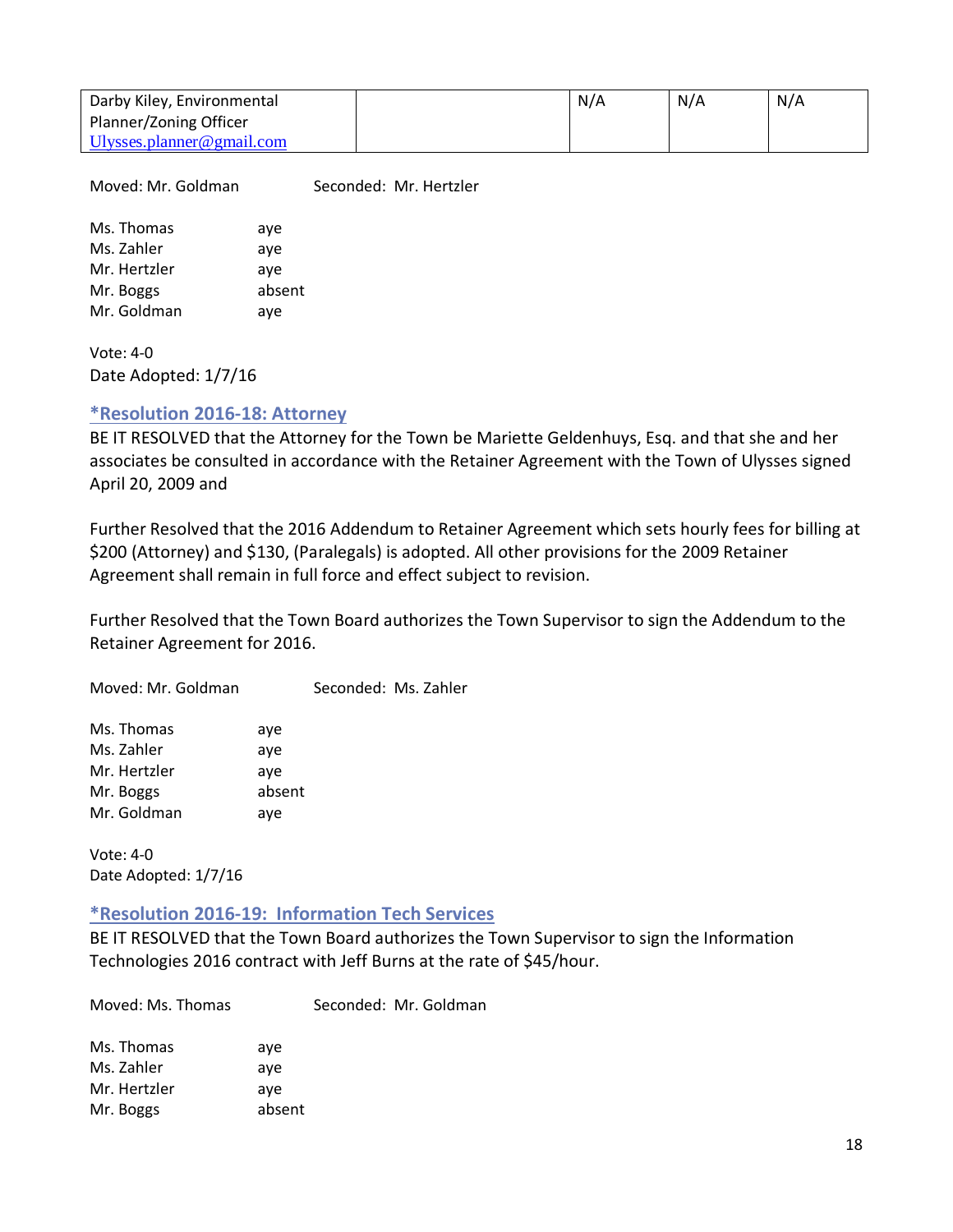| Darby Kiley, Environmental Planner/Zoning Officer Ulysses.planner@gmail.com | | N/A | N/A | N/A |
|---|---|---|---|---|

Moved: Mr. Goldman Seconded: Mr. Hertzler

Ms. Thomas aye
Ms. Zahler aye
Mr. Hertzler aye
Mr. Boggs absent
Mr. Goldman aye

Vote: 4-0
Date Adopted: 1/7/16

### *Resolution 2016-18: Attorney

BE IT RESOLVED that the Attorney for the Town be Mariette Geldenhuys, Esq. and that she and her associates be consulted in accordance with the Retainer Agreement with the Town of Ulysses signed April 20, 2009 and

Further Resolved that the 2016 Addendum to Retainer Agreement which sets hourly fees for billing at $200 (Attorney) and $130, (Paralegals) is adopted. All other provisions for the 2009 Retainer Agreement shall remain in full force and effect subject to revision.

Further Resolved that the Town Board authorizes the Town Supervisor to sign the Addendum to the Retainer Agreement for 2016.

Moved: Mr. Goldman Seconded: Ms. Zahler

Ms. Thomas aye
Ms. Zahler aye
Mr. Hertzler aye
Mr. Boggs absent
Mr. Goldman aye

Vote: 4-0
Date Adopted: 1/7/16

### *Resolution 2016-19: Information Tech Services

BE IT RESOLVED that the Town Board authorizes the Town Supervisor to sign the Information Technologies 2016 contract with Jeff Burns at the rate of $45/hour.

Moved: Ms. Thomas Seconded: Mr. Goldman

Ms. Thomas aye
Ms. Zahler aye
Mr. Hertzler aye
Mr. Boggs absent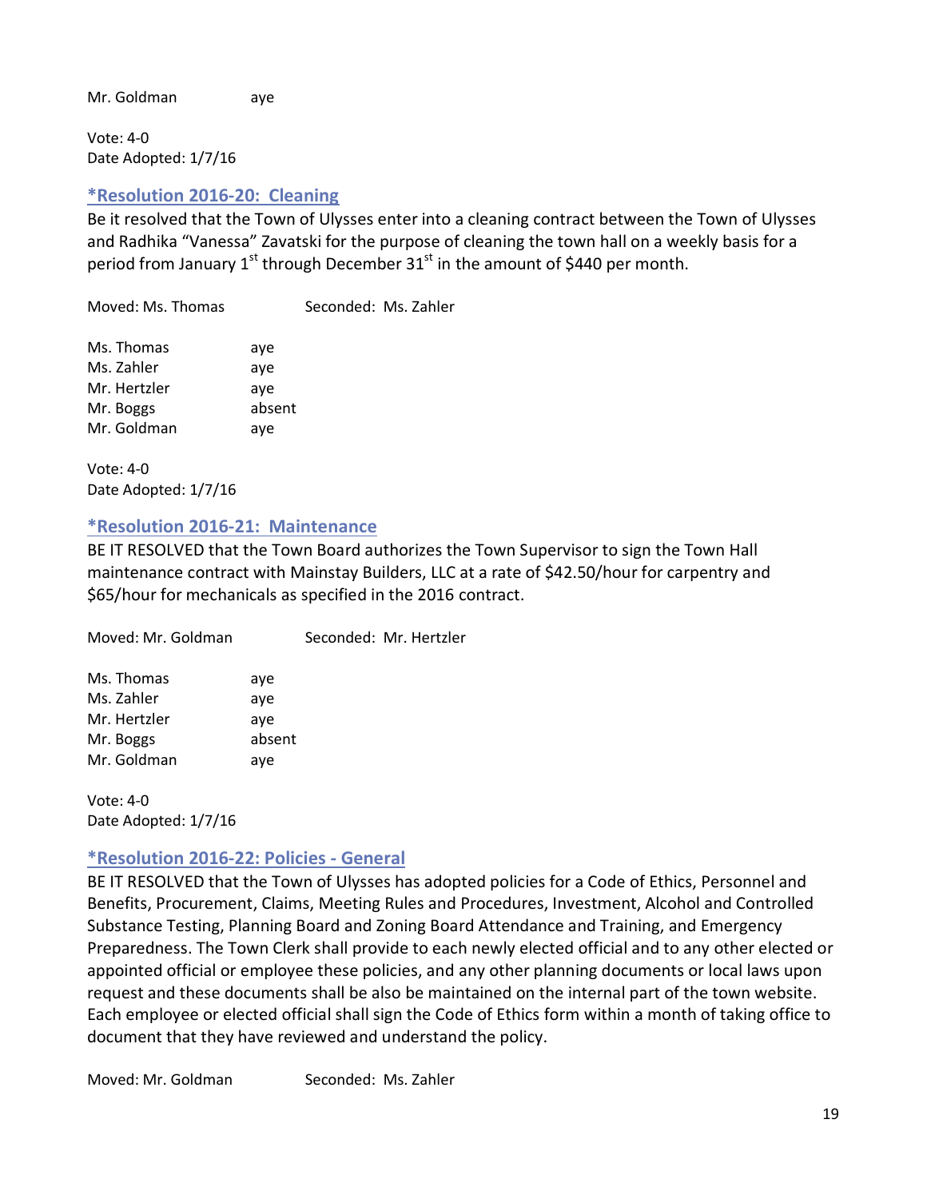Mr. Goldman aye

Vote: 4-0
Date Adopted: 1/7/16

### *Resolution 2016-20: Cleaning

Be it resolved that the Town of Ulysses enter into a cleaning contract between the Town of Ulysses and Radhika "Vanessa" Zavatski for the purpose of cleaning the town hall on a weekly basis for a period from January 1st through December 31st in the amount of $440 per month.

Moved: Ms. Thomas Seconded: Ms. Zahler

Ms. Thomas aye
Ms. Zahler aye
Mr. Hertzler aye
Mr. Boggs absent
Mr. Goldman aye

Vote: 4-0
Date Adopted: 1/7/16

### *Resolution 2016-21: Maintenance

BE IT RESOLVED that the Town Board authorizes the Town Supervisor to sign the Town Hall maintenance contract with Mainstay Builders, LLC at a rate of $42.50/hour for carpentry and $65/hour for mechanicals as specified in the 2016 contract.

Moved: Mr. Goldman Seconded: Mr. Hertzler

Ms. Thomas aye
Ms. Zahler aye
Mr. Hertzler aye
Mr. Boggs absent
Mr. Goldman aye

Vote: 4-0
Date Adopted: 1/7/16

### *Resolution 2016-22: Policies - General

BE IT RESOLVED that the Town of Ulysses has adopted policies for a Code of Ethics, Personnel and Benefits, Procurement, Claims, Meeting Rules and Procedures, Investment, Alcohol and Controlled Substance Testing, Planning Board and Zoning Board Attendance and Training, and Emergency Preparedness. The Town Clerk shall provide to each newly elected official and to any other elected or appointed official or employee these policies, and any other planning documents or local laws upon request and these documents shall be also be maintained on the internal part of the town website. Each employee or elected official shall sign the Code of Ethics form within a month of taking office to document that they have reviewed and understand the policy.

Moved: Mr. Goldman Seconded: Ms. Zahler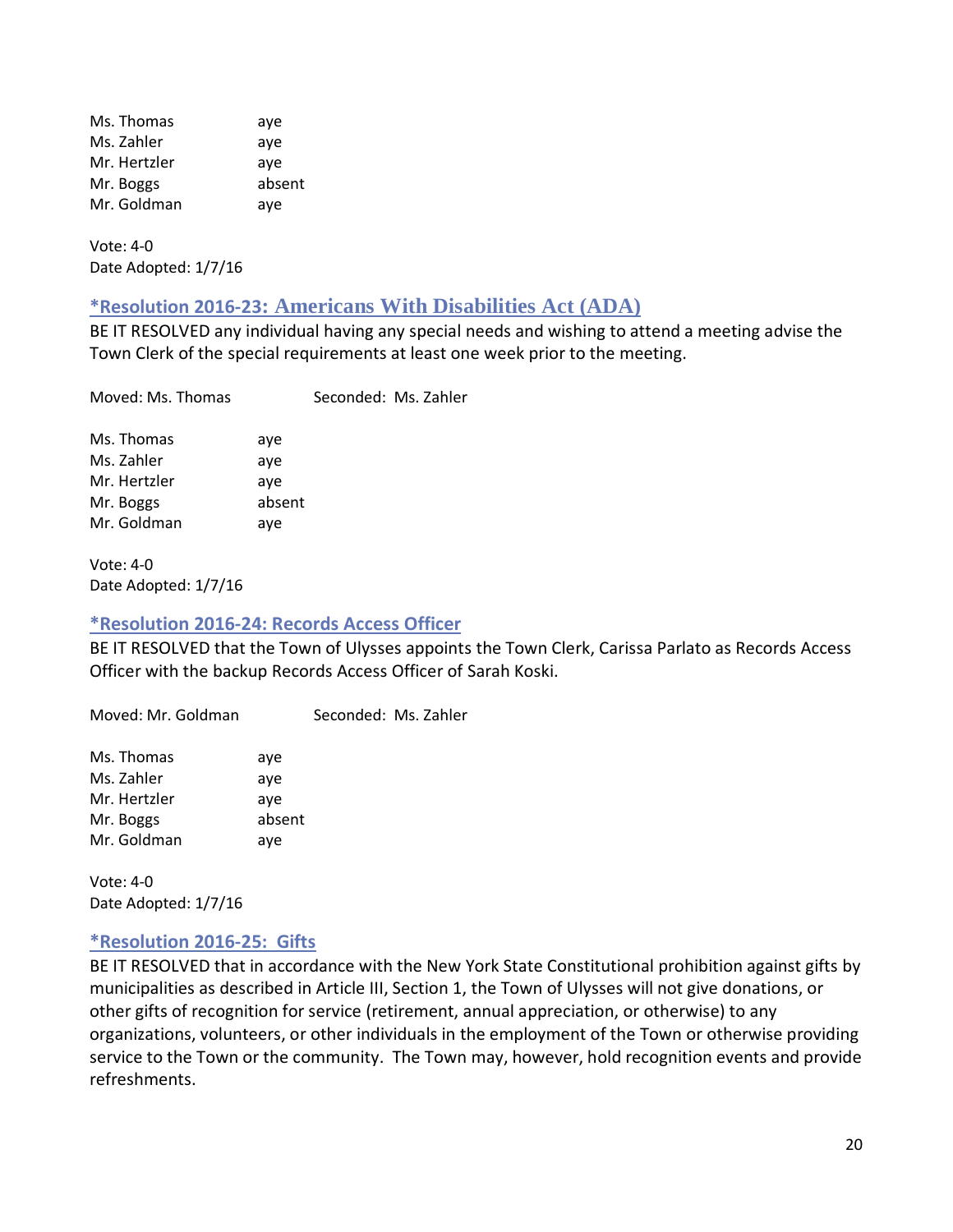Ms. Thomas aye
Ms. Zahler aye
Mr. Hertzler aye
Mr. Boggs absent
Mr. Goldman aye

Vote: 4-0
Date Adopted: 1/7/16

### *Resolution 2016-23: Americans With Disabilities Act (ADA)

BE IT RESOLVED any individual having any special needs and wishing to attend a meeting advise the Town Clerk of the special requirements at least one week prior to the meeting.

Moved: Ms. Thomas Seconded: Ms. Zahler

Ms. Thomas aye
Ms. Zahler aye
Mr. Hertzler aye
Mr. Boggs absent
Mr. Goldman aye

Vote: 4-0
Date Adopted: 1/7/16

### *Resolution 2016-24: Records Access Officer

BE IT RESOLVED that the Town of Ulysses appoints the Town Clerk, Carissa Parlato as Records Access Officer with the backup Records Access Officer of Sarah Koski.

Moved: Mr. Goldman Seconded: Ms. Zahler

Ms. Thomas aye
Ms. Zahler aye
Mr. Hertzler aye
Mr. Boggs absent
Mr. Goldman aye

Vote: 4-0
Date Adopted: 1/7/16

### *Resolution 2016-25: Gifts

BE IT RESOLVED that in accordance with the New York State Constitutional prohibition against gifts by municipalities as described in Article III, Section 1, the Town of Ulysses will not give donations, or other gifts of recognition for service (retirement, annual appreciation, or otherwise) to any organizations, volunteers, or other individuals in the employment of the Town or otherwise providing service to the Town or the community. The Town may, however, hold recognition events and provide refreshments.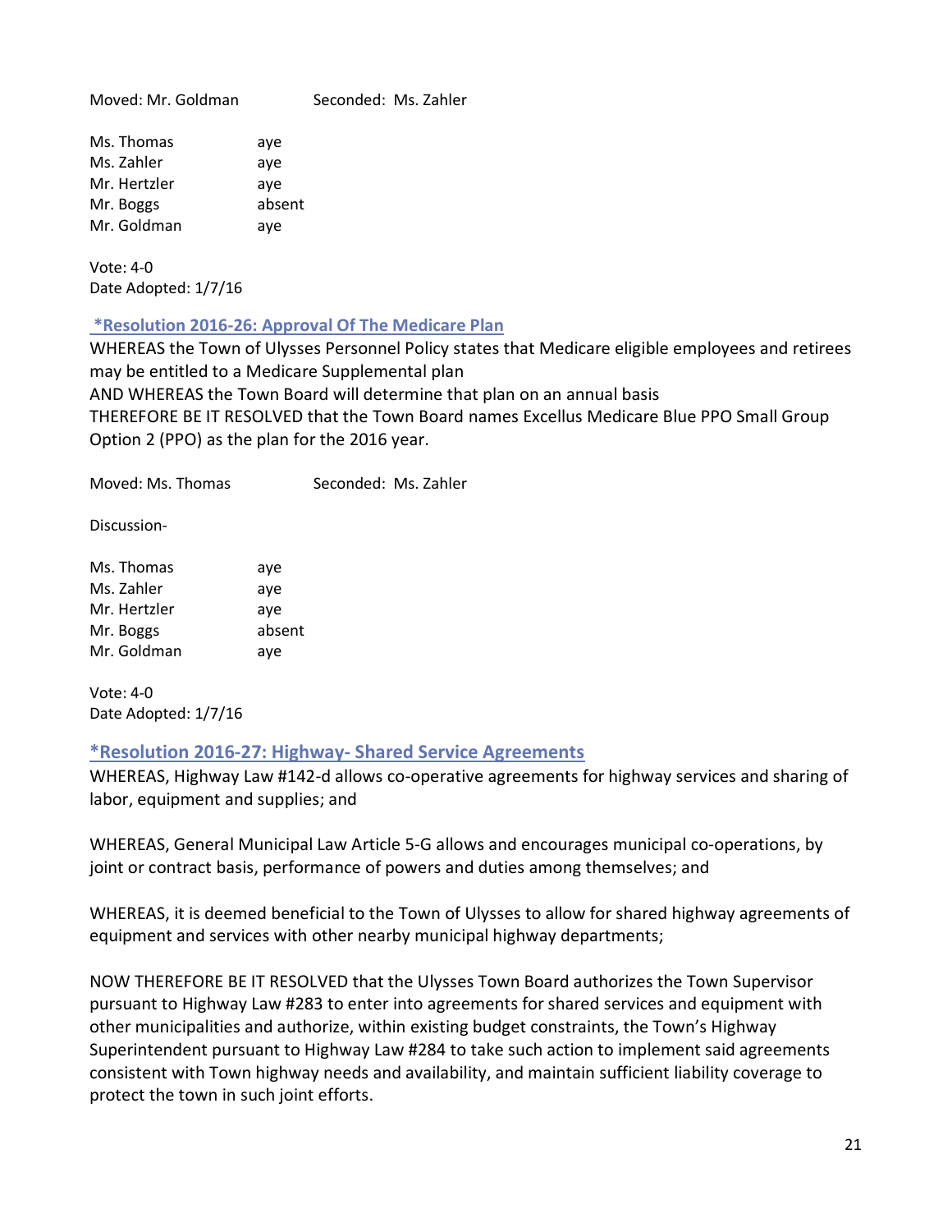Moved: Mr. Goldman        Seconded: Ms. Zahler

| | |
|---|---|
| Ms. Thomas | aye |
| Ms. Zahler | aye |
| Mr. Hertzler | aye |
| Mr. Boggs | absent |
| Mr. Goldman | aye |

Vote: 4-0
Date Adopted: 1/7/16

### *Resolution 2016-26: Approval Of The Medicare Plan

WHEREAS the Town of Ulysses Personnel Policy states that Medicare eligible employees and retirees may be entitled to a Medicare Supplemental plan
AND WHEREAS the Town Board will determine that plan on an annual basis
THEREFORE BE IT RESOLVED that the Town Board names Excellus Medicare Blue PPO Small Group Option 2 (PPO) as the plan for the 2016 year.

Moved: Ms. Thomas        Seconded: Ms. Zahler

Discussion-

| | |
|---|---|
| Ms. Thomas | aye |
| Ms. Zahler | aye |
| Mr. Hertzler | aye |
| Mr. Boggs | absent |
| Mr. Goldman | aye |

Vote: 4-0
Date Adopted: 1/7/16

### *Resolution 2016-27: Highway- Shared Service Agreements

WHEREAS, Highway Law #142-d allows co-operative agreements for highway services and sharing of labor, equipment and supplies; and

WHEREAS, General Municipal Law Article 5-G allows and encourages municipal co-operations, by joint or contract basis, performance of powers and duties among themselves; and

WHEREAS, it is deemed beneficial to the Town of Ulysses to allow for shared highway agreements of equipment and services with other nearby municipal highway departments;

NOW THEREFORE BE IT RESOLVED that the Ulysses Town Board authorizes the Town Supervisor pursuant to Highway Law #283 to enter into agreements for shared services and equipment with other municipalities and authorize, within existing budget constraints, the Town's Highway Superintendent pursuant to Highway Law #284 to take such action to implement said agreements consistent with Town highway needs and availability, and maintain sufficient liability coverage to protect the town in such joint efforts.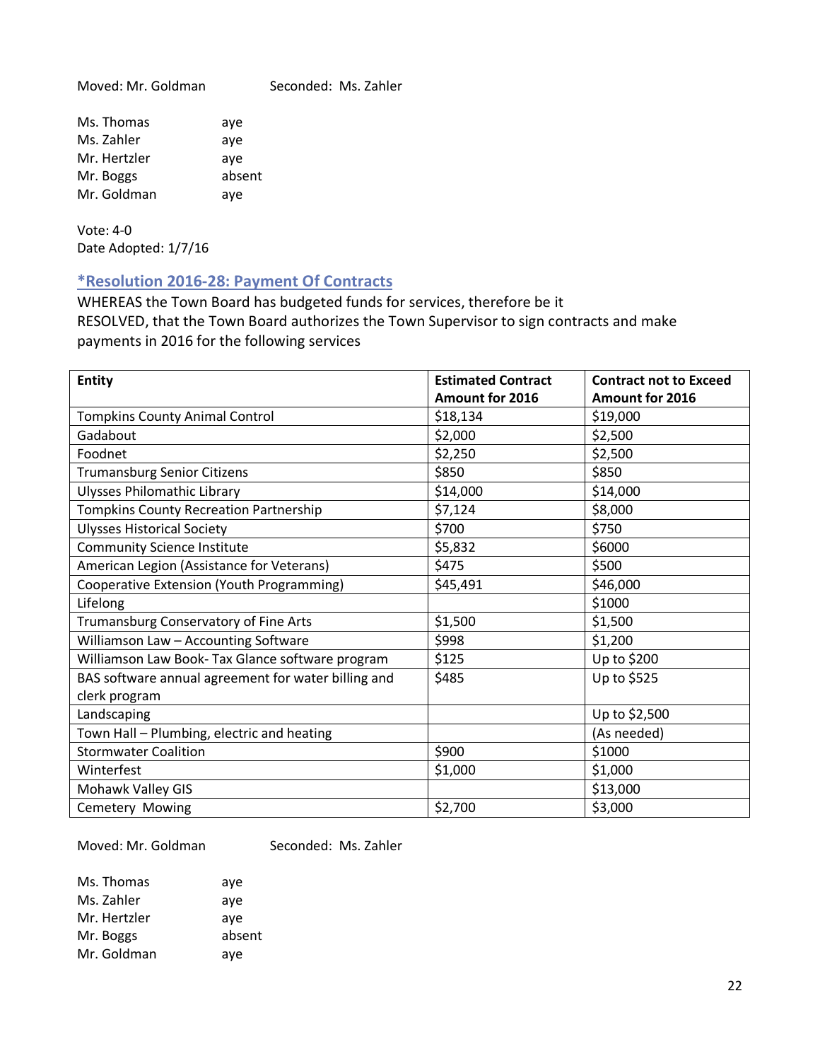Moved: Mr. Goldman Seconded: Ms. Zahler

Ms. Thomas aye
Ms. Zahler aye
Mr. Hertzler aye
Mr. Boggs absent
Mr. Goldman aye

Vote: 4-0
Date Adopted: 1/7/16

### *Resolution 2016-28: Payment Of Contracts

WHEREAS the Town Board has budgeted funds for services, therefore be it
RESOLVED, that the Town Board authorizes the Town Supervisor to sign contracts and make payments in 2016 for the following services

| Entity | Estimated Contract Amount for 2016 | Contract not to Exceed Amount for 2016 |
|---|---|---|
| Tompkins County Animal Control | $18,134 | $19,000 |
| Gadabout | $2,000 | $2,500 |
| Foodnet | $2,250 | $2,500 |
| Trumansburg Senior Citizens | $850 | $850 |
| Ulysses Philomathic Library | $14,000 | $14,000 |
| Tompkins County Recreation Partnership | $7,124 | $8,000 |
| Ulysses Historical Society | $700 | $750 |
| Community Science Institute | $5,832 | $6000 |
| American Legion (Assistance for Veterans) | $475 | $500 |
| Cooperative Extension (Youth Programming) | $45,491 | $46,000 |
| Lifelong | | $1000 |
| Trumansburg Conservatory of Fine Arts | $1,500 | $1,500 |
| Williamson Law – Accounting Software | $998 | $1,200 |
| Williamson Law Book- Tax Glance software program | $125 | Up to $200 |
| BAS software annual agreement for water billing and clerk program | $485 | Up to $525 |
| Landscaping | | Up to $2,500 |
| Town Hall – Plumbing, electric and heating | | (As needed) |
| Stormwater Coalition | $900 | $1000 |
| Winterfest | $1,000 | $1,000 |
| Mohawk Valley GIS | | $13,000 |
| Cemetery Mowing | $2,700 | $3,000 |

Moved: Mr. Goldman Seconded: Ms. Zahler

Ms. Thomas aye
Ms. Zahler aye
Mr. Hertzler aye
Mr. Boggs absent
Mr. Goldman aye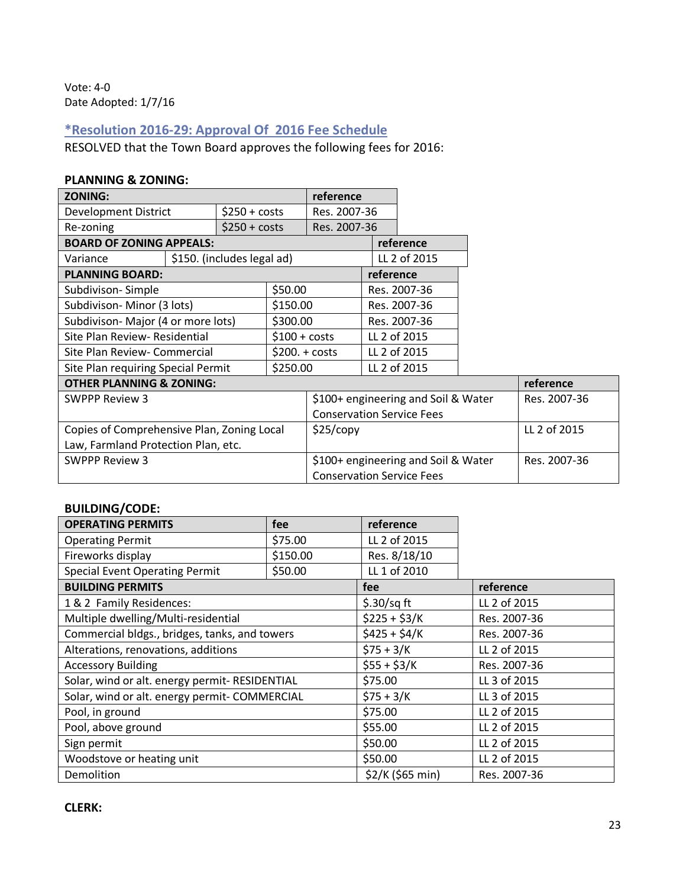Vote: 4-0
Date Adopted: 1/7/16

### *Resolution 2016-29: Approval Of 2016 Fee Schedule

RESOLVED that the Town Board approves the following fees for 2016:

**PLANNING & ZONING:**

| ZONING: | | reference |
|---|---|---|
| Development District | $250 + costs | Res. 2007-36 |
| Re-zoning | $250 + costs | Res. 2007-36 |
| **BOARD OF ZONING APPEALS:** | | **reference** |
| Variance | $150. (includes legal ad) | LL 2 of 2015 |
| **PLANNING BOARD:** | | **reference** |
| Subdivison- Simple | $50.00 | Res. 2007-36 |
| Subdivison- Minor (3 lots) | $150.00 | Res. 2007-36 |
| Subdivison- Major (4 or more lots) | $300.00 | Res. 2007-36 |
| Site Plan Review- Residential | $100 + costs | LL 2 of 2015 |
| Site Plan Review- Commercial | $200. + costs | LL 2 of 2015 |
| Site Plan requiring Special Permit | $250.00 | LL 2 of 2015 |
| **OTHER PLANNING & ZONING:** | | **reference** |
| SWPPP Review 3 | $100+ engineering and Soil & Water Conservation Service Fees | Res. 2007-36 |
| Copies of Comprehensive Plan, Zoning Local Law, Farmland Protection Plan, etc. | $25/copy | LL 2 of 2015 |
| SWPPP Review 3 | $100+ engineering and Soil & Water Conservation Service Fees | Res. 2007-36 |

**BUILDING/CODE:**

| OPERATING PERMITS | fee | reference |
|---|---|---|
| Operating Permit | $75.00 | LL 2 of 2015 |
| Fireworks display | $150.00 | Res. 8/18/10 |
| Special Event Operating Permit | $50.00 | LL 1 of 2010 |
| **BUILDING PERMITS** | **fee** | **reference** |
| 1 & 2 Family Residences: | $.30/sq ft | LL 2 of 2015 |
| Multiple dwelling/Multi-residential | $225 + $3/K | Res. 2007-36 |
| Commercial bldgs., bridges, tanks, and towers | $425 + $4/K | Res. 2007-36 |
| Alterations, renovations, additions | $75 + 3/K | LL 2 of 2015 |
| Accessory Building | $55 + $3/K | Res. 2007-36 |
| Solar, wind or alt. energy permit- RESIDENTIAL | $75.00 | LL 3 of 2015 |
| Solar, wind or alt. energy permit- COMMERCIAL | $75 + 3/K | LL 3 of 2015 |
| Pool, in ground | $75.00 | LL 2 of 2015 |
| Pool, above ground | $55.00 | LL 2 of 2015 |
| Sign permit | $50.00 | LL 2 of 2015 |
| Woodstove or heating unit | $50.00 | LL 2 of 2015 |
| Demolition | $2/K ($65 min) | Res. 2007-36 |

**CLERK:**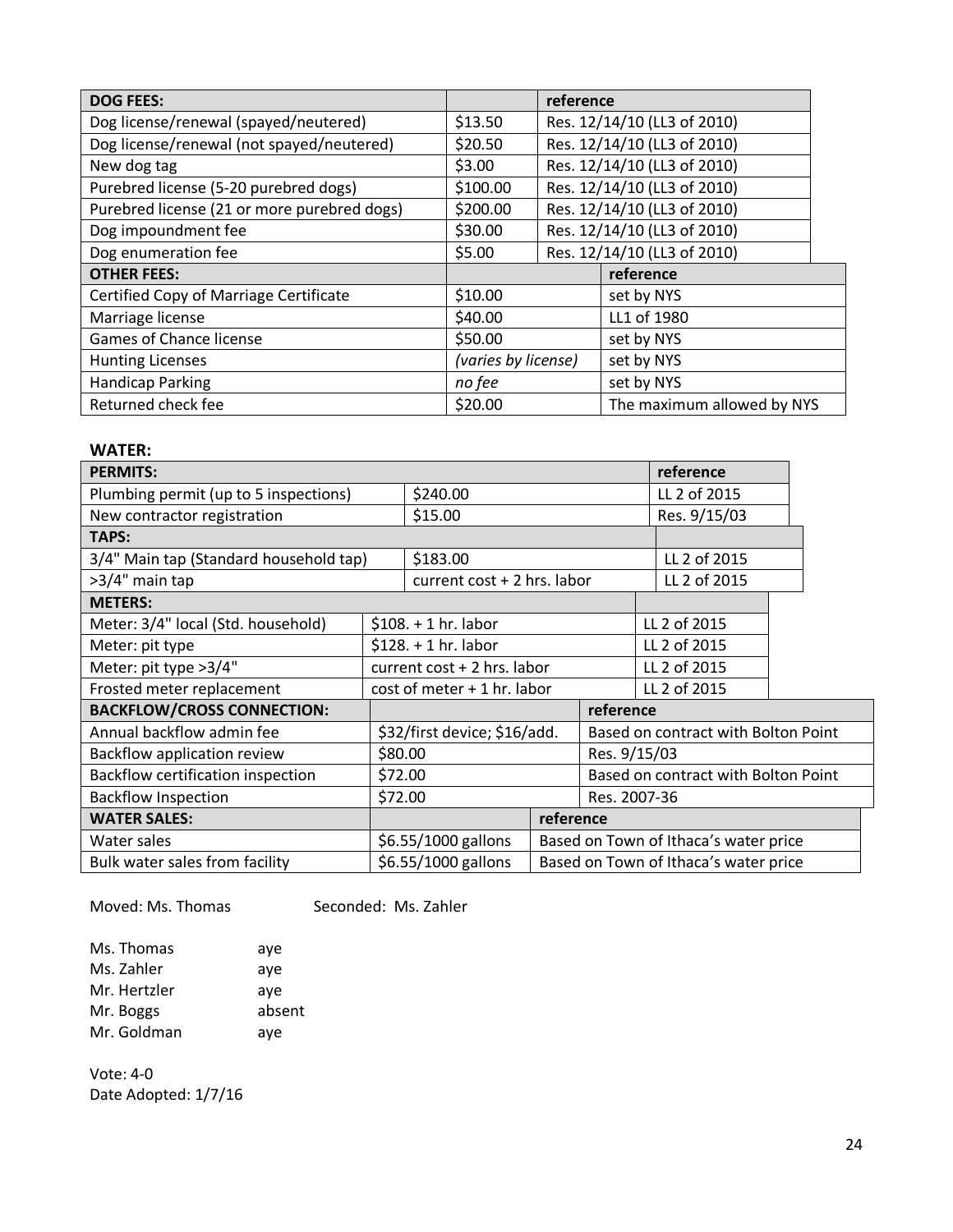| DOG FEES: | | reference |
|---|---|---|
| Dog license/renewal (spayed/neutered) | $13.50 | Res. 12/14/10 (LL3 of 2010) |
| Dog license/renewal (not spayed/neutered) | $20.50 | Res. 12/14/10 (LL3 of 2010) |
| New dog tag | $3.00 | Res. 12/14/10 (LL3 of 2010) |
| Purebred license (5-20 purebred dogs) | $100.00 | Res. 12/14/10 (LL3 of 2010) |
| Purebred license (21 or more purebred dogs) | $200.00 | Res. 12/14/10 (LL3 of 2010) |
| Dog impoundment fee | $30.00 | Res. 12/14/10 (LL3 of 2010) |
| Dog enumeration fee | $5.00 | Res. 12/14/10 (LL3 of 2010) |
| **OTHER FEES:** | | **reference** |
| Certified Copy of Marriage Certificate | $10.00 | set by NYS |
| Marriage license | $40.00 | LL1 of 1980 |
| Games of Chance license | $50.00 | set by NYS |
| Hunting Licenses | *(varies by license)* | set by NYS |
| Handicap Parking | *no fee* | set by NYS |
| Returned check fee | $20.00 | The maximum allowed by NYS |

**WATER:**

| PERMITS: | | reference |
|---|---|---|
| Plumbing permit (up to 5 inspections) | $240.00 | LL 2 of 2015 |
| New contractor registration | $15.00 | Res. 9/15/03 |
| **TAPS:** | | |
| 3/4" Main tap (Standard household tap) | $183.00 | LL 2 of 2015 |
| >3/4" main tap | current cost + 2 hrs. labor | LL 2 of 2015 |
| **METERS:** | | |
| Meter: 3/4" local (Std. household) | $108. + 1 hr. labor | LL 2 of 2015 |
| Meter: pit type | $128. + 1 hr. labor | LL 2 of 2015 |
| Meter: pit type >3/4" | current cost + 2 hrs. labor | LL 2 of 2015 |
| Frosted meter replacement | cost of meter + 1 hr. labor | LL 2 of 2015 |
| **BACKFLOW/CROSS CONNECTION:** | | **reference** |
| Annual backflow admin fee | $32/first device; $16/add. | Based on contract with Bolton Point |
| Backflow application review | $80.00 | Res. 9/15/03 |
| Backflow certification inspection | $72.00 | Based on contract with Bolton Point |
| Backflow Inspection | $72.00 | Res. 2007-36 |
| **WATER SALES:** | | **reference** |
| Water sales | $6.55/1000 gallons | Based on Town of Ithaca's water price |
| Bulk water sales from facility | $6.55/1000 gallons | Based on Town of Ithaca's water price |

Moved: Ms. Thomas Seconded: Ms. Zahler

Ms. Thomas aye
Ms. Zahler aye
Mr. Hertzler aye
Mr. Boggs absent
Mr. Goldman aye

Vote: 4-0
Date Adopted: 1/7/16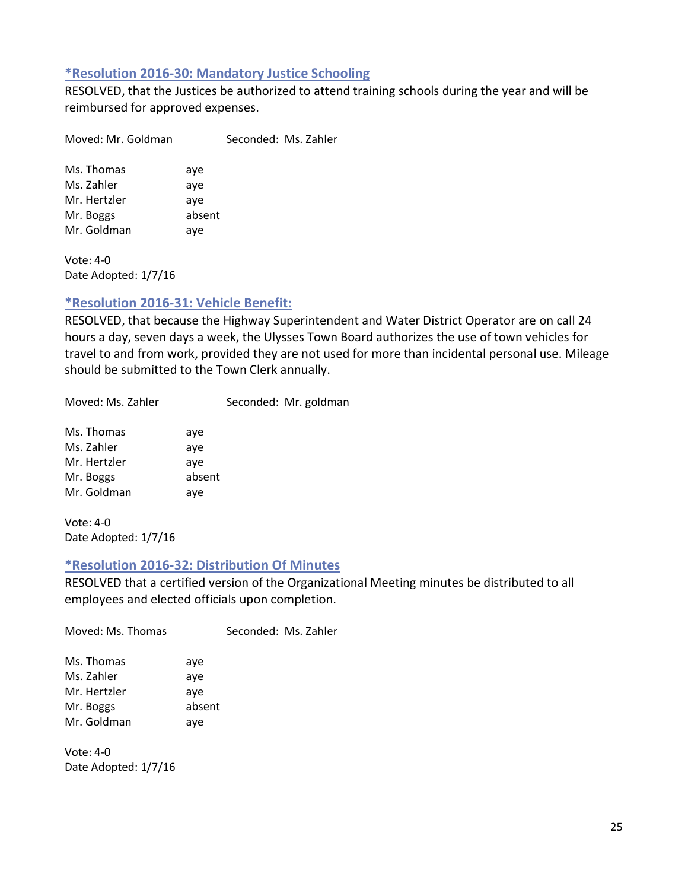### *Resolution 2016-30: Mandatory Justice Schooling

RESOLVED, that the Justices be authorized to attend training schools during the year and will be reimbursed for approved expenses.

Moved: Mr. Goldman Seconded: Ms. Zahler

| | |
|---|---|
| Ms. Thomas | aye |
| Ms. Zahler | aye |
| Mr. Hertzler | aye |
| Mr. Boggs | absent |
| Mr. Goldman | aye |

Vote: 4-0
Date Adopted: 1/7/16

### *Resolution 2016-31: Vehicle Benefit:

RESOLVED, that because the Highway Superintendent and Water District Operator are on call 24 hours a day, seven days a week, the Ulysses Town Board authorizes the use of town vehicles for travel to and from work, provided they are not used for more than incidental personal use. Mileage should be submitted to the Town Clerk annually.

Moved: Ms. Zahler Seconded: Mr. goldman

| | |
|---|---|
| Ms. Thomas | aye |
| Ms. Zahler | aye |
| Mr. Hertzler | aye |
| Mr. Boggs | absent |
| Mr. Goldman | aye |

Vote: 4-0
Date Adopted: 1/7/16

### *Resolution 2016-32: Distribution Of Minutes

RESOLVED that a certified version of the Organizational Meeting minutes be distributed to all employees and elected officials upon completion.

Moved: Ms. Thomas Seconded: Ms. Zahler

| | |
|---|---|
| Ms. Thomas | aye |
| Ms. Zahler | aye |
| Mr. Hertzler | aye |
| Mr. Boggs | absent |
| Mr. Goldman | aye |

Vote: 4-0
Date Adopted: 1/7/16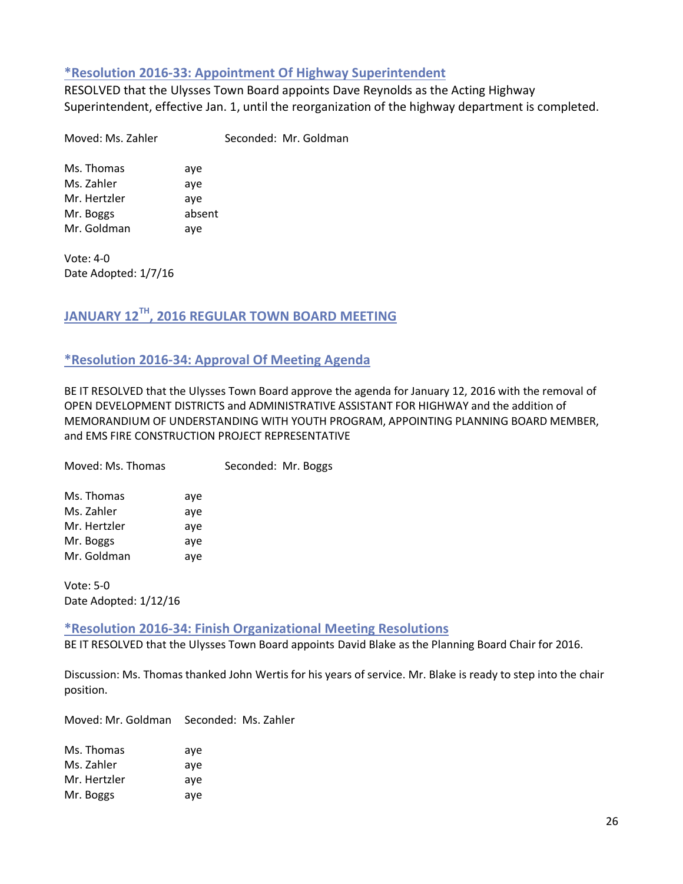### *Resolution 2016-33: Appointment Of Highway Superintendent

RESOLVED that the Ulysses Town Board appoints Dave Reynolds as the Acting Highway Superintendent, effective Jan. 1, until the reorganization of the highway department is completed.

Moved: Ms. Zahler Seconded: Mr. Goldman

Ms. Thomas aye
Ms. Zahler aye
Mr. Hertzler aye
Mr. Boggs absent
Mr. Goldman aye

Vote: 4-0
Date Adopted: 1/7/16

## JANUARY 12TH, 2016 REGULAR TOWN BOARD MEETING

### *Resolution 2016-34: Approval Of Meeting Agenda

BE IT RESOLVED that the Ulysses Town Board approve the agenda for January 12, 2016 with the removal of OPEN DEVELOPMENT DISTRICTS and ADMINISTRATIVE ASSISTANT FOR HIGHWAY and the addition of MEMORANDIUM OF UNDERSTANDING WITH YOUTH PROGRAM, APPOINTING PLANNING BOARD MEMBER, and EMS FIRE CONSTRUCTION PROJECT REPRESENTATIVE

Moved: Ms. Thomas Seconded: Mr. Boggs

Ms. Thomas aye
Ms. Zahler aye
Mr. Hertzler aye
Mr. Boggs aye
Mr. Goldman aye

Vote: 5-0
Date Adopted: 1/12/16

### *Resolution 2016-34: Finish Organizational Meeting Resolutions

BE IT RESOLVED that the Ulysses Town Board appoints David Blake as the Planning Board Chair for 2016.

Discussion: Ms. Thomas thanked John Wertis for his years of service. Mr. Blake is ready to step into the chair position.

Moved: Mr. Goldman Seconded: Ms. Zahler

Ms. Thomas aye
Ms. Zahler aye
Mr. Hertzler aye
Mr. Boggs aye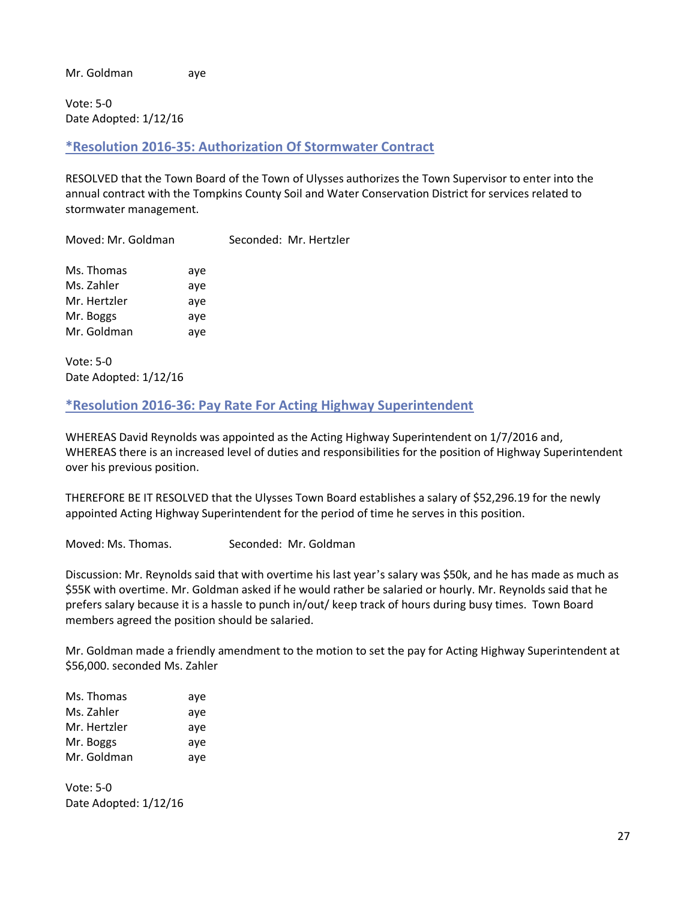Mr. Goldman aye

Vote: 5-0
Date Adopted: 1/12/16

### *Resolution 2016-35: Authorization Of Stormwater Contract

RESOLVED that the Town Board of the Town of Ulysses authorizes the Town Supervisor to enter into the annual contract with the Tompkins County Soil and Water Conservation District for services related to stormwater management.

Moved: Mr. Goldman Seconded: Mr. Hertzler

Ms. Thomas aye
Ms. Zahler aye
Mr. Hertzler aye
Mr. Boggs aye
Mr. Goldman aye

Vote: 5-0
Date Adopted: 1/12/16

### *Resolution 2016-36: Pay Rate For Acting Highway Superintendent

WHEREAS David Reynolds was appointed as the Acting Highway Superintendent on 1/7/2016 and,
WHEREAS there is an increased level of duties and responsibilities for the position of Highway Superintendent over his previous position.

THEREFORE BE IT RESOLVED that the Ulysses Town Board establishes a salary of $52,296.19 for the newly appointed Acting Highway Superintendent for the period of time he serves in this position.

Moved: Ms. Thomas. Seconded: Mr. Goldman

Discussion: Mr. Reynolds said that with overtime his last year's salary was $50k, and he has made as much as $55K with overtime. Mr. Goldman asked if he would rather be salaried or hourly. Mr. Reynolds said that he prefers salary because it is a hassle to punch in/out/ keep track of hours during busy times. Town Board members agreed the position should be salaried.

Mr. Goldman made a friendly amendment to the motion to set the pay for Acting Highway Superintendent at $56,000. seconded Ms. Zahler

Ms. Thomas aye
Ms. Zahler aye
Mr. Hertzler aye
Mr. Boggs aye
Mr. Goldman aye

Vote: 5-0
Date Adopted: 1/12/16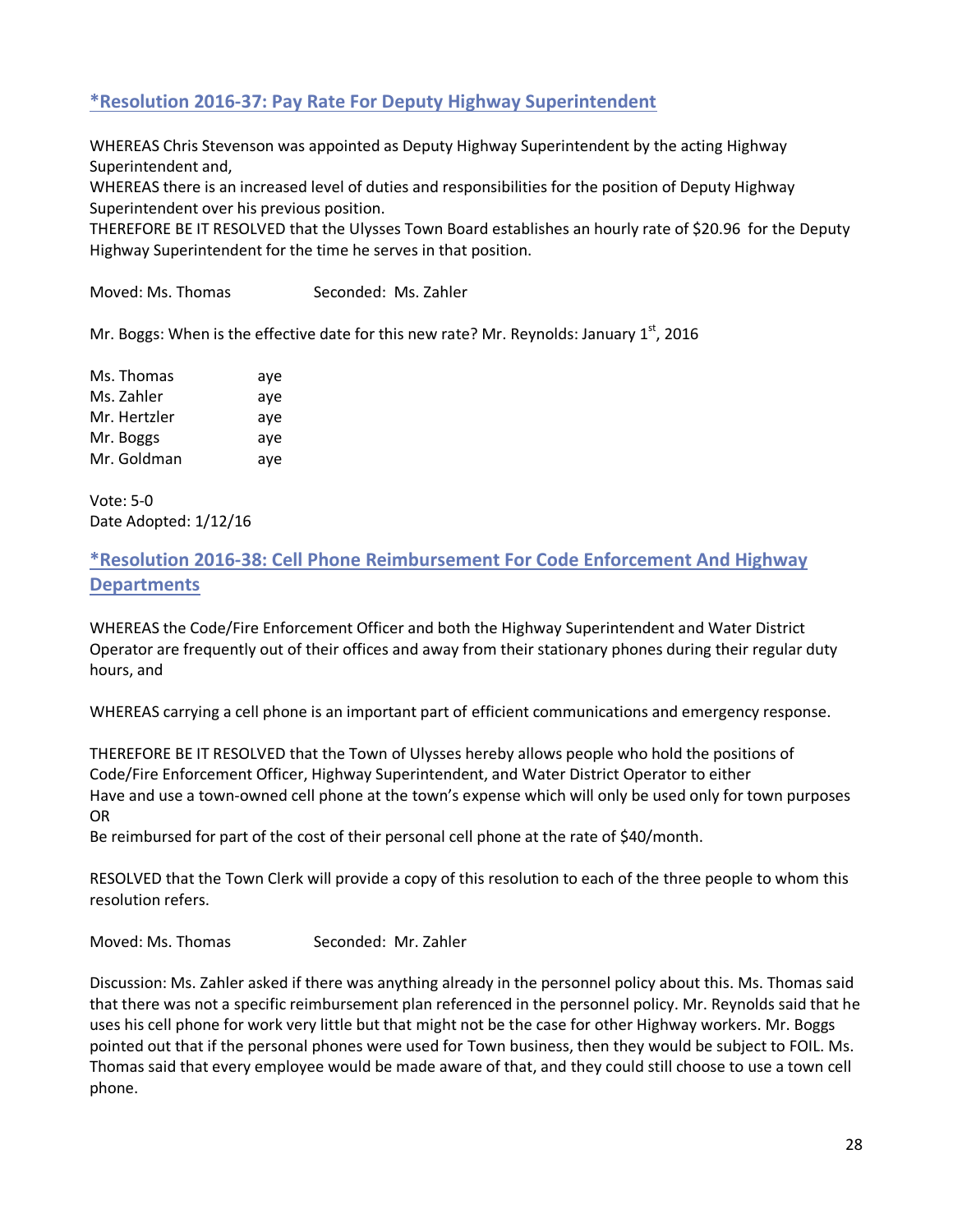## *Resolution 2016-37: Pay Rate For Deputy Highway Superintendent

WHEREAS Chris Stevenson was appointed as Deputy Highway Superintendent by the acting Highway Superintendent and,
WHEREAS there is an increased level of duties and responsibilities for the position of Deputy Highway Superintendent over his previous position.
THEREFORE BE IT RESOLVED that the Ulysses Town Board establishes an hourly rate of $20.96 for the Deputy Highway Superintendent for the time he serves in that position.

Moved: Ms. Thomas Seconded: Ms. Zahler

Mr. Boggs: When is the effective date for this new rate? Mr. Reynolds: January 1st, 2016

Ms. Thomas aye
Ms. Zahler aye
Mr. Hertzler aye
Mr. Boggs aye
Mr. Goldman aye

Vote: 5-0
Date Adopted: 1/12/16

## *Resolution 2016-38: Cell Phone Reimbursement For Code Enforcement And Highway Departments

WHEREAS the Code/Fire Enforcement Officer and both the Highway Superintendent and Water District Operator are frequently out of their offices and away from their stationary phones during their regular duty hours, and

WHEREAS carrying a cell phone is an important part of efficient communications and emergency response.

THEREFORE BE IT RESOLVED that the Town of Ulysses hereby allows people who hold the positions of Code/Fire Enforcement Officer, Highway Superintendent, and Water District Operator to either
Have and use a town-owned cell phone at the town's expense which will only be used only for town purposes
OR
Be reimbursed for part of the cost of their personal cell phone at the rate of $40/month.

RESOLVED that the Town Clerk will provide a copy of this resolution to each of the three people to whom this resolution refers.

Moved: Ms. Thomas Seconded: Mr. Zahler

Discussion: Ms. Zahler asked if there was anything already in the personnel policy about this. Ms. Thomas said that there was not a specific reimbursement plan referenced in the personnel policy. Mr. Reynolds said that he uses his cell phone for work very little but that might not be the case for other Highway workers. Mr. Boggs pointed out that if the personal phones were used for Town business, then they would be subject to FOIL. Ms. Thomas said that every employee would be made aware of that, and they could still choose to use a town cell phone.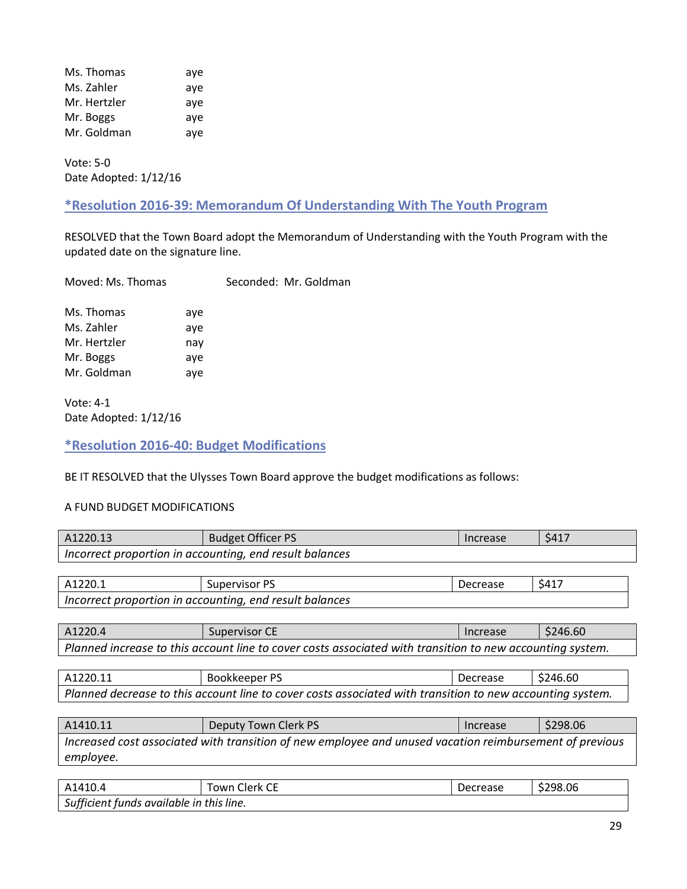| | |
|---|---|
| Ms. Thomas | aye |
| Ms. Zahler | aye |
| Mr. Hertzler | aye |
| Mr. Boggs | aye |
| Mr. Goldman | aye |

Vote: 5-0
Date Adopted: 1/12/16

## *Resolution 2016-39: Memorandum Of Understanding With The Youth Program

RESOLVED that the Town Board adopt the Memorandum of Understanding with the Youth Program with the updated date on the signature line.

Moved: Ms. Thomas          Seconded: Mr. Goldman

| | |
|---|---|
| Ms. Thomas | aye |
| Ms. Zahler | aye |
| Mr. Hertzler | nay |
| Mr. Boggs | aye |
| Mr. Goldman | aye |

Vote: 4-1
Date Adopted: 1/12/16

## *Resolution 2016-40: Budget Modifications

BE IT RESOLVED that the Ulysses Town Board approve the budget modifications as follows:

A FUND BUDGET MODIFICATIONS

| A1220.13 | Budget Officer PS | Increase | $417 |
|---|---|---|---|
| *Incorrect proportion in accounting, end result balances* | | | |

| A1220.1 | Supervisor PS | Decrease | $417 |
|---|---|---|---|
| *Incorrect proportion in accounting, end result balances* | | | |

| A1220.4 | Supervisor CE | Increase | $246.60 |
|---|---|---|---|
| *Planned increase to this account line to cover costs associated with transition to new accounting system.* | | | |

| A1220.11 | Bookkeeper PS | Decrease | $246.60 |
|---|---|---|---|
| *Planned decrease to this account line to cover costs associated with transition to new accounting system.* | | | |

| A1410.11 | Deputy Town Clerk PS | Increase | $298.06 |
|---|---|---|---|
| *Increased cost associated with transition of new employee and unused vacation reimbursement of previous employee.* | | | |

| A1410.4 | Town Clerk CE | Decrease | $298.06 |
|---|---|---|---|
| *Sufficient funds available in this line.* | | | |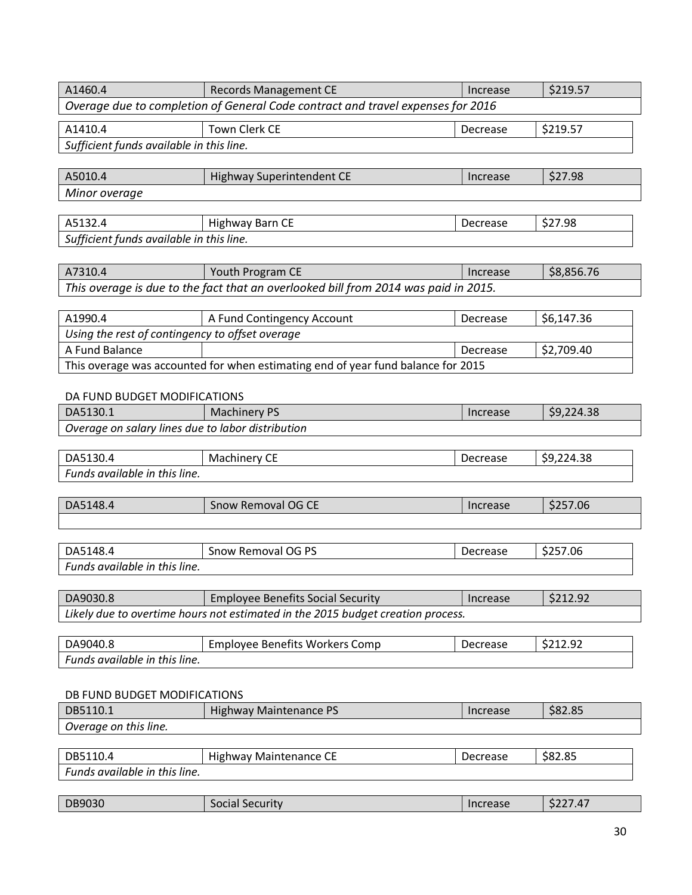| A1460.4 | Records Management CE | Increase | $219.57 |
|---|---|---|---|
| *Overage due to completion of General Code contract and travel expenses for 2016* | | | |

| A1410.4 | Town Clerk CE | Decrease | $219.57 |
|---|---|---|---|
| *Sufficient funds available in this line.* | | | |

| A5010.4 | Highway Superintendent CE | Increase | $27.98 |
|---|---|---|---|
| *Minor overage* | | | |

| A5132.4 | Highway Barn CE | Decrease | $27.98 |
|---|---|---|---|
| *Sufficient funds available in this line.* | | | |

| A7310.4 | Youth Program CE | Increase | $8,856.76 |
|---|---|---|---|
| *This overage is due to the fact that an overlooked bill from 2014 was paid in 2015.* | | | |

| A1990.4 | A Fund Contingency Account | Decrease | $6,147.36 |
|---|---|---|---|
| *Using the rest of contingency to offset overage* | | | |
| A Fund Balance | | Decrease | $2,709.40 |
| This overage was accounted for when estimating end of year fund balance for 2015 | | | |

DA FUND BUDGET MODIFICATIONS

| DA5130.1 | Machinery PS | Increase | $9,224.38 |
|---|---|---|---|
| *Overage on salary lines due to labor distribution* | | | |

| DA5130.4 | Machinery CE | Decrease | $9,224.38 |
|---|---|---|---|
| *Funds available in this line.* | | | |

| DA5148.4 | Snow Removal OG CE | Increase | $257.06 |
|---|---|---|---|
| | | | |

| DA5148.4 | Snow Removal OG PS | Decrease | $257.06 |
|---|---|---|---|
| *Funds available in this line.* | | | |

| DA9030.8 | Employee Benefits Social Security | Increase | $212.92 |
|---|---|---|---|
| *Likely due to overtime hours not estimated in the 2015 budget creation process.* | | | |

| DA9040.8 | Employee Benefits Workers Comp | Decrease | $212.92 |
|---|---|---|---|
| *Funds available in this line.* | | | |

DB FUND BUDGET MODIFICATIONS

| DB5110.1 | Highway Maintenance PS | Increase | $82.85 |
|---|---|---|---|
| *Overage on this line.* | | | |

| DB5110.4 | Highway Maintenance CE | Decrease | $82.85 |
|---|---|---|---|
| *Funds available in this line.* | | | |

| DB9030 | Social Security | Increase | $227.47 |
|---|---|---|---|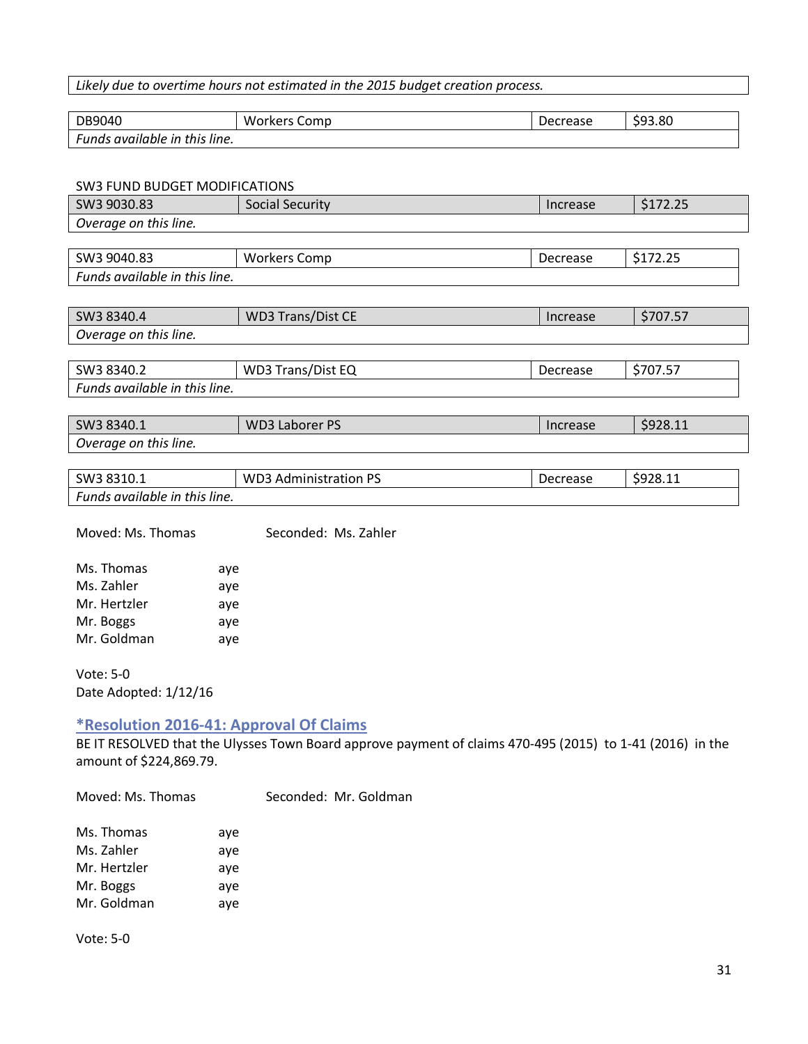*Likely due to overtime hours not estimated in the 2015 budget creation process.*

| DB9040 | Workers Comp | Decrease | $93.80 |
|---|---|---|---|
| *Funds available in this line.* | | | |

SW3 FUND BUDGET MODIFICATIONS

| SW3 9030.83 | Social Security | Increase | $172.25 |
|---|---|---|---|
| *Overage on this line.* | | | |

| SW3 9040.83 | Workers Comp | Decrease | $172.25 |
|---|---|---|---|
| *Funds available in this line.* | | | |

| SW3 8340.4 | WD3 Trans/Dist CE | Increase | $707.57 |
|---|---|---|---|
| *Overage on this line.* | | | |

| SW3 8340.2 | WD3 Trans/Dist EQ | Decrease | $707.57 |
|---|---|---|---|
| *Funds available in this line.* | | | |

| SW3 8340.1 | WD3 Laborer PS | Increase | $928.11 |
|---|---|---|---|
| *Overage on this line.* | | | |

| SW3 8310.1 | WD3 Administration PS | Decrease | $928.11 |
|---|---|---|---|
| *Funds available in this line.* | | | |

Moved: Ms. Thomas Seconded: Ms. Zahler

Ms. Thomas aye
Ms. Zahler aye
Mr. Hertzler aye
Mr. Boggs aye
Mr. Goldman aye

Vote: 5-0
Date Adopted: 1/12/16

## *Resolution 2016-41: Approval Of Claims

BE IT RESOLVED that the Ulysses Town Board approve payment of claims 470-495 (2015) to 1-41 (2016) in the amount of $224,869.79.

Moved: Ms. Thomas Seconded: Mr. Goldman

Ms. Thomas aye
Ms. Zahler aye
Mr. Hertzler aye
Mr. Boggs aye
Mr. Goldman aye

Vote: 5-0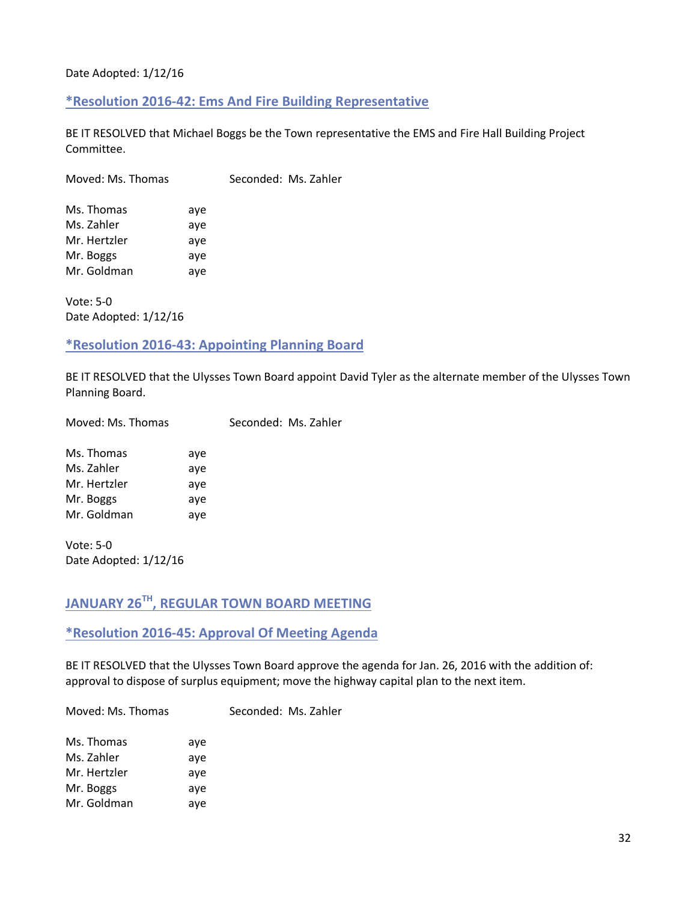Date Adopted: 1/12/16

## *Resolution 2016-42: Ems And Fire Building Representative

BE IT RESOLVED that Michael Boggs be the Town representative the EMS and Fire Hall Building Project Committee.

Moved: Ms. Thomas Seconded: Ms. Zahler

Ms. Thomas aye
Ms. Zahler aye
Mr. Hertzler aye
Mr. Boggs aye
Mr. Goldman aye

Vote: 5-0
Date Adopted: 1/12/16

## *Resolution 2016-43: Appointing Planning Board

BE IT RESOLVED that the Ulysses Town Board appoint David Tyler as the alternate member of the Ulysses Town Planning Board.

Moved: Ms. Thomas Seconded: Ms. Zahler

Ms. Thomas aye
Ms. Zahler aye
Mr. Hertzler aye
Mr. Boggs aye
Mr. Goldman aye

Vote: 5-0
Date Adopted: 1/12/16

# JANUARY 26TH, REGULAR TOWN BOARD MEETING

## *Resolution 2016-45: Approval Of Meeting Agenda

BE IT RESOLVED that the Ulysses Town Board approve the agenda for Jan. 26, 2016 with the addition of: approval to dispose of surplus equipment; move the highway capital plan to the next item.

Moved: Ms. Thomas Seconded: Ms. Zahler

Ms. Thomas aye
Ms. Zahler aye
Mr. Hertzler aye
Mr. Boggs aye
Mr. Goldman aye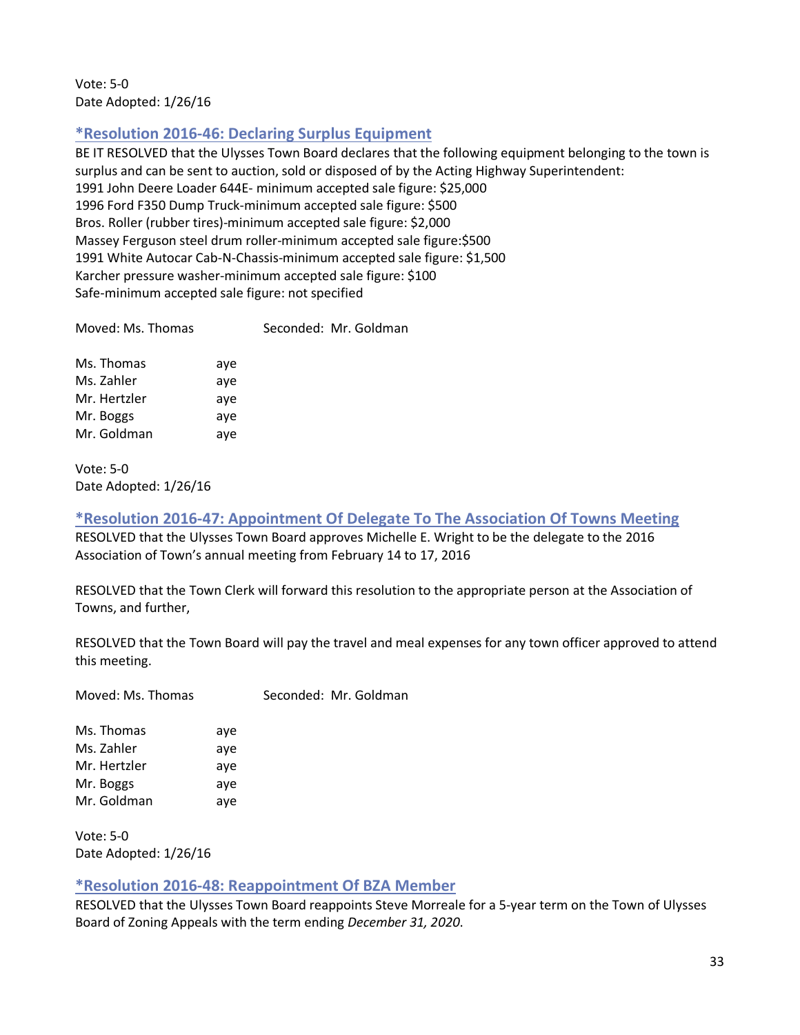Vote: 5-0
Date Adopted: 1/26/16

### *Resolution 2016-46: Declaring Surplus Equipment

BE IT RESOLVED that the Ulysses Town Board declares that the following equipment belonging to the town is surplus and can be sent to auction, sold or disposed of by the Acting Highway Superintendent:
1991 John Deere Loader 644E- minimum accepted sale figure: $25,000
1996 Ford F350 Dump Truck-minimum accepted sale figure: $500
Bros. Roller (rubber tires)-minimum accepted sale figure: $2,000
Massey Ferguson steel drum roller-minimum accepted sale figure:$500
1991 White Autocar Cab-N-Chassis-minimum accepted sale figure: $1,500
Karcher pressure washer-minimum accepted sale figure: $100
Safe-minimum accepted sale figure: not specified

Moved: Ms. Thomas Seconded: Mr. Goldman

Ms. Thomas aye
Ms. Zahler aye
Mr. Hertzler aye
Mr. Boggs aye
Mr. Goldman aye

Vote: 5-0
Date Adopted: 1/26/16

### *Resolution 2016-47: Appointment Of Delegate To The Association Of Towns Meeting

RESOLVED that the Ulysses Town Board approves Michelle E. Wright to be the delegate to the 2016 Association of Town's annual meeting from February 14 to 17, 2016

RESOLVED that the Town Clerk will forward this resolution to the appropriate person at the Association of Towns, and further,

RESOLVED that the Town Board will pay the travel and meal expenses for any town officer approved to attend this meeting.

Moved: Ms. Thomas Seconded: Mr. Goldman

Ms. Thomas aye
Ms. Zahler aye
Mr. Hertzler aye
Mr. Boggs aye
Mr. Goldman aye

Vote: 5-0
Date Adopted: 1/26/16

### *Resolution 2016-48: Reappointment Of BZA Member

RESOLVED that the Ulysses Town Board reappoints Steve Morreale for a 5-year term on the Town of Ulysses Board of Zoning Appeals with the term ending *December 31, 2020*.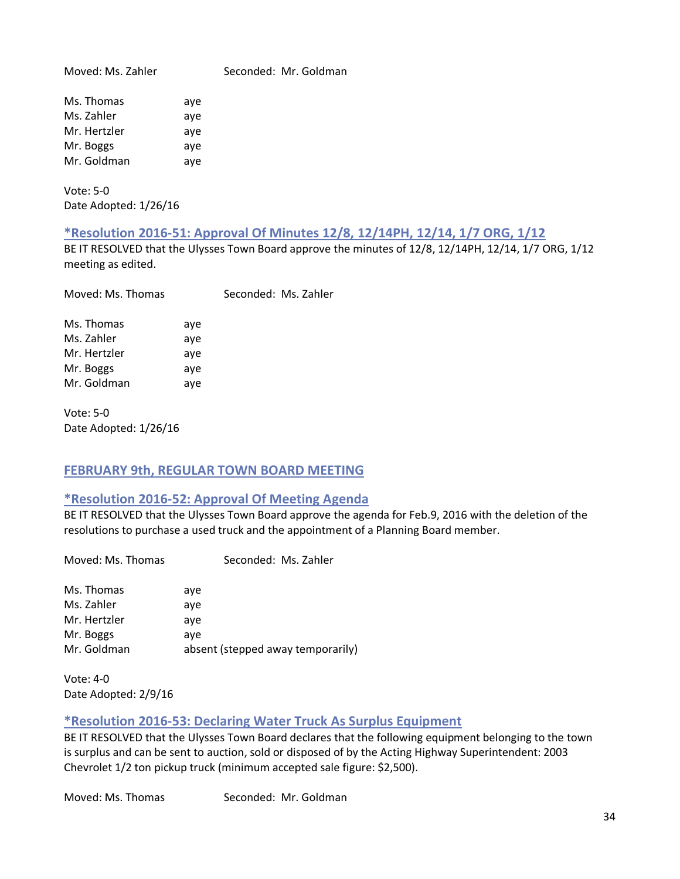Moved: Ms. Zahler Seconded: Mr. Goldman

Ms. Thomas aye
Ms. Zahler aye
Mr. Hertzler aye
Mr. Boggs aye
Mr. Goldman aye

Vote: 5-0
Date Adopted: 1/26/16

### *Resolution 2016-51: Approval Of Minutes 12/8, 12/14PH, 12/14, 1/7 ORG, 1/12

BE IT RESOLVED that the Ulysses Town Board approve the minutes of 12/8, 12/14PH, 12/14, 1/7 ORG, 1/12 meeting as edited.

Moved: Ms. Thomas Seconded: Ms. Zahler

Ms. Thomas aye
Ms. Zahler aye
Mr. Hertzler aye
Mr. Boggs aye
Mr. Goldman aye

Vote: 5-0
Date Adopted: 1/26/16

## FEBRUARY 9th, REGULAR TOWN BOARD MEETING

### *Resolution 2016-52: Approval Of Meeting Agenda

BE IT RESOLVED that the Ulysses Town Board approve the agenda for Feb.9, 2016 with the deletion of the resolutions to purchase a used truck and the appointment of a Planning Board member.

Moved: Ms. Thomas Seconded: Ms. Zahler

Ms. Thomas aye
Ms. Zahler aye
Mr. Hertzler aye
Mr. Boggs aye
Mr. Goldman absent (stepped away temporarily)

Vote: 4-0
Date Adopted: 2/9/16

### *Resolution 2016-53: Declaring Water Truck As Surplus Equipment

BE IT RESOLVED that the Ulysses Town Board declares that the following equipment belonging to the town is surplus and can be sent to auction, sold or disposed of by the Acting Highway Superintendent: 2003 Chevrolet 1/2 ton pickup truck (minimum accepted sale figure: $2,500).

Moved: Ms. Thomas Seconded: Mr. Goldman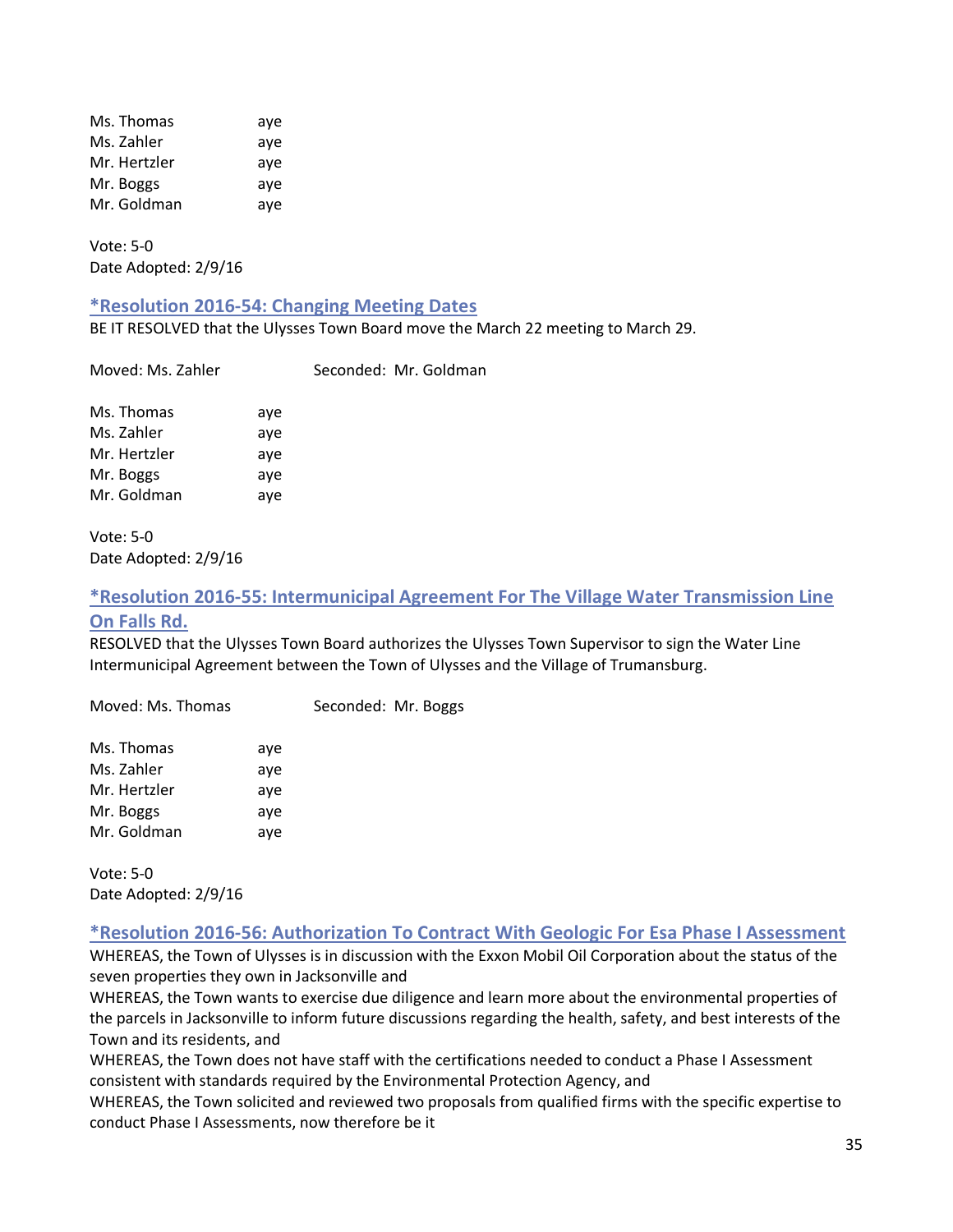| | |
|---|---|
| Ms. Thomas | aye |
| Ms. Zahler | aye |
| Mr. Hertzler | aye |
| Mr. Boggs | aye |
| Mr. Goldman | aye |

Vote: 5-0
Date Adopted: 2/9/16

### *Resolution 2016-54: Changing Meeting Dates

BE IT RESOLVED that the Ulysses Town Board move the March 22 meeting to March 29.

Moved: Ms. Zahler Seconded: Mr. Goldman

| | |
|---|---|
| Ms. Thomas | aye |
| Ms. Zahler | aye |
| Mr. Hertzler | aye |
| Mr. Boggs | aye |
| Mr. Goldman | aye |

Vote: 5-0
Date Adopted: 2/9/16

### *Resolution 2016-55: Intermunicipal Agreement For The Village Water Transmission Line On Falls Rd.

RESOLVED that the Ulysses Town Board authorizes the Ulysses Town Supervisor to sign the Water Line Intermunicipal Agreement between the Town of Ulysses and the Village of Trumansburg.

Moved: Ms. Thomas Seconded: Mr. Boggs

| | |
|---|---|
| Ms. Thomas | aye |
| Ms. Zahler | aye |
| Mr. Hertzler | aye |
| Mr. Boggs | aye |
| Mr. Goldman | aye |

Vote: 5-0
Date Adopted: 2/9/16

### *Resolution 2016-56: Authorization To Contract With Geologic For Esa Phase I Assessment

WHEREAS, the Town of Ulysses is in discussion with the Exxon Mobil Oil Corporation about the status of the seven properties they own in Jacksonville and
WHEREAS, the Town wants to exercise due diligence and learn more about the environmental properties of the parcels in Jacksonville to inform future discussions regarding the health, safety, and best interests of the Town and its residents, and
WHEREAS, the Town does not have staff with the certifications needed to conduct a Phase I Assessment consistent with standards required by the Environmental Protection Agency, and
WHEREAS, the Town solicited and reviewed two proposals from qualified firms with the specific expertise to conduct Phase I Assessments, now therefore be it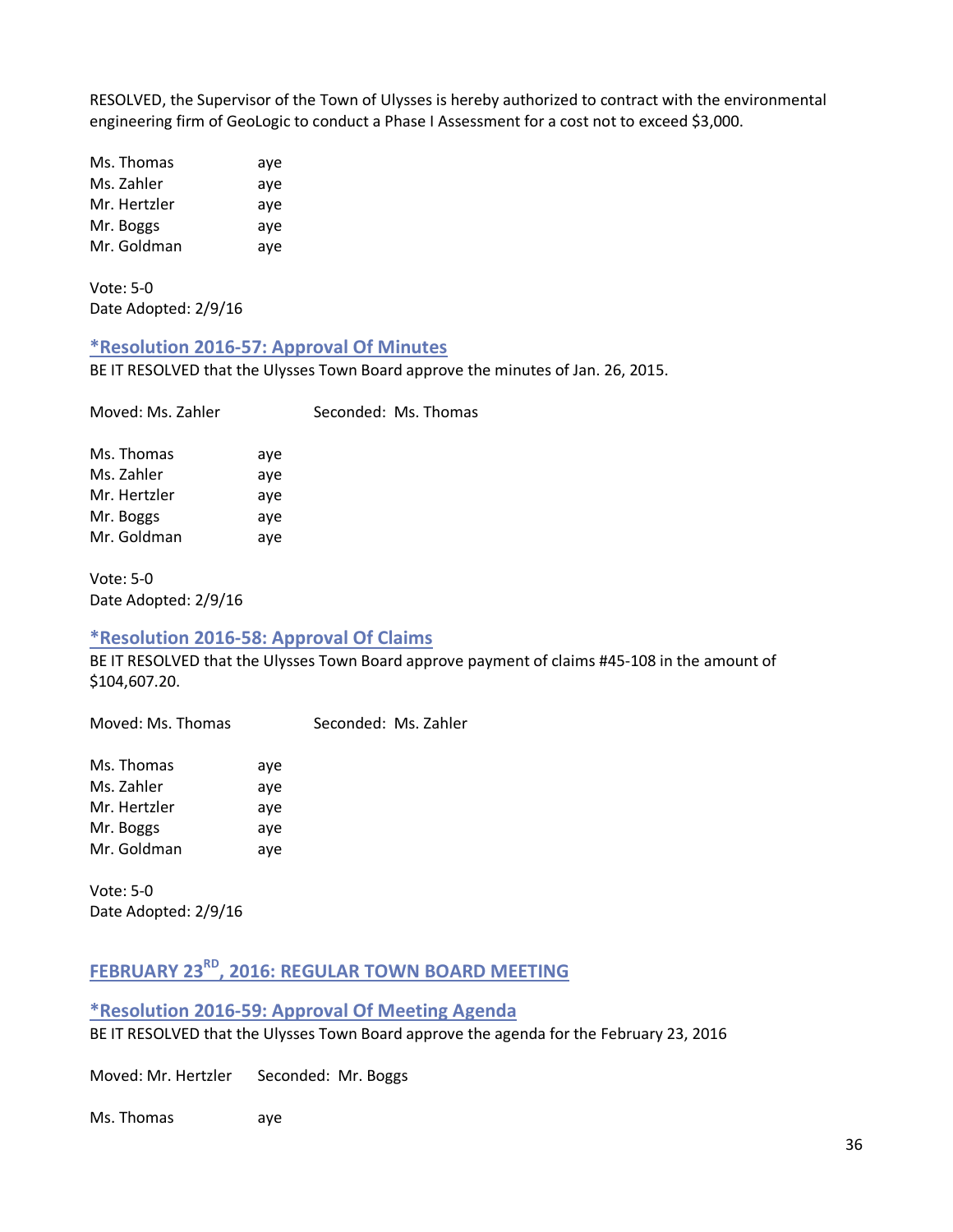RESOLVED, the Supervisor of the Town of Ulysses is hereby authorized to contract with the environmental engineering firm of GeoLogic to conduct a Phase I Assessment for a cost not to exceed $3,000.

Ms. Thomas aye
Ms. Zahler aye
Mr. Hertzler aye
Mr. Boggs aye
Mr. Goldman aye

Vote: 5-0
Date Adopted: 2/9/16

### *Resolution 2016-57: Approval Of Minutes

BE IT RESOLVED that the Ulysses Town Board approve the minutes of Jan. 26, 2015.

Moved: Ms. Zahler Seconded: Ms. Thomas

Ms. Thomas aye
Ms. Zahler aye
Mr. Hertzler aye
Mr. Boggs aye
Mr. Goldman aye

Vote: 5-0
Date Adopted: 2/9/16

### *Resolution 2016-58: Approval Of Claims

BE IT RESOLVED that the Ulysses Town Board approve payment of claims #45-108 in the amount of $104,607.20.

Moved: Ms. Thomas Seconded: Ms. Zahler

Ms. Thomas aye
Ms. Zahler aye
Mr. Hertzler aye
Mr. Boggs aye
Mr. Goldman aye

Vote: 5-0
Date Adopted: 2/9/16

## FEBRUARY 23RD, 2016: REGULAR TOWN BOARD MEETING

### *Resolution 2016-59: Approval Of Meeting Agenda

BE IT RESOLVED that the Ulysses Town Board approve the agenda for the February 23, 2016

Moved: Mr. Hertzler Seconded: Mr. Boggs

Ms. Thomas aye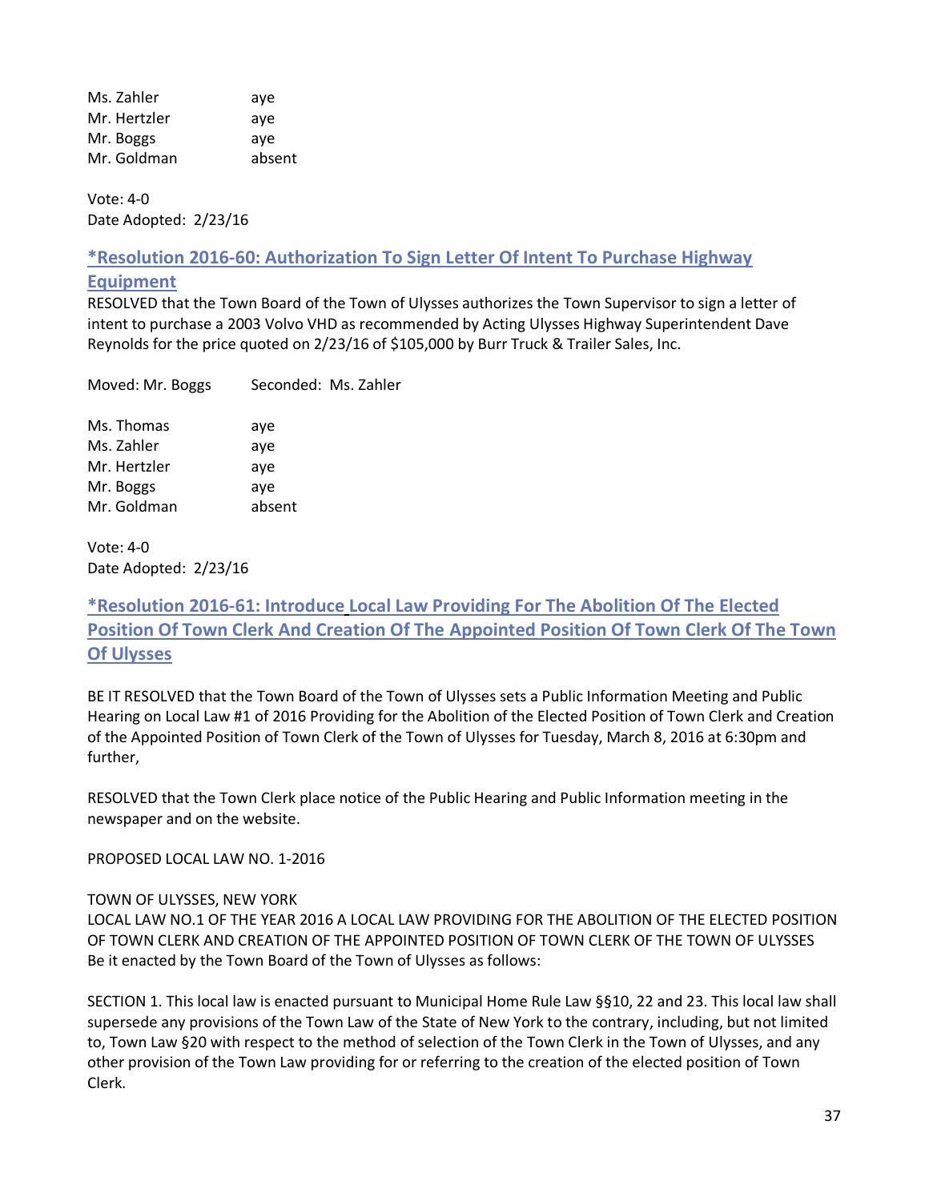| | |
|---|---|
| Ms. Zahler | aye |
| Mr. Hertzler | aye |
| Mr. Boggs | aye |
| Mr. Goldman | absent |

Vote: 4-0
Date Adopted: 2/23/16

## *Resolution 2016-60: Authorization To Sign Letter Of Intent To Purchase Highway Equipment

RESOLVED that the Town Board of the Town of Ulysses authorizes the Town Supervisor to sign a letter of intent to purchase a 2003 Volvo VHD as recommended by Acting Ulysses Highway Superintendent Dave Reynolds for the price quoted on 2/23/16 of $105,000 by Burr Truck & Trailer Sales, Inc.

Moved: Mr. Boggs Seconded: Ms. Zahler

| | |
|---|---|
| Ms. Thomas | aye |
| Ms. Zahler | aye |
| Mr. Hertzler | aye |
| Mr. Boggs | aye |
| Mr. Goldman | absent |

Vote: 4-0
Date Adopted: 2/23/16

## *Resolution 2016-61: Introduce Local Law Providing For The Abolition Of The Elected Position Of Town Clerk And Creation Of The Appointed Position Of Town Clerk Of The Town Of Ulysses

BE IT RESOLVED that the Town Board of the Town of Ulysses sets a Public Information Meeting and Public Hearing on Local Law #1 of 2016 Providing for the Abolition of the Elected Position of Town Clerk and Creation of the Appointed Position of Town Clerk of the Town of Ulysses for Tuesday, March 8, 2016 at 6:30pm and further,

RESOLVED that the Town Clerk place notice of the Public Hearing and Public Information meeting in the newspaper and on the website.

PROPOSED LOCAL LAW NO. 1-2016

TOWN OF ULYSSES, NEW YORK
LOCAL LAW NO.1 OF THE YEAR 2016 A LOCAL LAW PROVIDING FOR THE ABOLITION OF THE ELECTED POSITION OF TOWN CLERK AND CREATION OF THE APPOINTED POSITION OF TOWN CLERK OF THE TOWN OF ULYSSES
Be it enacted by the Town Board of the Town of Ulysses as follows:

SECTION 1. This local law is enacted pursuant to Municipal Home Rule Law §§10, 22 and 23. This local law shall supersede any provisions of the Town Law of the State of New York to the contrary, including, but not limited to, Town Law §20 with respect to the method of selection of the Town Clerk in the Town of Ulysses, and any other provision of the Town Law providing for or referring to the creation of the elected position of Town Clerk.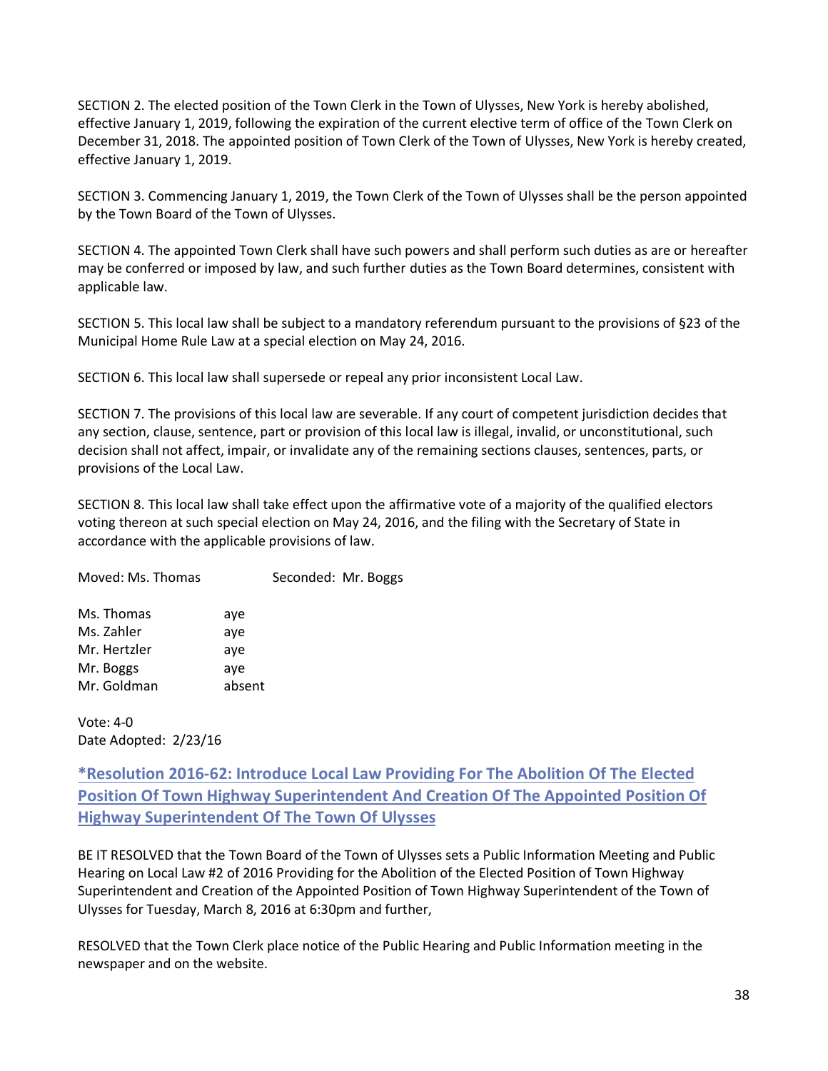SECTION 2. The elected position of the Town Clerk in the Town of Ulysses, New York is hereby abolished, effective January 1, 2019, following the expiration of the current elective term of office of the Town Clerk on December 31, 2018. The appointed position of Town Clerk of the Town of Ulysses, New York is hereby created, effective January 1, 2019.

SECTION 3. Commencing January 1, 2019, the Town Clerk of the Town of Ulysses shall be the person appointed by the Town Board of the Town of Ulysses.

SECTION 4. The appointed Town Clerk shall have such powers and shall perform such duties as are or hereafter may be conferred or imposed by law, and such further duties as the Town Board determines, consistent with applicable law.

SECTION 5. This local law shall be subject to a mandatory referendum pursuant to the provisions of §23 of the Municipal Home Rule Law at a special election on May 24, 2016.

SECTION 6. This local law shall supersede or repeal any prior inconsistent Local Law.

SECTION 7. The provisions of this local law are severable. If any court of competent jurisdiction decides that any section, clause, sentence, part or provision of this local law is illegal, invalid, or unconstitutional, such decision shall not affect, impair, or invalidate any of the remaining sections clauses, sentences, parts, or provisions of the Local Law.

SECTION 8. This local law shall take effect upon the affirmative vote of a majority of the qualified electors voting thereon at such special election on May 24, 2016, and the filing with the Secretary of State in accordance with the applicable provisions of law.

Moved: Ms. Thomas Seconded: Mr. Boggs

Ms. Thomas aye
Ms. Zahler aye
Mr. Hertzler aye
Mr. Boggs aye
Mr. Goldman absent

Vote: 4-0
Date Adopted: 2/23/16

## *Resolution 2016-62: Introduce Local Law Providing For The Abolition Of The Elected Position Of Town Highway Superintendent And Creation Of The Appointed Position Of Highway Superintendent Of The Town Of Ulysses

BE IT RESOLVED that the Town Board of the Town of Ulysses sets a Public Information Meeting and Public Hearing on Local Law #2 of 2016 Providing for the Abolition of the Elected Position of Town Highway Superintendent and Creation of the Appointed Position of Town Highway Superintendent of the Town of Ulysses for Tuesday, March 8, 2016 at 6:30pm and further,

RESOLVED that the Town Clerk place notice of the Public Hearing and Public Information meeting in the newspaper and on the website.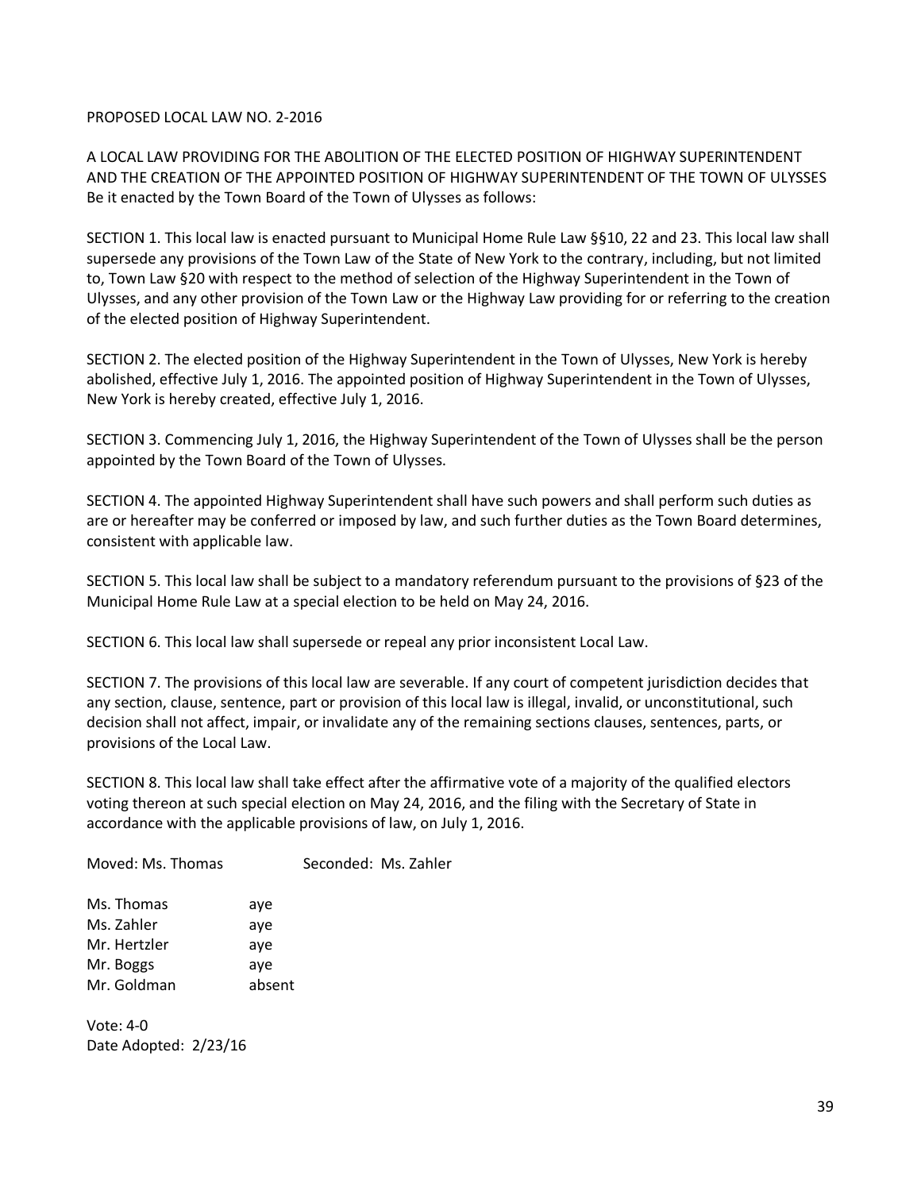PROPOSED LOCAL LAW NO. 2-2016

A LOCAL LAW PROVIDING FOR THE ABOLITION OF THE ELECTED POSITION OF HIGHWAY SUPERINTENDENT AND THE CREATION OF THE APPOINTED POSITION OF HIGHWAY SUPERINTENDENT OF THE TOWN OF ULYSSES
Be it enacted by the Town Board of the Town of Ulysses as follows:

SECTION 1. This local law is enacted pursuant to Municipal Home Rule Law §§10, 22 and 23. This local law shall supersede any provisions of the Town Law of the State of New York to the contrary, including, but not limited to, Town Law §20 with respect to the method of selection of the Highway Superintendent in the Town of Ulysses, and any other provision of the Town Law or the Highway Law providing for or referring to the creation of the elected position of Highway Superintendent.

SECTION 2. The elected position of the Highway Superintendent in the Town of Ulysses, New York is hereby abolished, effective July 1, 2016. The appointed position of Highway Superintendent in the Town of Ulysses, New York is hereby created, effective July 1, 2016.

SECTION 3. Commencing July 1, 2016, the Highway Superintendent of the Town of Ulysses shall be the person appointed by the Town Board of the Town of Ulysses.

SECTION 4. The appointed Highway Superintendent shall have such powers and shall perform such duties as are or hereafter may be conferred or imposed by law, and such further duties as the Town Board determines, consistent with applicable law.

SECTION 5. This local law shall be subject to a mandatory referendum pursuant to the provisions of §23 of the Municipal Home Rule Law at a special election to be held on May 24, 2016.

SECTION 6. This local law shall supersede or repeal any prior inconsistent Local Law.

SECTION 7. The provisions of this local law are severable. If any court of competent jurisdiction decides that any section, clause, sentence, part or provision of this local law is illegal, invalid, or unconstitutional, such decision shall not affect, impair, or invalidate any of the remaining sections clauses, sentences, parts, or provisions of the Local Law.

SECTION 8. This local law shall take effect after the affirmative vote of a majority of the qualified electors voting thereon at such special election on May 24, 2016, and the filing with the Secretary of State in accordance with the applicable provisions of law, on July 1, 2016.

Moved: Ms. Thomas Seconded: Ms. Zahler

Ms. Thomas aye
Ms. Zahler aye
Mr. Hertzler aye
Mr. Boggs aye
Mr. Goldman absent

Vote: 4-0
Date Adopted: 2/23/16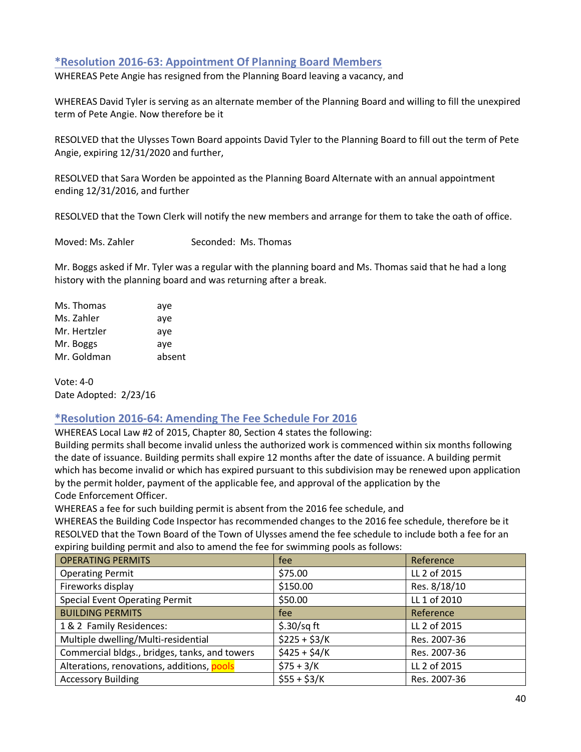## *Resolution 2016-63: Appointment Of Planning Board Members

WHEREAS Pete Angie has resigned from the Planning Board leaving a vacancy, and

WHEREAS David Tyler is serving as an alternate member of the Planning Board and willing to fill the unexpired term of Pete Angie. Now therefore be it

RESOLVED that the Ulysses Town Board appoints David Tyler to the Planning Board to fill out the term of Pete Angie, expiring 12/31/2020 and further,

RESOLVED that Sara Worden be appointed as the Planning Board Alternate with an annual appointment ending 12/31/2016, and further

RESOLVED that the Town Clerk will notify the new members and arrange for them to take the oath of office.

Moved: Ms. Zahler Seconded: Ms. Thomas

Mr. Boggs asked if Mr. Tyler was a regular with the planning board and Ms. Thomas said that he had a long history with the planning board and was returning after a break.

Ms. Thomas aye
Ms. Zahler aye
Mr. Hertzler aye
Mr. Boggs aye
Mr. Goldman absent

Vote: 4-0
Date Adopted: 2/23/16

## *Resolution 2016-64: Amending The Fee Schedule For 2016

WHEREAS Local Law #2 of 2015, Chapter 80, Section 4 states the following:
Building permits shall become invalid unless the authorized work is commenced within six months following the date of issuance. Building permits shall expire 12 months after the date of issuance. A building permit which has become invalid or which has expired pursuant to this subdivision may be renewed upon application by the permit holder, payment of the applicable fee, and approval of the application by the Code Enforcement Officer.
WHEREAS a fee for such building permit is absent from the 2016 fee schedule, and
WHEREAS the Building Code Inspector has recommended changes to the 2016 fee schedule, therefore be it
RESOLVED that the Town Board of the Town of Ulysses amend the fee schedule to include both a fee for an expiring building permit and also to amend the fee for swimming pools as follows:

| OPERATING PERMITS | fee | Reference |
|---|---|---|
| Operating Permit | $75.00 | LL 2 of 2015 |
| Fireworks display | $150.00 | Res. 8/18/10 |
| Special Event Operating Permit | $50.00 | LL 1 of 2010 |
| BUILDING PERMITS | fee | Reference |
| 1 & 2 Family Residences: | $.30/sq ft | LL 2 of 2015 |
| Multiple dwelling/Multi-residential | $225 + $3/K | Res. 2007-36 |
| Commercial bldgs., bridges, tanks, and towers | $425 + $4/K | Res. 2007-36 |
| Alterations, renovations, additions, pools | $75 + 3/K | LL 2 of 2015 |
| Accessory Building | $55 + $3/K | Res. 2007-36 |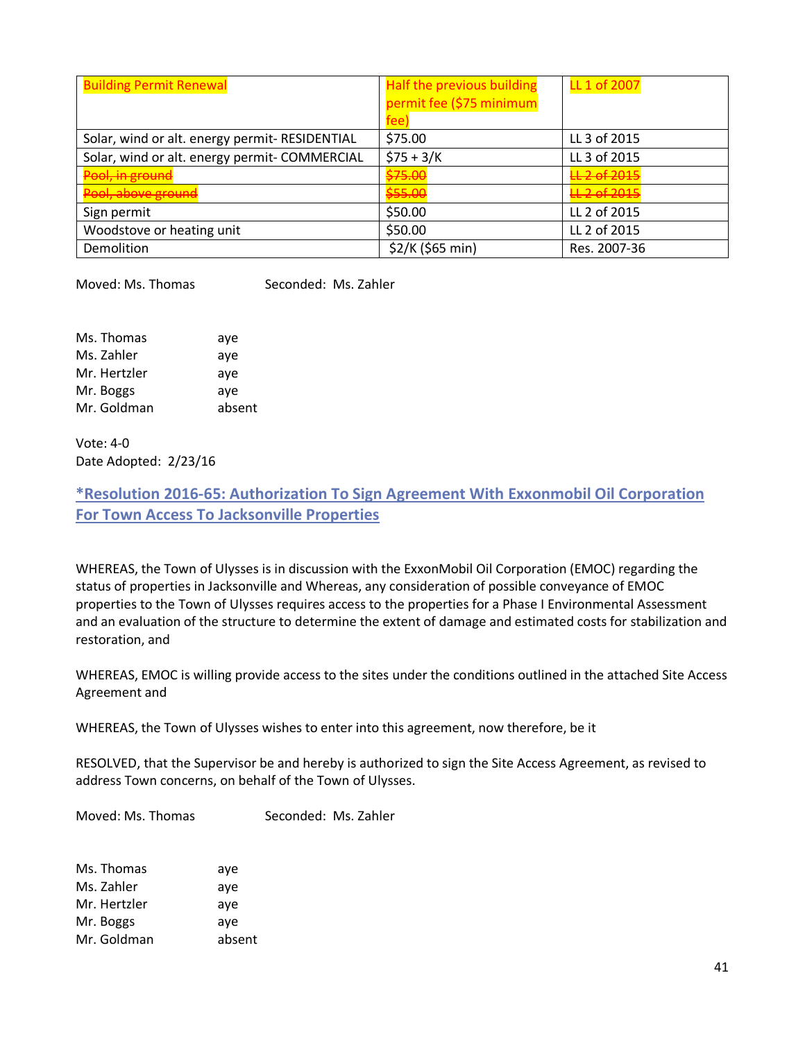| Building Permit Renewal | Half the previous building permit fee ($75 minimum fee) | LL 1 of 2007 |
| --- | --- | --- |
| Solar, wind or alt. energy permit- RESIDENTIAL | $75.00 | LL 3 of 2015 |
| Solar, wind or alt. energy permit- COMMERCIAL | $75 + 3/K | LL 3 of 2015 |
| ~~Pool, in ground~~ | ~~$75.00~~ | ~~LL 2 of 2015~~ |
| ~~Pool, above ground~~ | ~~$55.00~~ | ~~LL 2 of 2015~~ |
| Sign permit | $50.00 | LL 2 of 2015 |
| Woodstove or heating unit | $50.00 | LL 2 of 2015 |
| Demolition | $2/K ($65 min) | Res. 2007-36 |

Moved: Ms. Thomas Seconded: Ms. Zahler

Ms. Thomas aye
Ms. Zahler aye
Mr. Hertzler aye
Mr. Boggs aye
Mr. Goldman absent

Vote: 4-0
Date Adopted: 2/23/16

## *Resolution 2016-65: Authorization To Sign Agreement With Exxonmobil Oil Corporation For Town Access To Jacksonville Properties

WHEREAS, the Town of Ulysses is in discussion with the ExxonMobil Oil Corporation (EMOC) regarding the status of properties in Jacksonville and Whereas, any consideration of possible conveyance of EMOC properties to the Town of Ulysses requires access to the properties for a Phase I Environmental Assessment and an evaluation of the structure to determine the extent of damage and estimated costs for stabilization and restoration, and

WHEREAS, EMOC is willing provide access to the sites under the conditions outlined in the attached Site Access Agreement and

WHEREAS, the Town of Ulysses wishes to enter into this agreement, now therefore, be it

RESOLVED, that the Supervisor be and hereby is authorized to sign the Site Access Agreement, as revised to address Town concerns, on behalf of the Town of Ulysses.

Moved: Ms. Thomas Seconded: Ms. Zahler

Ms. Thomas aye
Ms. Zahler aye
Mr. Hertzler aye
Mr. Boggs aye
Mr. Goldman absent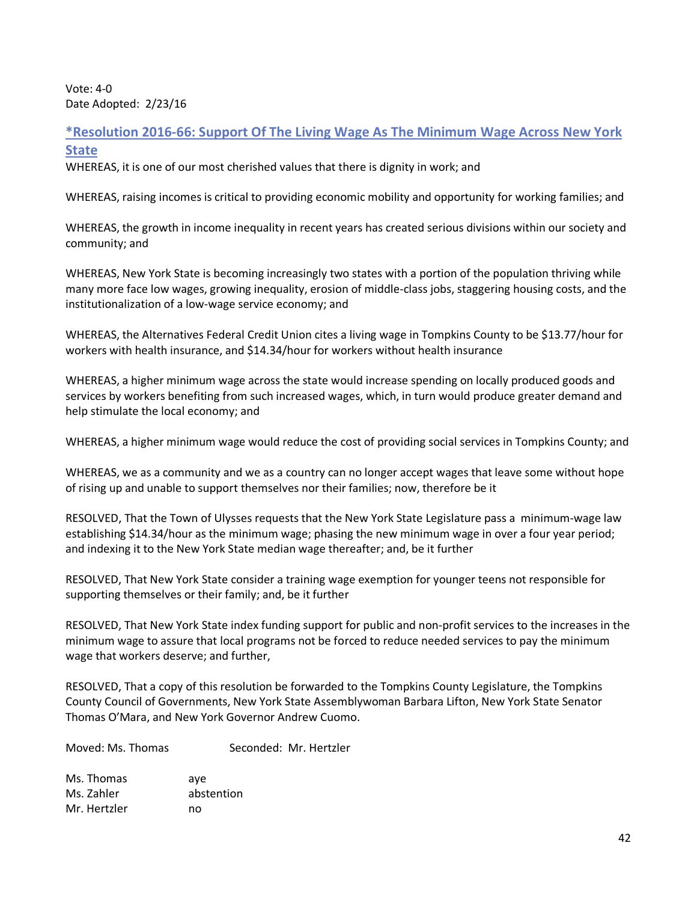Vote: 4-0
Date Adopted: 2/23/16

### *Resolution 2016-66: Support Of The Living Wage As The Minimum Wage Across New York State

WHEREAS, it is one of our most cherished values that there is dignity in work; and

WHEREAS, raising incomes is critical to providing economic mobility and opportunity for working families; and

WHEREAS, the growth in income inequality in recent years has created serious divisions within our society and community; and

WHEREAS, New York State is becoming increasingly two states with a portion of the population thriving while many more face low wages, growing inequality, erosion of middle-class jobs, staggering housing costs, and the institutionalization of a low-wage service economy; and

WHEREAS, the Alternatives Federal Credit Union cites a living wage in Tompkins County to be $13.77/hour for workers with health insurance, and $14.34/hour for workers without health insurance

WHEREAS, a higher minimum wage across the state would increase spending on locally produced goods and services by workers benefiting from such increased wages, which, in turn would produce greater demand and help stimulate the local economy; and

WHEREAS, a higher minimum wage would reduce the cost of providing social services in Tompkins County; and

WHEREAS, we as a community and we as a country can no longer accept wages that leave some without hope of rising up and unable to support themselves nor their families; now, therefore be it

RESOLVED, That the Town of Ulysses requests that the New York State Legislature pass a minimum-wage law establishing $14.34/hour as the minimum wage; phasing the new minimum wage in over a four year period; and indexing it to the New York State median wage thereafter; and, be it further

RESOLVED, That New York State consider a training wage exemption for younger teens not responsible for supporting themselves or their family; and, be it further

RESOLVED, That New York State index funding support for public and non-profit services to the increases in the minimum wage to assure that local programs not be forced to reduce needed services to pay the minimum wage that workers deserve; and further,

RESOLVED, That a copy of this resolution be forwarded to the Tompkins County Legislature, the Tompkins County Council of Governments, New York State Assemblywoman Barbara Lifton, New York State Senator Thomas O'Mara, and New York Governor Andrew Cuomo.

Moved: Ms. Thomas Seconded: Mr. Hertzler

Ms. Thomas aye
Ms. Zahler abstention
Mr. Hertzler no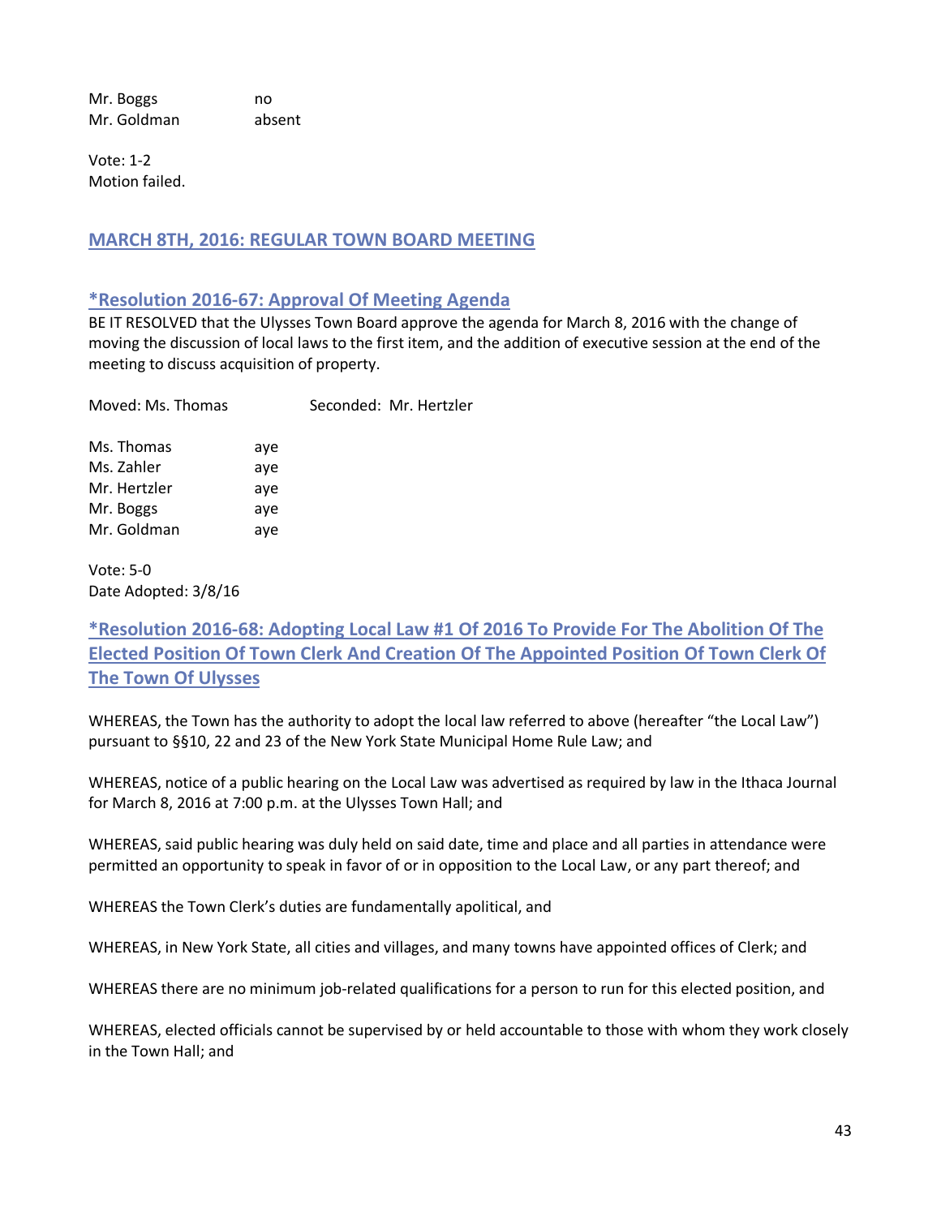Mr. Boggs no
Mr. Goldman absent

Vote: 1-2
Motion failed.

## MARCH 8TH, 2016: REGULAR TOWN BOARD MEETING

### *Resolution 2016-67: Approval Of Meeting Agenda

BE IT RESOLVED that the Ulysses Town Board approve the agenda for March 8, 2016 with the change of moving the discussion of local laws to the first item, and the addition of executive session at the end of the meeting to discuss acquisition of property.

Moved: Ms. Thomas Seconded: Mr. Hertzler

Ms. Thomas aye
Ms. Zahler aye
Mr. Hertzler aye
Mr. Boggs aye
Mr. Goldman aye

Vote: 5-0
Date Adopted: 3/8/16

### *Resolution 2016-68: Adopting Local Law #1 Of 2016 To Provide For The Abolition Of The Elected Position Of Town Clerk And Creation Of The Appointed Position Of Town Clerk Of The Town Of Ulysses

WHEREAS, the Town has the authority to adopt the local law referred to above (hereafter "the Local Law") pursuant to §§10, 22 and 23 of the New York State Municipal Home Rule Law; and

WHEREAS, notice of a public hearing on the Local Law was advertised as required by law in the Ithaca Journal for March 8, 2016 at 7:00 p.m. at the Ulysses Town Hall; and

WHEREAS, said public hearing was duly held on said date, time and place and all parties in attendance were permitted an opportunity to speak in favor of or in opposition to the Local Law, or any part thereof; and

WHEREAS the Town Clerk's duties are fundamentally apolitical, and

WHEREAS, in New York State, all cities and villages, and many towns have appointed offices of Clerk; and

WHEREAS there are no minimum job-related qualifications for a person to run for this elected position, and

WHEREAS, elected officials cannot be supervised by or held accountable to those with whom they work closely in the Town Hall; and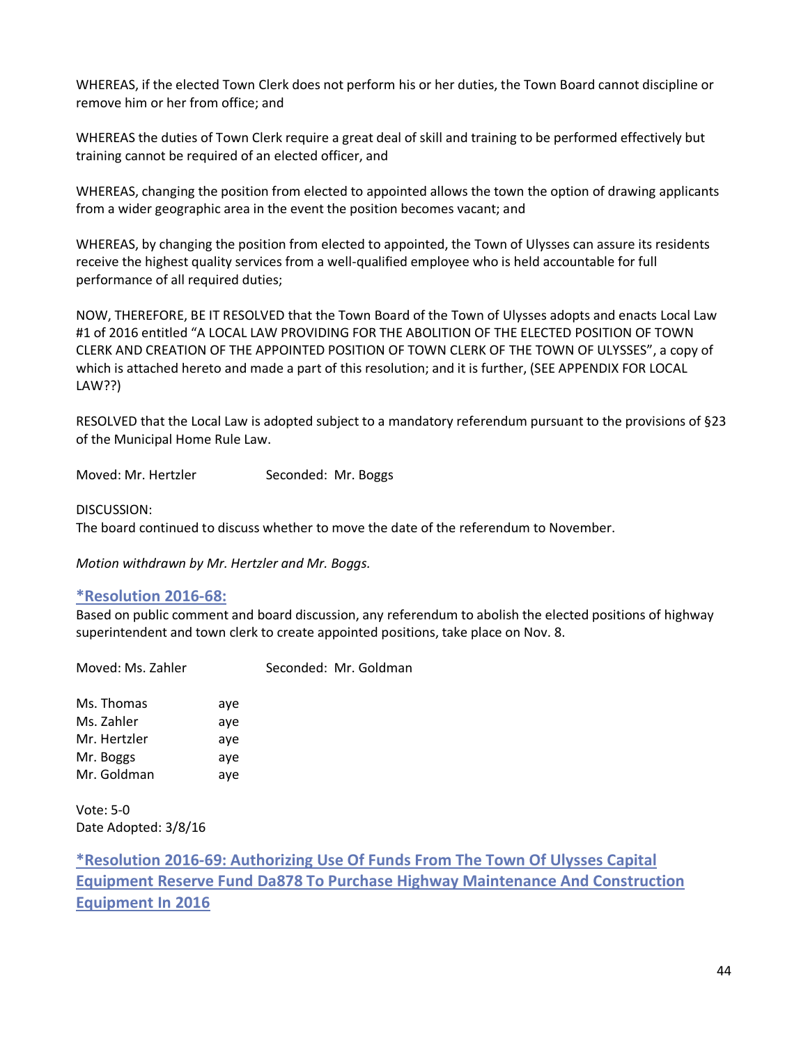WHEREAS, if the elected Town Clerk does not perform his or her duties, the Town Board cannot discipline or remove him or her from office; and

WHEREAS the duties of Town Clerk require a great deal of skill and training to be performed effectively but training cannot be required of an elected officer, and

WHEREAS, changing the position from elected to appointed allows the town the option of drawing applicants from a wider geographic area in the event the position becomes vacant; and

WHEREAS, by changing the position from elected to appointed, the Town of Ulysses can assure its residents receive the highest quality services from a well-qualified employee who is held accountable for full performance of all required duties;

NOW, THEREFORE, BE IT RESOLVED that the Town Board of the Town of Ulysses adopts and enacts Local Law #1 of 2016 entitled "A LOCAL LAW PROVIDING FOR THE ABOLITION OF THE ELECTED POSITION OF TOWN CLERK AND CREATION OF THE APPOINTED POSITION OF TOWN CLERK OF THE TOWN OF ULYSSES", a copy of which is attached hereto and made a part of this resolution; and it is further, (SEE APPENDIX FOR LOCAL LAW??)

RESOLVED that the Local Law is adopted subject to a mandatory referendum pursuant to the provisions of §23 of the Municipal Home Rule Law.

Moved: Mr. Hertzler Seconded: Mr. Boggs

DISCUSSION:
The board continued to discuss whether to move the date of the referendum to November.

*Motion withdrawn by Mr. Hertzler and Mr. Boggs.*

### *Resolution 2016-68:

Based on public comment and board discussion, any referendum to abolish the elected positions of highway superintendent and town clerk to create appointed positions, take place on Nov. 8.

Moved: Ms. Zahler Seconded: Mr. Goldman

Ms. Thomas aye
Ms. Zahler aye
Mr. Hertzler aye
Mr. Boggs aye
Mr. Goldman aye

Vote: 5-0
Date Adopted: 3/8/16

### *Resolution 2016-69: Authorizing Use Of Funds From The Town Of Ulysses Capital Equipment Reserve Fund Da878 To Purchase Highway Maintenance And Construction Equipment In 2016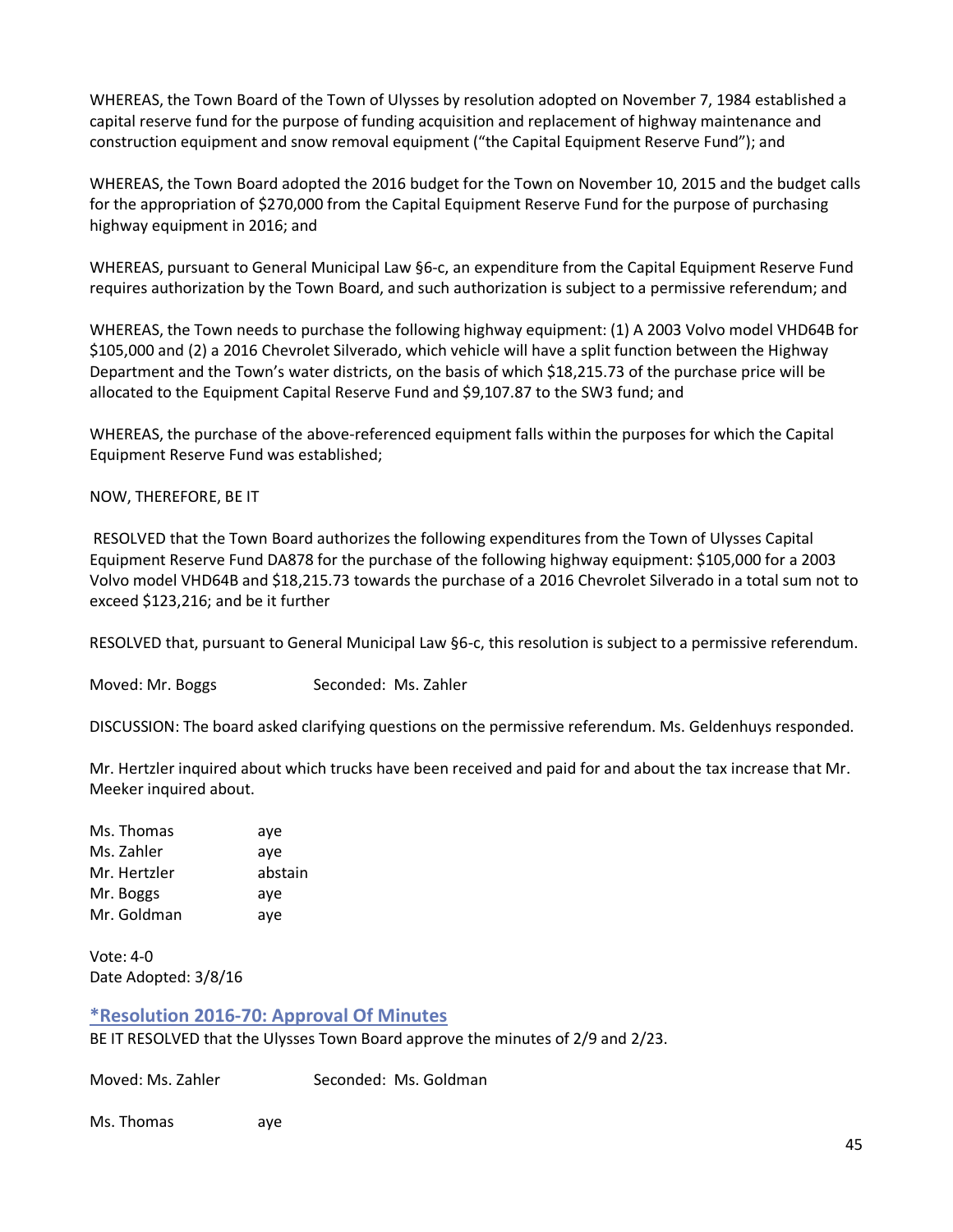WHEREAS, the Town Board of the Town of Ulysses by resolution adopted on November 7, 1984 established a capital reserve fund for the purpose of funding acquisition and replacement of highway maintenance and construction equipment and snow removal equipment ("the Capital Equipment Reserve Fund"); and

WHEREAS, the Town Board adopted the 2016 budget for the Town on November 10, 2015 and the budget calls for the appropriation of $270,000 from the Capital Equipment Reserve Fund for the purpose of purchasing highway equipment in 2016; and

WHEREAS, pursuant to General Municipal Law §6-c, an expenditure from the Capital Equipment Reserve Fund requires authorization by the Town Board, and such authorization is subject to a permissive referendum; and

WHEREAS, the Town needs to purchase the following highway equipment: (1) A 2003 Volvo model VHD64B for $105,000 and (2) a 2016 Chevrolet Silverado, which vehicle will have a split function between the Highway Department and the Town's water districts, on the basis of which $18,215.73 of the purchase price will be allocated to the Equipment Capital Reserve Fund and $9,107.87 to the SW3 fund; and

WHEREAS, the purchase of the above-referenced equipment falls within the purposes for which the Capital Equipment Reserve Fund was established;

NOW, THEREFORE, BE IT

RESOLVED that the Town Board authorizes the following expenditures from the Town of Ulysses Capital Equipment Reserve Fund DA878 for the purchase of the following highway equipment: $105,000 for a 2003 Volvo model VHD64B and $18,215.73 towards the purchase of a 2016 Chevrolet Silverado in a total sum not to exceed $123,216; and be it further

RESOLVED that, pursuant to General Municipal Law §6-c, this resolution is subject to a permissive referendum.

Moved: Mr. Boggs Seconded: Ms. Zahler

DISCUSSION: The board asked clarifying questions on the permissive referendum. Ms. Geldenhuys responded.

Mr. Hertzler inquired about which trucks have been received and paid for and about the tax increase that Mr. Meeker inquired about.

Ms. Thomas aye  
Ms. Zahler aye  
Mr. Hertzler abstain  
Mr. Boggs aye  
Mr. Goldman aye

Vote: 4-0  
Date Adopted: 3/8/16

## *Resolution 2016-70: Approval Of Minutes

BE IT RESOLVED that the Ulysses Town Board approve the minutes of 2/9 and 2/23.

Moved: Ms. Zahler Seconded: Ms. Goldman

Ms. Thomas aye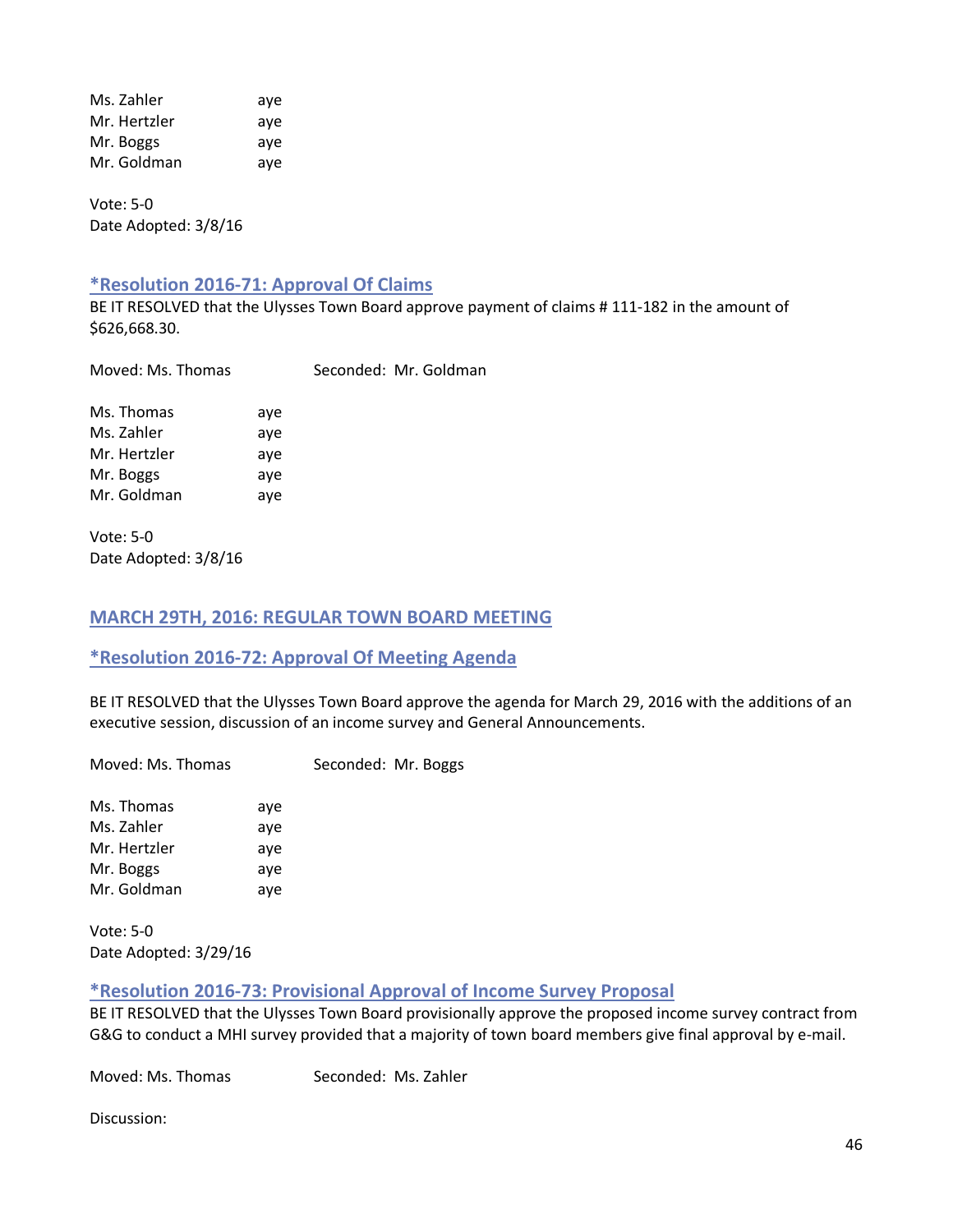Ms. Zahler aye
Mr. Hertzler aye
Mr. Boggs aye
Mr. Goldman aye

Vote: 5-0
Date Adopted: 3/8/16

### *Resolution 2016-71: Approval Of Claims

BE IT RESOLVED that the Ulysses Town Board approve payment of claims # 111-182 in the amount of $626,668.30.

Moved: Ms. Thomas Seconded: Mr. Goldman

Ms. Thomas aye
Ms. Zahler aye
Mr. Hertzler aye
Mr. Boggs aye
Mr. Goldman aye

Vote: 5-0
Date Adopted: 3/8/16

## MARCH 29TH, 2016: REGULAR TOWN BOARD MEETING

### *Resolution 2016-72: Approval Of Meeting Agenda

BE IT RESOLVED that the Ulysses Town Board approve the agenda for March 29, 2016 with the additions of an executive session, discussion of an income survey and General Announcements.

Moved: Ms. Thomas Seconded: Mr. Boggs

Ms. Thomas aye
Ms. Zahler aye
Mr. Hertzler aye
Mr. Boggs aye
Mr. Goldman aye

Vote: 5-0
Date Adopted: 3/29/16

### *Resolution 2016-73: Provisional Approval of Income Survey Proposal

BE IT RESOLVED that the Ulysses Town Board provisionally approve the proposed income survey contract from G&G to conduct a MHI survey provided that a majority of town board members give final approval by e-mail.

Moved: Ms. Thomas Seconded: Ms. Zahler

Discussion: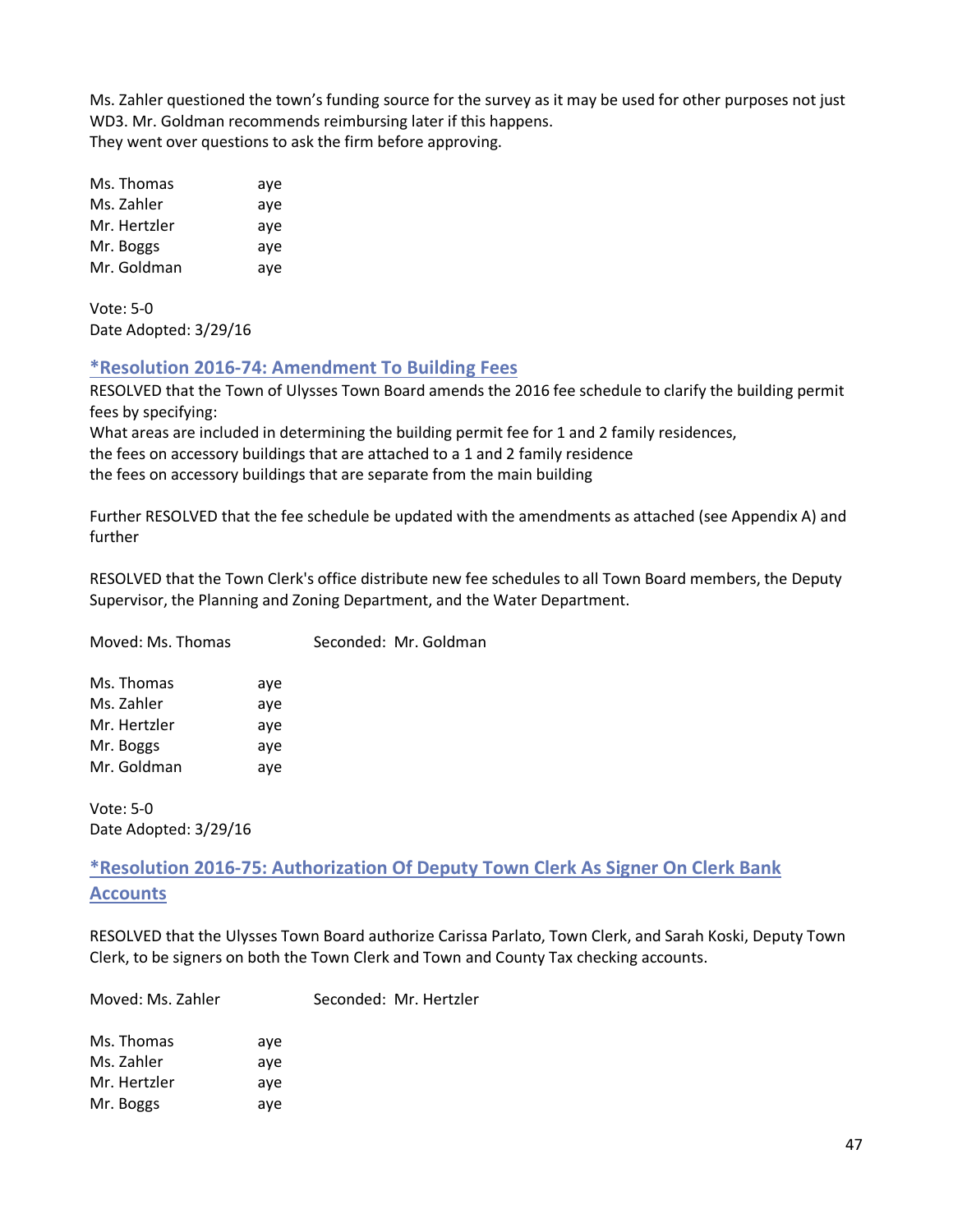Ms. Zahler questioned the town's funding source for the survey as it may be used for other purposes not just WD3. Mr. Goldman recommends reimbursing later if this happens.
They went over questions to ask the firm before approving.

Ms. Thomas aye
Ms. Zahler aye
Mr. Hertzler aye
Mr. Boggs aye
Mr. Goldman aye

Vote: 5-0
Date Adopted: 3/29/16

### *Resolution 2016-74: Amendment To Building Fees

RESOLVED that the Town of Ulysses Town Board amends the 2016 fee schedule to clarify the building permit fees by specifying:
What areas are included in determining the building permit fee for 1 and 2 family residences,
the fees on accessory buildings that are attached to a 1 and 2 family residence
the fees on accessory buildings that are separate from the main building

Further RESOLVED that the fee schedule be updated with the amendments as attached (see Appendix A) and further

RESOLVED that the Town Clerk's office distribute new fee schedules to all Town Board members, the Deputy Supervisor, the Planning and Zoning Department, and the Water Department.

Moved: Ms. Thomas Seconded: Mr. Goldman

Ms. Thomas aye
Ms. Zahler aye
Mr. Hertzler aye
Mr. Boggs aye
Mr. Goldman aye

Vote: 5-0
Date Adopted: 3/29/16

### *Resolution 2016-75: Authorization Of Deputy Town Clerk As Signer On Clerk Bank Accounts

RESOLVED that the Ulysses Town Board authorize Carissa Parlato, Town Clerk, and Sarah Koski, Deputy Town Clerk, to be signers on both the Town Clerk and Town and County Tax checking accounts.

Moved: Ms. Zahler Seconded: Mr. Hertzler

Ms. Thomas aye
Ms. Zahler aye
Mr. Hertzler aye
Mr. Boggs aye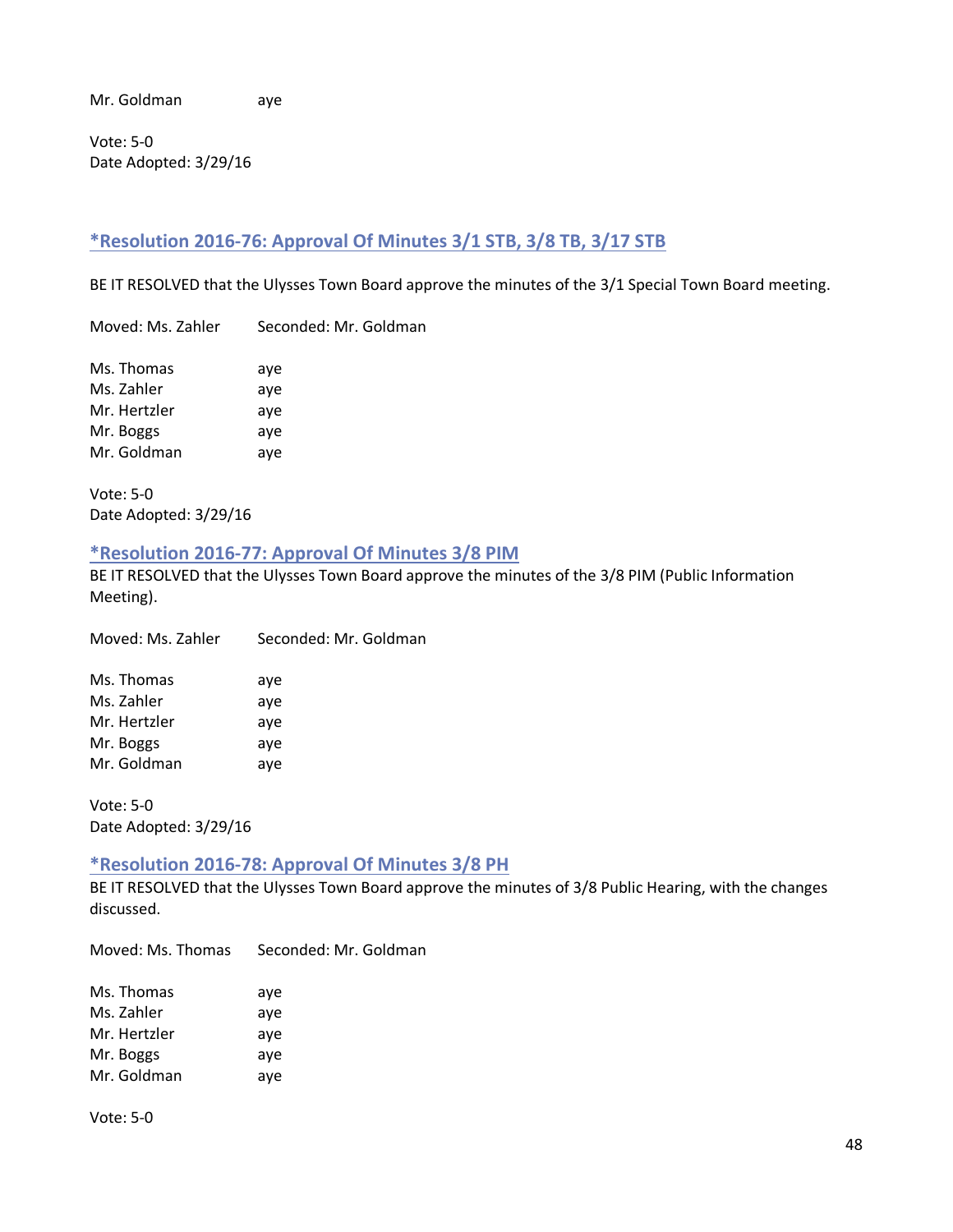Mr. Goldman aye

Vote: 5-0
Date Adopted: 3/29/16

### *Resolution 2016-76: Approval Of Minutes 3/1 STB, 3/8 TB, 3/17 STB

BE IT RESOLVED that the Ulysses Town Board approve the minutes of the 3/1 Special Town Board meeting.

Moved: Ms. Zahler Seconded: Mr. Goldman

Ms. Thomas aye
Ms. Zahler aye
Mr. Hertzler aye
Mr. Boggs aye
Mr. Goldman aye

Vote: 5-0
Date Adopted: 3/29/16

### *Resolution 2016-77: Approval Of Minutes 3/8 PIM

BE IT RESOLVED that the Ulysses Town Board approve the minutes of the 3/8 PIM (Public Information Meeting).

Moved: Ms. Zahler Seconded: Mr. Goldman

Ms. Thomas aye
Ms. Zahler aye
Mr. Hertzler aye
Mr. Boggs aye
Mr. Goldman aye

Vote: 5-0
Date Adopted: 3/29/16

### *Resolution 2016-78: Approval Of Minutes 3/8 PH

BE IT RESOLVED that the Ulysses Town Board approve the minutes of 3/8 Public Hearing, with the changes discussed.

Moved: Ms. Thomas Seconded: Mr. Goldman

Ms. Thomas aye
Ms. Zahler aye
Mr. Hertzler aye
Mr. Boggs aye
Mr. Goldman aye

Vote: 5-0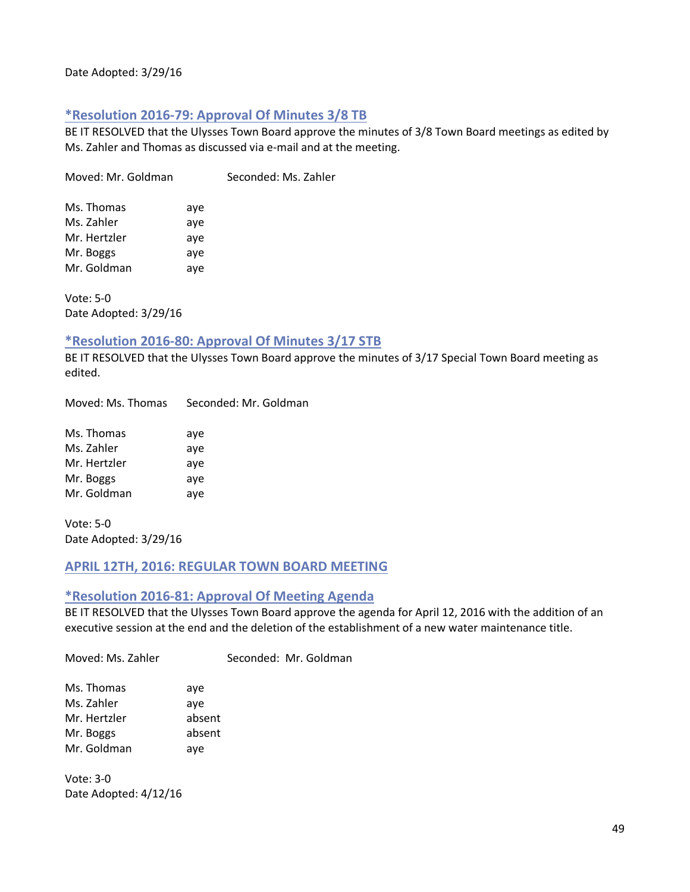Date Adopted: 3/29/16

### *Resolution 2016-79: Approval Of Minutes 3/8 TB

BE IT RESOLVED that the Ulysses Town Board approve the minutes of 3/8 Town Board meetings as edited by Ms. Zahler and Thomas as discussed via e-mail and at the meeting.

Moved: Mr. Goldman Seconded: Ms. Zahler

Ms. Thomas aye
Ms. Zahler aye
Mr. Hertzler aye
Mr. Boggs aye
Mr. Goldman aye

Vote: 5-0
Date Adopted: 3/29/16

### *Resolution 2016-80: Approval Of Minutes 3/17 STB

BE IT RESOLVED that the Ulysses Town Board approve the minutes of 3/17 Special Town Board meeting as edited.

Moved: Ms. Thomas Seconded: Mr. Goldman

Ms. Thomas aye
Ms. Zahler aye
Mr. Hertzler aye
Mr. Boggs aye
Mr. Goldman aye

Vote: 5-0
Date Adopted: 3/29/16

## APRIL 12TH, 2016: REGULAR TOWN BOARD MEETING

### *Resolution 2016-81: Approval Of Meeting Agenda

BE IT RESOLVED that the Ulysses Town Board approve the agenda for April 12, 2016 with the addition of an executive session at the end and the deletion of the establishment of a new water maintenance title.

Moved: Ms. Zahler Seconded: Mr. Goldman

Ms. Thomas aye
Ms. Zahler aye
Mr. Hertzler absent
Mr. Boggs absent
Mr. Goldman aye

Vote: 3-0
Date Adopted: 4/12/16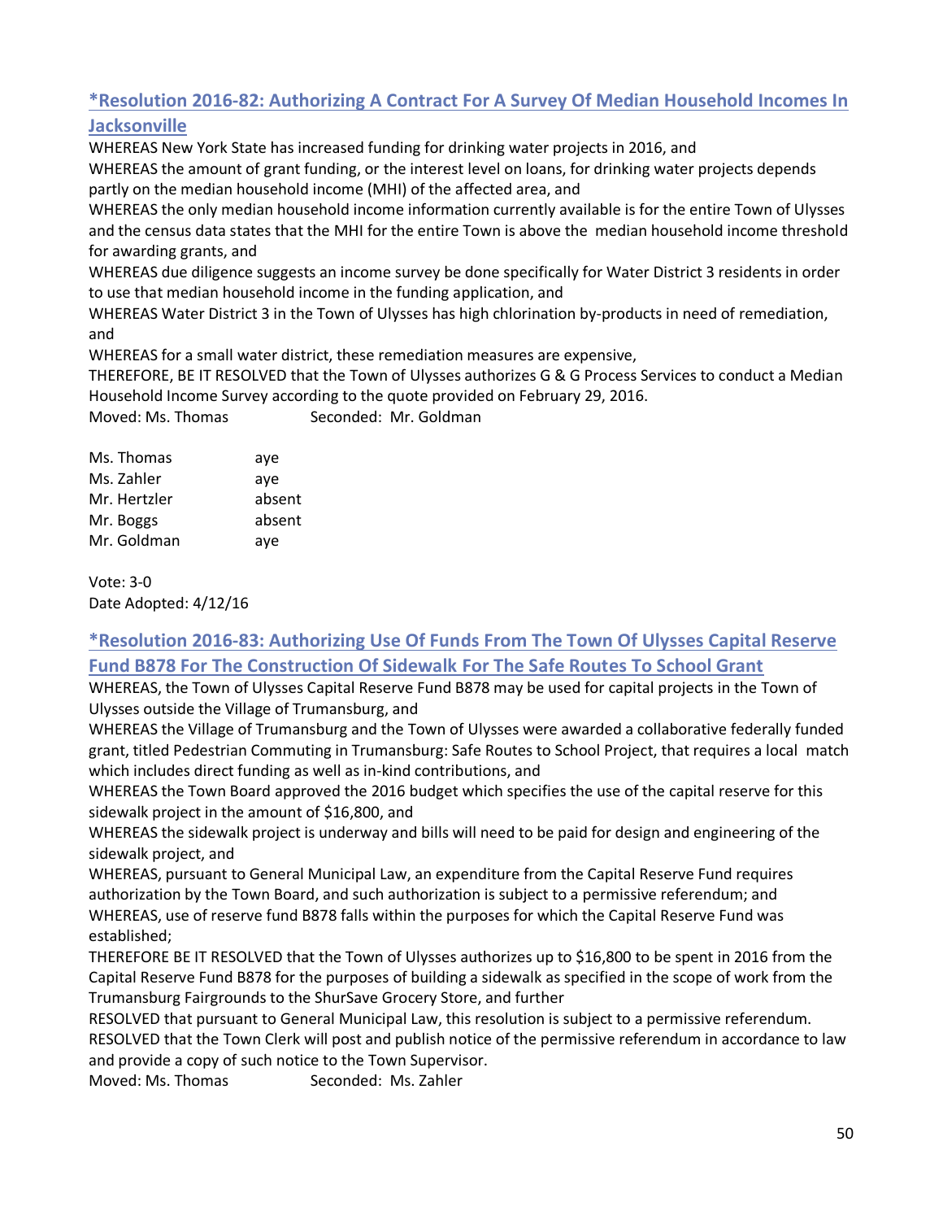## *Resolution 2016-82: Authorizing A Contract For A Survey Of Median Household Incomes In Jacksonville

WHEREAS New York State has increased funding for drinking water projects in 2016, and
WHEREAS the amount of grant funding, or the interest level on loans, for drinking water projects depends partly on the median household income (MHI) of the affected area, and
WHEREAS the only median household income information currently available is for the entire Town of Ulysses and the census data states that the MHI for the entire Town is above the median household income threshold for awarding grants, and
WHEREAS due diligence suggests an income survey be done specifically for Water District 3 residents in order to use that median household income in the funding application, and
WHEREAS Water District 3 in the Town of Ulysses has high chlorination by-products in need of remediation, and
WHEREAS for a small water district, these remediation measures are expensive,
THEREFORE, BE IT RESOLVED that the Town of Ulysses authorizes G & G Process Services to conduct a Median Household Income Survey according to the quote provided on February 29, 2016.
Moved: Ms. Thomas Seconded: Mr. Goldman

| | |
|---|---|
| Ms. Thomas | aye |
| Ms. Zahler | aye |
| Mr. Hertzler | absent |
| Mr. Boggs | absent |
| Mr. Goldman | aye |

Vote: 3-0
Date Adopted: 4/12/16

## *Resolution 2016-83: Authorizing Use Of Funds From The Town Of Ulysses Capital Reserve Fund B878 For The Construction Of Sidewalk For The Safe Routes To School Grant

WHEREAS, the Town of Ulysses Capital Reserve Fund B878 may be used for capital projects in the Town of Ulysses outside the Village of Trumansburg, and
WHEREAS the Village of Trumansburg and the Town of Ulysses were awarded a collaborative federally funded grant, titled Pedestrian Commuting in Trumansburg: Safe Routes to School Project, that requires a local match which includes direct funding as well as in-kind contributions, and
WHEREAS the Town Board approved the 2016 budget which specifies the use of the capital reserve for this sidewalk project in the amount of $16,800, and
WHEREAS the sidewalk project is underway and bills will need to be paid for design and engineering of the sidewalk project, and
WHEREAS, pursuant to General Municipal Law, an expenditure from the Capital Reserve Fund requires authorization by the Town Board, and such authorization is subject to a permissive referendum; and
WHEREAS, use of reserve fund B878 falls within the purposes for which the Capital Reserve Fund was established;
THEREFORE BE IT RESOLVED that the Town of Ulysses authorizes up to $16,800 to be spent in 2016 from the Capital Reserve Fund B878 for the purposes of building a sidewalk as specified in the scope of work from the Trumansburg Fairgrounds to the ShurSave Grocery Store, and further
RESOLVED that pursuant to General Municipal Law, this resolution is subject to a permissive referendum.
RESOLVED that the Town Clerk will post and publish notice of the permissive referendum in accordance to law and provide a copy of such notice to the Town Supervisor.
Moved: Ms. Thomas Seconded: Ms. Zahler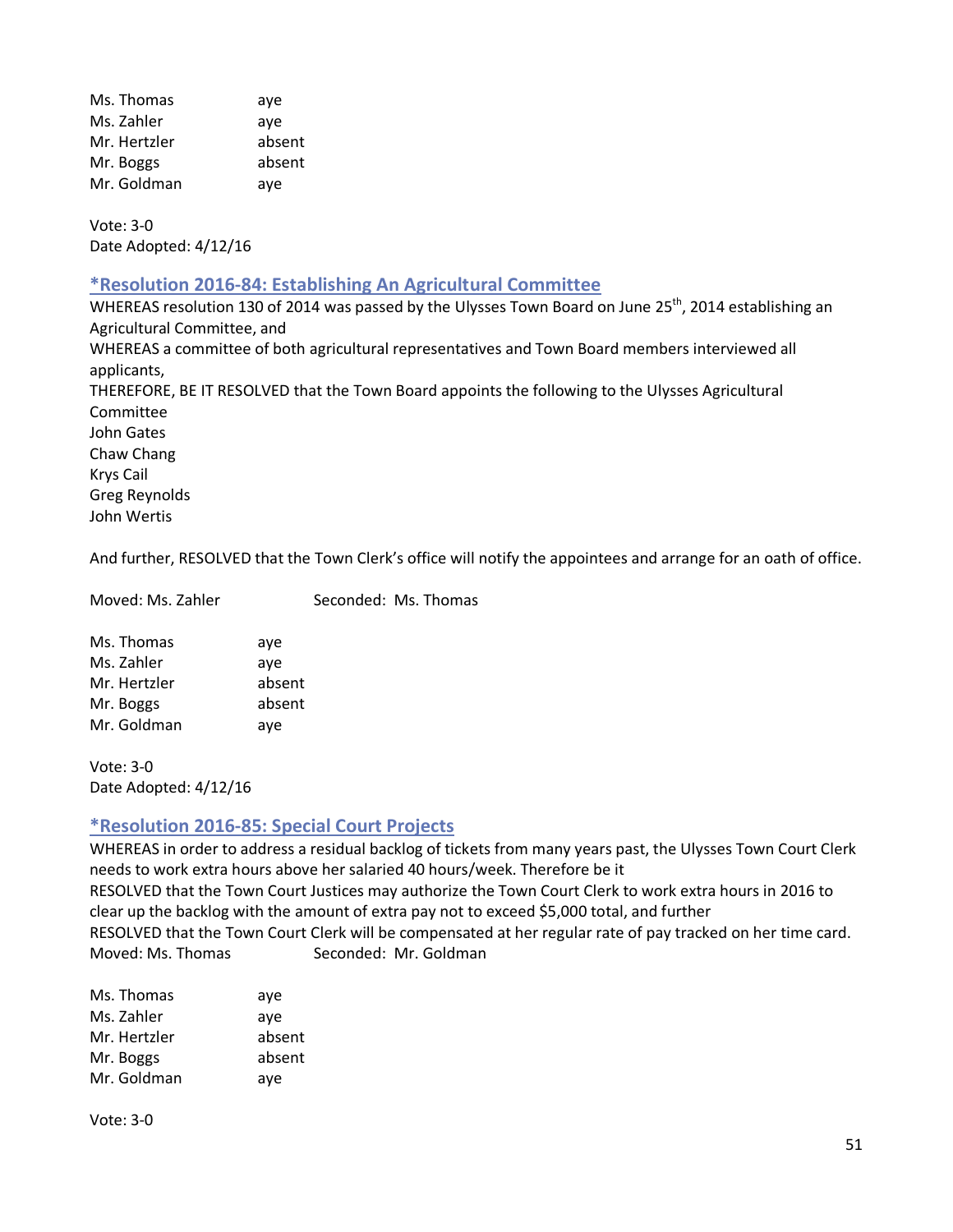Ms. Thomas aye
Ms. Zahler aye
Mr. Hertzler absent
Mr. Boggs absent
Mr. Goldman aye

Vote: 3-0
Date Adopted: 4/12/16

### *Resolution 2016-84: Establishing An Agricultural Committee

WHEREAS resolution 130 of 2014 was passed by the Ulysses Town Board on June 25th, 2014 establishing an Agricultural Committee, and
WHEREAS a committee of both agricultural representatives and Town Board members interviewed all applicants,
THEREFORE, BE IT RESOLVED that the Town Board appoints the following to the Ulysses Agricultural Committee
John Gates
Chaw Chang
Krys Cail
Greg Reynolds
John Wertis

And further, RESOLVED that the Town Clerk's office will notify the appointees and arrange for an oath of office.

Moved: Ms. Zahler Seconded: Ms. Thomas

Ms. Thomas aye
Ms. Zahler aye
Mr. Hertzler absent
Mr. Boggs absent
Mr. Goldman aye

Vote: 3-0
Date Adopted: 4/12/16

### *Resolution 2016-85: Special Court Projects

WHEREAS in order to address a residual backlog of tickets from many years past, the Ulysses Town Court Clerk needs to work extra hours above her salaried 40 hours/week. Therefore be it
RESOLVED that the Town Court Justices may authorize the Town Court Clerk to work extra hours in 2016 to clear up the backlog with the amount of extra pay not to exceed $5,000 total, and further
RESOLVED that the Town Court Clerk will be compensated at her regular rate of pay tracked on her time card.
Moved: Ms. Thomas Seconded: Mr. Goldman

Ms. Thomas aye
Ms. Zahler aye
Mr. Hertzler absent
Mr. Boggs absent
Mr. Goldman aye

Vote: 3-0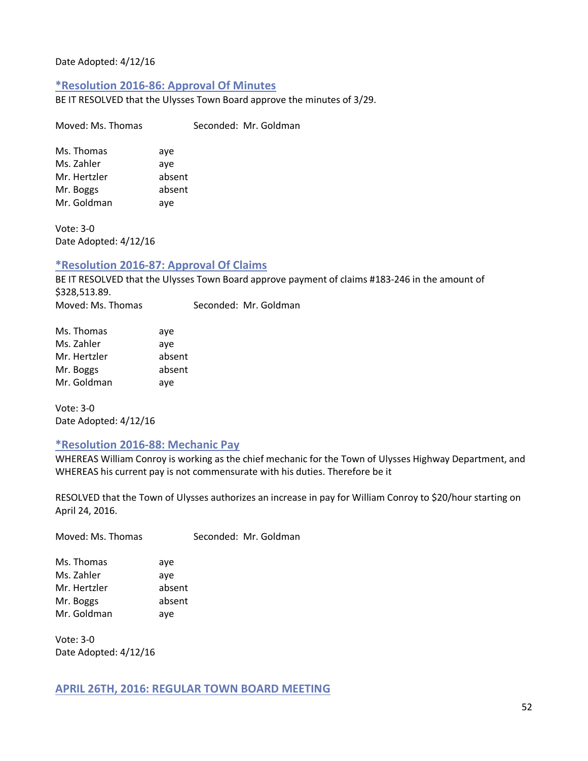Date Adopted: 4/12/16

### *Resolution 2016-86: Approval Of Minutes

BE IT RESOLVED that the Ulysses Town Board approve the minutes of 3/29.

Moved: Ms. Thomas Seconded: Mr. Goldman

| | |
|---|---|
| Ms. Thomas | aye |
| Ms. Zahler | aye |
| Mr. Hertzler | absent |
| Mr. Boggs | absent |
| Mr. Goldman | aye |

Vote: 3-0
Date Adopted: 4/12/16

### *Resolution 2016-87: Approval Of Claims

BE IT RESOLVED that the Ulysses Town Board approve payment of claims #183-246 in the amount of $328,513.89.
Moved: Ms. Thomas Seconded: Mr. Goldman

| | |
|---|---|
| Ms. Thomas | aye |
| Ms. Zahler | aye |
| Mr. Hertzler | absent |
| Mr. Boggs | absent |
| Mr. Goldman | aye |

Vote: 3-0
Date Adopted: 4/12/16

### *Resolution 2016-88: Mechanic Pay

WHEREAS William Conroy is working as the chief mechanic for the Town of Ulysses Highway Department, and WHEREAS his current pay is not commensurate with his duties. Therefore be it

RESOLVED that the Town of Ulysses authorizes an increase in pay for William Conroy to $20/hour starting on April 24, 2016.

Moved: Ms. Thomas Seconded: Mr. Goldman

| | |
|---|---|
| Ms. Thomas | aye |
| Ms. Zahler | aye |
| Mr. Hertzler | absent |
| Mr. Boggs | absent |
| Mr. Goldman | aye |

Vote: 3-0
Date Adopted: 4/12/16

## APRIL 26TH, 2016: REGULAR TOWN BOARD MEETING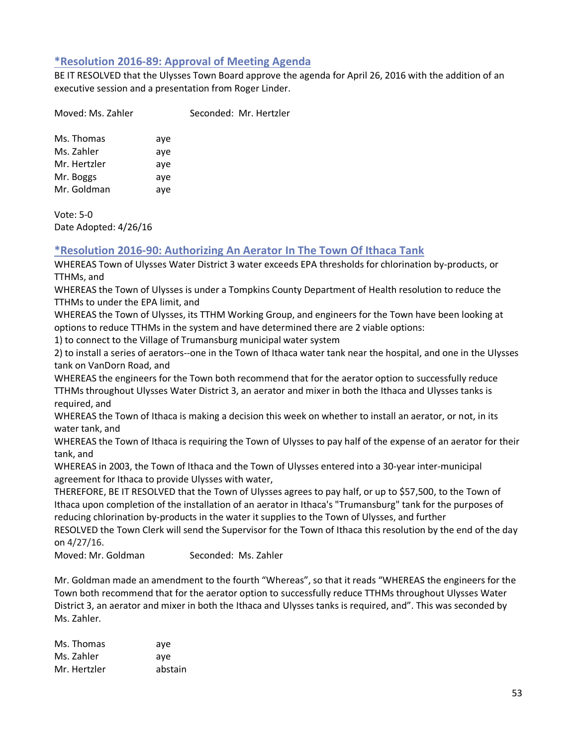## *Resolution 2016-89: Approval of Meeting Agenda

BE IT RESOLVED that the Ulysses Town Board approve the agenda for April 26, 2016 with the addition of an executive session and a presentation from Roger Linder.

Moved: Ms. Zahler Seconded: Mr. Hertzler

| | |
|---|---|
| Ms. Thomas | aye |
| Ms. Zahler | aye |
| Mr. Hertzler | aye |
| Mr. Boggs | aye |
| Mr. Goldman | aye |

Vote: 5-0
Date Adopted: 4/26/16

## *Resolution 2016-90: Authorizing An Aerator In The Town Of Ithaca Tank

WHEREAS Town of Ulysses Water District 3 water exceeds EPA thresholds for chlorination by-products, or TTHMs, and
WHEREAS the Town of Ulysses is under a Tompkins County Department of Health resolution to reduce the TTHMs to under the EPA limit, and
WHEREAS the Town of Ulysses, its TTHM Working Group, and engineers for the Town have been looking at options to reduce TTHMs in the system and have determined there are 2 viable options:
1) to connect to the Village of Trumansburg municipal water system
2) to install a series of aerators--one in the Town of Ithaca water tank near the hospital, and one in the Ulysses tank on VanDorn Road, and
WHEREAS the engineers for the Town both recommend that for the aerator option to successfully reduce TTHMs throughout Ulysses Water District 3, an aerator and mixer in both the Ithaca and Ulysses tanks is required, and
WHEREAS the Town of Ithaca is making a decision this week on whether to install an aerator, or not, in its water tank, and
WHEREAS the Town of Ithaca is requiring the Town of Ulysses to pay half of the expense of an aerator for their tank, and
WHEREAS in 2003, the Town of Ithaca and the Town of Ulysses entered into a 30-year inter-municipal agreement for Ithaca to provide Ulysses with water,
THEREFORE, BE IT RESOLVED that the Town of Ulysses agrees to pay half, or up to $57,500, to the Town of Ithaca upon completion of the installation of an aerator in Ithaca's "Trumansburg" tank for the purposes of reducing chlorination by-products in the water it supplies to the Town of Ulysses, and further
RESOLVED the Town Clerk will send the Supervisor for the Town of Ithaca this resolution by the end of the day on 4/27/16.
Moved: Mr. Goldman Seconded: Ms. Zahler

Mr. Goldman made an amendment to the fourth "Whereas", so that it reads "WHEREAS the engineers for the Town both recommend that for the aerator option to successfully reduce TTHMs throughout Ulysses Water District 3, an aerator and mixer in both the Ithaca and Ulysses tanks is required, and". This was seconded by Ms. Zahler.

| | |
|---|---|
| Ms. Thomas | aye |
| Ms. Zahler | aye |
| Mr. Hertzler | abstain |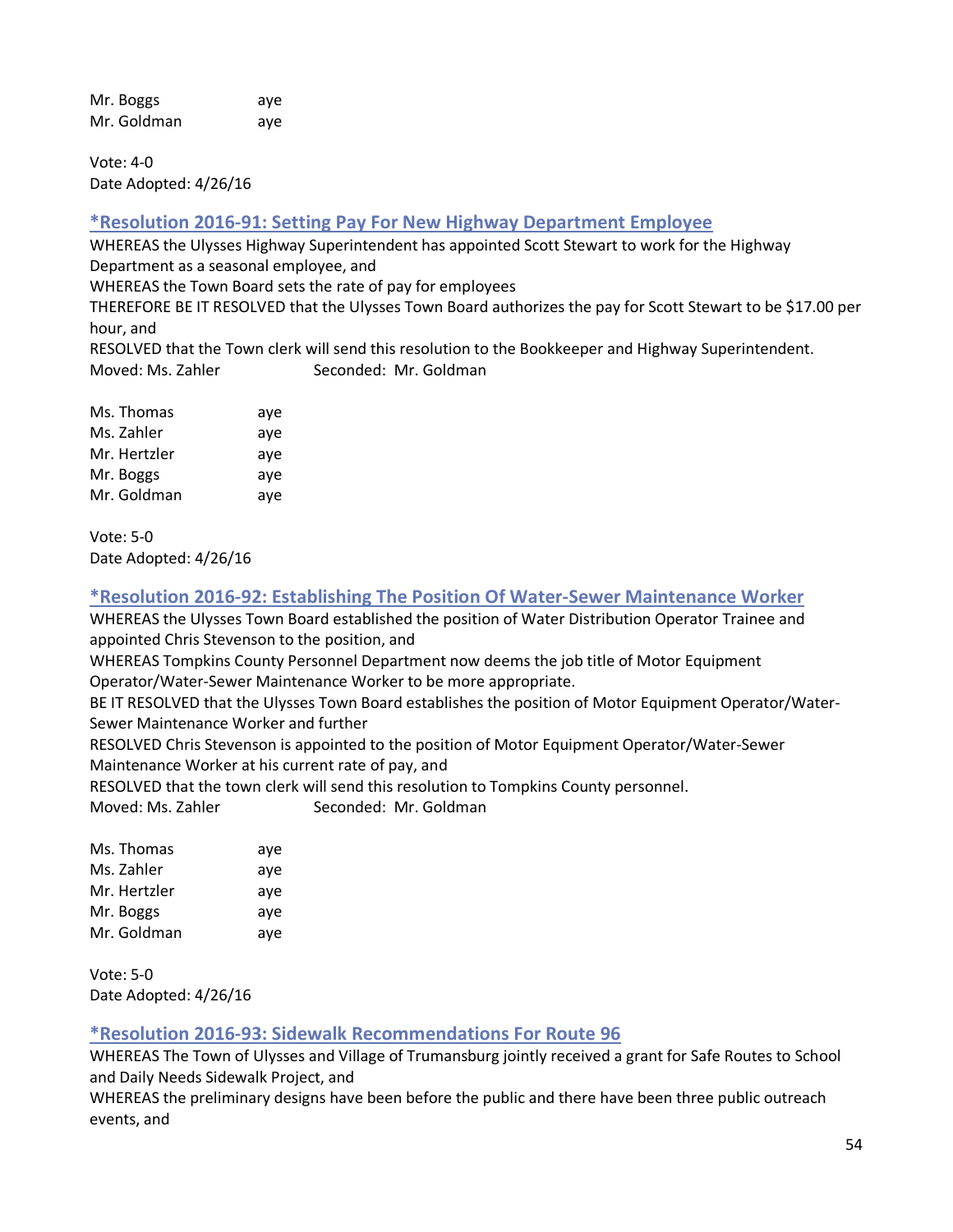Mr. Boggs aye
Mr. Goldman aye

Vote: 4-0
Date Adopted: 4/26/16

### *Resolution 2016-91: Setting Pay For New Highway Department Employee

WHEREAS the Ulysses Highway Superintendent has appointed Scott Stewart to work for the Highway Department as a seasonal employee, and
WHEREAS the Town Board sets the rate of pay for employees
THEREFORE BE IT RESOLVED that the Ulysses Town Board authorizes the pay for Scott Stewart to be $17.00 per hour, and
RESOLVED that the Town clerk will send this resolution to the Bookkeeper and Highway Superintendent.
Moved: Ms. Zahler Seconded: Mr. Goldman

Ms. Thomas aye
Ms. Zahler aye
Mr. Hertzler aye
Mr. Boggs aye
Mr. Goldman aye

Vote: 5-0
Date Adopted: 4/26/16

### *Resolution 2016-92: Establishing The Position Of Water-Sewer Maintenance Worker

WHEREAS the Ulysses Town Board established the position of Water Distribution Operator Trainee and appointed Chris Stevenson to the position, and
WHEREAS Tompkins County Personnel Department now deems the job title of Motor Equipment Operator/Water-Sewer Maintenance Worker to be more appropriate.
BE IT RESOLVED that the Ulysses Town Board establishes the position of Motor Equipment Operator/Water-Sewer Maintenance Worker and further
RESOLVED Chris Stevenson is appointed to the position of Motor Equipment Operator/Water-Sewer Maintenance Worker at his current rate of pay, and
RESOLVED that the town clerk will send this resolution to Tompkins County personnel.
Moved: Ms. Zahler Seconded: Mr. Goldman

Ms. Thomas aye
Ms. Zahler aye
Mr. Hertzler aye
Mr. Boggs aye
Mr. Goldman aye

Vote: 5-0
Date Adopted: 4/26/16

### *Resolution 2016-93: Sidewalk Recommendations For Route 96

WHEREAS The Town of Ulysses and Village of Trumansburg jointly received a grant for Safe Routes to School and Daily Needs Sidewalk Project, and
WHEREAS the preliminary designs have been before the public and there have been three public outreach events, and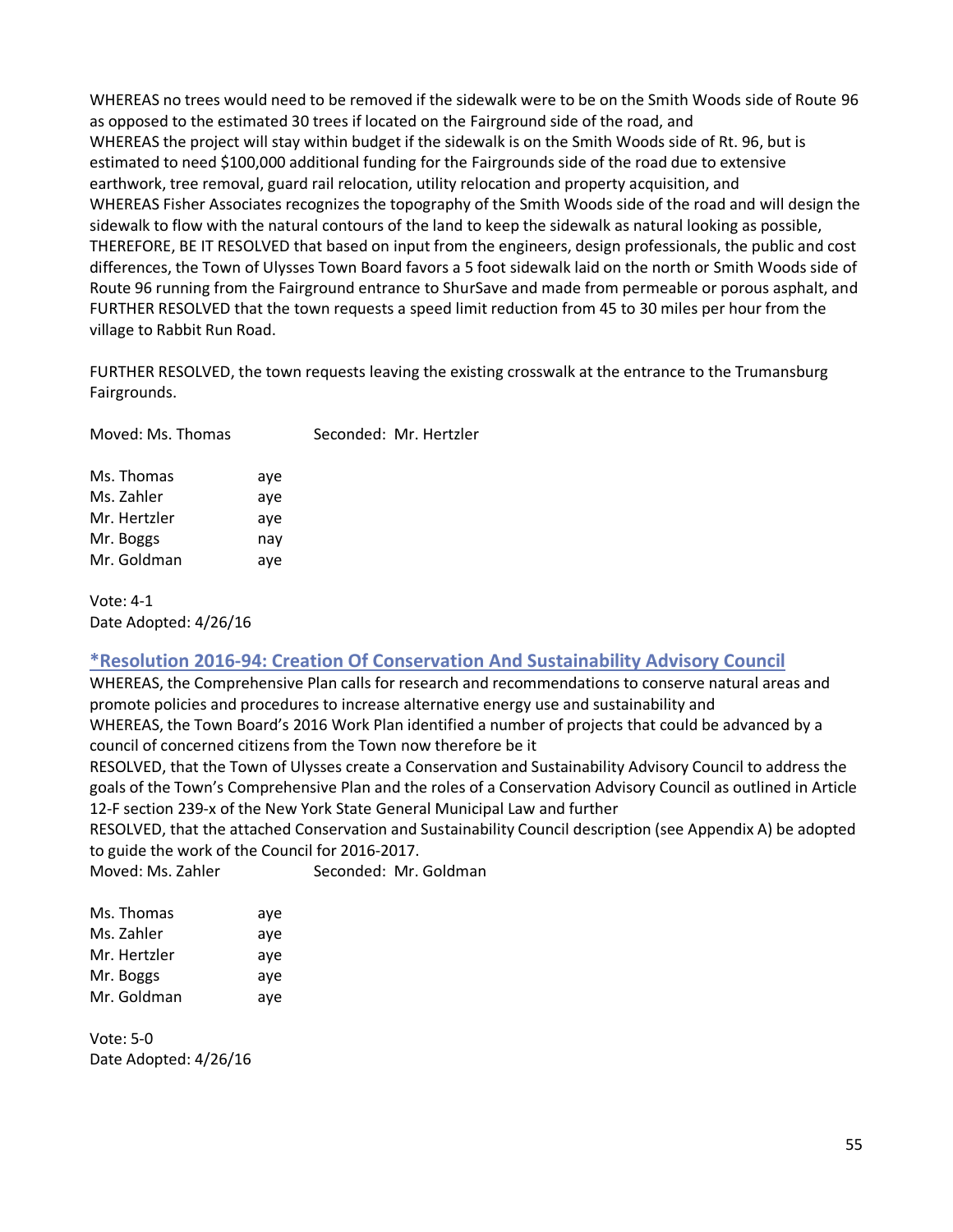WHEREAS no trees would need to be removed if the sidewalk were to be on the Smith Woods side of Route 96 as opposed to the estimated 30 trees if located on the Fairground side of the road, and
WHEREAS the project will stay within budget if the sidewalk is on the Smith Woods side of Rt. 96, but is estimated to need $100,000 additional funding for the Fairgrounds side of the road due to extensive earthwork, tree removal, guard rail relocation, utility relocation and property acquisition, and
WHEREAS Fisher Associates recognizes the topography of the Smith Woods side of the road and will design the sidewalk to flow with the natural contours of the land to keep the sidewalk as natural looking as possible,
THEREFORE, BE IT RESOLVED that based on input from the engineers, design professionals, the public and cost differences, the Town of Ulysses Town Board favors a 5 foot sidewalk laid on the north or Smith Woods side of Route 96 running from the Fairground entrance to ShurSave and made from permeable or porous asphalt, and
FURTHER RESOLVED that the town requests a speed limit reduction from 45 to 30 miles per hour from the village to Rabbit Run Road.

FURTHER RESOLVED, the town requests leaving the existing crosswalk at the entrance to the Trumansburg Fairgrounds.

Moved: Ms. Thomas Seconded: Mr. Hertzler

Ms. Thomas aye
Ms. Zahler aye
Mr. Hertzler aye
Mr. Boggs nay
Mr. Goldman aye

Vote: 4-1
Date Adopted: 4/26/16

## *Resolution 2016-94: Creation Of Conservation And Sustainability Advisory Council

WHEREAS, the Comprehensive Plan calls for research and recommendations to conserve natural areas and promote policies and procedures to increase alternative energy use and sustainability and
WHEREAS, the Town Board's 2016 Work Plan identified a number of projects that could be advanced by a council of concerned citizens from the Town now therefore be it
RESOLVED, that the Town of Ulysses create a Conservation and Sustainability Advisory Council to address the goals of the Town's Comprehensive Plan and the roles of a Conservation Advisory Council as outlined in Article 12-F section 239-x of the New York State General Municipal Law and further
RESOLVED, that the attached Conservation and Sustainability Council description (see Appendix A) be adopted to guide the work of the Council for 2016-2017.
Moved: Ms. Zahler Seconded: Mr. Goldman

Ms. Thomas aye
Ms. Zahler aye
Mr. Hertzler aye
Mr. Boggs aye
Mr. Goldman aye

Vote: 5-0
Date Adopted: 4/26/16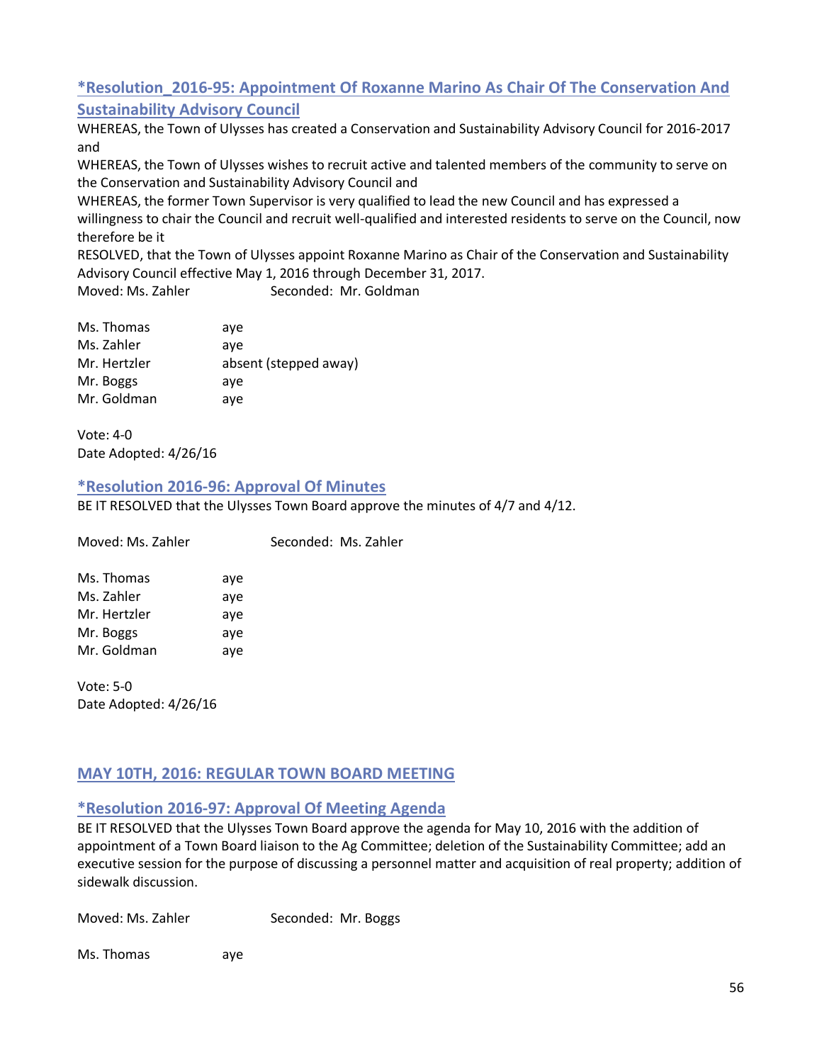### *Resolution_2016-95: Appointment Of Roxanne Marino As Chair Of The Conservation And Sustainability Advisory Council

WHEREAS, the Town of Ulysses has created a Conservation and Sustainability Advisory Council for 2016-2017 and

WHEREAS, the Town of Ulysses wishes to recruit active and talented members of the community to serve on the Conservation and Sustainability Advisory Council and

WHEREAS, the former Town Supervisor is very qualified to lead the new Council and has expressed a willingness to chair the Council and recruit well-qualified and interested residents to serve on the Council, now therefore be it

RESOLVED, that the Town of Ulysses appoint Roxanne Marino as Chair of the Conservation and Sustainability Advisory Council effective May 1, 2016 through December 31, 2017.

Moved: Ms. Zahler Seconded: Mr. Goldman

| | |
|---|---|
| Ms. Thomas | aye |
| Ms. Zahler | aye |
| Mr. Hertzler | absent (stepped away) |
| Mr. Boggs | aye |
| Mr. Goldman | aye |

Vote: 4-0
Date Adopted: 4/26/16

### *Resolution 2016-96: Approval Of Minutes

BE IT RESOLVED that the Ulysses Town Board approve the minutes of 4/7 and 4/12.

Moved: Ms. Zahler Seconded: Ms. Zahler

| | |
|---|---|
| Ms. Thomas | aye |
| Ms. Zahler | aye |
| Mr. Hertzler | aye |
| Mr. Boggs | aye |
| Mr. Goldman | aye |

Vote: 5-0
Date Adopted: 4/26/16

## MAY 10TH, 2016: REGULAR TOWN BOARD MEETING

### *Resolution 2016-97: Approval Of Meeting Agenda

BE IT RESOLVED that the Ulysses Town Board approve the agenda for May 10, 2016 with the addition of appointment of a Town Board liaison to the Ag Committee; deletion of the Sustainability Committee; add an executive session for the purpose of discussing a personnel matter and acquisition of real property; addition of sidewalk discussion.

Moved: Ms. Zahler Seconded: Mr. Boggs

| | |
|---|---|
| Ms. Thomas | aye |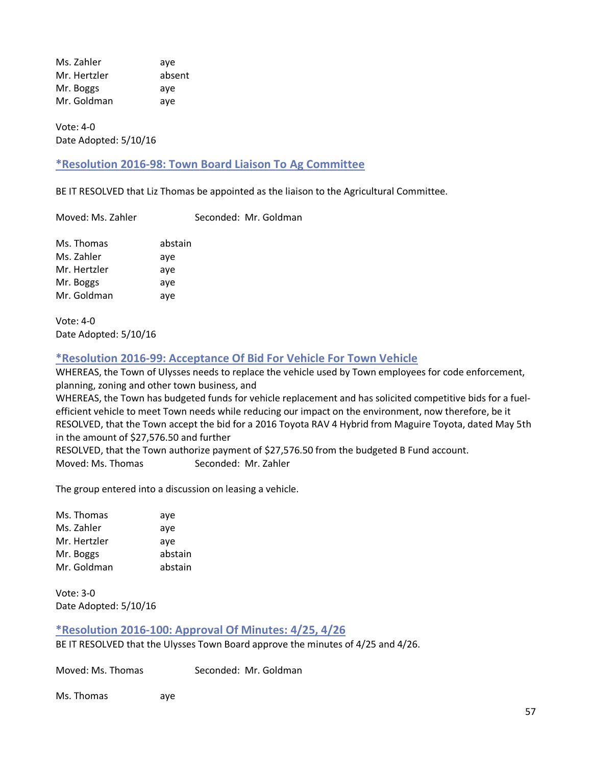Ms. Zahler aye
Mr. Hertzler absent
Mr. Boggs aye
Mr. Goldman aye

Vote: 4-0
Date Adopted: 5/10/16

### *Resolution 2016-98: Town Board Liaison To Ag Committee

BE IT RESOLVED that Liz Thomas be appointed as the liaison to the Agricultural Committee.

Moved: Ms. Zahler Seconded: Mr. Goldman

Ms. Thomas abstain
Ms. Zahler aye
Mr. Hertzler aye
Mr. Boggs aye
Mr. Goldman aye

Vote: 4-0
Date Adopted: 5/10/16

### *Resolution 2016-99: Acceptance Of Bid For Vehicle For Town Vehicle

WHEREAS, the Town of Ulysses needs to replace the vehicle used by Town employees for code enforcement, planning, zoning and other town business, and
WHEREAS, the Town has budgeted funds for vehicle replacement and has solicited competitive bids for a fuel-efficient vehicle to meet Town needs while reducing our impact on the environment, now therefore, be it
RESOLVED, that the Town accept the bid for a 2016 Toyota RAV 4 Hybrid from Maguire Toyota, dated May 5th in the amount of $27,576.50 and further
RESOLVED, that the Town authorize payment of $27,576.50 from the budgeted B Fund account.
Moved: Ms. Thomas Seconded: Mr. Zahler

The group entered into a discussion on leasing a vehicle.

Ms. Thomas aye
Ms. Zahler aye
Mr. Hertzler aye
Mr. Boggs abstain
Mr. Goldman abstain

Vote: 3-0
Date Adopted: 5/10/16

### *Resolution 2016-100: Approval Of Minutes: 4/25, 4/26

BE IT RESOLVED that the Ulysses Town Board approve the minutes of 4/25 and 4/26.

Moved: Ms. Thomas Seconded: Mr. Goldman

Ms. Thomas aye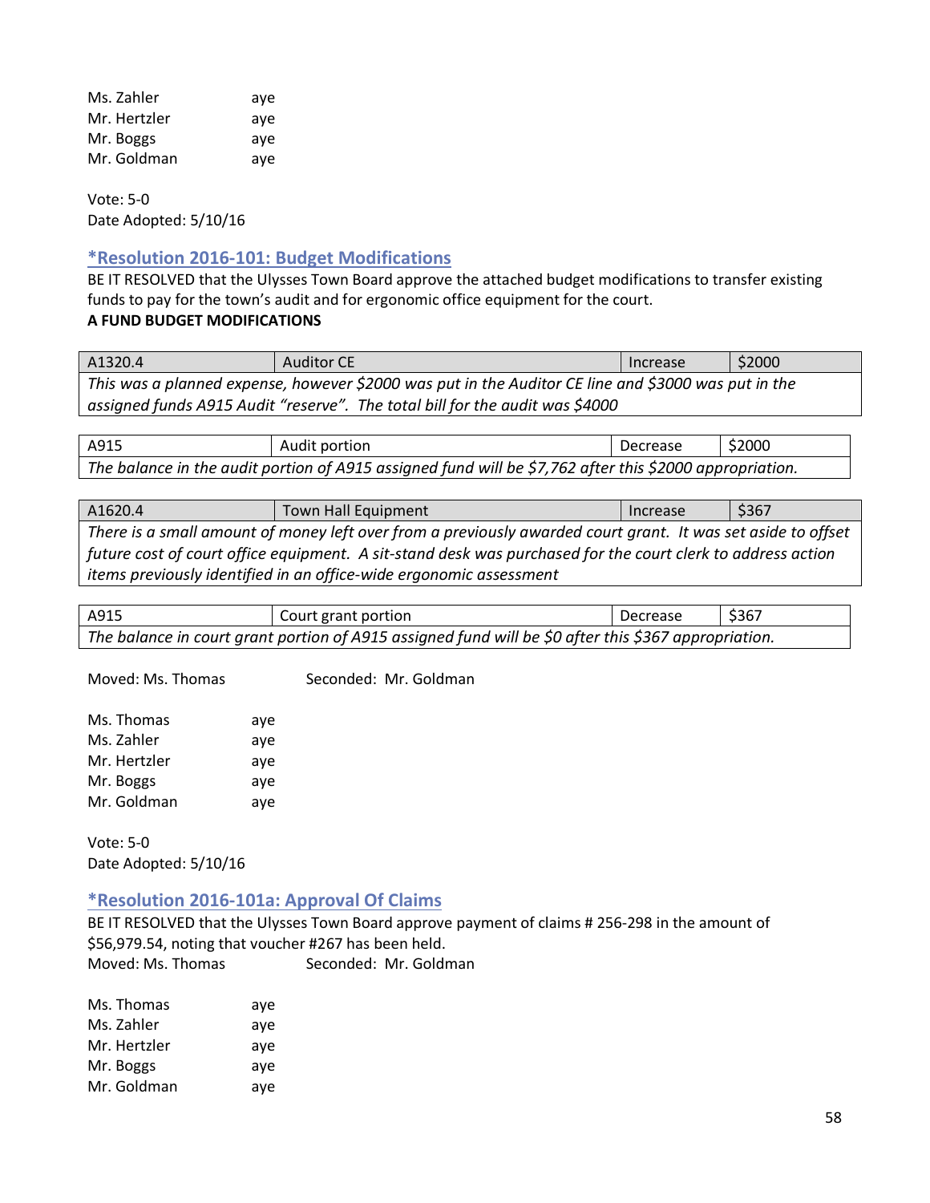| | |
|---|---|
| Ms. Zahler | aye |
| Mr. Hertzler | aye |
| Mr. Boggs | aye |
| Mr. Goldman | aye |

Vote: 5-0
Date Adopted: 5/10/16

### *Resolution 2016-101: Budget Modifications

BE IT RESOLVED that the Ulysses Town Board approve the attached budget modifications to transfer existing funds to pay for the town's audit and for ergonomic office equipment for the court.

**A FUND BUDGET MODIFICATIONS**

| A1320.4 | Auditor CE | Increase | $2000 |
|---|---|---|---|
| *This was a planned expense, however $2000 was put in the Auditor CE line and $3000 was put in the assigned funds A915 Audit "reserve". The total bill for the audit was $4000* | | | |

| A915 | Audit portion | Decrease | $2000 |
|---|---|---|---|
| *The balance in the audit portion of A915 assigned fund will be $7,762 after this $2000 appropriation.* | | | |

| A1620.4 | Town Hall Equipment | Increase | $367 |
|---|---|---|---|
| *There is a small amount of money left over from a previously awarded court grant. It was set aside to offset future cost of court office equipment. A sit-stand desk was purchased for the court clerk to address action items previously identified in an office-wide ergonomic assessment* | | | |

| A915 | Court grant portion | Decrease | $367 |
|---|---|---|---|
| *The balance in court grant portion of A915 assigned fund will be $0 after this $367 appropriation.* | | | |

Moved: Ms. Thomas Seconded: Mr. Goldman

| | |
|---|---|
| Ms. Thomas | aye |
| Ms. Zahler | aye |
| Mr. Hertzler | aye |
| Mr. Boggs | aye |
| Mr. Goldman | aye |

Vote: 5-0
Date Adopted: 5/10/16

### *Resolution 2016-101a: Approval Of Claims

BE IT RESOLVED that the Ulysses Town Board approve payment of claims # 256-298 in the amount of $56,979.54, noting that voucher #267 has been held.
Moved: Ms. Thomas Seconded: Mr. Goldman

| | |
|---|---|
| Ms. Thomas | aye |
| Ms. Zahler | aye |
| Mr. Hertzler | aye |
| Mr. Boggs | aye |
| Mr. Goldman | aye |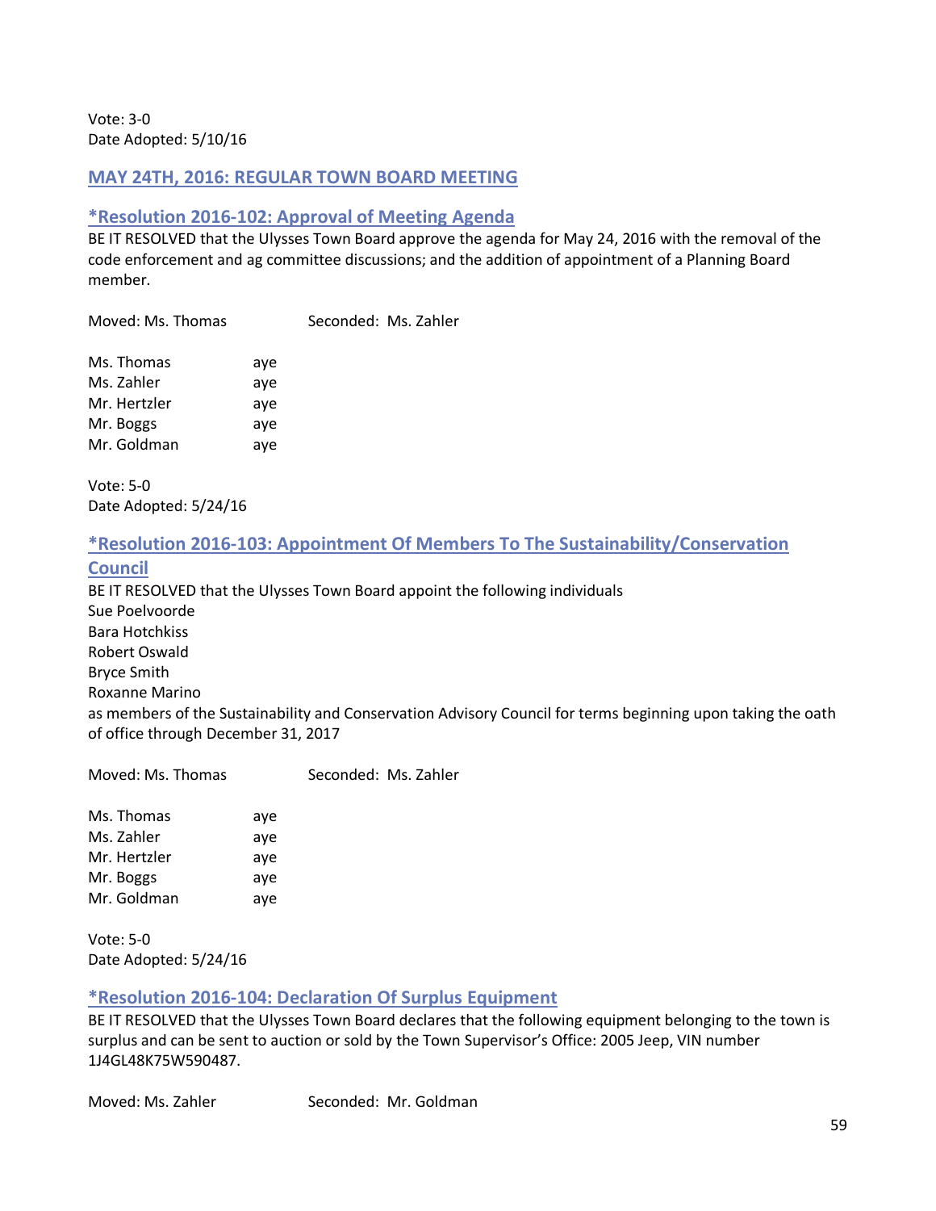Vote: 3-0
Date Adopted: 5/10/16

## MAY 24TH, 2016: REGULAR TOWN BOARD MEETING

### *Resolution 2016-102: Approval of Meeting Agenda

BE IT RESOLVED that the Ulysses Town Board approve the agenda for May 24, 2016 with the removal of the code enforcement and ag committee discussions; and the addition of appointment of a Planning Board member.

Moved: Ms. Thomas Seconded: Ms. Zahler

Ms. Thomas aye
Ms. Zahler aye
Mr. Hertzler aye
Mr. Boggs aye
Mr. Goldman aye

Vote: 5-0
Date Adopted: 5/24/16

### *Resolution 2016-103: Appointment Of Members To The Sustainability/Conservation Council

BE IT RESOLVED that the Ulysses Town Board appoint the following individuals
Sue Poelvoorde
Bara Hotchkiss
Robert Oswald
Bryce Smith
Roxanne Marino
as members of the Sustainability and Conservation Advisory Council for terms beginning upon taking the oath of office through December 31, 2017

Moved: Ms. Thomas Seconded: Ms. Zahler

Ms. Thomas aye
Ms. Zahler aye
Mr. Hertzler aye
Mr. Boggs aye
Mr. Goldman aye

Vote: 5-0
Date Adopted: 5/24/16

### *Resolution 2016-104: Declaration Of Surplus Equipment

BE IT RESOLVED that the Ulysses Town Board declares that the following equipment belonging to the town is surplus and can be sent to auction or sold by the Town Supervisor's Office: 2005 Jeep, VIN number 1J4GL48K75W590487.

Moved: Ms. Zahler Seconded: Mr. Goldman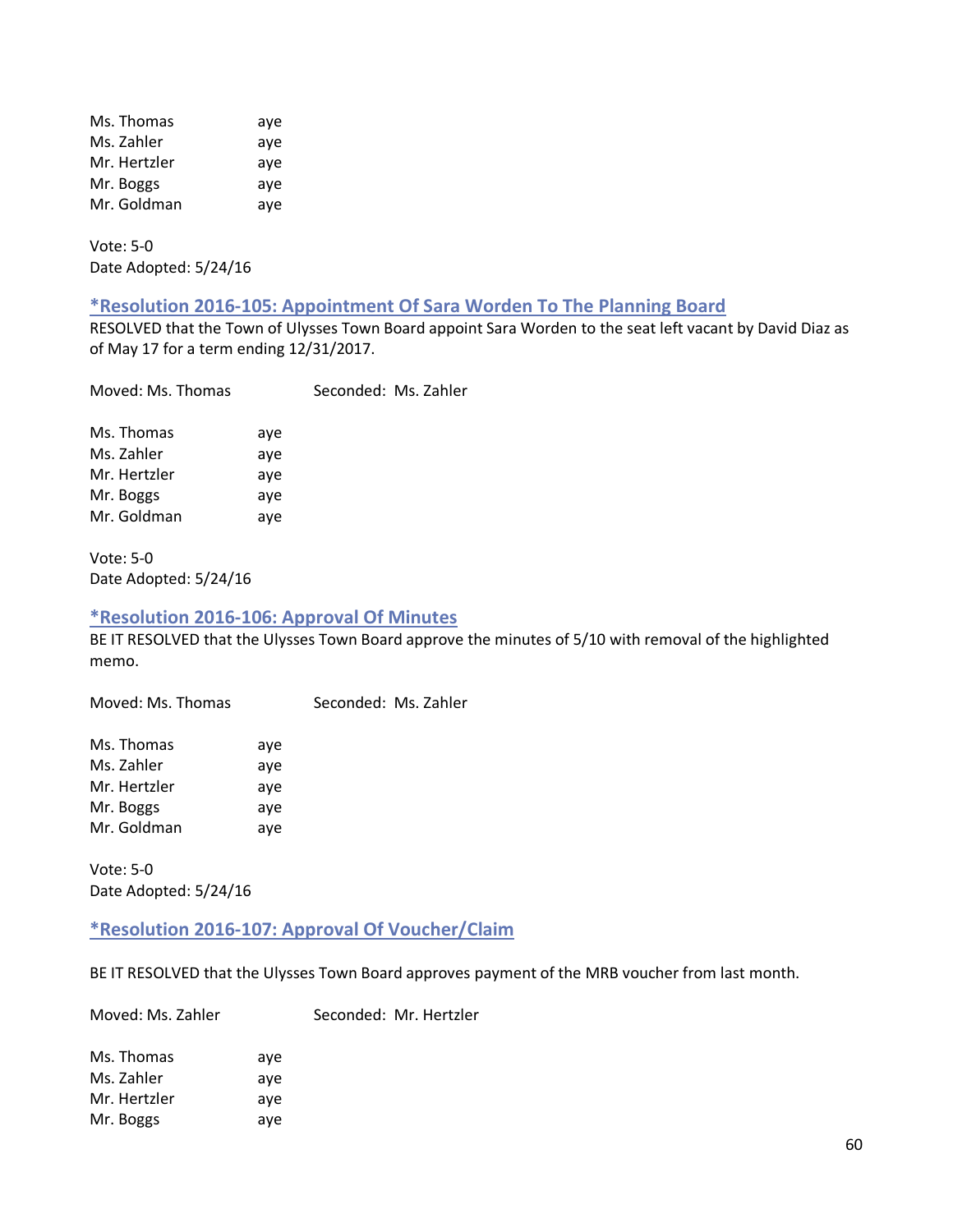Ms. Thomas aye
Ms. Zahler aye
Mr. Hertzler aye
Mr. Boggs aye
Mr. Goldman aye

Vote: 5-0
Date Adopted: 5/24/16

### *Resolution 2016-105: Appointment Of Sara Worden To The Planning Board

RESOLVED that the Town of Ulysses Town Board appoint Sara Worden to the seat left vacant by David Diaz as of May 17 for a term ending 12/31/2017.

Moved: Ms. Thomas Seconded: Ms. Zahler

Ms. Thomas aye
Ms. Zahler aye
Mr. Hertzler aye
Mr. Boggs aye
Mr. Goldman aye

Vote: 5-0
Date Adopted: 5/24/16

### *Resolution 2016-106: Approval Of Minutes

BE IT RESOLVED that the Ulysses Town Board approve the minutes of 5/10 with removal of the highlighted memo.

Moved: Ms. Thomas Seconded: Ms. Zahler

Ms. Thomas aye
Ms. Zahler aye
Mr. Hertzler aye
Mr. Boggs aye
Mr. Goldman aye

Vote: 5-0
Date Adopted: 5/24/16

### *Resolution 2016-107: Approval Of Voucher/Claim

BE IT RESOLVED that the Ulysses Town Board approves payment of the MRB voucher from last month.

Moved: Ms. Zahler Seconded: Mr. Hertzler

Ms. Thomas aye
Ms. Zahler aye
Mr. Hertzler aye
Mr. Boggs aye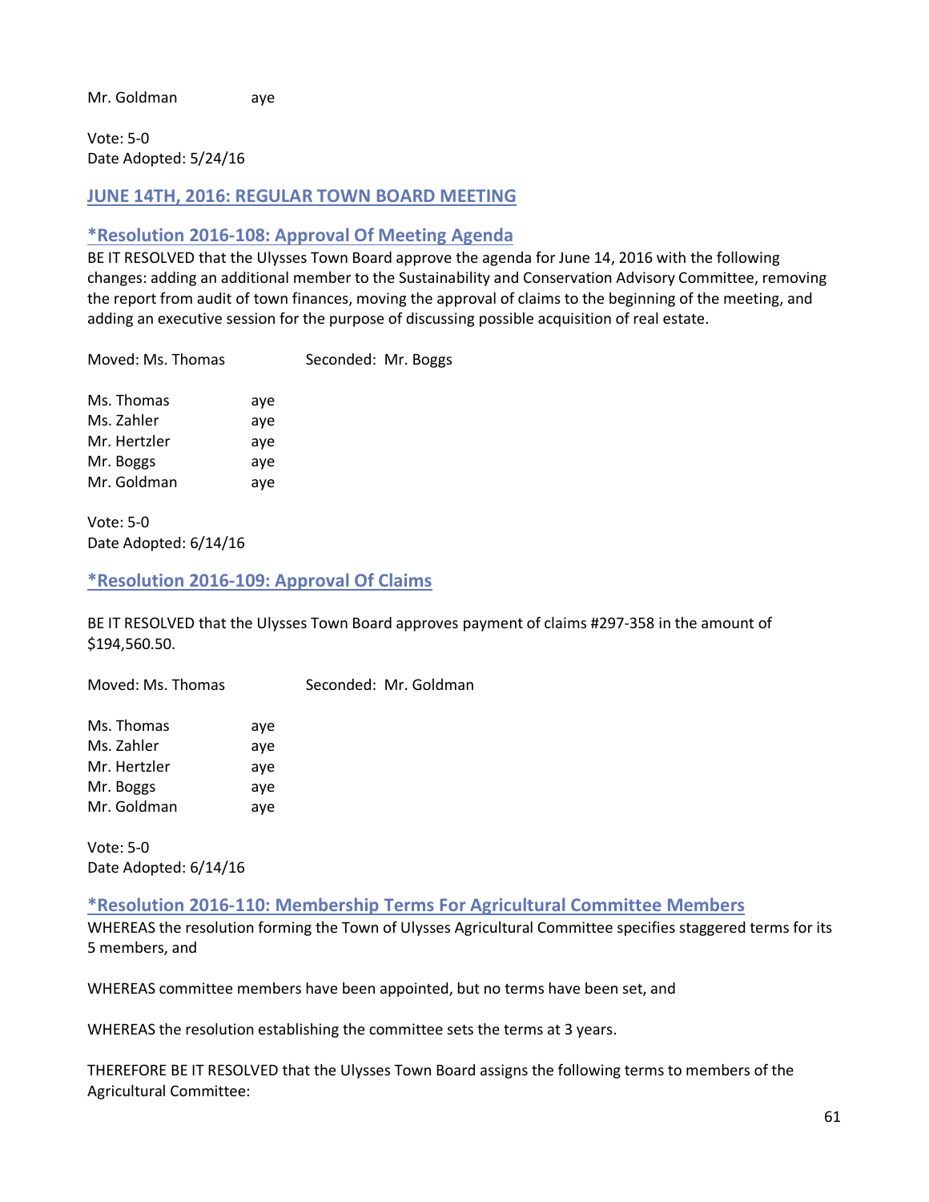Mr. Goldman aye

Vote: 5-0
Date Adopted: 5/24/16

## JUNE 14TH, 2016: REGULAR TOWN BOARD MEETING

### *Resolution 2016-108: Approval Of Meeting Agenda

BE IT RESOLVED that the Ulysses Town Board approve the agenda for June 14, 2016 with the following changes: adding an additional member to the Sustainability and Conservation Advisory Committee, removing the report from audit of town finances, moving the approval of claims to the beginning of the meeting, and adding an executive session for the purpose of discussing possible acquisition of real estate.

Moved: Ms. Thomas Seconded: Mr. Boggs

Ms. Thomas aye
Ms. Zahler aye
Mr. Hertzler aye
Mr. Boggs aye
Mr. Goldman aye

Vote: 5-0
Date Adopted: 6/14/16

### *Resolution 2016-109: Approval Of Claims

BE IT RESOLVED that the Ulysses Town Board approves payment of claims #297-358 in the amount of $194,560.50.

Moved: Ms. Thomas Seconded: Mr. Goldman

Ms. Thomas aye
Ms. Zahler aye
Mr. Hertzler aye
Mr. Boggs aye
Mr. Goldman aye

Vote: 5-0
Date Adopted: 6/14/16

### *Resolution 2016-110: Membership Terms For Agricultural Committee Members

WHEREAS the resolution forming the Town of Ulysses Agricultural Committee specifies staggered terms for its 5 members, and

WHEREAS committee members have been appointed, but no terms have been set, and

WHEREAS the resolution establishing the committee sets the terms at 3 years.

THEREFORE BE IT RESOLVED that the Ulysses Town Board assigns the following terms to members of the Agricultural Committee: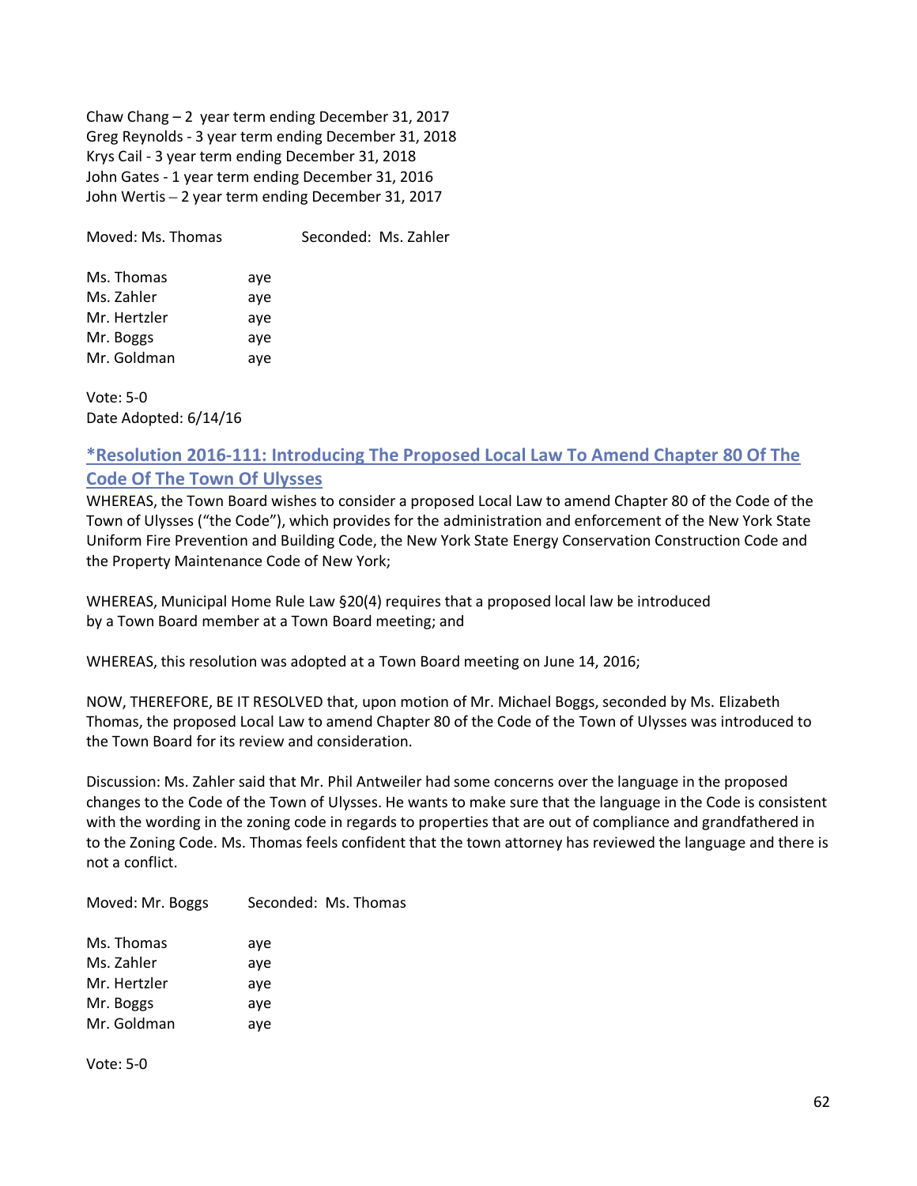Chaw Chang – 2 year term ending December 31, 2017
Greg Reynolds - 3 year term ending December 31, 2018
Krys Cail - 3 year term ending December 31, 2018
John Gates - 1 year term ending December 31, 2016
John Wertis – 2 year term ending December 31, 2017

Moved: Ms. Thomas Seconded: Ms. Zahler

| | |
|---|---|
| Ms. Thomas | aye |
| Ms. Zahler | aye |
| Mr. Hertzler | aye |
| Mr. Boggs | aye |
| Mr. Goldman | aye |

Vote: 5-0
Date Adopted: 6/14/16

### *Resolution 2016-111: Introducing The Proposed Local Law To Amend Chapter 80 Of The Code Of The Town Of Ulysses

WHEREAS, the Town Board wishes to consider a proposed Local Law to amend Chapter 80 of the Code of the Town of Ulysses ("the Code"), which provides for the administration and enforcement of the New York State Uniform Fire Prevention and Building Code, the New York State Energy Conservation Construction Code and the Property Maintenance Code of New York;

WHEREAS, Municipal Home Rule Law §20(4) requires that a proposed local law be introduced by a Town Board member at a Town Board meeting; and

WHEREAS, this resolution was adopted at a Town Board meeting on June 14, 2016;

NOW, THEREFORE, BE IT RESOLVED that, upon motion of Mr. Michael Boggs, seconded by Ms. Elizabeth Thomas, the proposed Local Law to amend Chapter 80 of the Code of the Town of Ulysses was introduced to the Town Board for its review and consideration.

Discussion: Ms. Zahler said that Mr. Phil Antweiler had some concerns over the language in the proposed changes to the Code of the Town of Ulysses. He wants to make sure that the language in the Code is consistent with the wording in the zoning code in regards to properties that are out of compliance and grandfathered in to the Zoning Code. Ms. Thomas feels confident that the town attorney has reviewed the language and there is not a conflict.

Moved: Mr. Boggs Seconded: Ms. Thomas

| | |
|---|---|
| Ms. Thomas | aye |
| Ms. Zahler | aye |
| Mr. Hertzler | aye |
| Mr. Boggs | aye |
| Mr. Goldman | aye |

Vote: 5-0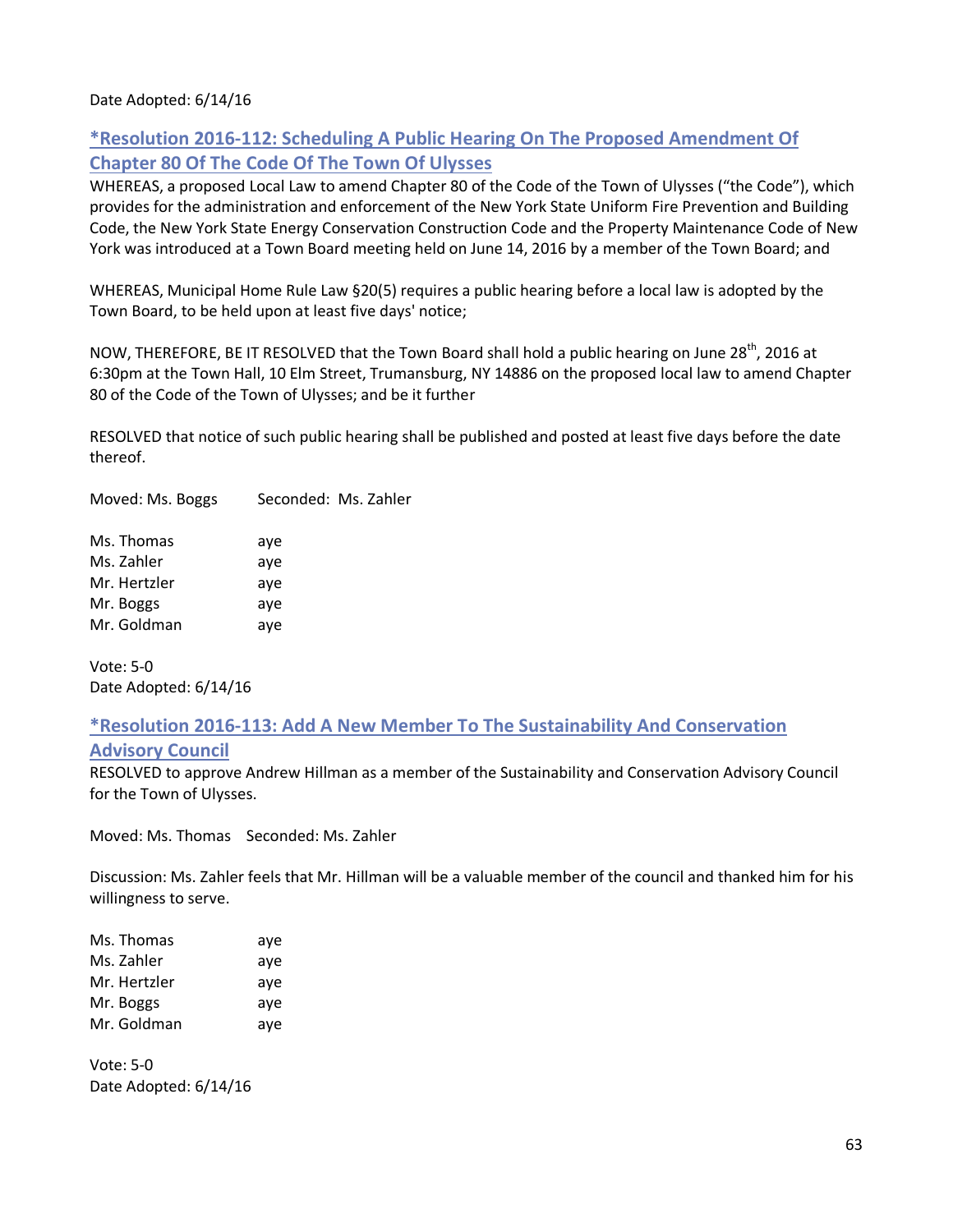Date Adopted: 6/14/16

## *Resolution 2016-112: Scheduling A Public Hearing On The Proposed Amendment Of Chapter 80 Of The Code Of The Town Of Ulysses

WHEREAS, a proposed Local Law to amend Chapter 80 of the Code of the Town of Ulysses ("the Code"), which provides for the administration and enforcement of the New York State Uniform Fire Prevention and Building Code, the New York State Energy Conservation Construction Code and the Property Maintenance Code of New York was introduced at a Town Board meeting held on June 14, 2016 by a member of the Town Board; and

WHEREAS, Municipal Home Rule Law §20(5) requires a public hearing before a local law is adopted by the Town Board, to be held upon at least five days' notice;

NOW, THEREFORE, BE IT RESOLVED that the Town Board shall hold a public hearing on June 28th, 2016 at 6:30pm at the Town Hall, 10 Elm Street, Trumansburg, NY 14886 on the proposed local law to amend Chapter 80 of the Code of the Town of Ulysses; and be it further

RESOLVED that notice of such public hearing shall be published and posted at least five days before the date thereof.

Moved: Ms. Boggs Seconded: Ms. Zahler

| | |
|---|---|
| Ms. Thomas | aye |
| Ms. Zahler | aye |
| Mr. Hertzler | aye |
| Mr. Boggs | aye |
| Mr. Goldman | aye |

Vote: 5-0
Date Adopted: 6/14/16

## *Resolution 2016-113: Add A New Member To The Sustainability And Conservation Advisory Council

RESOLVED to approve Andrew Hillman as a member of the Sustainability and Conservation Advisory Council for the Town of Ulysses.

Moved: Ms. Thomas Seconded: Ms. Zahler

Discussion: Ms. Zahler feels that Mr. Hillman will be a valuable member of the council and thanked him for his willingness to serve.

| | |
|---|---|
| Ms. Thomas | aye |
| Ms. Zahler | aye |
| Mr. Hertzler | aye |
| Mr. Boggs | aye |
| Mr. Goldman | aye |

Vote: 5-0
Date Adopted: 6/14/16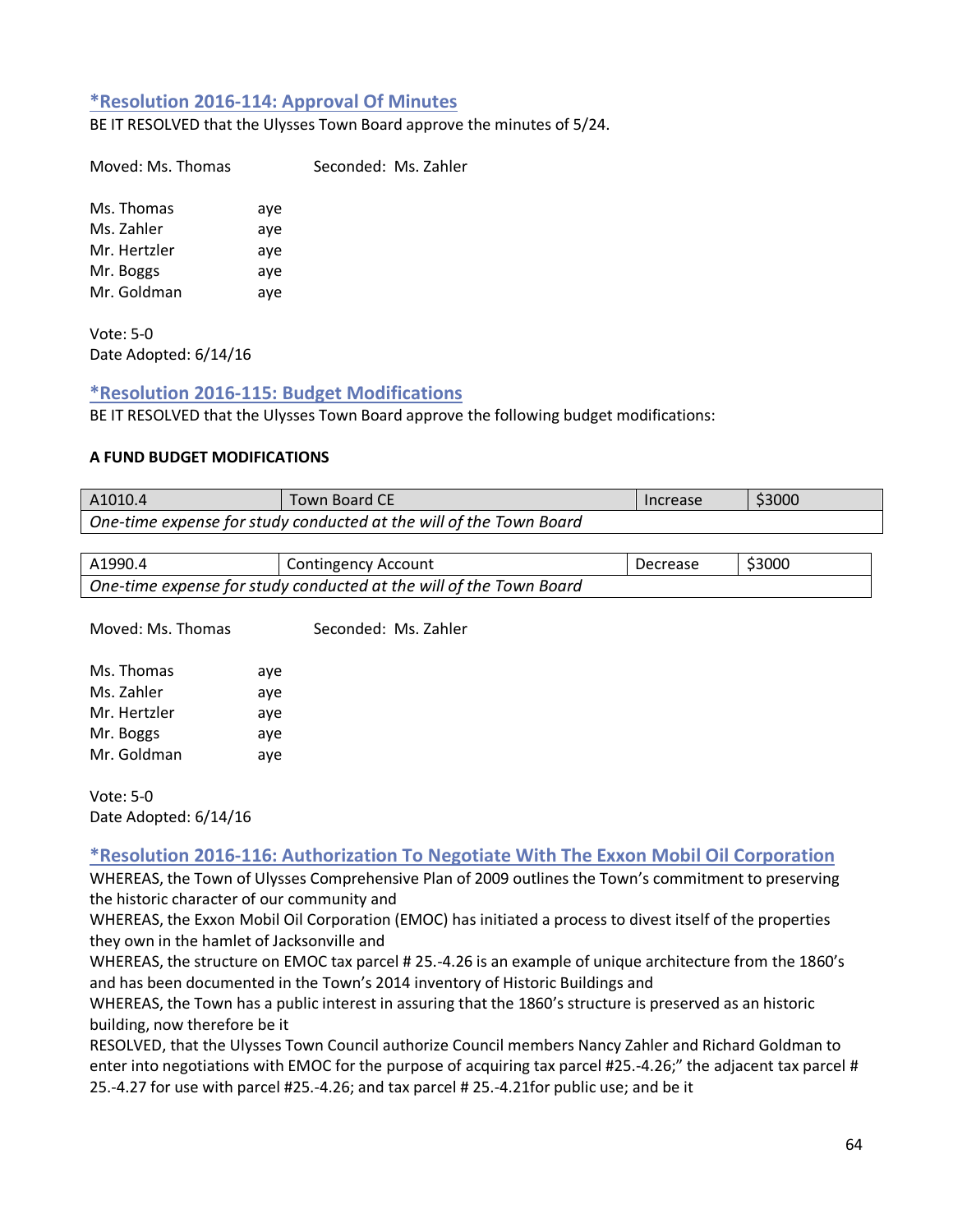### *Resolution 2016-114: Approval Of Minutes

BE IT RESOLVED that the Ulysses Town Board approve the minutes of 5/24.

Moved: Ms. Thomas    Seconded: Ms. Zahler

Ms. Thomas aye  
Ms. Zahler aye  
Mr. Hertzler aye  
Mr. Boggs aye  
Mr. Goldman aye

Vote: 5-0  
Date Adopted: 6/14/16

### *Resolution 2016-115: Budget Modifications

BE IT RESOLVED that the Ulysses Town Board approve the following budget modifications:

**A FUND BUDGET MODIFICATIONS**

| A1010.4 | Town Board CE | Increase | $3000 |
|---|---|---|---|
| *One-time expense for study conducted at the will of the Town Board* | | | |

| A1990.4 | Contingency Account | Decrease | $3000 |
|---|---|---|---|
| *One-time expense for study conducted at the will of the Town Board* | | | |

Moved: Ms. Thomas    Seconded: Ms. Zahler

Ms. Thomas aye  
Ms. Zahler aye  
Mr. Hertzler aye  
Mr. Boggs aye  
Mr. Goldman aye

Vote: 5-0  
Date Adopted: 6/14/16

### *Resolution 2016-116: Authorization To Negotiate With The Exxon Mobil Oil Corporation

WHEREAS, the Town of Ulysses Comprehensive Plan of 2009 outlines the Town's commitment to preserving the historic character of our community and  
WHEREAS, the Exxon Mobil Oil Corporation (EMOC) has initiated a process to divest itself of the properties they own in the hamlet of Jacksonville and  
WHEREAS, the structure on EMOC tax parcel # 25.-4.26 is an example of unique architecture from the 1860's and has been documented in the Town's 2014 inventory of Historic Buildings and  
WHEREAS, the Town has a public interest in assuring that the 1860's structure is preserved as an historic building, now therefore be it  
RESOLVED, that the Ulysses Town Council authorize Council members Nancy Zahler and Richard Goldman to enter into negotiations with EMOC for the purpose of acquiring tax parcel #25.-4.26;" the adjacent tax parcel # 25.-4.27 for use with parcel #25.-4.26; and tax parcel # 25.-4.21for public use; and be it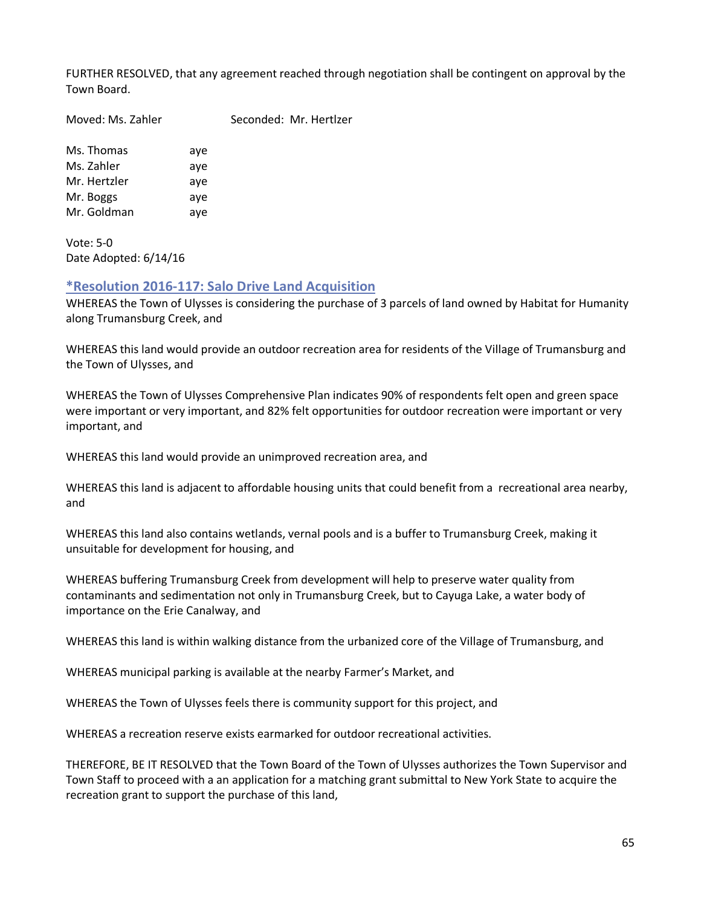FURTHER RESOLVED, that any agreement reached through negotiation shall be contingent on approval by the Town Board.

Moved: Ms. Zahler Seconded: Mr. Hertlzer

Ms. Thomas aye
Ms. Zahler aye
Mr. Hertzler aye
Mr. Boggs aye
Mr. Goldman aye

Vote: 5-0
Date Adopted: 6/14/16

## *Resolution 2016-117: Salo Drive Land Acquisition

WHEREAS the Town of Ulysses is considering the purchase of 3 parcels of land owned by Habitat for Humanity along Trumansburg Creek, and

WHEREAS this land would provide an outdoor recreation area for residents of the Village of Trumansburg and the Town of Ulysses, and

WHEREAS the Town of Ulysses Comprehensive Plan indicates 90% of respondents felt open and green space were important or very important, and 82% felt opportunities for outdoor recreation were important or very important, and

WHEREAS this land would provide an unimproved recreation area, and

WHEREAS this land is adjacent to affordable housing units that could benefit from a recreational area nearby, and

WHEREAS this land also contains wetlands, vernal pools and is a buffer to Trumansburg Creek, making it unsuitable for development for housing, and

WHEREAS buffering Trumansburg Creek from development will help to preserve water quality from contaminants and sedimentation not only in Trumansburg Creek, but to Cayuga Lake, a water body of importance on the Erie Canalway, and

WHEREAS this land is within walking distance from the urbanized core of the Village of Trumansburg, and

WHEREAS municipal parking is available at the nearby Farmer's Market, and

WHEREAS the Town of Ulysses feels there is community support for this project, and

WHEREAS a recreation reserve exists earmarked for outdoor recreational activities.

THEREFORE, BE IT RESOLVED that the Town Board of the Town of Ulysses authorizes the Town Supervisor and Town Staff to proceed with a an application for a matching grant submittal to New York State to acquire the recreation grant to support the purchase of this land,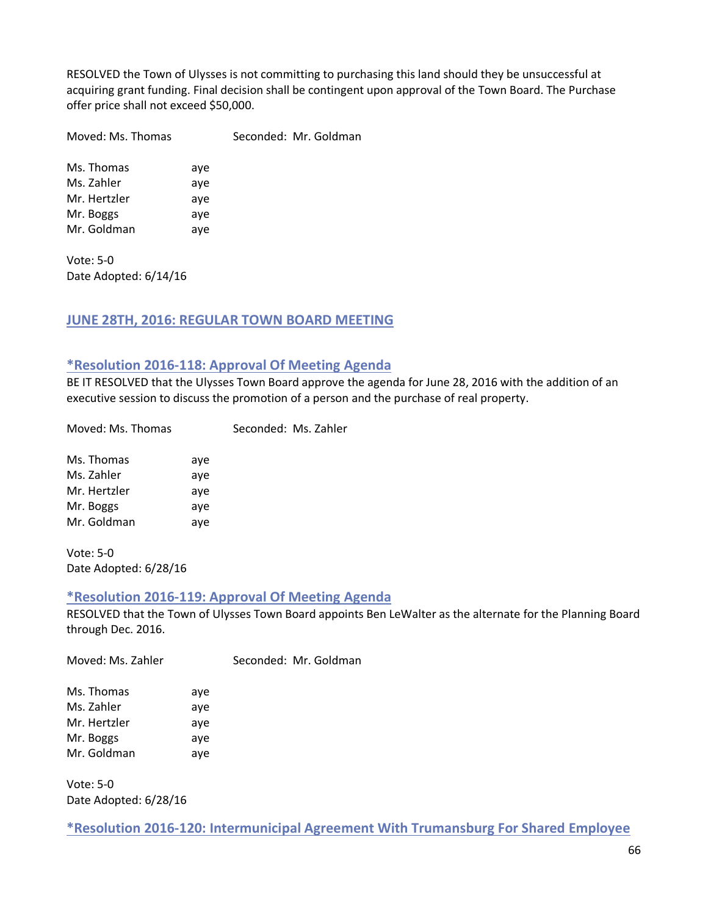RESOLVED the Town of Ulysses is not committing to purchasing this land should they be unsuccessful at acquiring grant funding. Final decision shall be contingent upon approval of the Town Board. The Purchase offer price shall not exceed $50,000.

Moved: Ms. Thomas Seconded: Mr. Goldman

Ms. Thomas aye
Ms. Zahler aye
Mr. Hertzler aye
Mr. Boggs aye
Mr. Goldman aye

Vote: 5-0
Date Adopted: 6/14/16

## JUNE 28TH, 2016: REGULAR TOWN BOARD MEETING

### *Resolution 2016-118: Approval Of Meeting Agenda

BE IT RESOLVED that the Ulysses Town Board approve the agenda for June 28, 2016 with the addition of an executive session to discuss the promotion of a person and the purchase of real property.

Moved: Ms. Thomas Seconded: Ms. Zahler

Ms. Thomas aye
Ms. Zahler aye
Mr. Hertzler aye
Mr. Boggs aye
Mr. Goldman aye

Vote: 5-0
Date Adopted: 6/28/16

### *Resolution 2016-119: Approval Of Meeting Agenda

RESOLVED that the Town of Ulysses Town Board appoints Ben LeWalter as the alternate for the Planning Board through Dec. 2016.

Moved: Ms. Zahler Seconded: Mr. Goldman

Ms. Thomas aye
Ms. Zahler aye
Mr. Hertzler aye
Mr. Boggs aye
Mr. Goldman aye

Vote: 5-0
Date Adopted: 6/28/16

### *Resolution 2016-120: Intermunicipal Agreement With Trumansburg For Shared Employee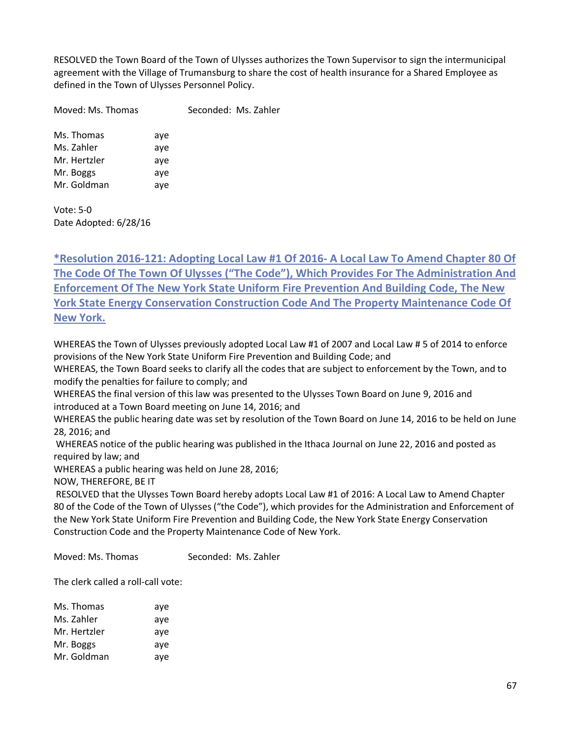RESOLVED the Town Board of the Town of Ulysses authorizes the Town Supervisor to sign the intermunicipal agreement with the Village of Trumansburg to share the cost of health insurance for a Shared Employee as defined in the Town of Ulysses Personnel Policy.

Moved: Ms. Thomas Seconded: Ms. Zahler

Ms. Thomas aye
Ms. Zahler aye
Mr. Hertzler aye
Mr. Boggs aye
Mr. Goldman aye

Vote: 5-0
Date Adopted: 6/28/16

## *Resolution 2016-121: Adopting Local Law #1 Of 2016- A Local Law To Amend Chapter 80 Of The Code Of The Town Of Ulysses ("The Code"), Which Provides For The Administration And Enforcement Of The New York State Uniform Fire Prevention And Building Code, The New York State Energy Conservation Construction Code And The Property Maintenance Code Of New York.

WHEREAS the Town of Ulysses previously adopted Local Law #1 of 2007 and Local Law # 5 of 2014 to enforce provisions of the New York State Uniform Fire Prevention and Building Code; and
WHEREAS, the Town Board seeks to clarify all the codes that are subject to enforcement by the Town, and to modify the penalties for failure to comply; and
WHEREAS the final version of this law was presented to the Ulysses Town Board on June 9, 2016 and introduced at a Town Board meeting on June 14, 2016; and
WHEREAS the public hearing date was set by resolution of the Town Board on June 14, 2016 to be held on June 28, 2016; and
WHEREAS notice of the public hearing was published in the Ithaca Journal on June 22, 2016 and posted as required by law; and
WHEREAS a public hearing was held on June 28, 2016;
NOW, THEREFORE, BE IT
RESOLVED that the Ulysses Town Board hereby adopts Local Law #1 of 2016: A Local Law to Amend Chapter 80 of the Code of the Town of Ulysses ("the Code"), which provides for the Administration and Enforcement of the New York State Uniform Fire Prevention and Building Code, the New York State Energy Conservation Construction Code and the Property Maintenance Code of New York.

Moved: Ms. Thomas Seconded: Ms. Zahler

The clerk called a roll-call vote:

Ms. Thomas aye
Ms. Zahler aye
Mr. Hertzler aye
Mr. Boggs aye
Mr. Goldman aye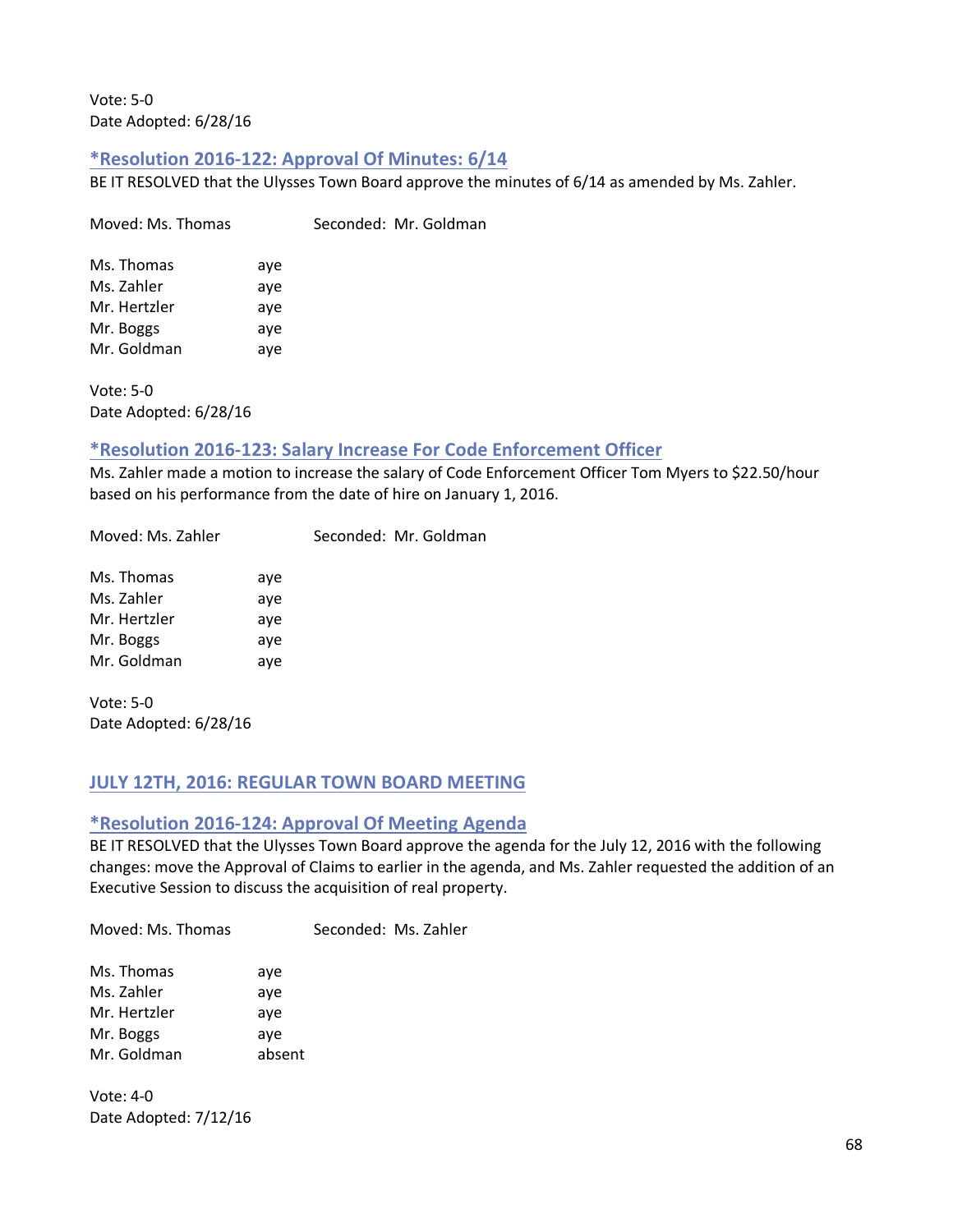Vote: 5-0
Date Adopted: 6/28/16

### *Resolution 2016-122: Approval Of Minutes: 6/14

BE IT RESOLVED that the Ulysses Town Board approve the minutes of 6/14 as amended by Ms. Zahler.

Moved: Ms. Thomas Seconded: Mr. Goldman

Ms. Thomas aye
Ms. Zahler aye
Mr. Hertzler aye
Mr. Boggs aye
Mr. Goldman aye

Vote: 5-0
Date Adopted: 6/28/16

### *Resolution 2016-123: Salary Increase For Code Enforcement Officer

Ms. Zahler made a motion to increase the salary of Code Enforcement Officer Tom Myers to $22.50/hour based on his performance from the date of hire on January 1, 2016.

Moved: Ms. Zahler Seconded: Mr. Goldman

Ms. Thomas aye
Ms. Zahler aye
Mr. Hertzler aye
Mr. Boggs aye
Mr. Goldman aye

Vote: 5-0
Date Adopted: 6/28/16

## JULY 12TH, 2016: REGULAR TOWN BOARD MEETING

### *Resolution 2016-124: Approval Of Meeting Agenda

BE IT RESOLVED that the Ulysses Town Board approve the agenda for the July 12, 2016 with the following changes: move the Approval of Claims to earlier in the agenda, and Ms. Zahler requested the addition of an Executive Session to discuss the acquisition of real property.

Moved: Ms. Thomas Seconded: Ms. Zahler

Ms. Thomas aye
Ms. Zahler aye
Mr. Hertzler aye
Mr. Boggs aye
Mr. Goldman absent

Vote: 4-0
Date Adopted: 7/12/16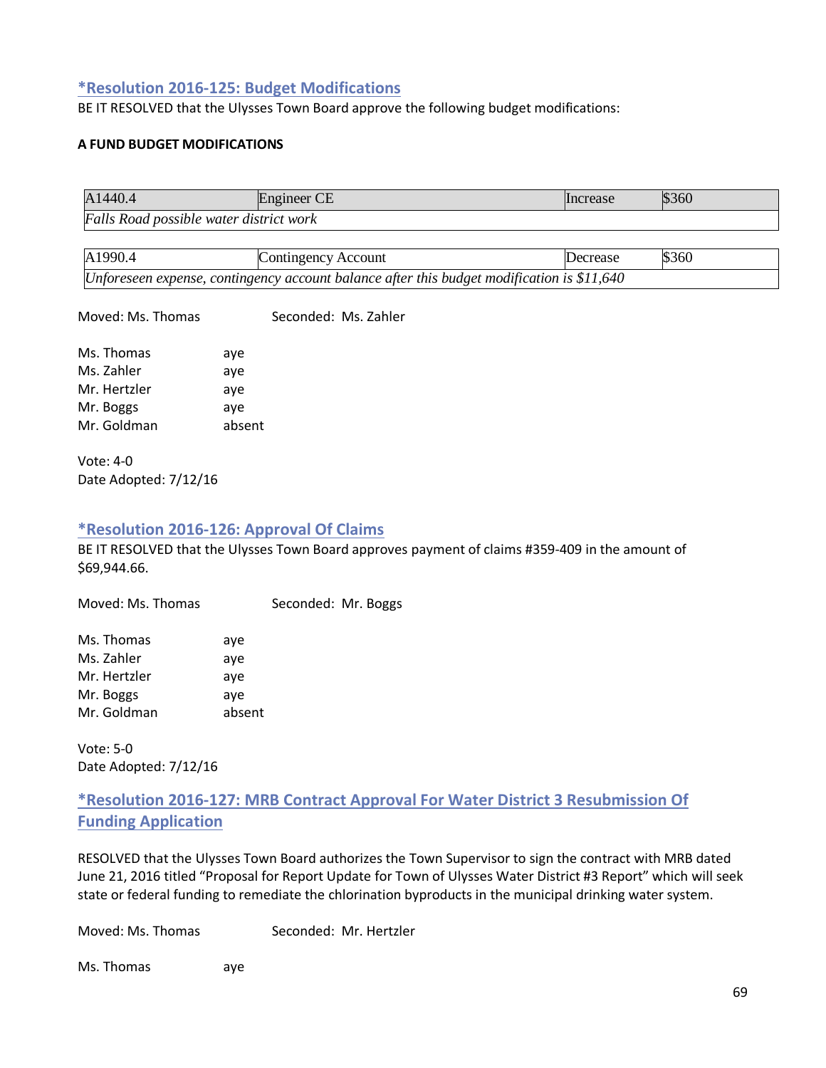## *Resolution 2016-125: Budget Modifications

BE IT RESOLVED that the Ulysses Town Board approve the following budget modifications:

**A FUND BUDGET MODIFICATIONS**

| A1440.4 | Engineer CE | Increase | $360 |
|---|---|---|---|
| *Falls Road possible water district work* | | | |

| A1990.4 | Contingency Account | Decrease | $360 |
|---|---|---|---|
| *Unforeseen expense, contingency account balance after this budget modification is $11,640* | | | |

Moved: Ms. Thomas     Seconded: Ms. Zahler

Ms. Thomas aye
Ms. Zahler aye
Mr. Hertzler aye
Mr. Boggs aye
Mr. Goldman absent

Vote: 4-0
Date Adopted: 7/12/16

## *Resolution 2016-126: Approval Of Claims

BE IT RESOLVED that the Ulysses Town Board approves payment of claims #359-409 in the amount of $69,944.66.

Moved: Ms. Thomas     Seconded: Mr. Boggs

Ms. Thomas aye
Ms. Zahler aye
Mr. Hertzler aye
Mr. Boggs aye
Mr. Goldman absent

Vote: 5-0
Date Adopted: 7/12/16

## *Resolution 2016-127: MRB Contract Approval For Water District 3 Resubmission Of Funding Application

RESOLVED that the Ulysses Town Board authorizes the Town Supervisor to sign the contract with MRB dated June 21, 2016 titled "Proposal for Report Update for Town of Ulysses Water District #3 Report" which will seek state or federal funding to remediate the chlorination byproducts in the municipal drinking water system.

Moved: Ms. Thomas     Seconded: Mr. Hertzler

Ms. Thomas aye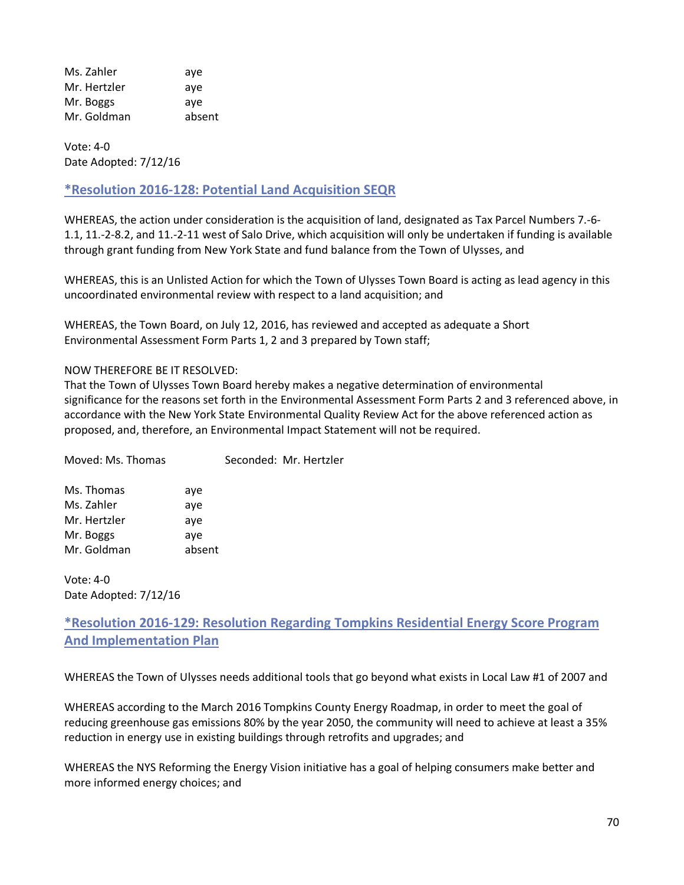| | |
|---|---|
| Ms. Zahler | aye |
| Mr. Hertzler | aye |
| Mr. Boggs | aye |
| Mr. Goldman | absent |

Vote: 4-0
Date Adopted: 7/12/16

## *Resolution 2016-128: Potential Land Acquisition SEQR

WHEREAS, the action under consideration is the acquisition of land, designated as Tax Parcel Numbers 7.-6-1.1, 11.-2-8.2, and 11.-2-11 west of Salo Drive, which acquisition will only be undertaken if funding is available through grant funding from New York State and fund balance from the Town of Ulysses, and

WHEREAS, this is an Unlisted Action for which the Town of Ulysses Town Board is acting as lead agency in this uncoordinated environmental review with respect to a land acquisition; and

WHEREAS, the Town Board, on July 12, 2016, has reviewed and accepted as adequate a Short Environmental Assessment Form Parts 1, 2 and 3 prepared by Town staff;

NOW THEREFORE BE IT RESOLVED:
That the Town of Ulysses Town Board hereby makes a negative determination of environmental significance for the reasons set forth in the Environmental Assessment Form Parts 2 and 3 referenced above, in accordance with the New York State Environmental Quality Review Act for the above referenced action as proposed, and, therefore, an Environmental Impact Statement will not be required.

Moved: Ms. Thomas Seconded: Mr. Hertzler

| | |
|---|---|
| Ms. Thomas | aye |
| Ms. Zahler | aye |
| Mr. Hertzler | aye |
| Mr. Boggs | aye |
| Mr. Goldman | absent |

Vote: 4-0
Date Adopted: 7/12/16

## *Resolution 2016-129: Resolution Regarding Tompkins Residential Energy Score Program And Implementation Plan

WHEREAS the Town of Ulysses needs additional tools that go beyond what exists in Local Law #1 of 2007 and

WHEREAS according to the March 2016 Tompkins County Energy Roadmap, in order to meet the goal of reducing greenhouse gas emissions 80% by the year 2050, the community will need to achieve at least a 35% reduction in energy use in existing buildings through retrofits and upgrades; and

WHEREAS the NYS Reforming the Energy Vision initiative has a goal of helping consumers make better and more informed energy choices; and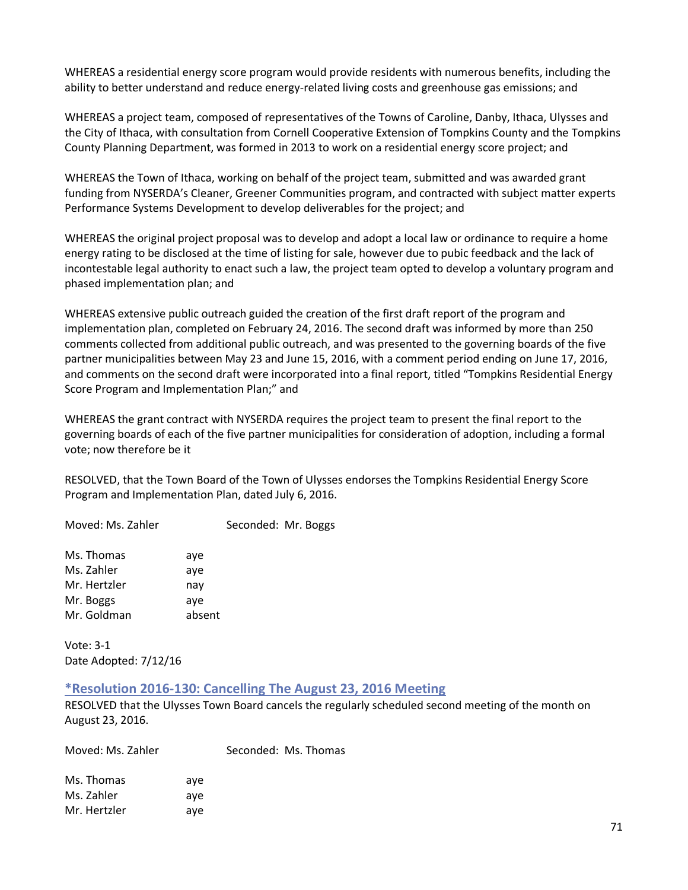WHEREAS a residential energy score program would provide residents with numerous benefits, including the ability to better understand and reduce energy-related living costs and greenhouse gas emissions; and

WHEREAS a project team, composed of representatives of the Towns of Caroline, Danby, Ithaca, Ulysses and the City of Ithaca, with consultation from Cornell Cooperative Extension of Tompkins County and the Tompkins County Planning Department, was formed in 2013 to work on a residential energy score project; and

WHEREAS the Town of Ithaca, working on behalf of the project team, submitted and was awarded grant funding from NYSERDA's Cleaner, Greener Communities program, and contracted with subject matter experts Performance Systems Development to develop deliverables for the project; and

WHEREAS the original project proposal was to develop and adopt a local law or ordinance to require a home energy rating to be disclosed at the time of listing for sale, however due to pubic feedback and the lack of incontestable legal authority to enact such a law, the project team opted to develop a voluntary program and phased implementation plan; and

WHEREAS extensive public outreach guided the creation of the first draft report of the program and implementation plan, completed on February 24, 2016. The second draft was informed by more than 250 comments collected from additional public outreach, and was presented to the governing boards of the five partner municipalities between May 23 and June 15, 2016, with a comment period ending on June 17, 2016, and comments on the second draft were incorporated into a final report, titled "Tompkins Residential Energy Score Program and Implementation Plan;" and

WHEREAS the grant contract with NYSERDA requires the project team to present the final report to the governing boards of each of the five partner municipalities for consideration of adoption, including a formal vote; now therefore be it

RESOLVED, that the Town Board of the Town of Ulysses endorses the Tompkins Residential Energy Score Program and Implementation Plan, dated July 6, 2016.

Moved: Ms. Zahler Seconded: Mr. Boggs

Ms. Thomas aye
Ms. Zahler aye
Mr. Hertzler nay
Mr. Boggs aye
Mr. Goldman absent

Vote: 3-1
Date Adopted: 7/12/16

## *Resolution 2016-130: Cancelling The August 23, 2016 Meeting

RESOLVED that the Ulysses Town Board cancels the regularly scheduled second meeting of the month on August 23, 2016.

Moved: Ms. Zahler Seconded: Ms. Thomas

Ms. Thomas aye
Ms. Zahler aye
Mr. Hertzler aye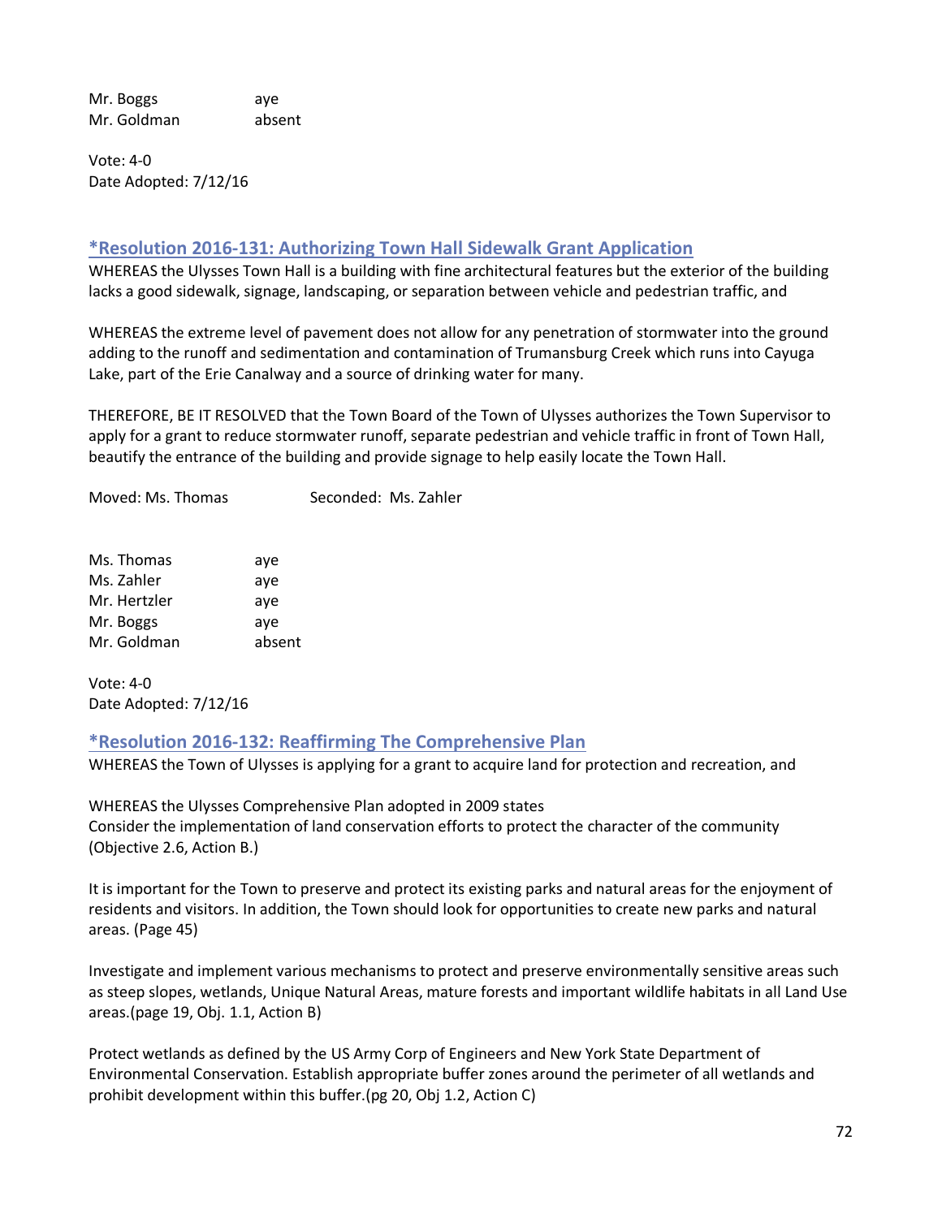Mr. Boggs aye
Mr. Goldman absent

Vote: 4-0
Date Adopted: 7/12/16

## *Resolution 2016-131: Authorizing Town Hall Sidewalk Grant Application

WHEREAS the Ulysses Town Hall is a building with fine architectural features but the exterior of the building lacks a good sidewalk, signage, landscaping, or separation between vehicle and pedestrian traffic, and

WHEREAS the extreme level of pavement does not allow for any penetration of stormwater into the ground adding to the runoff and sedimentation and contamination of Trumansburg Creek which runs into Cayuga Lake, part of the Erie Canalway and a source of drinking water for many.

THEREFORE, BE IT RESOLVED that the Town Board of the Town of Ulysses authorizes the Town Supervisor to apply for a grant to reduce stormwater runoff, separate pedestrian and vehicle traffic in front of Town Hall, beautify the entrance of the building and provide signage to help easily locate the Town Hall.

Moved: Ms. Thomas Seconded: Ms. Zahler

Ms. Thomas aye
Ms. Zahler aye
Mr. Hertzler aye
Mr. Boggs aye
Mr. Goldman absent

Vote: 4-0
Date Adopted: 7/12/16

## *Resolution 2016-132: Reaffirming The Comprehensive Plan

WHEREAS the Town of Ulysses is applying for a grant to acquire land for protection and recreation, and

WHEREAS the Ulysses Comprehensive Plan adopted in 2009 states
Consider the implementation of land conservation efforts to protect the character of the community (Objective 2.6, Action B.)

It is important for the Town to preserve and protect its existing parks and natural areas for the enjoyment of residents and visitors. In addition, the Town should look for opportunities to create new parks and natural areas. (Page 45)

Investigate and implement various mechanisms to protect and preserve environmentally sensitive areas such as steep slopes, wetlands, Unique Natural Areas, mature forests and important wildlife habitats in all Land Use areas.(page 19, Obj. 1.1, Action B)

Protect wetlands as defined by the US Army Corp of Engineers and New York State Department of Environmental Conservation. Establish appropriate buffer zones around the perimeter of all wetlands and prohibit development within this buffer.(pg 20, Obj 1.2, Action C)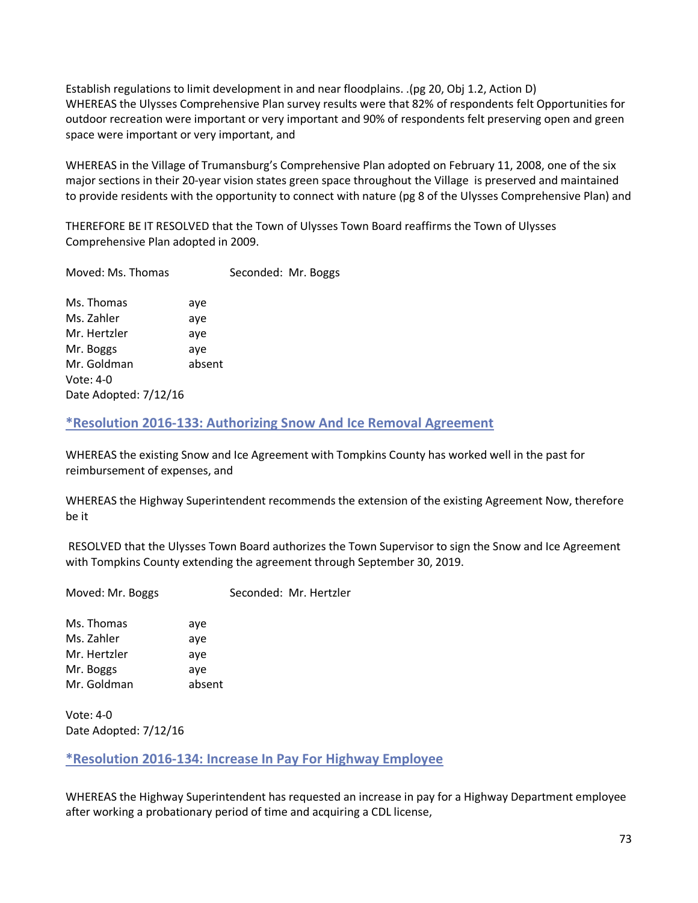Establish regulations to limit development in and near floodplains. .(pg 20, Obj 1.2, Action D)
WHEREAS the Ulysses Comprehensive Plan survey results were that 82% of respondents felt Opportunities for outdoor recreation were important or very important and 90% of respondents felt preserving open and green space were important or very important, and

WHEREAS in the Village of Trumansburg's Comprehensive Plan adopted on February 11, 2008, one of the six major sections in their 20-year vision states green space throughout the Village is preserved and maintained to provide residents with the opportunity to connect with nature (pg 8 of the Ulysses Comprehensive Plan) and

THEREFORE BE IT RESOLVED that the Town of Ulysses Town Board reaffirms the Town of Ulysses Comprehensive Plan adopted in 2009.

Moved: Ms. Thomas Seconded: Mr. Boggs

Ms. Thomas aye
Ms. Zahler aye
Mr. Hertzler aye
Mr. Boggs aye
Mr. Goldman absent
Vote: 4-0
Date Adopted: 7/12/16

### *Resolution 2016-133: Authorizing Snow And Ice Removal Agreement

WHEREAS the existing Snow and Ice Agreement with Tompkins County has worked well in the past for reimbursement of expenses, and

WHEREAS the Highway Superintendent recommends the extension of the existing Agreement Now, therefore be it

RESOLVED that the Ulysses Town Board authorizes the Town Supervisor to sign the Snow and Ice Agreement with Tompkins County extending the agreement through September 30, 2019.

Moved: Mr. Boggs Seconded: Mr. Hertzler

Ms. Thomas aye
Ms. Zahler aye
Mr. Hertzler aye
Mr. Boggs aye
Mr. Goldman absent

Vote: 4-0
Date Adopted: 7/12/16

### *Resolution 2016-134: Increase In Pay For Highway Employee

WHEREAS the Highway Superintendent has requested an increase in pay for a Highway Department employee after working a probationary period of time and acquiring a CDL license,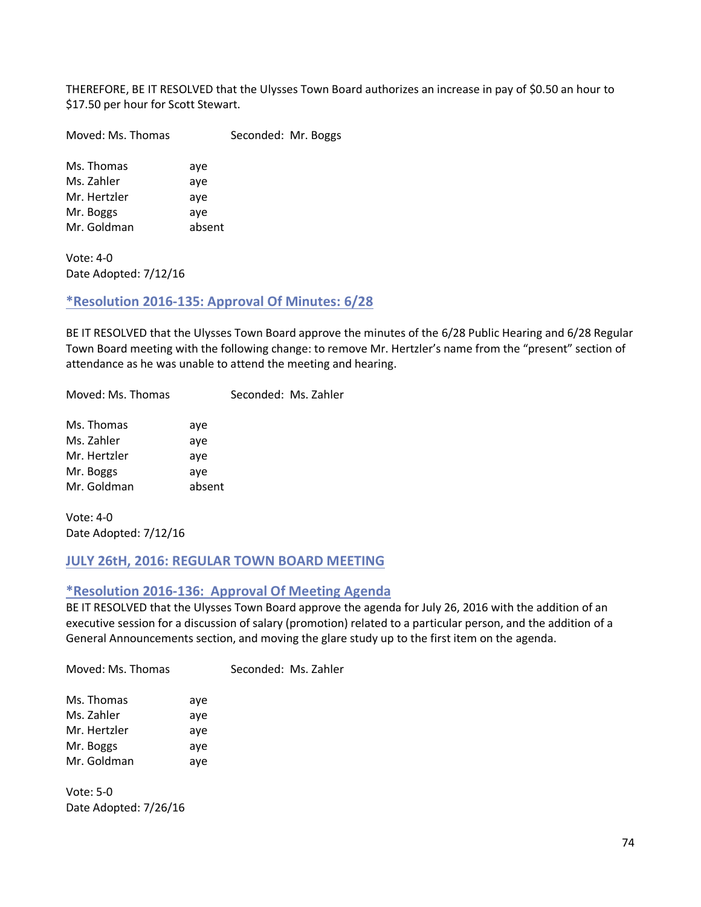THEREFORE, BE IT RESOLVED that the Ulysses Town Board authorizes an increase in pay of $0.50 an hour to $17.50 per hour for Scott Stewart.

Moved: Ms. Thomas  Seconded: Mr. Boggs

Ms. Thomas aye
Ms. Zahler aye
Mr. Hertzler aye
Mr. Boggs aye
Mr. Goldman absent

Vote: 4-0
Date Adopted: 7/12/16

## *Resolution 2016-135: Approval Of Minutes: 6/28

BE IT RESOLVED that the Ulysses Town Board approve the minutes of the 6/28 Public Hearing and 6/28 Regular Town Board meeting with the following change: to remove Mr. Hertzler's name from the "present" section of attendance as he was unable to attend the meeting and hearing.

Moved: Ms. Thomas  Seconded: Ms. Zahler

Ms. Thomas aye
Ms. Zahler aye
Mr. Hertzler aye
Mr. Boggs aye
Mr. Goldman absent

Vote: 4-0
Date Adopted: 7/12/16

## JULY 26tH, 2016: REGULAR TOWN BOARD MEETING

## *Resolution 2016-136: Approval Of Meeting Agenda

BE IT RESOLVED that the Ulysses Town Board approve the agenda for July 26, 2016 with the addition of an executive session for a discussion of salary (promotion) related to a particular person, and the addition of a General Announcements section, and moving the glare study up to the first item on the agenda.

Moved: Ms. Thomas  Seconded: Ms. Zahler

Ms. Thomas aye
Ms. Zahler aye
Mr. Hertzler aye
Mr. Boggs aye
Mr. Goldman aye

Vote: 5-0
Date Adopted: 7/26/16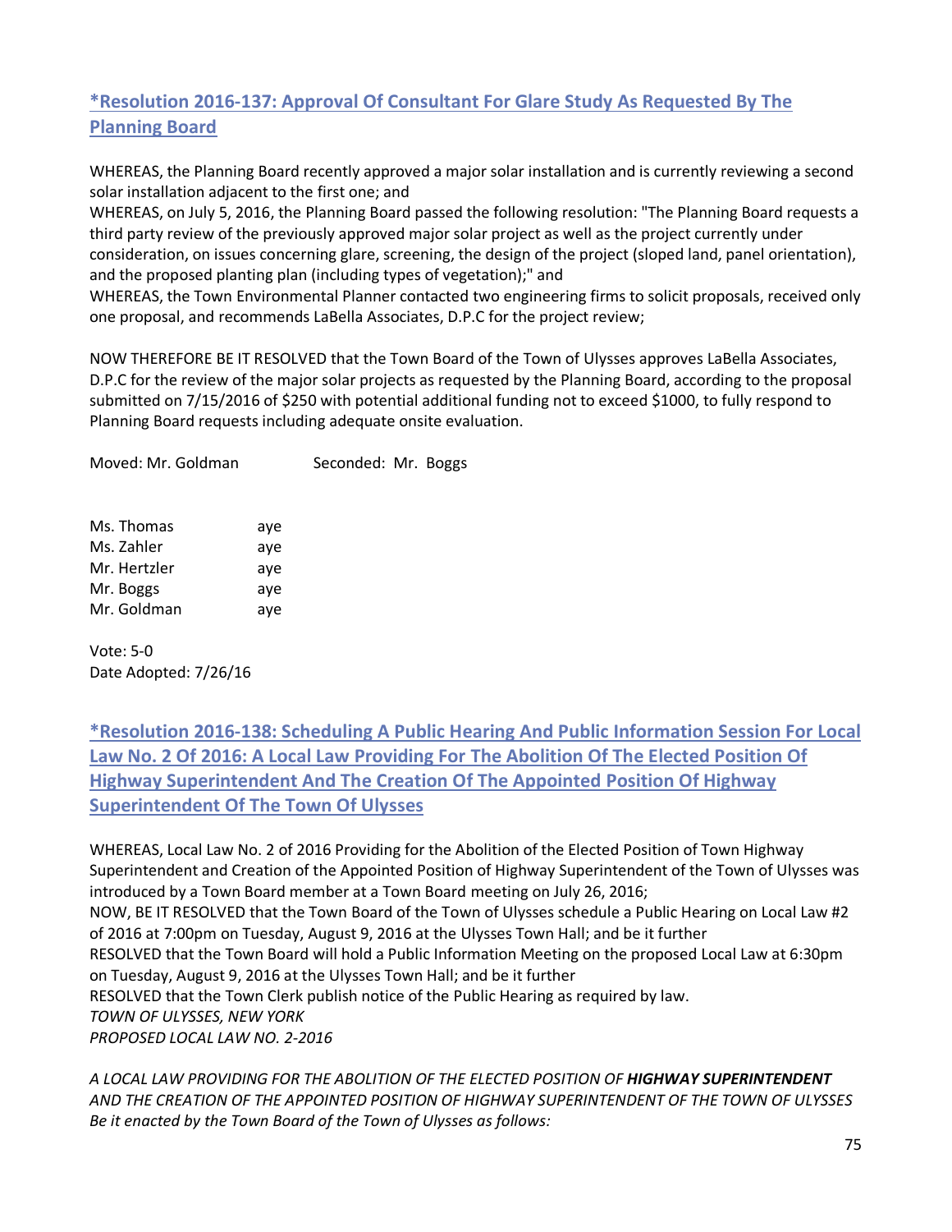## *Resolution 2016-137: Approval Of Consultant For Glare Study As Requested By The Planning Board

WHEREAS, the Planning Board recently approved a major solar installation and is currently reviewing a second solar installation adjacent to the first one; and
WHEREAS, on July 5, 2016, the Planning Board passed the following resolution: "The Planning Board requests a third party review of the previously approved major solar project as well as the project currently under consideration, on issues concerning glare, screening, the design of the project (sloped land, panel orientation), and the proposed planting plan (including types of vegetation);" and
WHEREAS, the Town Environmental Planner contacted two engineering firms to solicit proposals, received only one proposal, and recommends LaBella Associates, D.P.C for the project review;

NOW THEREFORE BE IT RESOLVED that the Town Board of the Town of Ulysses approves LaBella Associates, D.P.C for the review of the major solar projects as requested by the Planning Board, according to the proposal submitted on 7/15/2016 of $250 with potential additional funding not to exceed $1000, to fully respond to Planning Board requests including adequate onsite evaluation.

Moved: Mr. Goldman Seconded: Mr. Boggs

| | |
|---|---|
| Ms. Thomas | aye |
| Ms. Zahler | aye |
| Mr. Hertzler | aye |
| Mr. Boggs | aye |
| Mr. Goldman | aye |

Vote: 5-0
Date Adopted: 7/26/16

## *Resolution 2016-138: Scheduling A Public Hearing And Public Information Session For Local Law No. 2 Of 2016: A Local Law Providing For The Abolition Of The Elected Position Of Highway Superintendent And The Creation Of The Appointed Position Of Highway Superintendent Of The Town Of Ulysses

WHEREAS, Local Law No. 2 of 2016 Providing for the Abolition of the Elected Position of Town Highway Superintendent and Creation of the Appointed Position of Highway Superintendent of the Town of Ulysses was introduced by a Town Board member at a Town Board meeting on July 26, 2016;
NOW, BE IT RESOLVED that the Town Board of the Town of Ulysses schedule a Public Hearing on Local Law #2 of 2016 at 7:00pm on Tuesday, August 9, 2016 at the Ulysses Town Hall; and be it further
RESOLVED that the Town Board will hold a Public Information Meeting on the proposed Local Law at 6:30pm on Tuesday, August 9, 2016 at the Ulysses Town Hall; and be it further
RESOLVED that the Town Clerk publish notice of the Public Hearing as required by law.
*TOWN OF ULYSSES, NEW YORK*
*PROPOSED LOCAL LAW NO. 2-2016*

*A LOCAL LAW PROVIDING FOR THE ABOLITION OF THE ELECTED POSITION OF **HIGHWAY SUPERINTENDENT** AND THE CREATION OF THE APPOINTED POSITION OF HIGHWAY SUPERINTENDENT OF THE TOWN OF ULYSSES*
*Be it enacted by the Town Board of the Town of Ulysses as follows:*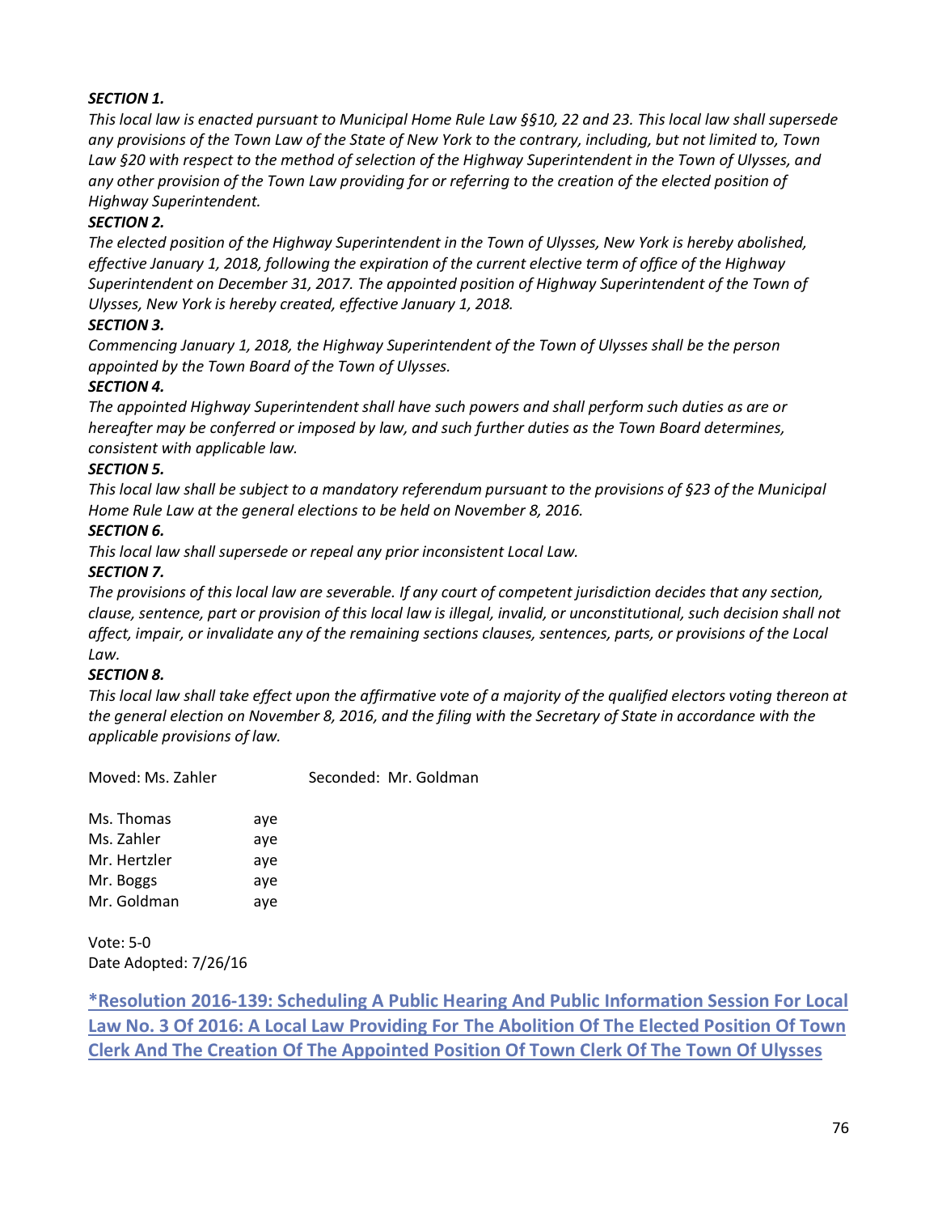***SECTION 1.***

*This local law is enacted pursuant to Municipal Home Rule Law §§10, 22 and 23. This local law shall supersede any provisions of the Town Law of the State of New York to the contrary, including, but not limited to, Town Law §20 with respect to the method of selection of the Highway Superintendent in the Town of Ulysses, and any other provision of the Town Law providing for or referring to the creation of the elected position of Highway Superintendent.*

***SECTION 2.***

*The elected position of the Highway Superintendent in the Town of Ulysses, New York is hereby abolished, effective January 1, 2018, following the expiration of the current elective term of office of the Highway Superintendent on December 31, 2017. The appointed position of Highway Superintendent of the Town of Ulysses, New York is hereby created, effective January 1, 2018.*

***SECTION 3.***

*Commencing January 1, 2018, the Highway Superintendent of the Town of Ulysses shall be the person appointed by the Town Board of the Town of Ulysses.*

***SECTION 4.***

*The appointed Highway Superintendent shall have such powers and shall perform such duties as are or hereafter may be conferred or imposed by law, and such further duties as the Town Board determines, consistent with applicable law.*

***SECTION 5.***

*This local law shall be subject to a mandatory referendum pursuant to the provisions of §23 of the Municipal Home Rule Law at the general elections to be held on November 8, 2016.*

***SECTION 6.***

*This local law shall supersede or repeal any prior inconsistent Local Law.*

***SECTION 7.***

*The provisions of this local law are severable. If any court of competent jurisdiction decides that any section, clause, sentence, part or provision of this local law is illegal, invalid, or unconstitutional, such decision shall not affect, impair, or invalidate any of the remaining sections clauses, sentences, parts, or provisions of the Local Law.*

***SECTION 8.***

*This local law shall take effect upon the affirmative vote of a majority of the qualified electors voting thereon at the general election on November 8, 2016, and the filing with the Secretary of State in accordance with the applicable provisions of law.*

Moved: Ms. Zahler Seconded: Mr. Goldman

| | |
|---|---|
| Ms. Thomas | aye |
| Ms. Zahler | aye |
| Mr. Hertzler | aye |
| Mr. Boggs | aye |
| Mr. Goldman | aye |

Vote: 5-0
Date Adopted: 7/26/16

### **\*Resolution 2016-139: Scheduling A Public Hearing And Public Information Session For Local Law No. 3 Of 2016: A Local Law Providing For The Abolition Of The Elected Position Of Town Clerk And The Creation Of The Appointed Position Of Town Clerk Of The Town Of Ulysses**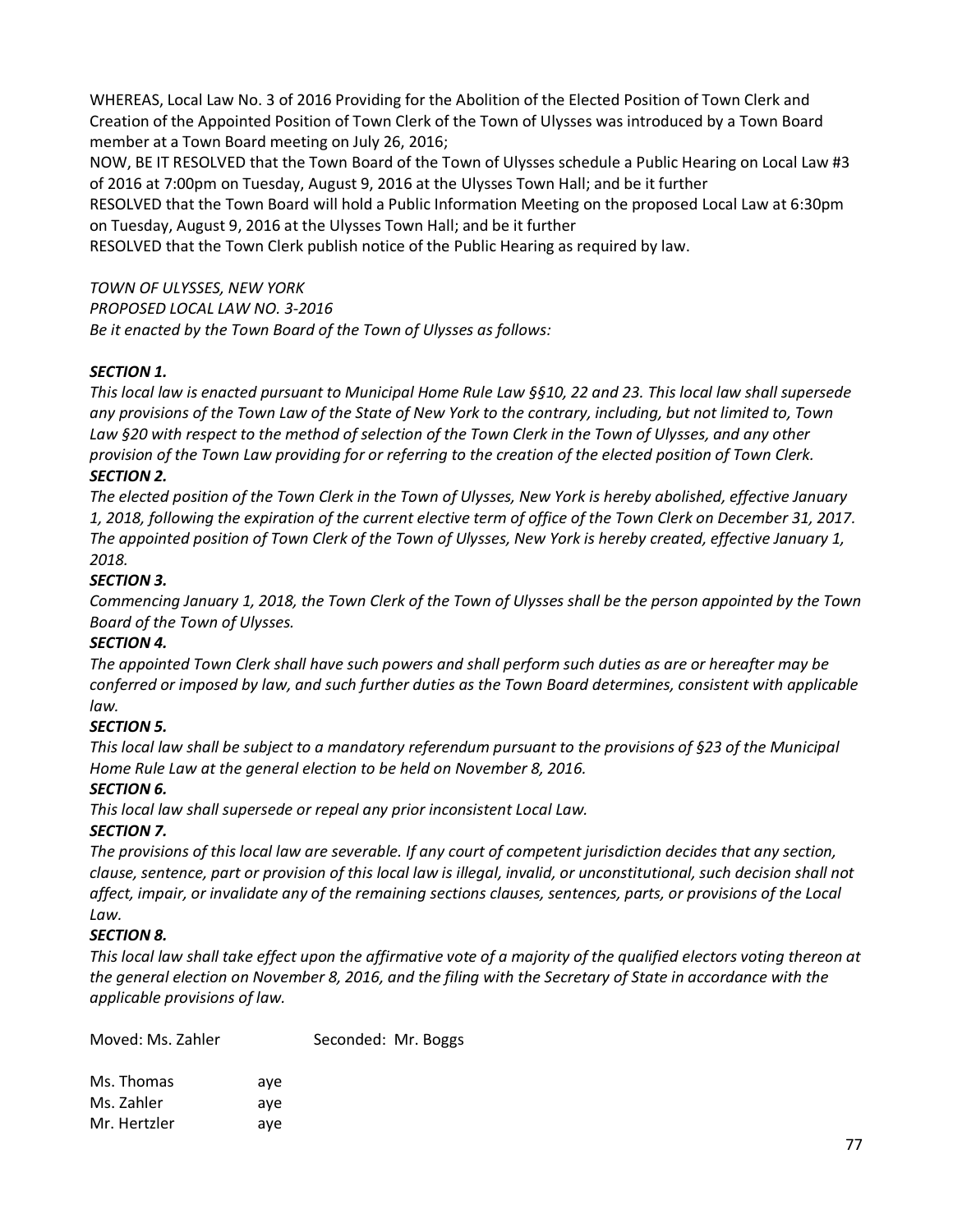WHEREAS, Local Law No. 3 of 2016 Providing for the Abolition of the Elected Position of Town Clerk and Creation of the Appointed Position of Town Clerk of the Town of Ulysses was introduced by a Town Board member at a Town Board meeting on July 26, 2016;

NOW, BE IT RESOLVED that the Town Board of the Town of Ulysses schedule a Public Hearing on Local Law #3 of 2016 at 7:00pm on Tuesday, August 9, 2016 at the Ulysses Town Hall; and be it further

RESOLVED that the Town Board will hold a Public Information Meeting on the proposed Local Law at 6:30pm on Tuesday, August 9, 2016 at the Ulysses Town Hall; and be it further

RESOLVED that the Town Clerk publish notice of the Public Hearing as required by law.

*TOWN OF ULYSSES, NEW YORK*
*PROPOSED LOCAL LAW NO. 3-2016*
*Be it enacted by the Town Board of the Town of Ulysses as follows:*

***SECTION 1.***
*This local law is enacted pursuant to Municipal Home Rule Law §§10, 22 and 23. This local law shall supersede any provisions of the Town Law of the State of New York to the contrary, including, but not limited to, Town Law §20 with respect to the method of selection of the Town Clerk in the Town of Ulysses, and any other provision of the Town Law providing for or referring to the creation of the elected position of Town Clerk.*

***SECTION 2.***
*The elected position of the Town Clerk in the Town of Ulysses, New York is hereby abolished, effective January 1, 2018, following the expiration of the current elective term of office of the Town Clerk on December 31, 2017. The appointed position of Town Clerk of the Town of Ulysses, New York is hereby created, effective January 1, 2018.*

***SECTION 3.***
*Commencing January 1, 2018, the Town Clerk of the Town of Ulysses shall be the person appointed by the Town Board of the Town of Ulysses.*

***SECTION 4.***
*The appointed Town Clerk shall have such powers and shall perform such duties as are or hereafter may be conferred or imposed by law, and such further duties as the Town Board determines, consistent with applicable law.*

***SECTION 5.***
*This local law shall be subject to a mandatory referendum pursuant to the provisions of §23 of the Municipal Home Rule Law at the general election to be held on November 8, 2016.*

***SECTION 6.***
*This local law shall supersede or repeal any prior inconsistent Local Law.*

***SECTION 7.***
*The provisions of this local law are severable. If any court of competent jurisdiction decides that any section, clause, sentence, part or provision of this local law is illegal, invalid, or unconstitutional, such decision shall not affect, impair, or invalidate any of the remaining sections clauses, sentences, parts, or provisions of the Local Law.*

***SECTION 8.***
*This local law shall take effect upon the affirmative vote of a majority of the qualified electors voting thereon at the general election on November 8, 2016, and the filing with the Secretary of State in accordance with the applicable provisions of law.*

Moved: Ms. Zahler Seconded: Mr. Boggs

Ms. Thomas aye
Ms. Zahler aye
Mr. Hertzler aye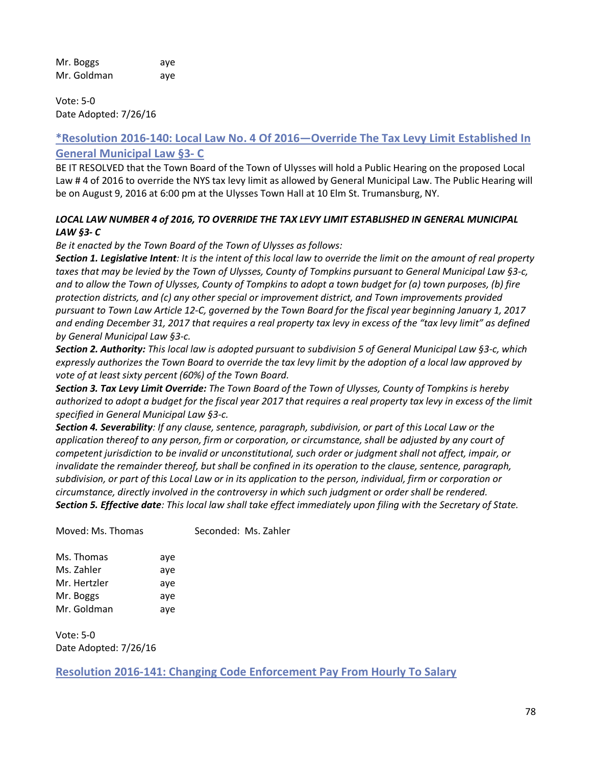Mr. Boggs aye
Mr. Goldman aye

Vote: 5-0
Date Adopted: 7/26/16

## *Resolution 2016-140: Local Law No. 4 Of 2016—Override The Tax Levy Limit Established In General Municipal Law §3- C

BE IT RESOLVED that the Town Board of the Town of Ulysses will hold a Public Hearing on the proposed Local Law # 4 of 2016 to override the NYS tax levy limit as allowed by General Municipal Law. The Public Hearing will be on August 9, 2016 at 6:00 pm at the Ulysses Town Hall at 10 Elm St. Trumansburg, NY.

***LOCAL LAW NUMBER 4 of 2016, TO OVERRIDE THE TAX LEVY LIMIT ESTABLISHED IN GENERAL MUNICIPAL LAW §3- C***

*Be it enacted by the Town Board of the Town of Ulysses as follows:*

***Section 1. Legislative Intent****: It is the intent of this local law to override the limit on the amount of real property taxes that may be levied by the Town of Ulysses, County of Tompkins pursuant to General Municipal Law §3-c, and to allow the Town of Ulysses, County of Tompkins to adopt a town budget for (a) town purposes, (b) fire protection districts, and (c) any other special or improvement district, and Town improvements provided pursuant to Town Law Article 12-C, governed by the Town Board for the fiscal year beginning January 1, 2017 and ending December 31, 2017 that requires a real property tax levy in excess of the "tax levy limit" as defined by General Municipal Law §3-c.*

***Section 2. Authority:*** *This local law is adopted pursuant to subdivision 5 of General Municipal Law §3-c, which expressly authorizes the Town Board to override the tax levy limit by the adoption of a local law approved by vote of at least sixty percent (60%) of the Town Board.*

***Section 3. Tax Levy Limit Override:*** *The Town Board of the Town of Ulysses, County of Tompkins is hereby authorized to adopt a budget for the fiscal year 2017 that requires a real property tax levy in excess of the limit specified in General Municipal Law §3-c.*

***Section 4. Severability****: If any clause, sentence, paragraph, subdivision, or part of this Local Law or the application thereof to any person, firm or corporation, or circumstance, shall be adjusted by any court of competent jurisdiction to be invalid or unconstitutional, such order or judgment shall not affect, impair, or invalidate the remainder thereof, but shall be confined in its operation to the clause, sentence, paragraph, subdivision, or part of this Local Law or in its application to the person, individual, firm or corporation or circumstance, directly involved in the controversy in which such judgment or order shall be rendered.*

***Section 5. Effective date****: This local law shall take effect immediately upon filing with the Secretary of State.*

Moved: Ms. Thomas Seconded: Ms. Zahler

Ms. Thomas aye
Ms. Zahler aye
Mr. Hertzler aye
Mr. Boggs aye
Mr. Goldman aye

Vote: 5-0
Date Adopted: 7/26/16

## Resolution 2016-141: Changing Code Enforcement Pay From Hourly To Salary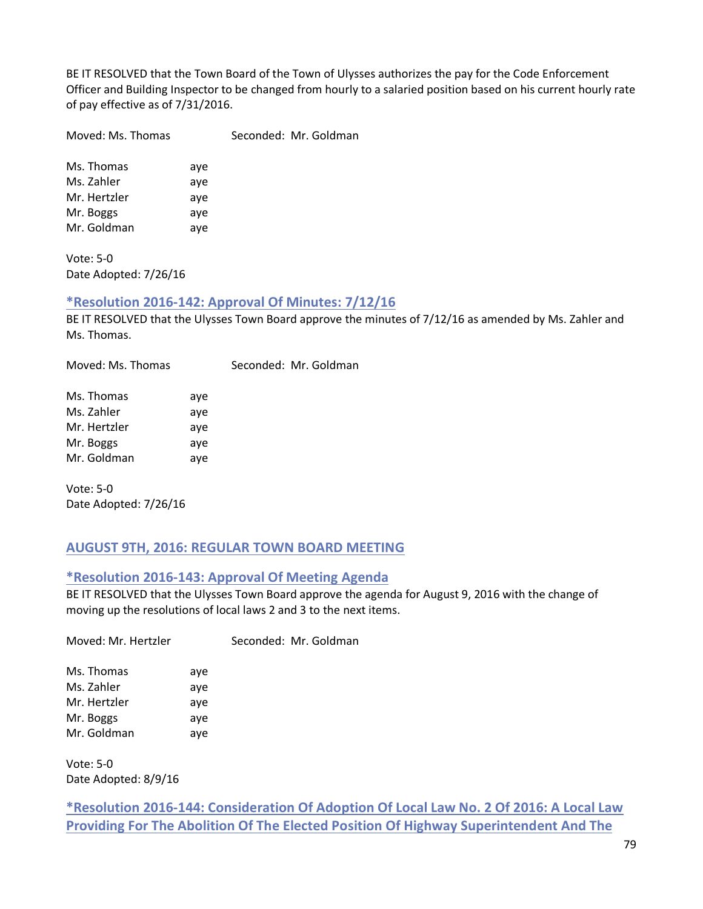BE IT RESOLVED that the Town Board of the Town of Ulysses authorizes the pay for the Code Enforcement Officer and Building Inspector to be changed from hourly to a salaried position based on his current hourly rate of pay effective as of 7/31/2016.

Moved: Ms. Thomas Seconded: Mr. Goldman

Ms. Thomas aye
Ms. Zahler aye
Mr. Hertzler aye
Mr. Boggs aye
Mr. Goldman aye

Vote: 5-0
Date Adopted: 7/26/16

### *Resolution 2016-142: Approval Of Minutes: 7/12/16

BE IT RESOLVED that the Ulysses Town Board approve the minutes of 7/12/16 as amended by Ms. Zahler and Ms. Thomas.

Moved: Ms. Thomas Seconded: Mr. Goldman

Ms. Thomas aye
Ms. Zahler aye
Mr. Hertzler aye
Mr. Boggs aye
Mr. Goldman aye

Vote: 5-0
Date Adopted: 7/26/16

## AUGUST 9TH, 2016: REGULAR TOWN BOARD MEETING

### *Resolution 2016-143: Approval Of Meeting Agenda

BE IT RESOLVED that the Ulysses Town Board approve the agenda for August 9, 2016 with the change of moving up the resolutions of local laws 2 and 3 to the next items.

Moved: Mr. Hertzler Seconded: Mr. Goldman

Ms. Thomas aye
Ms. Zahler aye
Mr. Hertzler aye
Mr. Boggs aye
Mr. Goldman aye

Vote: 5-0
Date Adopted: 8/9/16

### *Resolution 2016-144: Consideration Of Adoption Of Local Law No. 2 Of 2016: A Local Law Providing For The Abolition Of The Elected Position Of Highway Superintendent And The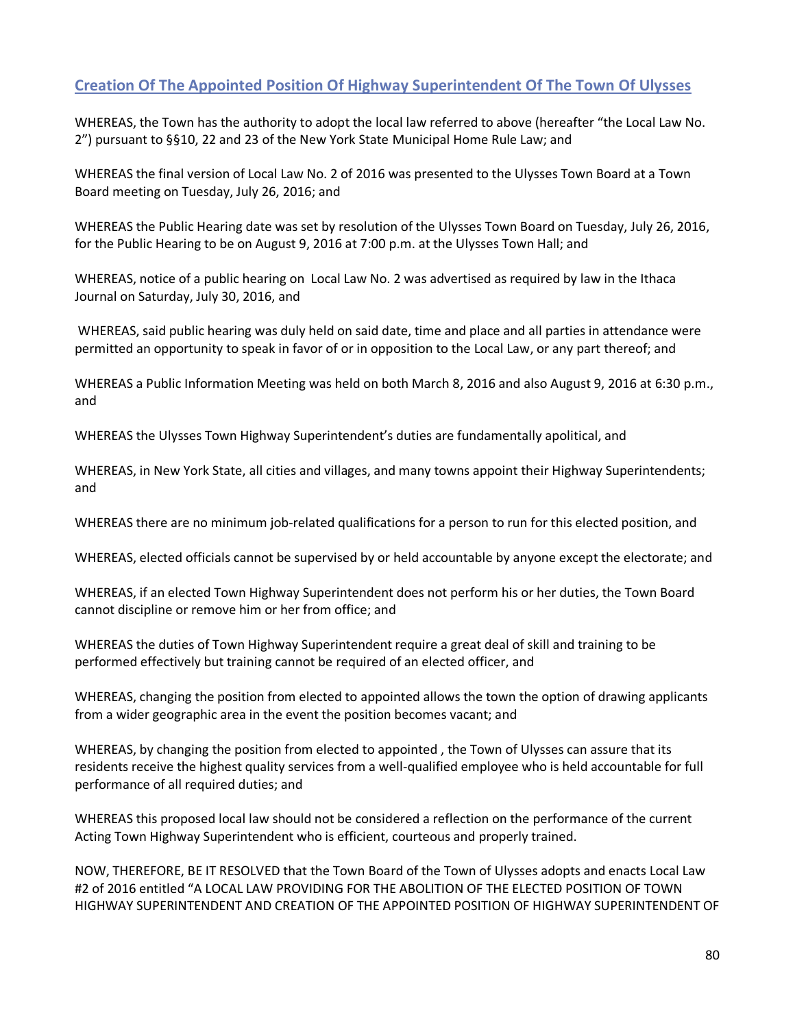## Creation Of The Appointed Position Of Highway Superintendent Of The Town Of Ulysses

WHEREAS, the Town has the authority to adopt the local law referred to above (hereafter "the Local Law No. 2") pursuant to §§10, 22 and 23 of the New York State Municipal Home Rule Law; and

WHEREAS the final version of Local Law No. 2 of 2016 was presented to the Ulysses Town Board at a Town Board meeting on Tuesday, July 26, 2016; and

WHEREAS the Public Hearing date was set by resolution of the Ulysses Town Board on Tuesday, July 26, 2016, for the Public Hearing to be on August 9, 2016 at 7:00 p.m. at the Ulysses Town Hall; and

WHEREAS, notice of a public hearing on Local Law No. 2 was advertised as required by law in the Ithaca Journal on Saturday, July 30, 2016, and

WHEREAS, said public hearing was duly held on said date, time and place and all parties in attendance were permitted an opportunity to speak in favor of or in opposition to the Local Law, or any part thereof; and

WHEREAS a Public Information Meeting was held on both March 8, 2016 and also August 9, 2016 at 6:30 p.m., and

WHEREAS the Ulysses Town Highway Superintendent's duties are fundamentally apolitical, and

WHEREAS, in New York State, all cities and villages, and many towns appoint their Highway Superintendents; and

WHEREAS there are no minimum job-related qualifications for a person to run for this elected position, and

WHEREAS, elected officials cannot be supervised by or held accountable by anyone except the electorate; and

WHEREAS, if an elected Town Highway Superintendent does not perform his or her duties, the Town Board cannot discipline or remove him or her from office; and

WHEREAS the duties of Town Highway Superintendent require a great deal of skill and training to be performed effectively but training cannot be required of an elected officer, and

WHEREAS, changing the position from elected to appointed allows the town the option of drawing applicants from a wider geographic area in the event the position becomes vacant; and

WHEREAS, by changing the position from elected to appointed , the Town of Ulysses can assure that its residents receive the highest quality services from a well-qualified employee who is held accountable for full performance of all required duties; and

WHEREAS this proposed local law should not be considered a reflection on the performance of the current Acting Town Highway Superintendent who is efficient, courteous and properly trained.

NOW, THEREFORE, BE IT RESOLVED that the Town Board of the Town of Ulysses adopts and enacts Local Law #2 of 2016 entitled "A LOCAL LAW PROVIDING FOR THE ABOLITION OF THE ELECTED POSITION OF TOWN HIGHWAY SUPERINTENDENT AND CREATION OF THE APPOINTED POSITION OF HIGHWAY SUPERINTENDENT OF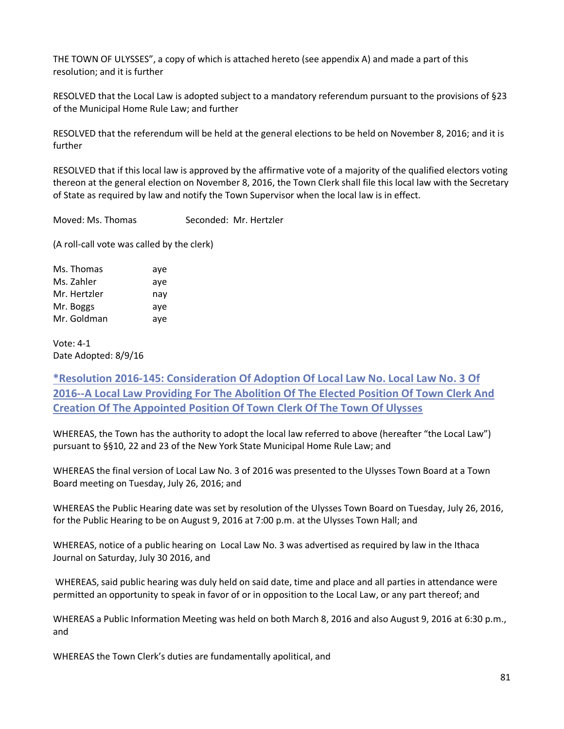THE TOWN OF ULYSSES", a copy of which is attached hereto (see appendix A) and made a part of this resolution; and it is further

RESOLVED that the Local Law is adopted subject to a mandatory referendum pursuant to the provisions of §23 of the Municipal Home Rule Law; and further

RESOLVED that the referendum will be held at the general elections to be held on November 8, 2016; and it is further

RESOLVED that if this local law is approved by the affirmative vote of a majority of the qualified electors voting thereon at the general election on November 8, 2016, the Town Clerk shall file this local law with the Secretary of State as required by law and notify the Town Supervisor when the local law is in effect.

Moved: Ms. Thomas Seconded: Mr. Hertzler

(A roll-call vote was called by the clerk)

| | |
|---|---|
| Ms. Thomas | aye |
| Ms. Zahler | aye |
| Mr. Hertzler | nay |
| Mr. Boggs | aye |
| Mr. Goldman | aye |

Vote: 4-1
Date Adopted: 8/9/16

## *Resolution 2016-145: Consideration Of Adoption Of Local Law No. Local Law No. 3 Of 2016--A Local Law Providing For The Abolition Of The Elected Position Of Town Clerk And Creation Of The Appointed Position Of Town Clerk Of The Town Of Ulysses

WHEREAS, the Town has the authority to adopt the local law referred to above (hereafter "the Local Law") pursuant to §§10, 22 and 23 of the New York State Municipal Home Rule Law; and

WHEREAS the final version of Local Law No. 3 of 2016 was presented to the Ulysses Town Board at a Town Board meeting on Tuesday, July 26, 2016; and

WHEREAS the Public Hearing date was set by resolution of the Ulysses Town Board on Tuesday, July 26, 2016, for the Public Hearing to be on August 9, 2016 at 7:00 p.m. at the Ulysses Town Hall; and

WHEREAS, notice of a public hearing on Local Law No. 3 was advertised as required by law in the Ithaca Journal on Saturday, July 30 2016, and

WHEREAS, said public hearing was duly held on said date, time and place and all parties in attendance were permitted an opportunity to speak in favor of or in opposition to the Local Law, or any part thereof; and

WHEREAS a Public Information Meeting was held on both March 8, 2016 and also August 9, 2016 at 6:30 p.m., and

WHEREAS the Town Clerk's duties are fundamentally apolitical, and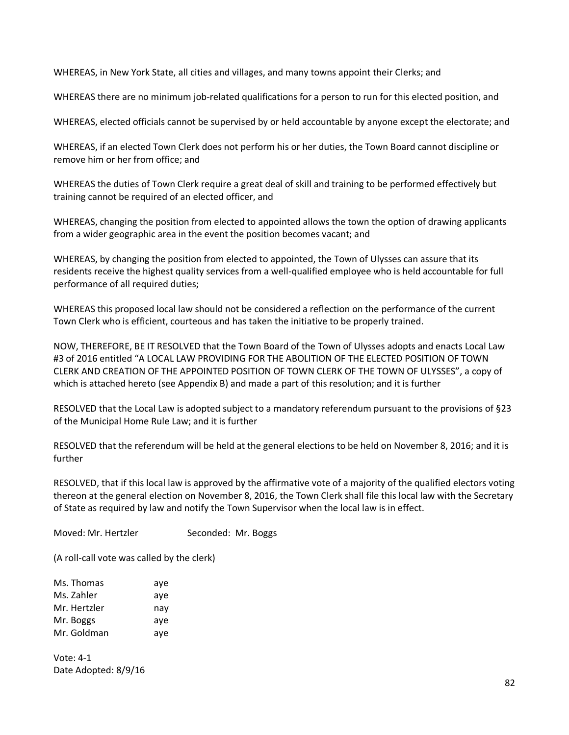WHEREAS, in New York State, all cities and villages, and many towns appoint their Clerks; and

WHEREAS there are no minimum job-related qualifications for a person to run for this elected position, and

WHEREAS, elected officials cannot be supervised by or held accountable by anyone except the electorate; and

WHEREAS, if an elected Town Clerk does not perform his or her duties, the Town Board cannot discipline or remove him or her from office; and

WHEREAS the duties of Town Clerk require a great deal of skill and training to be performed effectively but training cannot be required of an elected officer, and

WHEREAS, changing the position from elected to appointed allows the town the option of drawing applicants from a wider geographic area in the event the position becomes vacant; and

WHEREAS, by changing the position from elected to appointed, the Town of Ulysses can assure that its residents receive the highest quality services from a well-qualified employee who is held accountable for full performance of all required duties;

WHEREAS this proposed local law should not be considered a reflection on the performance of the current Town Clerk who is efficient, courteous and has taken the initiative to be properly trained.

NOW, THEREFORE, BE IT RESOLVED that the Town Board of the Town of Ulysses adopts and enacts Local Law #3 of 2016 entitled "A LOCAL LAW PROVIDING FOR THE ABOLITION OF THE ELECTED POSITION OF TOWN CLERK AND CREATION OF THE APPOINTED POSITION OF TOWN CLERK OF THE TOWN OF ULYSSES", a copy of which is attached hereto (see Appendix B) and made a part of this resolution; and it is further

RESOLVED that the Local Law is adopted subject to a mandatory referendum pursuant to the provisions of §23 of the Municipal Home Rule Law; and it is further

RESOLVED that the referendum will be held at the general elections to be held on November 8, 2016; and it is further

RESOLVED, that if this local law is approved by the affirmative vote of a majority of the qualified electors voting thereon at the general election on November 8, 2016, the Town Clerk shall file this local law with the Secretary of State as required by law and notify the Town Supervisor when the local law is in effect.

Moved: Mr. Hertzler Seconded: Mr. Boggs

(A roll-call vote was called by the clerk)

Ms. Thomas aye
Ms. Zahler aye
Mr. Hertzler nay
Mr. Boggs aye
Mr. Goldman aye

Vote: 4-1
Date Adopted: 8/9/16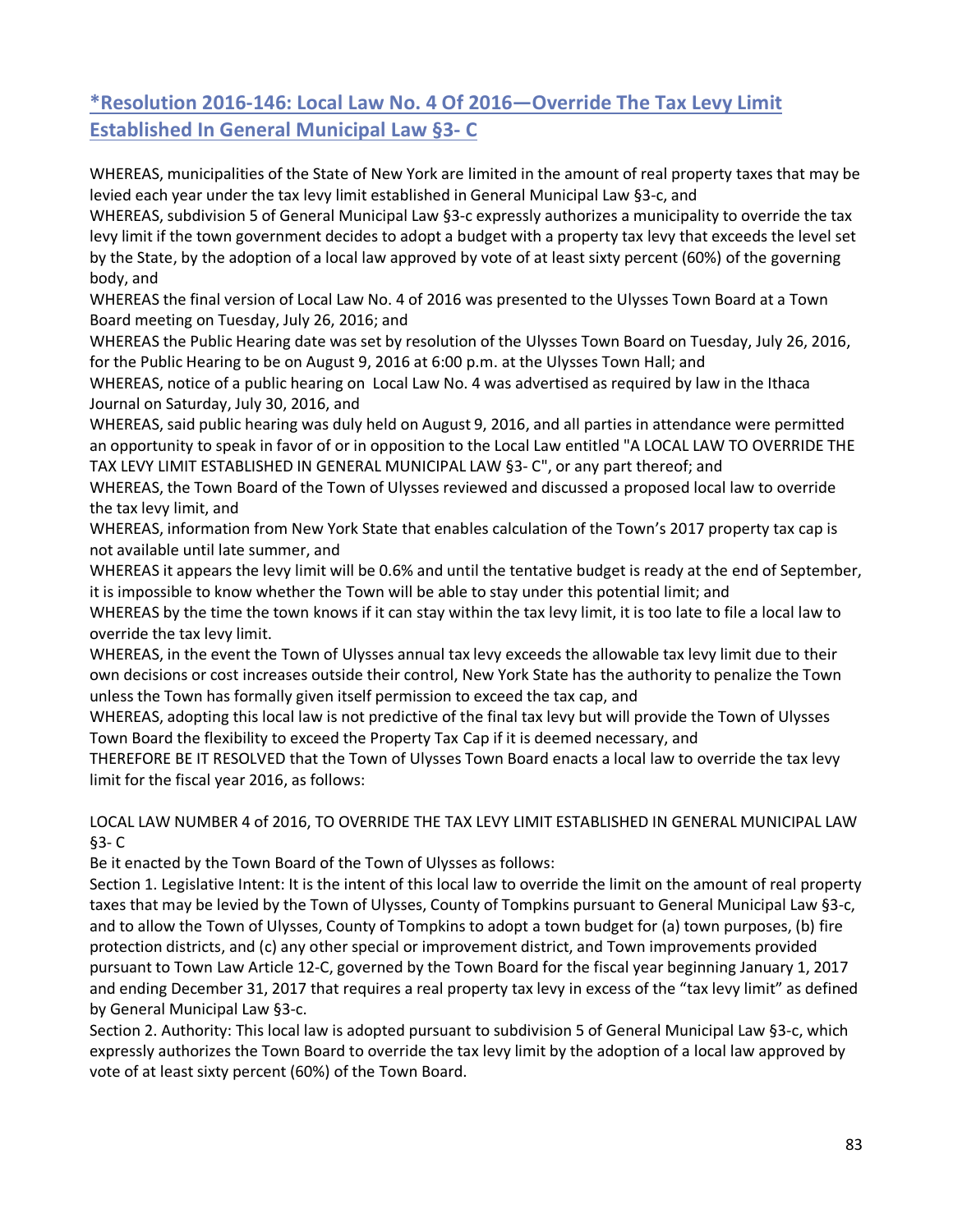## *Resolution 2016-146: Local Law No. 4 Of 2016—Override The Tax Levy Limit Established In General Municipal Law §3- C

WHEREAS, municipalities of the State of New York are limited in the amount of real property taxes that may be levied each year under the tax levy limit established in General Municipal Law §3-c, and

WHEREAS, subdivision 5 of General Municipal Law §3-c expressly authorizes a municipality to override the tax levy limit if the town government decides to adopt a budget with a property tax levy that exceeds the level set by the State, by the adoption of a local law approved by vote of at least sixty percent (60%) of the governing body, and

WHEREAS the final version of Local Law No. 4 of 2016 was presented to the Ulysses Town Board at a Town Board meeting on Tuesday, July 26, 2016; and

WHEREAS the Public Hearing date was set by resolution of the Ulysses Town Board on Tuesday, July 26, 2016, for the Public Hearing to be on August 9, 2016 at 6:00 p.m. at the Ulysses Town Hall; and

WHEREAS, notice of a public hearing on Local Law No. 4 was advertised as required by law in the Ithaca Journal on Saturday, July 30, 2016, and

WHEREAS, said public hearing was duly held on August 9, 2016, and all parties in attendance were permitted an opportunity to speak in favor of or in opposition to the Local Law entitled "A LOCAL LAW TO OVERRIDE THE TAX LEVY LIMIT ESTABLISHED IN GENERAL MUNICIPAL LAW §3- C", or any part thereof; and

WHEREAS, the Town Board of the Town of Ulysses reviewed and discussed a proposed local law to override the tax levy limit, and

WHEREAS, information from New York State that enables calculation of the Town's 2017 property tax cap is not available until late summer, and

WHEREAS it appears the levy limit will be 0.6% and until the tentative budget is ready at the end of September, it is impossible to know whether the Town will be able to stay under this potential limit; and

WHEREAS by the time the town knows if it can stay within the tax levy limit, it is too late to file a local law to override the tax levy limit.

WHEREAS, in the event the Town of Ulysses annual tax levy exceeds the allowable tax levy limit due to their own decisions or cost increases outside their control, New York State has the authority to penalize the Town unless the Town has formally given itself permission to exceed the tax cap, and

WHEREAS, adopting this local law is not predictive of the final tax levy but will provide the Town of Ulysses Town Board the flexibility to exceed the Property Tax Cap if it is deemed necessary, and

THEREFORE BE IT RESOLVED that the Town of Ulysses Town Board enacts a local law to override the tax levy limit for the fiscal year 2016, as follows:

LOCAL LAW NUMBER 4 of 2016, TO OVERRIDE THE TAX LEVY LIMIT ESTABLISHED IN GENERAL MUNICIPAL LAW §3- C

Be it enacted by the Town Board of the Town of Ulysses as follows:

Section 1. Legislative Intent: It is the intent of this local law to override the limit on the amount of real property taxes that may be levied by the Town of Ulysses, County of Tompkins pursuant to General Municipal Law §3-c, and to allow the Town of Ulysses, County of Tompkins to adopt a town budget for (a) town purposes, (b) fire protection districts, and (c) any other special or improvement district, and Town improvements provided pursuant to Town Law Article 12-C, governed by the Town Board for the fiscal year beginning January 1, 2017 and ending December 31, 2017 that requires a real property tax levy in excess of the "tax levy limit" as defined by General Municipal Law §3-c.

Section 2. Authority: This local law is adopted pursuant to subdivision 5 of General Municipal Law §3-c, which expressly authorizes the Town Board to override the tax levy limit by the adoption of a local law approved by vote of at least sixty percent (60%) of the Town Board.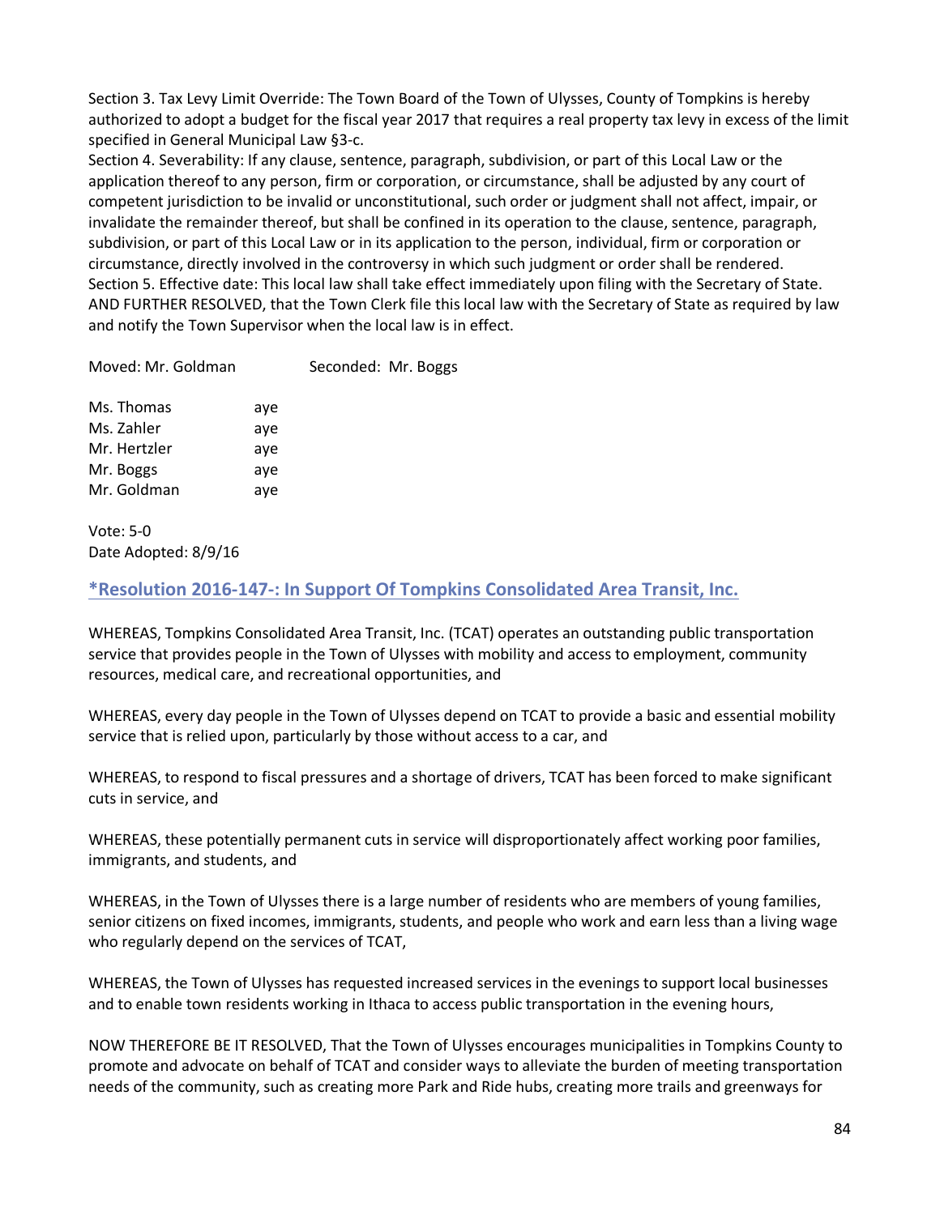Section 3. Tax Levy Limit Override: The Town Board of the Town of Ulysses, County of Tompkins is hereby authorized to adopt a budget for the fiscal year 2017 that requires a real property tax levy in excess of the limit specified in General Municipal Law §3-c.
Section 4. Severability: If any clause, sentence, paragraph, subdivision, or part of this Local Law or the application thereof to any person, firm or corporation, or circumstance, shall be adjusted by any court of competent jurisdiction to be invalid or unconstitutional, such order or judgment shall not affect, impair, or invalidate the remainder thereof, but shall be confined in its operation to the clause, sentence, paragraph, subdivision, or part of this Local Law or in its application to the person, individual, firm or corporation or circumstance, directly involved in the controversy in which such judgment or order shall be rendered.
Section 5. Effective date: This local law shall take effect immediately upon filing with the Secretary of State.
AND FURTHER RESOLVED, that the Town Clerk file this local law with the Secretary of State as required by law and notify the Town Supervisor when the local law is in effect.

Moved: Mr. Goldman    Seconded: Mr. Boggs

Ms. Thomas aye
Ms. Zahler aye
Mr. Hertzler aye
Mr. Boggs aye
Mr. Goldman aye

Vote: 5-0
Date Adopted: 8/9/16

## *Resolution 2016-147-: In Support Of Tompkins Consolidated Area Transit, Inc.

WHEREAS, Tompkins Consolidated Area Transit, Inc. (TCAT) operates an outstanding public transportation service that provides people in the Town of Ulysses with mobility and access to employment, community resources, medical care, and recreational opportunities, and

WHEREAS, every day people in the Town of Ulysses depend on TCAT to provide a basic and essential mobility service that is relied upon, particularly by those without access to a car, and

WHEREAS, to respond to fiscal pressures and a shortage of drivers, TCAT has been forced to make significant cuts in service, and

WHEREAS, these potentially permanent cuts in service will disproportionately affect working poor families, immigrants, and students, and

WHEREAS, in the Town of Ulysses there is a large number of residents who are members of young families, senior citizens on fixed incomes, immigrants, students, and people who work and earn less than a living wage who regularly depend on the services of TCAT,

WHEREAS, the Town of Ulysses has requested increased services in the evenings to support local businesses and to enable town residents working in Ithaca to access public transportation in the evening hours,

NOW THEREFORE BE IT RESOLVED, That the Town of Ulysses encourages municipalities in Tompkins County to promote and advocate on behalf of TCAT and consider ways to alleviate the burden of meeting transportation needs of the community, such as creating more Park and Ride hubs, creating more trails and greenways for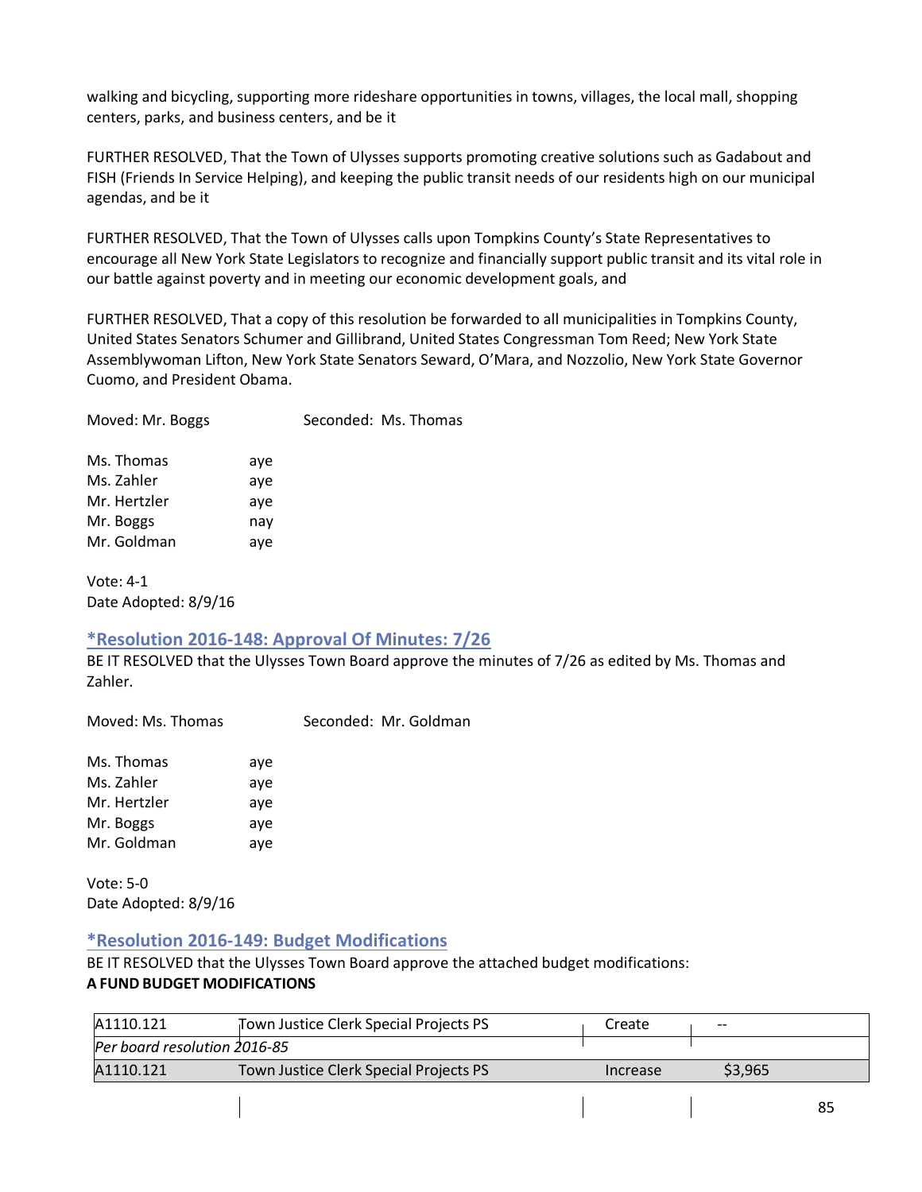walking and bicycling, supporting more rideshare opportunities in towns, villages, the local mall, shopping centers, parks, and business centers, and be it

FURTHER RESOLVED, That the Town of Ulysses supports promoting creative solutions such as Gadabout and FISH (Friends In Service Helping), and keeping the public transit needs of our residents high on our municipal agendas, and be it

FURTHER RESOLVED, That the Town of Ulysses calls upon Tompkins County's State Representatives to encourage all New York State Legislators to recognize and financially support public transit and its vital role in our battle against poverty and in meeting our economic development goals, and

FURTHER RESOLVED, That a copy of this resolution be forwarded to all municipalities in Tompkins County, United States Senators Schumer and Gillibrand, United States Congressman Tom Reed; New York State Assemblywoman Lifton, New York State Senators Seward, O'Mara, and Nozzolio, New York State Governor Cuomo, and President Obama.

Moved: Mr. Boggs Seconded: Ms. Thomas

Ms. Thomas aye
Ms. Zahler aye
Mr. Hertzler aye
Mr. Boggs nay
Mr. Goldman aye

Vote: 4-1
Date Adopted: 8/9/16

### *Resolution 2016-148: Approval Of Minutes: 7/26

BE IT RESOLVED that the Ulysses Town Board approve the minutes of 7/26 as edited by Ms. Thomas and Zahler.

Moved: Ms. Thomas Seconded: Mr. Goldman

Ms. Thomas aye
Ms. Zahler aye
Mr. Hertzler aye
Mr. Boggs aye
Mr. Goldman aye

Vote: 5-0
Date Adopted: 8/9/16

### *Resolution 2016-149: Budget Modifications

BE IT RESOLVED that the Ulysses Town Board approve the attached budget modifications:

**A FUND BUDGET MODIFICATIONS**

| | | | |
|---|---|---|---|
| A1110.121 | Town Justice Clerk Special Projects PS | Create | -- |
| *Per board resolution 2016-85* | | | |
| A1110.121 | Town Justice Clerk Special Projects PS | Increase | $3,965 |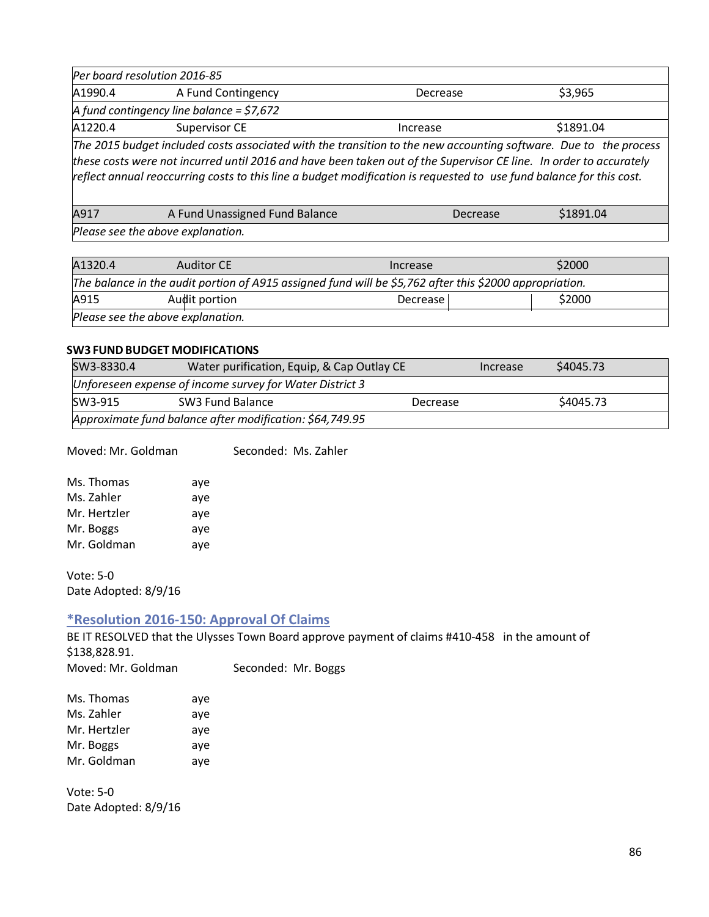| *Per board resolution 2016-85* | | | |
|---|---|---|---|
| A1990.4 | A Fund Contingency | Decrease | $3,965 |
| *A fund contingency line balance = $7,672* | | | |
| A1220.4 | Supervisor CE | Increase | $1891.04 |
| *The 2015 budget included costs associated with the transition to the new accounting software. Due to the process these costs were not incurred until 2016 and have been taken out of the Supervisor CE line. In order to accurately reflect annual reoccurring costs to this line a budget modification is requested to use fund balance for this cost.* | | | |
| A917 | A Fund Unassigned Fund Balance | Decrease | $1891.04 |
| *Please see the above explanation.* | | | |

| A1320.4 | Auditor CE | Increase | $2000 |
|---|---|---|---|
| *The balance in the audit portion of A915 assigned fund will be $5,762 after this $2000 appropriation.* | | | |
| A915 | Audit portion | Decrease | $2000 |
| *Please see the above explanation.* | | | |

**SW3 FUND BUDGET MODIFICATIONS**

| SW3-8330.4 | Water purification, Equip, & Cap Outlay CE | Increase | $4045.73 |
|---|---|---|---|
| *Unforeseen expense of income survey for Water District 3* | | | |
| SW3-915 | SW3 Fund Balance | Decrease | $4045.73 |
| *Approximate fund balance after modification: $64,749.95* | | | |

Moved: Mr. Goldman Seconded: Ms. Zahler

Ms. Thomas aye
Ms. Zahler aye
Mr. Hertzler aye
Mr. Boggs aye
Mr. Goldman aye

Vote: 5-0
Date Adopted: 8/9/16

## *Resolution 2016-150: Approval Of Claims

BE IT RESOLVED that the Ulysses Town Board approve payment of claims #410-458 in the amount of $138,828.91.
Moved: Mr. Goldman Seconded: Mr. Boggs

Ms. Thomas aye
Ms. Zahler aye
Mr. Hertzler aye
Mr. Boggs aye
Mr. Goldman aye

Vote: 5-0
Date Adopted: 8/9/16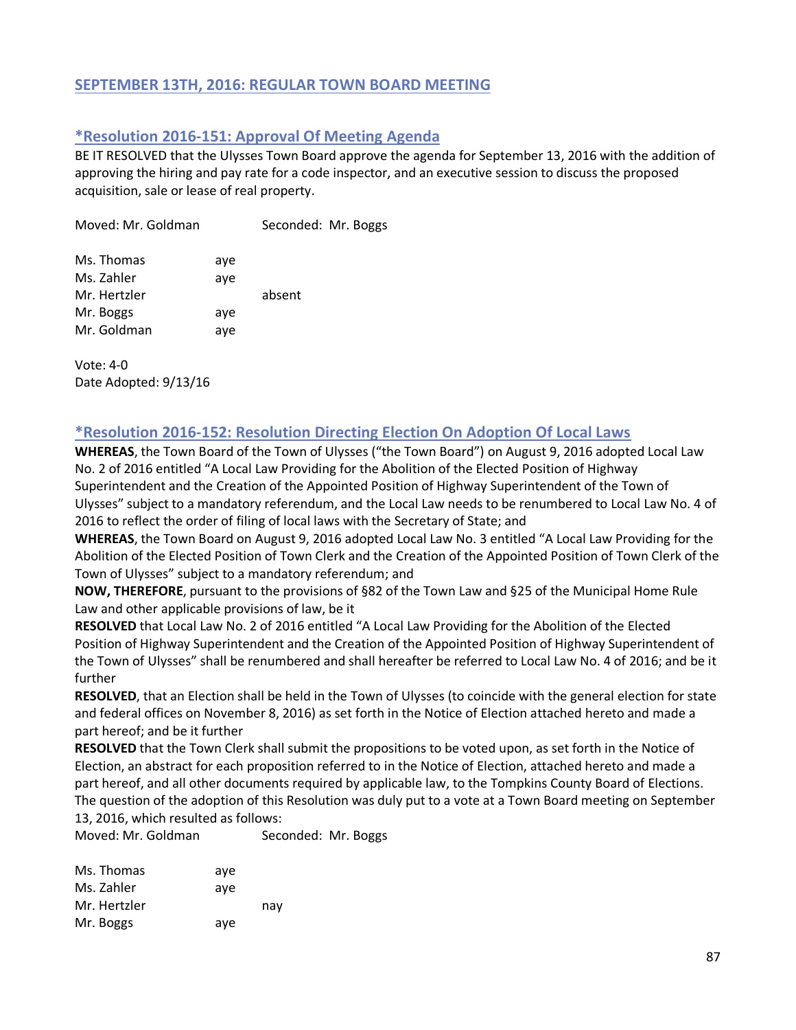## SEPTEMBER 13TH, 2016: REGULAR TOWN BOARD MEETING

### *Resolution 2016-151: Approval Of Meeting Agenda

BE IT RESOLVED that the Ulysses Town Board approve the agenda for September 13, 2016 with the addition of approving the hiring and pay rate for a code inspector, and an executive session to discuss the proposed acquisition, sale or lease of real property.

Moved: Mr. Goldman Seconded: Mr. Boggs

| | | |
|---|---|---|
| Ms. Thomas | aye | |
| Ms. Zahler | aye | |
| Mr. Hertzler | | absent |
| Mr. Boggs | aye | |
| Mr. Goldman | aye | |

Vote: 4-0
Date Adopted: 9/13/16

### *Resolution 2016-152: Resolution Directing Election On Adoption Of Local Laws

**WHEREAS**, the Town Board of the Town of Ulysses ("the Town Board") on August 9, 2016 adopted Local Law No. 2 of 2016 entitled "A Local Law Providing for the Abolition of the Elected Position of Highway Superintendent and the Creation of the Appointed Position of Highway Superintendent of the Town of Ulysses" subject to a mandatory referendum, and the Local Law needs to be renumbered to Local Law No. 4 of 2016 to reflect the order of filing of local laws with the Secretary of State; and

**WHEREAS**, the Town Board on August 9, 2016 adopted Local Law No. 3 entitled "A Local Law Providing for the Abolition of the Elected Position of Town Clerk and the Creation of the Appointed Position of Town Clerk of the Town of Ulysses" subject to a mandatory referendum; and

**NOW, THEREFORE**, pursuant to the provisions of §82 of the Town Law and §25 of the Municipal Home Rule Law and other applicable provisions of law, be it

**RESOLVED** that Local Law No. 2 of 2016 entitled "A Local Law Providing for the Abolition of the Elected Position of Highway Superintendent and the Creation of the Appointed Position of Highway Superintendent of the Town of Ulysses" shall be renumbered and shall hereafter be referred to Local Law No. 4 of 2016; and be it further

**RESOLVED**, that an Election shall be held in the Town of Ulysses (to coincide with the general election for state and federal offices on November 8, 2016) as set forth in the Notice of Election attached hereto and made a part hereof; and be it further

**RESOLVED** that the Town Clerk shall submit the propositions to be voted upon, as set forth in the Notice of Election, an abstract for each proposition referred to in the Notice of Election, attached hereto and made a part hereof, and all other documents required by applicable law, to the Tompkins County Board of Elections.

The question of the adoption of this Resolution was duly put to a vote at a Town Board meeting on September 13, 2016, which resulted as follows:

Moved: Mr. Goldman Seconded: Mr. Boggs

| | | |
|---|---|---|
| Ms. Thomas | aye | |
| Ms. Zahler | aye | |
| Mr. Hertzler | | nay |
| Mr. Boggs | aye | |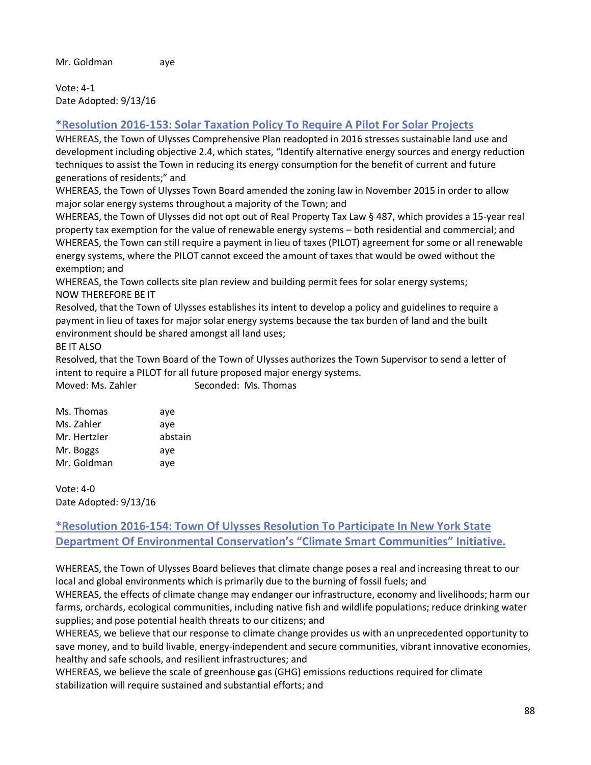Mr. Goldman aye

Vote: 4-1
Date Adopted: 9/13/16

## *Resolution 2016-153: Solar Taxation Policy To Require A Pilot For Solar Projects

WHEREAS, the Town of Ulysses Comprehensive Plan readopted in 2016 stresses sustainable land use and development including objective 2.4, which states, "Identify alternative energy sources and energy reduction techniques to assist the Town in reducing its energy consumption for the benefit of current and future generations of residents;" and
WHEREAS, the Town of Ulysses Town Board amended the zoning law in November 2015 in order to allow major solar energy systems throughout a majority of the Town; and
WHEREAS, the Town of Ulysses did not opt out of Real Property Tax Law § 487, which provides a 15-year real property tax exemption for the value of renewable energy systems – both residential and commercial; and
WHEREAS, the Town can still require a payment in lieu of taxes (PILOT) agreement for some or all renewable energy systems, where the PILOT cannot exceed the amount of taxes that would be owed without the exemption; and
WHEREAS, the Town collects site plan review and building permit fees for solar energy systems;
NOW THEREFORE BE IT
Resolved, that the Town of Ulysses establishes its intent to develop a policy and guidelines to require a payment in lieu of taxes for major solar energy systems because the tax burden of land and the built environment should be shared amongst all land uses;
BE IT ALSO
Resolved, that the Town Board of the Town of Ulysses authorizes the Town Supervisor to send a letter of intent to require a PILOT for all future proposed major energy systems.
Moved: Ms. Zahler Seconded: Ms. Thomas

Ms. Thomas aye
Ms. Zahler aye
Mr. Hertzler abstain
Mr. Boggs aye
Mr. Goldman aye

Vote: 4-0
Date Adopted: 9/13/16

## *Resolution 2016-154: Town Of Ulysses Resolution To Participate In New York State Department Of Environmental Conservation's "Climate Smart Communities" Initiative.

WHEREAS, the Town of Ulysses Board believes that climate change poses a real and increasing threat to our local and global environments which is primarily due to the burning of fossil fuels; and
WHEREAS, the effects of climate change may endanger our infrastructure, economy and livelihoods; harm our farms, orchards, ecological communities, including native fish and wildlife populations; reduce drinking water supplies; and pose potential health threats to our citizens; and
WHEREAS, we believe that our response to climate change provides us with an unprecedented opportunity to save money, and to build livable, energy-independent and secure communities, vibrant innovative economies, healthy and safe schools, and resilient infrastructures; and
WHEREAS, we believe the scale of greenhouse gas (GHG) emissions reductions required for climate stabilization will require sustained and substantial efforts; and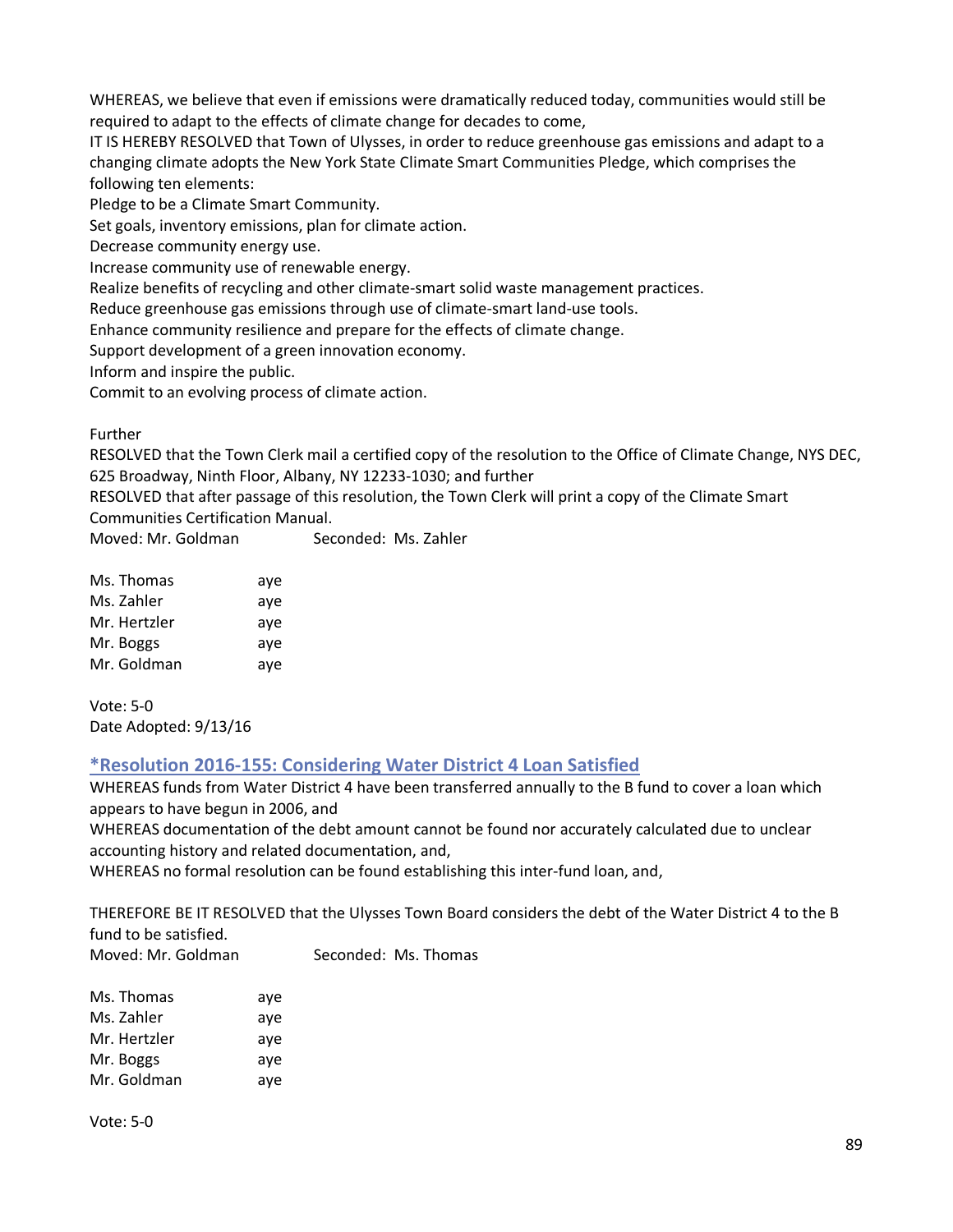WHEREAS, we believe that even if emissions were dramatically reduced today, communities would still be required to adapt to the effects of climate change for decades to come,
IT IS HEREBY RESOLVED that Town of Ulysses, in order to reduce greenhouse gas emissions and adapt to a changing climate adopts the New York State Climate Smart Communities Pledge, which comprises the following ten elements:
Pledge to be a Climate Smart Community.
Set goals, inventory emissions, plan for climate action.
Decrease community energy use.
Increase community use of renewable energy.
Realize benefits of recycling and other climate-smart solid waste management practices.
Reduce greenhouse gas emissions through use of climate-smart land-use tools.
Enhance community resilience and prepare for the effects of climate change.
Support development of a green innovation economy.
Inform and inspire the public.
Commit to an evolving process of climate action.

Further
RESOLVED that the Town Clerk mail a certified copy of the resolution to the Office of Climate Change, NYS DEC, 625 Broadway, Ninth Floor, Albany, NY 12233-1030; and further
RESOLVED that after passage of this resolution, the Town Clerk will print a copy of the Climate Smart Communities Certification Manual.
Moved: Mr. Goldman Seconded: Ms. Zahler

Ms. Thomas aye
Ms. Zahler aye
Mr. Hertzler aye
Mr. Boggs aye
Mr. Goldman aye

Vote: 5-0
Date Adopted: 9/13/16

### *Resolution 2016-155: Considering Water District 4 Loan Satisfied

WHEREAS funds from Water District 4 have been transferred annually to the B fund to cover a loan which appears to have begun in 2006, and
WHEREAS documentation of the debt amount cannot be found nor accurately calculated due to unclear accounting history and related documentation, and,
WHEREAS no formal resolution can be found establishing this inter-fund loan, and,

THEREFORE BE IT RESOLVED that the Ulysses Town Board considers the debt of the Water District 4 to the B fund to be satisfied.
Moved: Mr. Goldman Seconded: Ms. Thomas

Ms. Thomas aye
Ms. Zahler aye
Mr. Hertzler aye
Mr. Boggs aye
Mr. Goldman aye

Vote: 5-0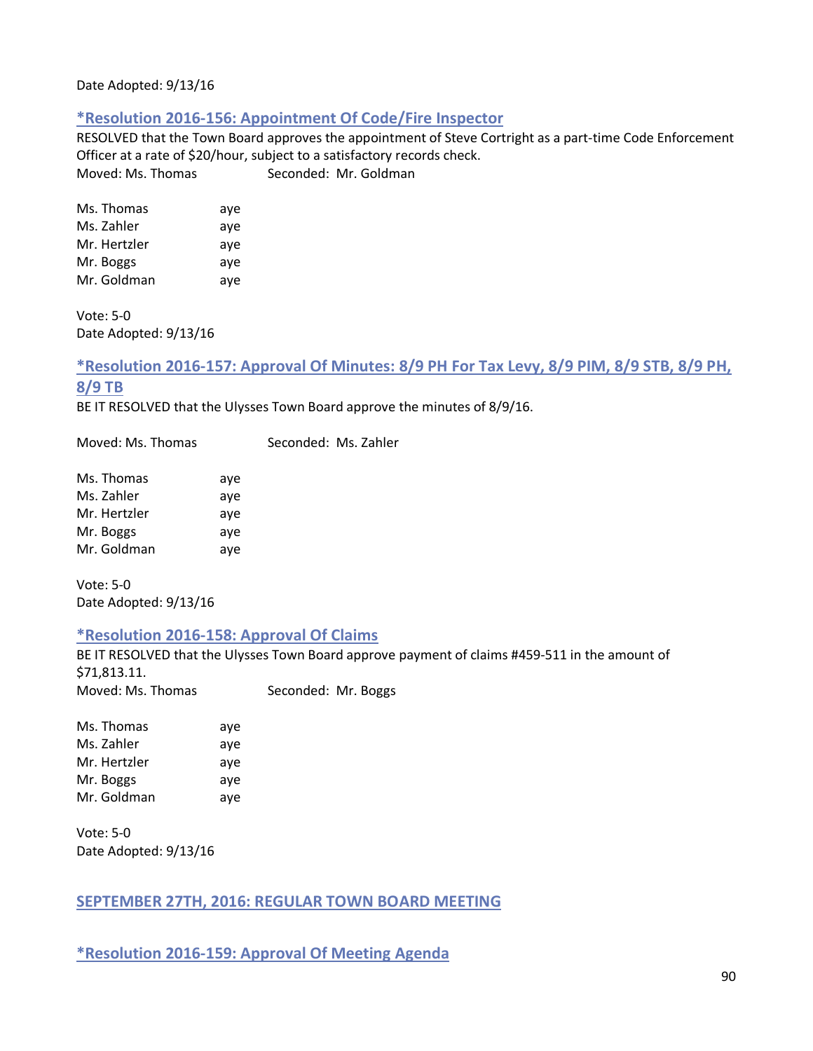Date Adopted: 9/13/16

### *Resolution 2016-156: Appointment Of Code/Fire Inspector

RESOLVED that the Town Board approves the appointment of Steve Cortright as a part-time Code Enforcement Officer at a rate of $20/hour, subject to a satisfactory records check.

Moved: Ms. Thomas Seconded: Mr. Goldman

Ms. Thomas aye
Ms. Zahler aye
Mr. Hertzler aye
Mr. Boggs aye
Mr. Goldman aye

Vote: 5-0
Date Adopted: 9/13/16

### *Resolution 2016-157: Approval Of Minutes: 8/9 PH For Tax Levy, 8/9 PIM, 8/9 STB, 8/9 PH, 8/9 TB

BE IT RESOLVED that the Ulysses Town Board approve the minutes of 8/9/16.

Moved: Ms. Thomas Seconded: Ms. Zahler

Ms. Thomas aye
Ms. Zahler aye
Mr. Hertzler aye
Mr. Boggs aye
Mr. Goldman aye

Vote: 5-0
Date Adopted: 9/13/16

### *Resolution 2016-158: Approval Of Claims

BE IT RESOLVED that the Ulysses Town Board approve payment of claims #459-511 in the amount of $71,813.11.

Moved: Ms. Thomas Seconded: Mr. Boggs

Ms. Thomas aye
Ms. Zahler aye
Mr. Hertzler aye
Mr. Boggs aye
Mr. Goldman aye

Vote: 5-0
Date Adopted: 9/13/16

## SEPTEMBER 27TH, 2016: REGULAR TOWN BOARD MEETING

### *Resolution 2016-159: Approval Of Meeting Agenda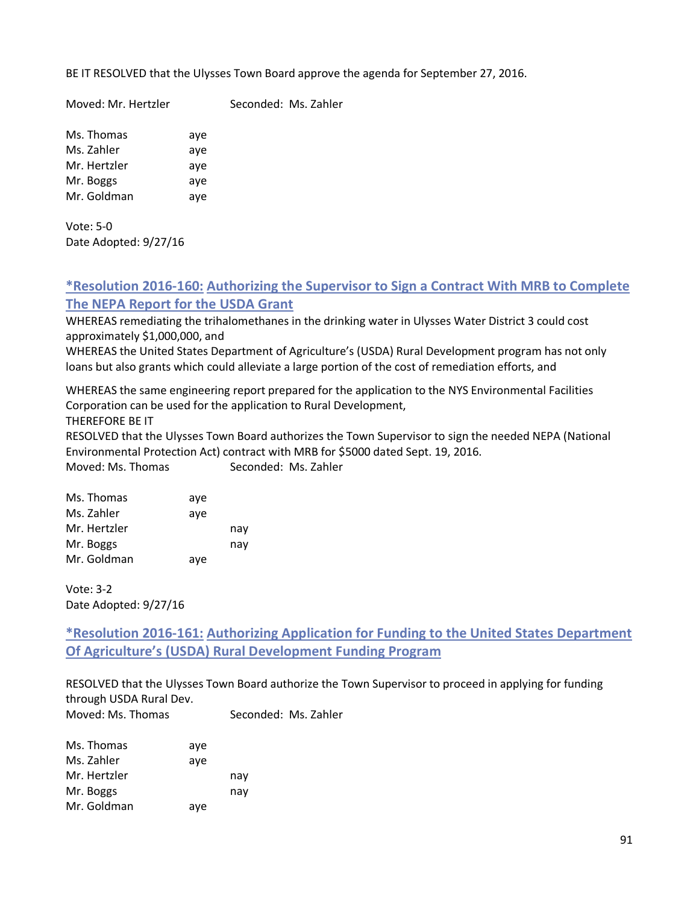BE IT RESOLVED that the Ulysses Town Board approve the agenda for September 27, 2016.

Moved: Mr. Hertzler Seconded: Ms. Zahler

| | | |
|---|---|---|
| Ms. Thomas | aye | |
| Ms. Zahler | aye | |
| Mr. Hertzler | aye | |
| Mr. Boggs | aye | |
| Mr. Goldman | aye | |

Vote: 5-0
Date Adopted: 9/27/16

### *Resolution 2016-160: Authorizing the Supervisor to Sign a Contract With MRB to Complete The NEPA Report for the USDA Grant

WHEREAS remediating the trihalomethanes in the drinking water in Ulysses Water District 3 could cost approximately $1,000,000, and
WHEREAS the United States Department of Agriculture's (USDA) Rural Development program has not only loans but also grants which could alleviate a large portion of the cost of remediation efforts, and

WHEREAS the same engineering report prepared for the application to the NYS Environmental Facilities Corporation can be used for the application to Rural Development,
THEREFORE BE IT
RESOLVED that the Ulysses Town Board authorizes the Town Supervisor to sign the needed NEPA (National Environmental Protection Act) contract with MRB for $5000 dated Sept. 19, 2016.
Moved: Ms. Thomas Seconded: Ms. Zahler

| | | |
|---|---|---|
| Ms. Thomas | aye | |
| Ms. Zahler | aye | |
| Mr. Hertzler | | nay |
| Mr. Boggs | | nay |
| Mr. Goldman | aye | |

Vote: 3-2
Date Adopted: 9/27/16

### *Resolution 2016-161: Authorizing Application for Funding to the United States Department Of Agriculture's (USDA) Rural Development Funding Program

RESOLVED that the Ulysses Town Board authorize the Town Supervisor to proceed in applying for funding through USDA Rural Dev.
Moved: Ms. Thomas Seconded: Ms. Zahler

| | | |
|---|---|---|
| Ms. Thomas | aye | |
| Ms. Zahler | aye | |
| Mr. Hertzler | | nay |
| Mr. Boggs | | nay |
| Mr. Goldman | aye | |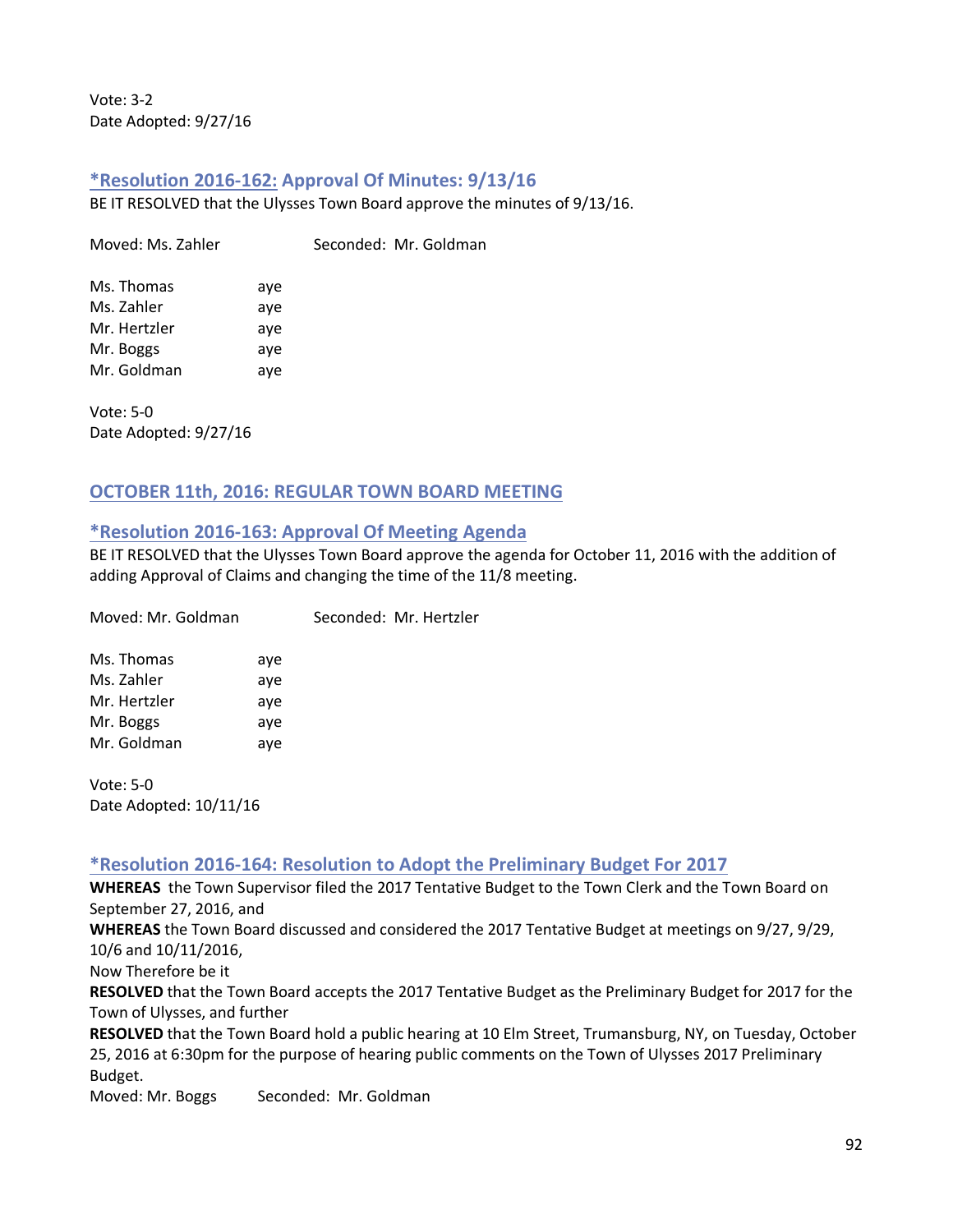Vote: 3-2
Date Adopted: 9/27/16

### *Resolution 2016-162: Approval Of Minutes: 9/13/16

BE IT RESOLVED that the Ulysses Town Board approve the minutes of 9/13/16.

Moved: Ms. Zahler Seconded: Mr. Goldman

| | |
|---|---|
| Ms. Thomas | aye |
| Ms. Zahler | aye |
| Mr. Hertzler | aye |
| Mr. Boggs | aye |
| Mr. Goldman | aye |

Vote: 5-0
Date Adopted: 9/27/16

## OCTOBER 11th, 2016: REGULAR TOWN BOARD MEETING

### *Resolution 2016-163: Approval Of Meeting Agenda

BE IT RESOLVED that the Ulysses Town Board approve the agenda for October 11, 2016 with the addition of adding Approval of Claims and changing the time of the 11/8 meeting.

Moved: Mr. Goldman Seconded: Mr. Hertzler

| | |
|---|---|
| Ms. Thomas | aye |
| Ms. Zahler | aye |
| Mr. Hertzler | aye |
| Mr. Boggs | aye |
| Mr. Goldman | aye |

Vote: 5-0
Date Adopted: 10/11/16

### *Resolution 2016-164: Resolution to Adopt the Preliminary Budget For 2017

**WHEREAS** the Town Supervisor filed the 2017 Tentative Budget to the Town Clerk and the Town Board on September 27, 2016, and
**WHEREAS** the Town Board discussed and considered the 2017 Tentative Budget at meetings on 9/27, 9/29, 10/6 and 10/11/2016,
Now Therefore be it
**RESOLVED** that the Town Board accepts the 2017 Tentative Budget as the Preliminary Budget for 2017 for the Town of Ulysses, and further
**RESOLVED** that the Town Board hold a public hearing at 10 Elm Street, Trumansburg, NY, on Tuesday, October 25, 2016 at 6:30pm for the purpose of hearing public comments on the Town of Ulysses 2017 Preliminary Budget.
Moved: Mr. Boggs Seconded: Mr. Goldman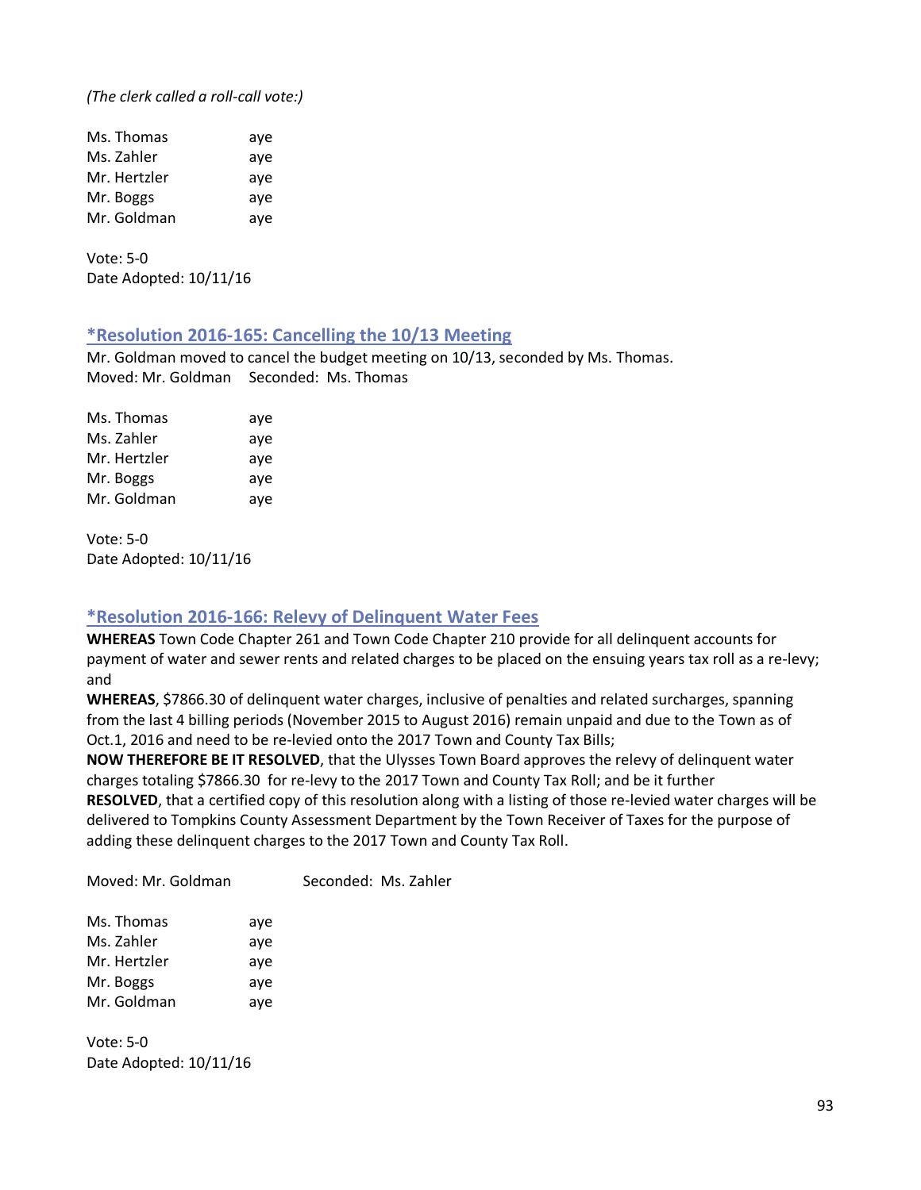*(The clerk called a roll-call vote:)*

| | |
|---|---|
| Ms. Thomas | aye |
| Ms. Zahler | aye |
| Mr. Hertzler | aye |
| Mr. Boggs | aye |
| Mr. Goldman | aye |

Vote: 5-0
Date Adopted: 10/11/16

## *Resolution 2016-165: Cancelling the 10/13 Meeting

Mr. Goldman moved to cancel the budget meeting on 10/13, seconded by Ms. Thomas.
Moved: Mr. Goldman Seconded: Ms. Thomas

| | |
|---|---|
| Ms. Thomas | aye |
| Ms. Zahler | aye |
| Mr. Hertzler | aye |
| Mr. Boggs | aye |
| Mr. Goldman | aye |

Vote: 5-0
Date Adopted: 10/11/16

## *Resolution 2016-166: Relevy of Delinquent Water Fees

**WHEREAS** Town Code Chapter 261 and Town Code Chapter 210 provide for all delinquent accounts for payment of water and sewer rents and related charges to be placed on the ensuing years tax roll as a re-levy; and

**WHEREAS**, $7866.30 of delinquent water charges, inclusive of penalties and related surcharges, spanning from the last 4 billing periods (November 2015 to August 2016) remain unpaid and due to the Town as of Oct.1, 2016 and need to be re-levied onto the 2017 Town and County Tax Bills;

**NOW THEREFORE BE IT RESOLVED**, that the Ulysses Town Board approves the relevy of delinquent water charges totaling $7866.30 for re-levy to the 2017 Town and County Tax Roll; and be it further

**RESOLVED**, that a certified copy of this resolution along with a listing of those re-levied water charges will be delivered to Tompkins County Assessment Department by the Town Receiver of Taxes for the purpose of adding these delinquent charges to the 2017 Town and County Tax Roll.

Moved: Mr. Goldman Seconded: Ms. Zahler

| | |
|---|---|
| Ms. Thomas | aye |
| Ms. Zahler | aye |
| Mr. Hertzler | aye |
| Mr. Boggs | aye |
| Mr. Goldman | aye |

Vote: 5-0
Date Adopted: 10/11/16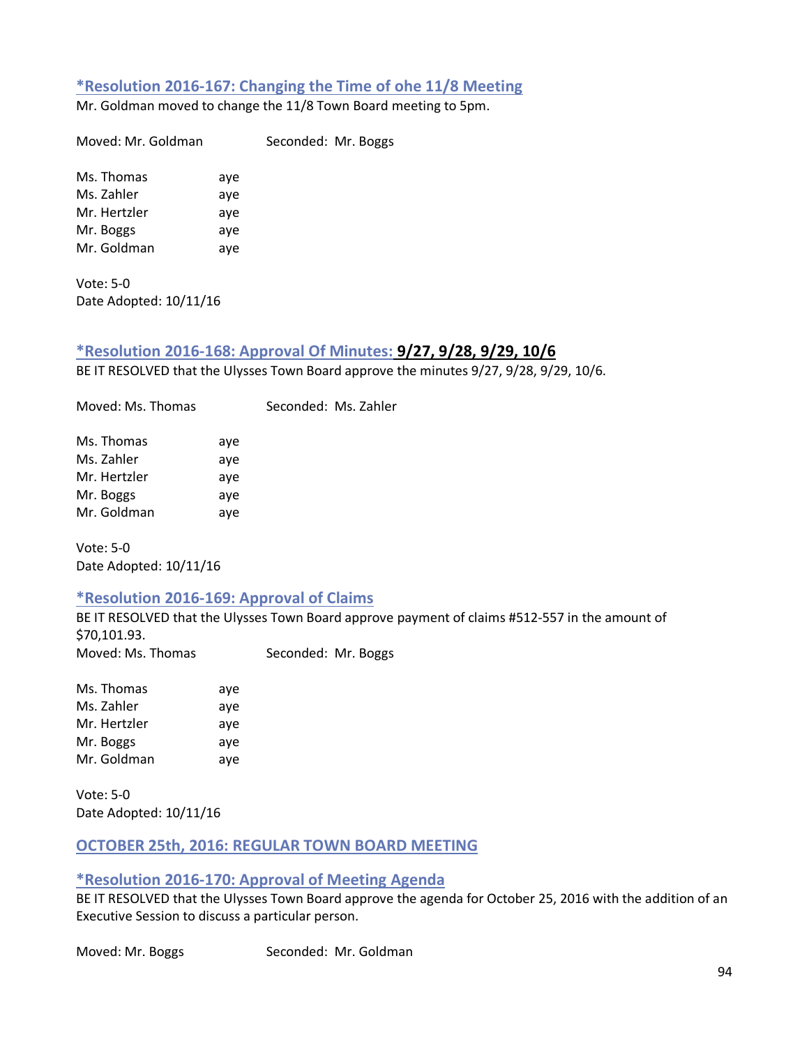### *Resolution 2016-167: Changing the Time of ohe 11/8 Meeting

Mr. Goldman moved to change the 11/8 Town Board meeting to 5pm.

Moved: Mr. Goldman          Seconded: Mr. Boggs

Ms. Thomas          aye
Ms. Zahler          aye
Mr. Hertzler          aye
Mr. Boggs          aye
Mr. Goldman          aye

Vote: 5-0
Date Adopted: 10/11/16

### *Resolution 2016-168: Approval Of Minutes: **9/27, 9/28, 9/29, 10/6**

BE IT RESOLVED that the Ulysses Town Board approve the minutes 9/27, 9/28, 9/29, 10/6.

Moved: Ms. Thomas          Seconded: Ms. Zahler

Ms. Thomas          aye
Ms. Zahler          aye
Mr. Hertzler          aye
Mr. Boggs          aye
Mr. Goldman          aye

Vote: 5-0
Date Adopted: 10/11/16

### *Resolution 2016-169: Approval of Claims

BE IT RESOLVED that the Ulysses Town Board approve payment of claims #512-557 in the amount of $70,101.93.
Moved: Ms. Thomas          Seconded: Mr. Boggs

Ms. Thomas          aye
Ms. Zahler          aye
Mr. Hertzler          aye
Mr. Boggs          aye
Mr. Goldman          aye

Vote: 5-0
Date Adopted: 10/11/16

## OCTOBER 25th, 2016: REGULAR TOWN BOARD MEETING

### *Resolution 2016-170: Approval of Meeting Agenda

BE IT RESOLVED that the Ulysses Town Board approve the agenda for October 25, 2016 with the addition of an Executive Session to discuss a particular person.

Moved: Mr. Boggs          Seconded: Mr. Goldman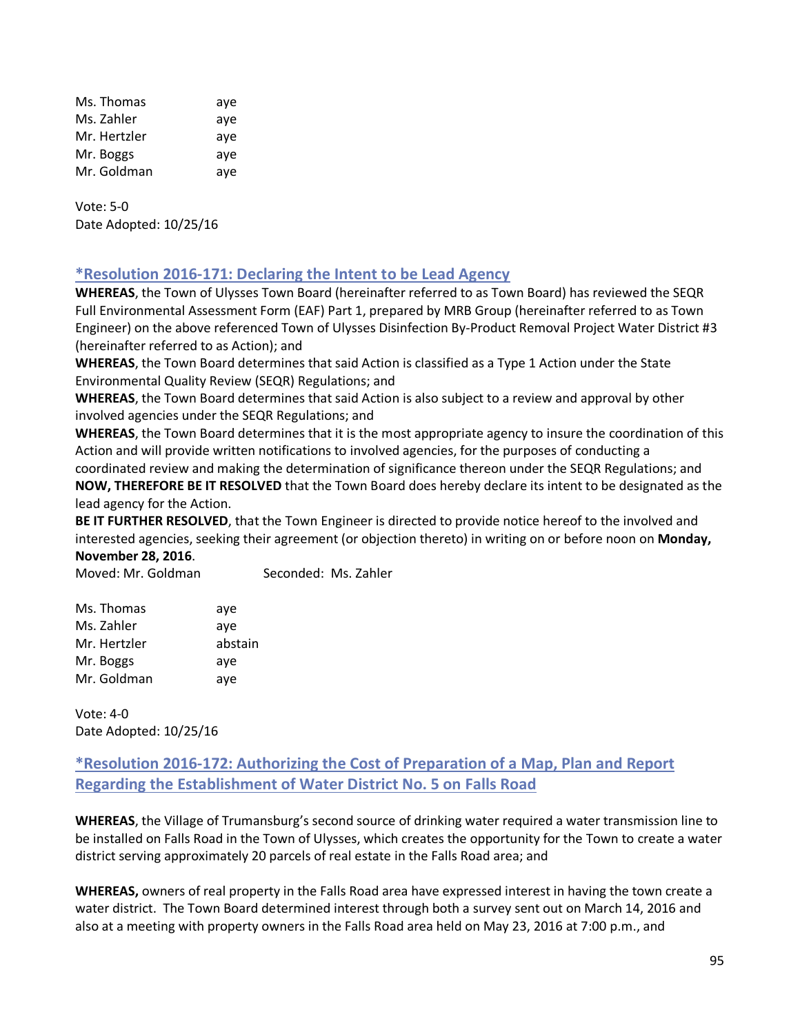| | |
|---|---|
| Ms. Thomas | aye |
| Ms. Zahler | aye |
| Mr. Hertzler | aye |
| Mr. Boggs | aye |
| Mr. Goldman | aye |

Vote: 5-0
Date Adopted: 10/25/16

## *Resolution 2016-171: Declaring the Intent to be Lead Agency

**WHEREAS**, the Town of Ulysses Town Board (hereinafter referred to as Town Board) has reviewed the SEQR Full Environmental Assessment Form (EAF) Part 1, prepared by MRB Group (hereinafter referred to as Town Engineer) on the above referenced Town of Ulysses Disinfection By-Product Removal Project Water District #3 (hereinafter referred to as Action); and

**WHEREAS**, the Town Board determines that said Action is classified as a Type 1 Action under the State Environmental Quality Review (SEQR) Regulations; and

**WHEREAS**, the Town Board determines that said Action is also subject to a review and approval by other involved agencies under the SEQR Regulations; and

**WHEREAS**, the Town Board determines that it is the most appropriate agency to insure the coordination of this Action and will provide written notifications to involved agencies, for the purposes of conducting a coordinated review and making the determination of significance thereon under the SEQR Regulations; and

**NOW, THEREFORE BE IT RESOLVED** that the Town Board does hereby declare its intent to be designated as the lead agency for the Action.

**BE IT FURTHER RESOLVED**, that the Town Engineer is directed to provide notice hereof to the involved and interested agencies, seeking their agreement (or objection thereto) in writing on or before noon on **Monday, November 28, 2016**.

Moved: Mr. Goldman          Seconded: Ms. Zahler

| | |
|---|---|
| Ms. Thomas | aye |
| Ms. Zahler | aye |
| Mr. Hertzler | abstain |
| Mr. Boggs | aye |
| Mr. Goldman | aye |

Vote: 4-0
Date Adopted: 10/25/16

## *Resolution 2016-172: Authorizing the Cost of Preparation of a Map, Plan and Report Regarding the Establishment of Water District No. 5 on Falls Road

**WHEREAS**, the Village of Trumansburg's second source of drinking water required a water transmission line to be installed on Falls Road in the Town of Ulysses, which creates the opportunity for the Town to create a water district serving approximately 20 parcels of real estate in the Falls Road area; and

**WHEREAS,** owners of real property in the Falls Road area have expressed interest in having the town create a water district. The Town Board determined interest through both a survey sent out on March 14, 2016 and also at a meeting with property owners in the Falls Road area held on May 23, 2016 at 7:00 p.m., and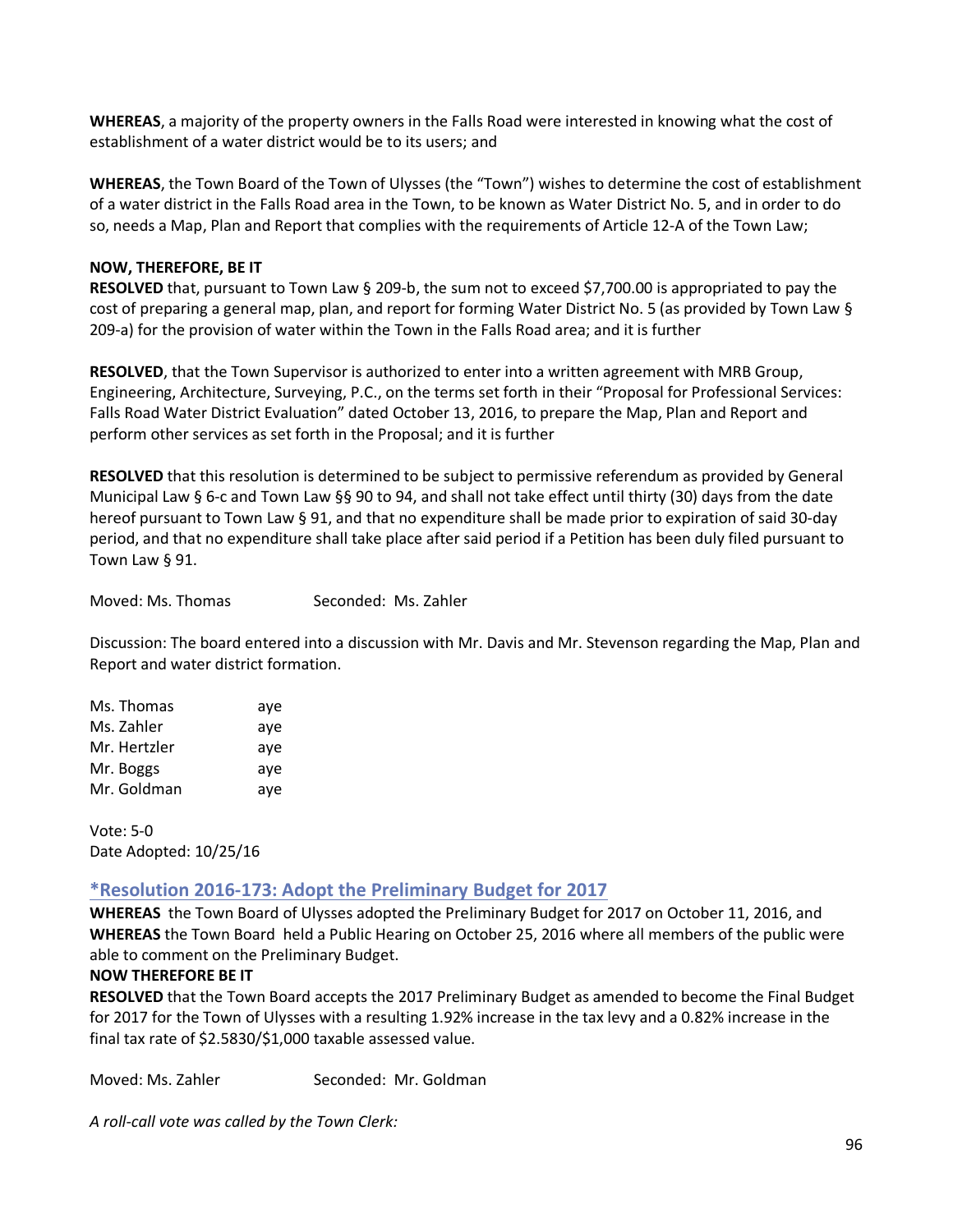**WHEREAS**, a majority of the property owners in the Falls Road were interested in knowing what the cost of establishment of a water district would be to its users; and

**WHEREAS**, the Town Board of the Town of Ulysses (the "Town") wishes to determine the cost of establishment of a water district in the Falls Road area in the Town, to be known as Water District No. 5, and in order to do so, needs a Map, Plan and Report that complies with the requirements of Article 12-A of the Town Law;

**NOW, THEREFORE, BE IT**

**RESOLVED** that, pursuant to Town Law § 209-b, the sum not to exceed $7,700.00 is appropriated to pay the cost of preparing a general map, plan, and report for forming Water District No. 5 (as provided by Town Law § 209-a) for the provision of water within the Town in the Falls Road area; and it is further

**RESOLVED**, that the Town Supervisor is authorized to enter into a written agreement with MRB Group, Engineering, Architecture, Surveying, P.C., on the terms set forth in their "Proposal for Professional Services: Falls Road Water District Evaluation" dated October 13, 2016, to prepare the Map, Plan and Report and perform other services as set forth in the Proposal; and it is further

**RESOLVED** that this resolution is determined to be subject to permissive referendum as provided by General Municipal Law § 6-c and Town Law §§ 90 to 94, and shall not take effect until thirty (30) days from the date hereof pursuant to Town Law § 91, and that no expenditure shall be made prior to expiration of said 30-day period, and that no expenditure shall take place after said period if a Petition has been duly filed pursuant to Town Law § 91.

Moved: Ms. Thomas Seconded: Ms. Zahler

Discussion: The board entered into a discussion with Mr. Davis and Mr. Stevenson regarding the Map, Plan and Report and water district formation.

Ms. Thomas aye
Ms. Zahler aye
Mr. Hertzler aye
Mr. Boggs aye
Mr. Goldman aye

Vote: 5-0
Date Adopted: 10/25/16

## *Resolution 2016-173: Adopt the Preliminary Budget for 2017

**WHEREAS** the Town Board of Ulysses adopted the Preliminary Budget for 2017 on October 11, 2016, and
**WHEREAS** the Town Board held a Public Hearing on October 25, 2016 where all members of the public were able to comment on the Preliminary Budget.
**NOW THEREFORE BE IT**
**RESOLVED** that the Town Board accepts the 2017 Preliminary Budget as amended to become the Final Budget for 2017 for the Town of Ulysses with a resulting 1.92% increase in the tax levy and a 0.82% increase in the final tax rate of $2.5830/$1,000 taxable assessed value.

Moved: Ms. Zahler Seconded: Mr. Goldman

*A roll-call vote was called by the Town Clerk:*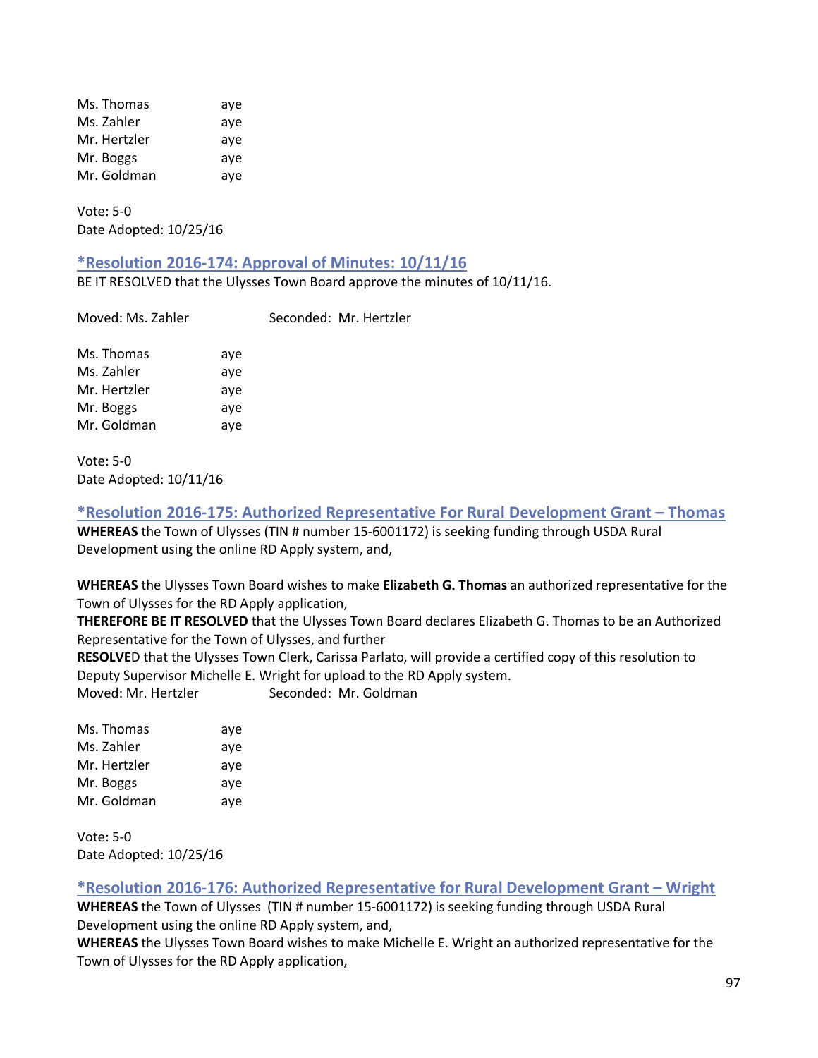Ms. Thomas aye
Ms. Zahler aye
Mr. Hertzler aye
Mr. Boggs aye
Mr. Goldman aye

Vote: 5-0
Date Adopted: 10/25/16

### *Resolution 2016-174: Approval of Minutes: 10/11/16

BE IT RESOLVED that the Ulysses Town Board approve the minutes of 10/11/16.

Moved: Ms. Zahler Seconded: Mr. Hertzler

Ms. Thomas aye
Ms. Zahler aye
Mr. Hertzler aye
Mr. Boggs aye
Mr. Goldman aye

Vote: 5-0
Date Adopted: 10/11/16

### *Resolution 2016-175: Authorized Representative For Rural Development Grant – Thomas

**WHEREAS** the Town of Ulysses (TIN # number 15-6001172) is seeking funding through USDA Rural Development using the online RD Apply system, and,

**WHEREAS** the Ulysses Town Board wishes to make **Elizabeth G. Thomas** an authorized representative for the Town of Ulysses for the RD Apply application,
**THEREFORE BE IT RESOLVED** that the Ulysses Town Board declares Elizabeth G. Thomas to be an Authorized Representative for the Town of Ulysses, and further
**RESOLVE**D that the Ulysses Town Clerk, Carissa Parlato, will provide a certified copy of this resolution to Deputy Supervisor Michelle E. Wright for upload to the RD Apply system.
Moved: Mr. Hertzler Seconded: Mr. Goldman

Ms. Thomas aye
Ms. Zahler aye
Mr. Hertzler aye
Mr. Boggs aye
Mr. Goldman aye

Vote: 5-0
Date Adopted: 10/25/16

### *Resolution 2016-176: Authorized Representative for Rural Development Grant – Wright

**WHEREAS** the Town of Ulysses (TIN # number 15-6001172) is seeking funding through USDA Rural Development using the online RD Apply system, and,
**WHEREAS** the Ulysses Town Board wishes to make Michelle E. Wright an authorized representative for the Town of Ulysses for the RD Apply application,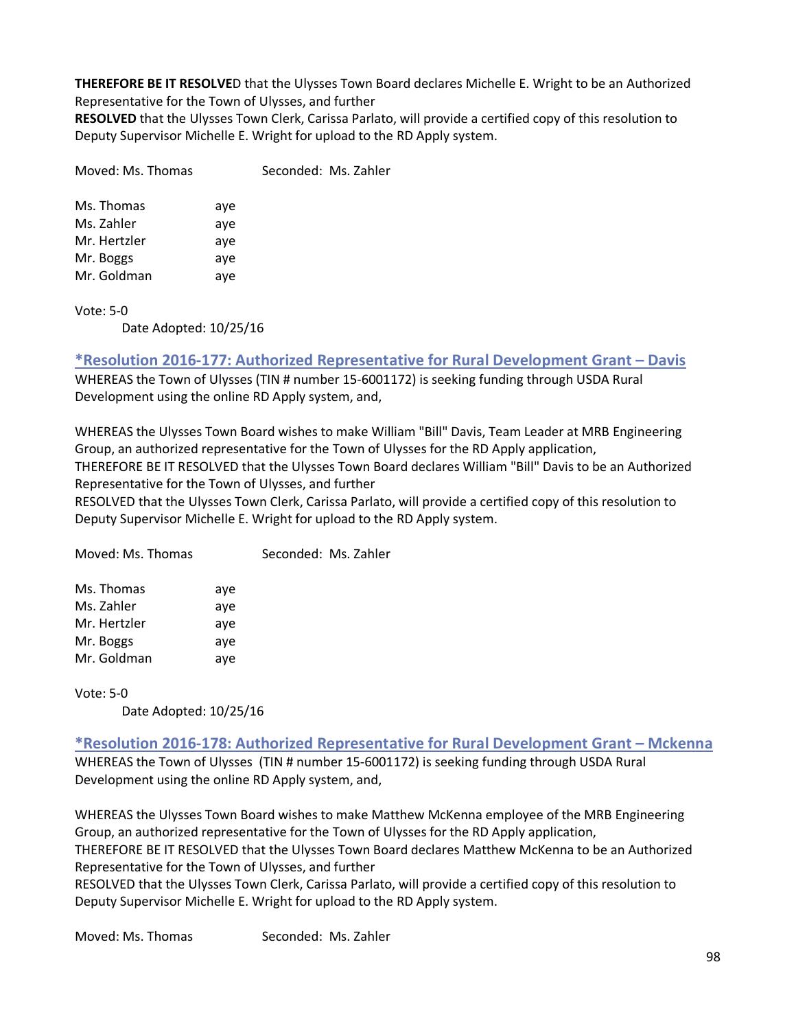**THEREFORE BE IT RESOLVE**D that the Ulysses Town Board declares Michelle E. Wright to be an Authorized Representative for the Town of Ulysses, and further
**RESOLVED** that the Ulysses Town Clerk, Carissa Parlato, will provide a certified copy of this resolution to Deputy Supervisor Michelle E. Wright for upload to the RD Apply system.

Moved: Ms. Thomas Seconded: Ms. Zahler

Ms. Thomas aye
Ms. Zahler aye
Mr. Hertzler aye
Mr. Boggs aye
Mr. Goldman aye

Vote: 5-0
Date Adopted: 10/25/16

## *Resolution 2016-177: Authorized Representative for Rural Development Grant – Davis

WHEREAS the Town of Ulysses (TIN # number 15-6001172) is seeking funding through USDA Rural Development using the online RD Apply system, and,

WHEREAS the Ulysses Town Board wishes to make William "Bill" Davis, Team Leader at MRB Engineering Group, an authorized representative for the Town of Ulysses for the RD Apply application,
THEREFORE BE IT RESOLVED that the Ulysses Town Board declares William "Bill" Davis to be an Authorized Representative for the Town of Ulysses, and further
RESOLVED that the Ulysses Town Clerk, Carissa Parlato, will provide a certified copy of this resolution to Deputy Supervisor Michelle E. Wright for upload to the RD Apply system.

Moved: Ms. Thomas Seconded: Ms. Zahler

Ms. Thomas aye
Ms. Zahler aye
Mr. Hertzler aye
Mr. Boggs aye
Mr. Goldman aye

Vote: 5-0
Date Adopted: 10/25/16

## *Resolution 2016-178: Authorized Representative for Rural Development Grant – Mckenna

WHEREAS the Town of Ulysses (TIN # number 15-6001172) is seeking funding through USDA Rural Development using the online RD Apply system, and,

WHEREAS the Ulysses Town Board wishes to make Matthew McKenna employee of the MRB Engineering Group, an authorized representative for the Town of Ulysses for the RD Apply application,
THEREFORE BE IT RESOLVED that the Ulysses Town Board declares Matthew McKenna to be an Authorized Representative for the Town of Ulysses, and further
RESOLVED that the Ulysses Town Clerk, Carissa Parlato, will provide a certified copy of this resolution to Deputy Supervisor Michelle E. Wright for upload to the RD Apply system.

Moved: Ms. Thomas Seconded: Ms. Zahler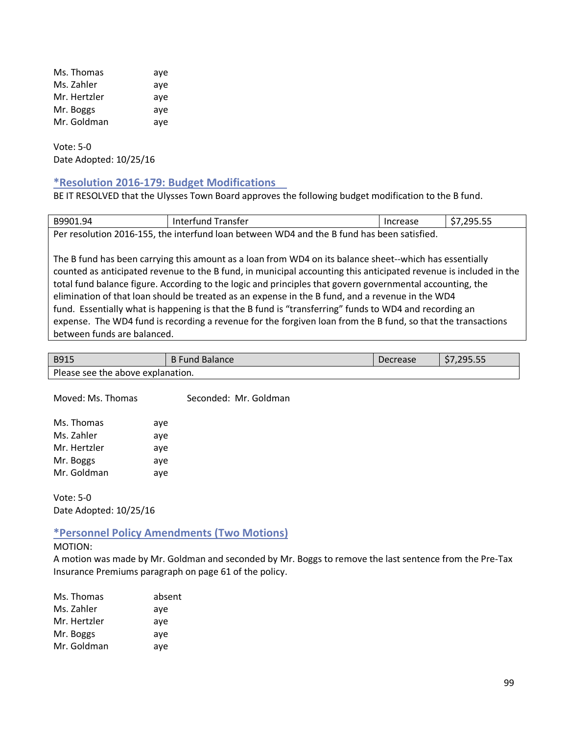Ms. Thomas aye
Ms. Zahler aye
Mr. Hertzler aye
Mr. Boggs aye
Mr. Goldman aye

Vote: 5-0
Date Adopted: 10/25/16

### *Resolution 2016-179: Budget Modifications

BE IT RESOLVED that the Ulysses Town Board approves the following budget modification to the B fund.

| B9901.94 | Interfund Transfer | Increase | $7,295.55 |
|---|---|---|---|
| Per resolution 2016-155, the interfund loan between WD4 and the B fund has been satisfied.<br><br>The B fund has been carrying this amount as a loan from WD4 on its balance sheet--which has essentially counted as anticipated revenue to the B fund, in municipal accounting this anticipated revenue is included in the total fund balance figure. According to the logic and principles that govern governmental accounting, the elimination of that loan should be treated as an expense in the B fund, and a revenue in the WD4 fund. Essentially what is happening is that the B fund is "transferring" funds to WD4 and recording an expense. The WD4 fund is recording a revenue for the forgiven loan from the B fund, so that the transactions between funds are balanced. | | | |

| B915 | B Fund Balance | Decrease | $7,295.55 |
|---|---|---|---|
| Please see the above explanation. | | | |

Moved: Ms. Thomas Seconded: Mr. Goldman

Ms. Thomas aye
Ms. Zahler aye
Mr. Hertzler aye
Mr. Boggs aye
Mr. Goldman aye

Vote: 5-0
Date Adopted: 10/25/16

### *Personnel Policy Amendments (Two Motions)

MOTION:
A motion was made by Mr. Goldman and seconded by Mr. Boggs to remove the last sentence from the Pre-Tax Insurance Premiums paragraph on page 61 of the policy.

Ms. Thomas absent
Ms. Zahler aye
Mr. Hertzler aye
Mr. Boggs aye
Mr. Goldman aye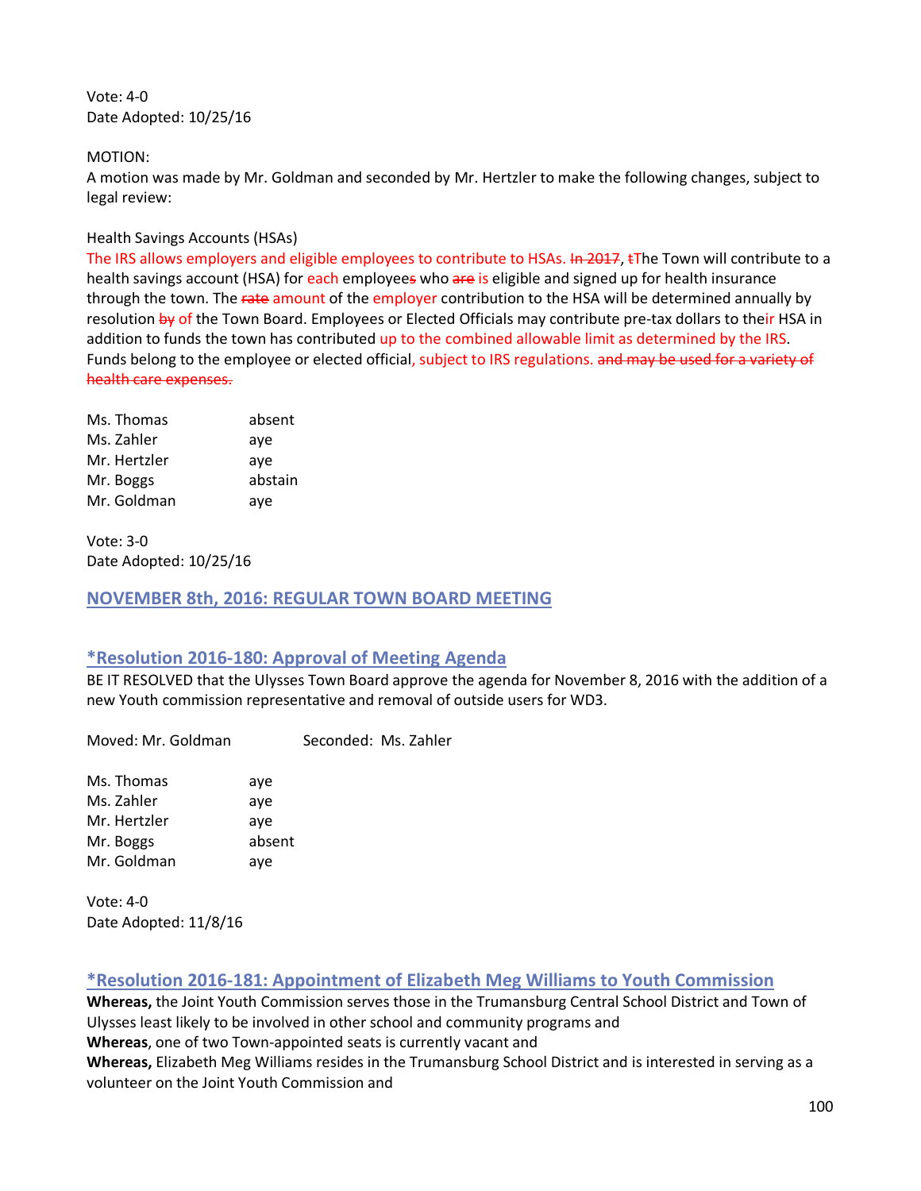Vote: 4-0
Date Adopted: 10/25/16

MOTION:
A motion was made by Mr. Goldman and seconded by Mr. Hertzler to make the following changes, subject to legal review:

Health Savings Accounts (HSAs)
The IRS allows employers and eligible employees to contribute to HSAs. ~~In 2017~~, ~~t~~The Town will contribute to a health savings account (HSA) for each employee~~s~~ who ~~are~~ is eligible and signed up for health insurance through the town. The ~~rate~~ amount of the employer contribution to the HSA will be determined annually by resolution ~~by~~ of the Town Board. Employees or Elected Officials may contribute pre-tax dollars to their HSA in addition to funds the town has contributed up to the combined allowable limit as determined by the IRS. Funds belong to the employee or elected official, subject to IRS regulations. ~~and may be used for a variety of health care expenses.~~

| | |
|---|---|
| Ms. Thomas | absent |
| Ms. Zahler | aye |
| Mr. Hertzler | aye |
| Mr. Boggs | abstain |
| Mr. Goldman | aye |

Vote: 3-0
Date Adopted: 10/25/16

## NOVEMBER 8th, 2016: REGULAR TOWN BOARD MEETING

### *Resolution 2016-180: Approval of Meeting Agenda

BE IT RESOLVED that the Ulysses Town Board approve the agenda for November 8, 2016 with the addition of a new Youth commission representative and removal of outside users for WD3.

Moved: Mr. Goldman Seconded: Ms. Zahler

| | |
|---|---|
| Ms. Thomas | aye |
| Ms. Zahler | aye |
| Mr. Hertzler | aye |
| Mr. Boggs | absent |
| Mr. Goldman | aye |

Vote: 4-0
Date Adopted: 11/8/16

### *Resolution 2016-181: Appointment of Elizabeth Meg Williams to Youth Commission

**Whereas,** the Joint Youth Commission serves those in the Trumansburg Central School District and Town of Ulysses least likely to be involved in other school and community programs and
**Whereas**, one of two Town-appointed seats is currently vacant and
**Whereas,** Elizabeth Meg Williams resides in the Trumansburg School District and is interested in serving as a volunteer on the Joint Youth Commission and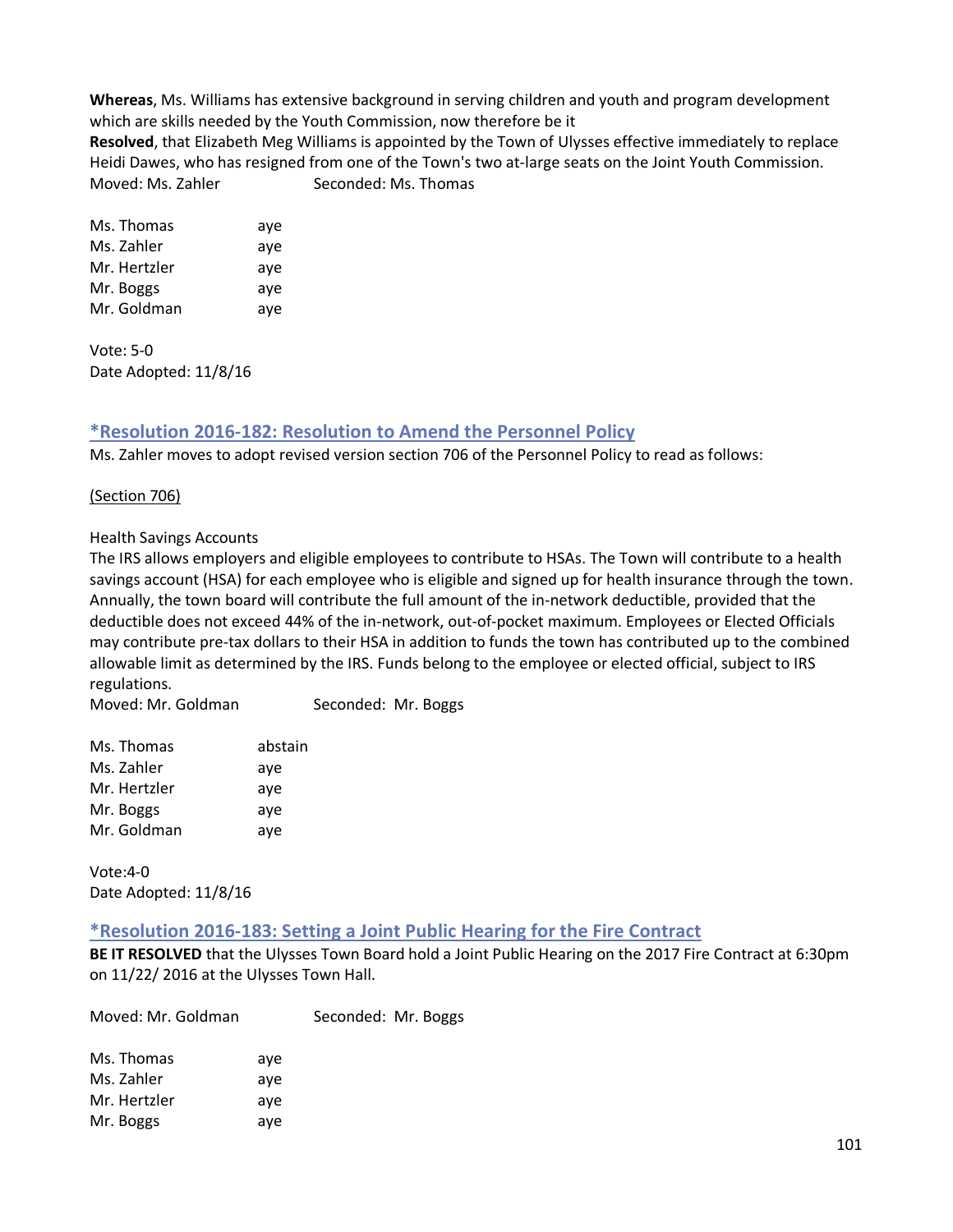**Whereas**, Ms. Williams has extensive background in serving children and youth and program development which are skills needed by the Youth Commission, now therefore be it

**Resolved**, that Elizabeth Meg Williams is appointed by the Town of Ulysses effective immediately to replace Heidi Dawes, who has resigned from one of the Town's two at-large seats on the Joint Youth Commission.

Moved: Ms. Zahler          Seconded: Ms. Thomas

| | |
|---|---|
| Ms. Thomas | aye |
| Ms. Zahler | aye |
| Mr. Hertzler | aye |
| Mr. Boggs | aye |
| Mr. Goldman | aye |

Vote: 5-0
Date Adopted: 11/8/16

## *Resolution 2016-182: Resolution to Amend the Personnel Policy

Ms. Zahler moves to adopt revised version section 706 of the Personnel Policy to read as follows:

(Section 706)

Health Savings Accounts

The IRS allows employers and eligible employees to contribute to HSAs. The Town will contribute to a health savings account (HSA) for each employee who is eligible and signed up for health insurance through the town. Annually, the town board will contribute the full amount of the in-network deductible, provided that the deductible does not exceed 44% of the in-network, out-of-pocket maximum. Employees or Elected Officials may contribute pre-tax dollars to their HSA in addition to funds the town has contributed up to the combined allowable limit as determined by the IRS. Funds belong to the employee or elected official, subject to IRS regulations.

Moved: Mr. Goldman          Seconded: Mr. Boggs

| | |
|---|---|
| Ms. Thomas | abstain |
| Ms. Zahler | aye |
| Mr. Hertzler | aye |
| Mr. Boggs | aye |
| Mr. Goldman | aye |

Vote:4-0
Date Adopted: 11/8/16

## *Resolution 2016-183: Setting a Joint Public Hearing for the Fire Contract

**BE IT RESOLVED** that the Ulysses Town Board hold a Joint Public Hearing on the 2017 Fire Contract at 6:30pm on 11/22/ 2016 at the Ulysses Town Hall.

Moved: Mr. Goldman          Seconded: Mr. Boggs

| | |
|---|---|
| Ms. Thomas | aye |
| Ms. Zahler | aye |
| Mr. Hertzler | aye |
| Mr. Boggs | aye |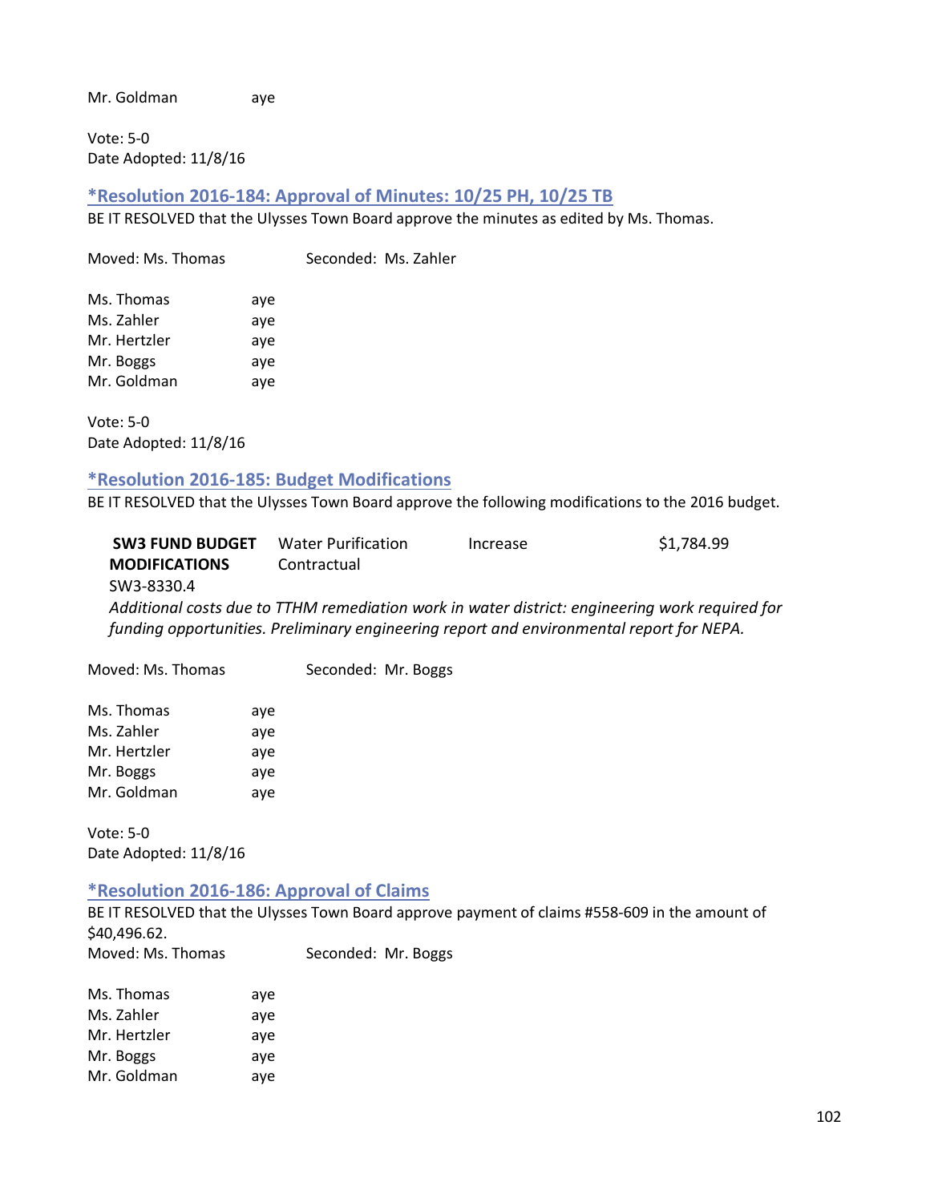Mr. Goldman aye

Vote: 5-0
Date Adopted: 11/8/16

### *Resolution 2016-184: Approval of Minutes: 10/25 PH, 10/25 TB

BE IT RESOLVED that the Ulysses Town Board approve the minutes as edited by Ms. Thomas.

Moved: Ms. Thomas Seconded: Ms. Zahler

| | |
|---|---|
| Ms. Thomas | aye |
| Ms. Zahler | aye |
| Mr. Hertzler | aye |
| Mr. Boggs | aye |
| Mr. Goldman | aye |

Vote: 5-0
Date Adopted: 11/8/16

### *Resolution 2016-185: Budget Modifications

BE IT RESOLVED that the Ulysses Town Board approve the following modifications to the 2016 budget.

| **SW3 FUND BUDGET MODIFICATIONS** | Water Purification Contractual | Increase | $1,784.99 |
|---|---|---|---|
| SW3-8330.4 | | | |

*Additional costs due to TTHM remediation work in water district: engineering work required for funding opportunities. Preliminary engineering report and environmental report for NEPA.*

Moved: Ms. Thomas Seconded: Mr. Boggs

| | |
|---|---|
| Ms. Thomas | aye |
| Ms. Zahler | aye |
| Mr. Hertzler | aye |
| Mr. Boggs | aye |
| Mr. Goldman | aye |

Vote: 5-0
Date Adopted: 11/8/16

### *Resolution 2016-186: Approval of Claims

BE IT RESOLVED that the Ulysses Town Board approve payment of claims #558-609 in the amount of $40,496.62.

Moved: Ms. Thomas Seconded: Mr. Boggs

| | |
|---|---|
| Ms. Thomas | aye |
| Ms. Zahler | aye |
| Mr. Hertzler | aye |
| Mr. Boggs | aye |
| Mr. Goldman | aye |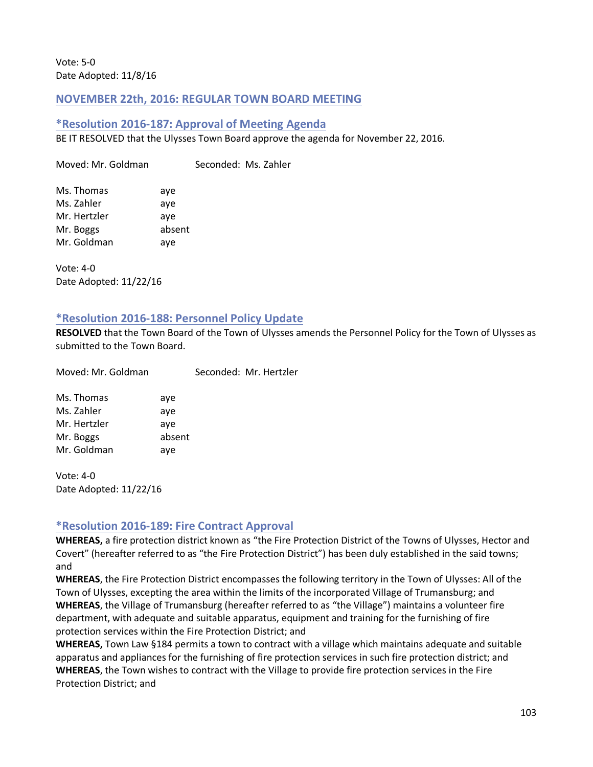Vote: 5-0
Date Adopted: 11/8/16

## NOVEMBER 22th, 2016: REGULAR TOWN BOARD MEETING

### *Resolution 2016-187: Approval of Meeting Agenda

BE IT RESOLVED that the Ulysses Town Board approve the agenda for November 22, 2016.

Moved: Mr. Goldman     Seconded: Ms. Zahler

| | |
|---|---|
| Ms. Thomas | aye |
| Ms. Zahler | aye |
| Mr. Hertzler | aye |
| Mr. Boggs | absent |
| Mr. Goldman | aye |

Vote: 4-0
Date Adopted: 11/22/16

### *Resolution 2016-188: Personnel Policy Update

**RESOLVED** that the Town Board of the Town of Ulysses amends the Personnel Policy for the Town of Ulysses as submitted to the Town Board.

Moved: Mr. Goldman     Seconded: Mr. Hertzler

| | |
|---|---|
| Ms. Thomas | aye |
| Ms. Zahler | aye |
| Mr. Hertzler | aye |
| Mr. Boggs | absent |
| Mr. Goldman | aye |

Vote: 4-0
Date Adopted: 11/22/16

### *Resolution 2016-189: Fire Contract Approval

**WHEREAS,** a fire protection district known as "the Fire Protection District of the Towns of Ulysses, Hector and Covert" (hereafter referred to as "the Fire Protection District") has been duly established in the said towns; and

**WHEREAS**, the Fire Protection District encompasses the following territory in the Town of Ulysses: All of the Town of Ulysses, excepting the area within the limits of the incorporated Village of Trumansburg; and

**WHEREAS**, the Village of Trumansburg (hereafter referred to as "the Village") maintains a volunteer fire department, with adequate and suitable apparatus, equipment and training for the furnishing of fire protection services within the Fire Protection District; and

**WHEREAS,** Town Law §184 permits a town to contract with a village which maintains adequate and suitable apparatus and appliances for the furnishing of fire protection services in such fire protection district; and

**WHEREAS**, the Town wishes to contract with the Village to provide fire protection services in the Fire Protection District; and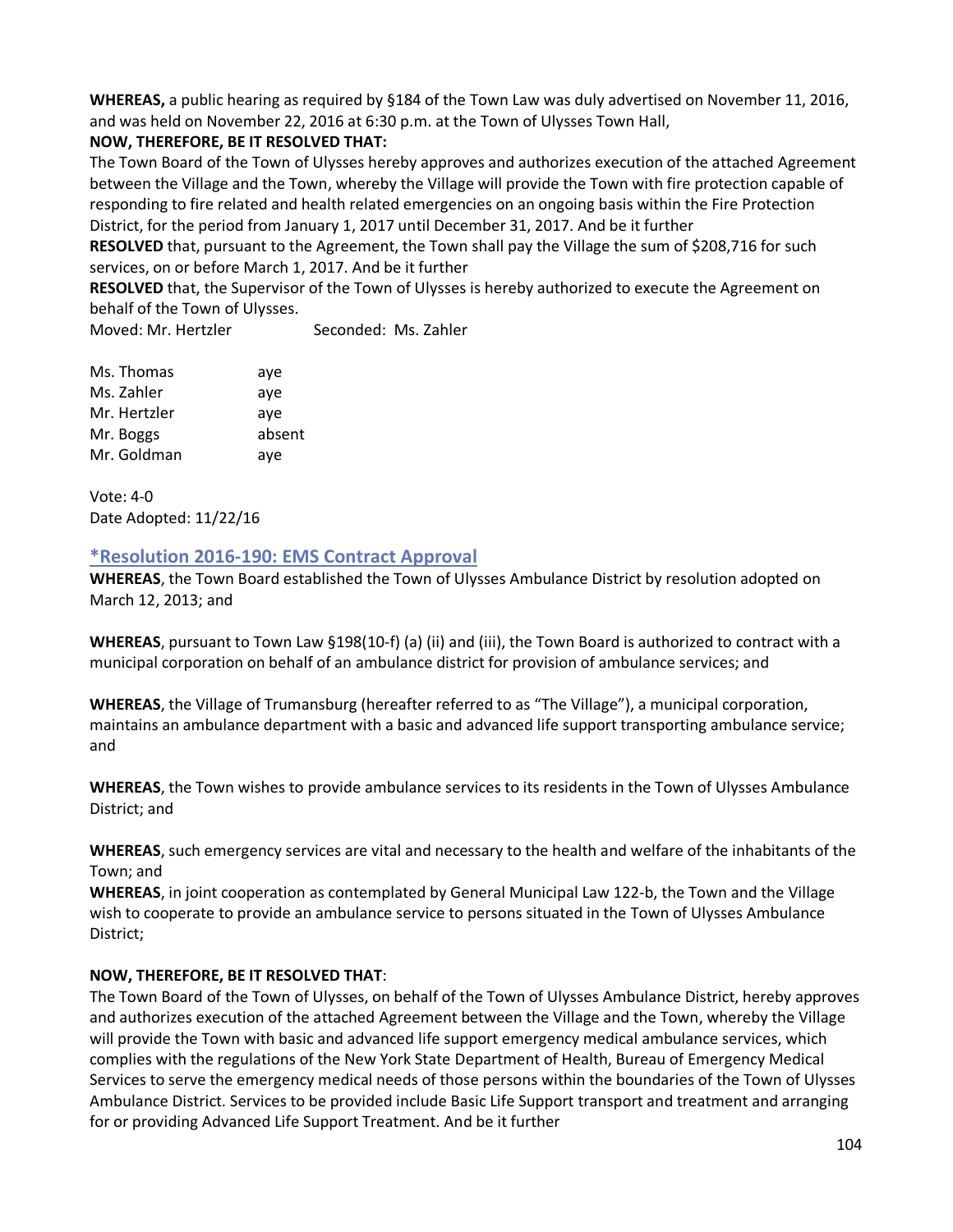**WHEREAS,** a public hearing as required by §184 of the Town Law was duly advertised on November 11, 2016, and was held on November 22, 2016 at 6:30 p.m. at the Town of Ulysses Town Hall,

**NOW, THEREFORE, BE IT RESOLVED THAT:**

The Town Board of the Town of Ulysses hereby approves and authorizes execution of the attached Agreement between the Village and the Town, whereby the Village will provide the Town with fire protection capable of responding to fire related and health related emergencies on an ongoing basis within the Fire Protection District, for the period from January 1, 2017 until December 31, 2017. And be it further

**RESOLVED** that, pursuant to the Agreement, the Town shall pay the Village the sum of $208,716 for such services, on or before March 1, 2017. And be it further

**RESOLVED** that, the Supervisor of the Town of Ulysses is hereby authorized to execute the Agreement on behalf of the Town of Ulysses.

Moved: Mr. Hertzler Seconded: Ms. Zahler

| | |
|---|---|
| Ms. Thomas | aye |
| Ms. Zahler | aye |
| Mr. Hertzler | aye |
| Mr. Boggs | absent |
| Mr. Goldman | aye |

Vote: 4-0
Date Adopted: 11/22/16

## *Resolution 2016-190: EMS Contract Approval

**WHEREAS**, the Town Board established the Town of Ulysses Ambulance District by resolution adopted on March 12, 2013; and

**WHEREAS**, pursuant to Town Law §198(10-f) (a) (ii) and (iii), the Town Board is authorized to contract with a municipal corporation on behalf of an ambulance district for provision of ambulance services; and

**WHEREAS**, the Village of Trumansburg (hereafter referred to as "The Village"), a municipal corporation, maintains an ambulance department with a basic and advanced life support transporting ambulance service; and

**WHEREAS**, the Town wishes to provide ambulance services to its residents in the Town of Ulysses Ambulance District; and

**WHEREAS**, such emergency services are vital and necessary to the health and welfare of the inhabitants of the Town; and

**WHEREAS**, in joint cooperation as contemplated by General Municipal Law 122-b, the Town and the Village wish to cooperate to provide an ambulance service to persons situated in the Town of Ulysses Ambulance District;

**NOW, THEREFORE, BE IT RESOLVED THAT**:

The Town Board of the Town of Ulysses, on behalf of the Town of Ulysses Ambulance District, hereby approves and authorizes execution of the attached Agreement between the Village and the Town, whereby the Village will provide the Town with basic and advanced life support emergency medical ambulance services, which complies with the regulations of the New York State Department of Health, Bureau of Emergency Medical Services to serve the emergency medical needs of those persons within the boundaries of the Town of Ulysses Ambulance District. Services to be provided include Basic Life Support transport and treatment and arranging for or providing Advanced Life Support Treatment. And be it further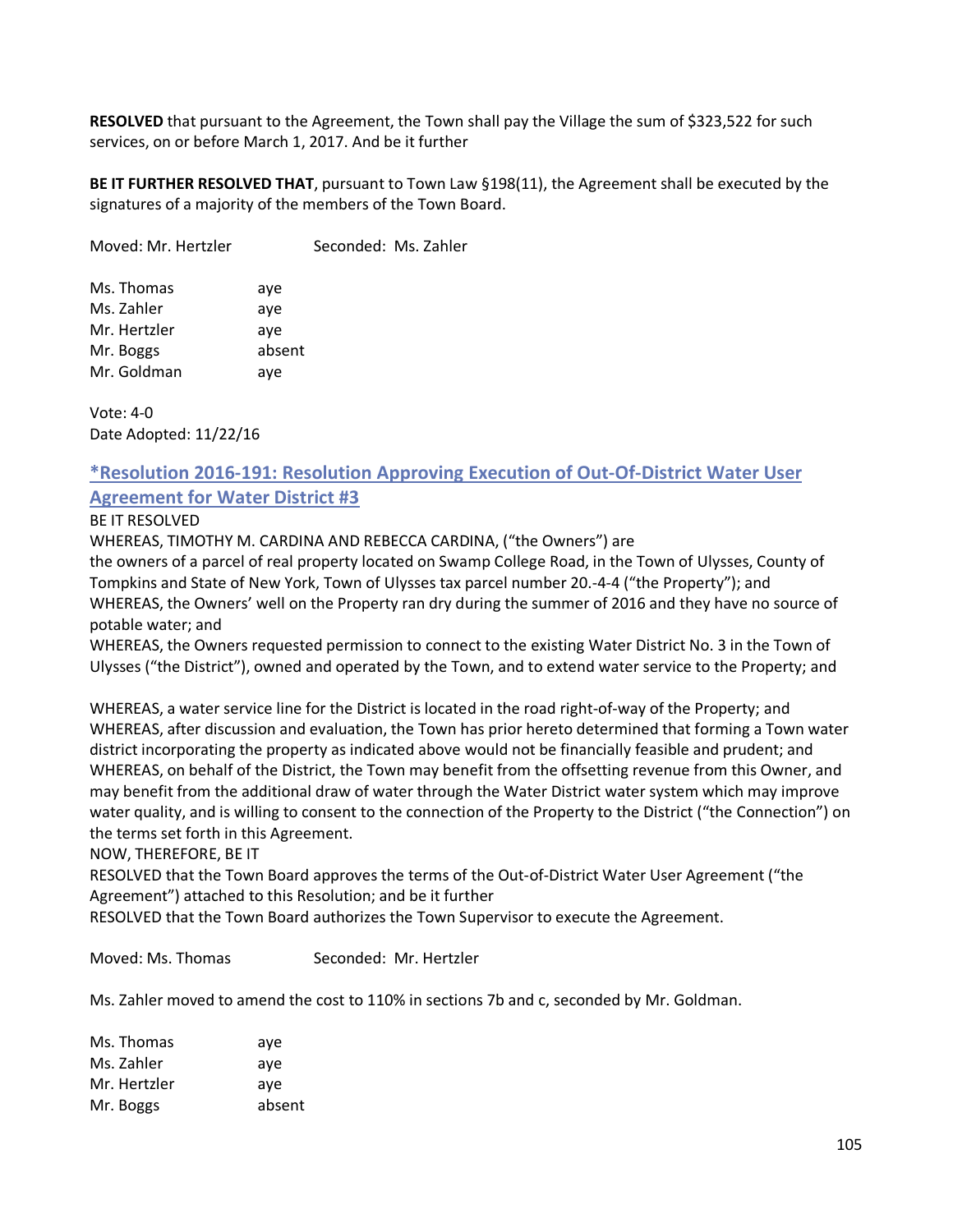**RESOLVED** that pursuant to the Agreement, the Town shall pay the Village the sum of $323,522 for such services, on or before March 1, 2017. And be it further

**BE IT FURTHER RESOLVED THAT**, pursuant to Town Law §198(11), the Agreement shall be executed by the signatures of a majority of the members of the Town Board.

Moved: Mr. Hertzler     Seconded: Ms. Zahler

| | |
|---|---|
| Ms. Thomas | aye |
| Ms. Zahler | aye |
| Mr. Hertzler | aye |
| Mr. Boggs | absent |
| Mr. Goldman | aye |

Vote: 4-0
Date Adopted: 11/22/16

## *Resolution 2016-191: Resolution Approving Execution of Out-Of-District Water User Agreement for Water District #3

BE IT RESOLVED
WHEREAS, TIMOTHY M. CARDINA AND REBECCA CARDINA, ("the Owners") are the owners of a parcel of real property located on Swamp College Road, in the Town of Ulysses, County of Tompkins and State of New York, Town of Ulysses tax parcel number 20.-4-4 ("the Property"); and
WHEREAS, the Owners' well on the Property ran dry during the summer of 2016 and they have no source of potable water; and
WHEREAS, the Owners requested permission to connect to the existing Water District No. 3 in the Town of Ulysses ("the District"), owned and operated by the Town, and to extend water service to the Property; and

WHEREAS, a water service line for the District is located in the road right-of-way of the Property; and
WHEREAS, after discussion and evaluation, the Town has prior hereto determined that forming a Town water district incorporating the property as indicated above would not be financially feasible and prudent; and
WHEREAS, on behalf of the District, the Town may benefit from the offsetting revenue from this Owner, and may benefit from the additional draw of water through the Water District water system which may improve water quality, and is willing to consent to the connection of the Property to the District ("the Connection") on the terms set forth in this Agreement.
NOW, THEREFORE, BE IT
RESOLVED that the Town Board approves the terms of the Out-of-District Water User Agreement ("the Agreement") attached to this Resolution; and be it further
RESOLVED that the Town Board authorizes the Town Supervisor to execute the Agreement.

Moved: Ms. Thomas     Seconded: Mr. Hertzler

Ms. Zahler moved to amend the cost to 110% in sections 7b and c, seconded by Mr. Goldman.

| | |
|---|---|
| Ms. Thomas | aye |
| Ms. Zahler | aye |
| Mr. Hertzler | aye |
| Mr. Boggs | absent |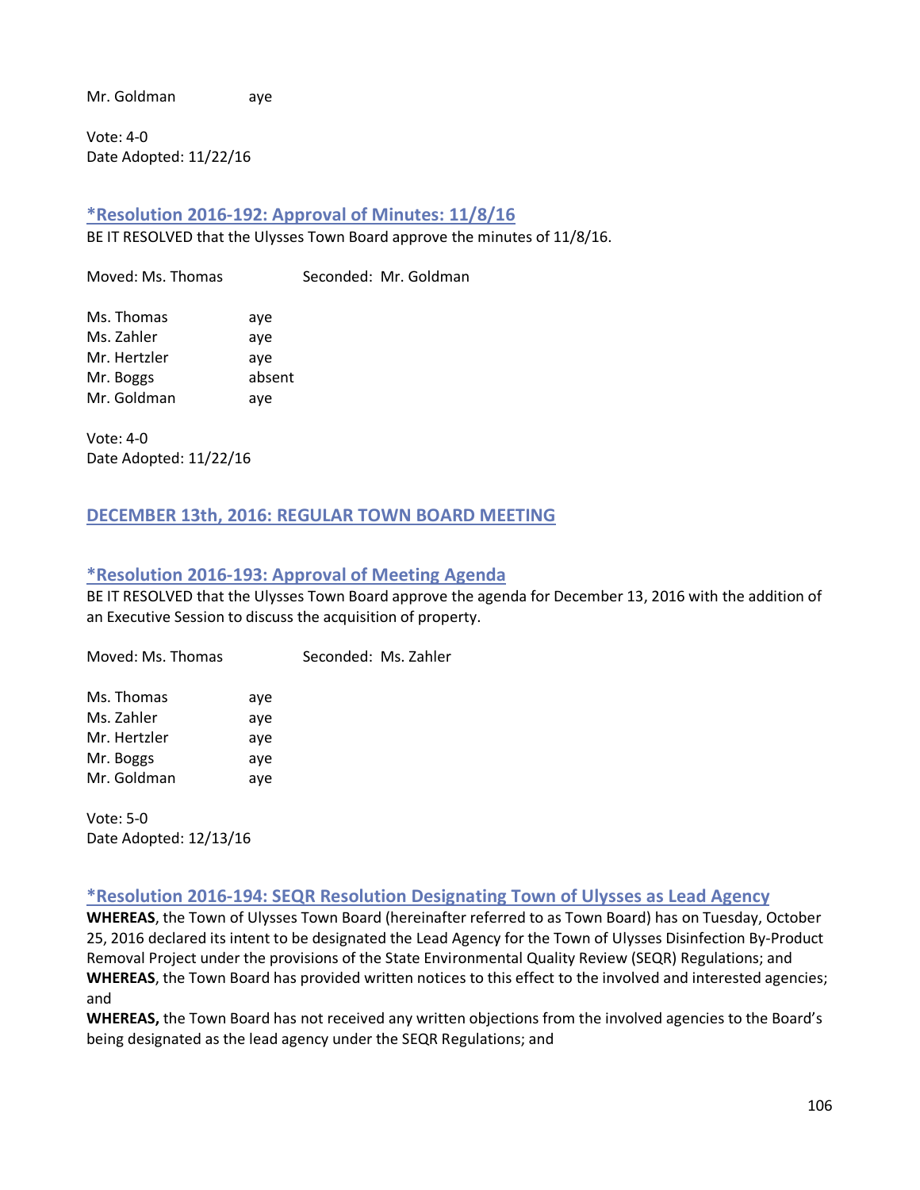Mr. Goldman aye

Vote: 4-0
Date Adopted: 11/22/16

### *Resolution 2016-192: Approval of Minutes: 11/8/16

BE IT RESOLVED that the Ulysses Town Board approve the minutes of 11/8/16.

Moved: Ms. Thomas Seconded: Mr. Goldman

Ms. Thomas aye
Ms. Zahler aye
Mr. Hertzler aye
Mr. Boggs absent
Mr. Goldman aye

Vote: 4-0
Date Adopted: 11/22/16

## DECEMBER 13th, 2016: REGULAR TOWN BOARD MEETING

### *Resolution 2016-193: Approval of Meeting Agenda

BE IT RESOLVED that the Ulysses Town Board approve the agenda for December 13, 2016 with the addition of an Executive Session to discuss the acquisition of property.

Moved: Ms. Thomas Seconded: Ms. Zahler

Ms. Thomas aye
Ms. Zahler aye
Mr. Hertzler aye
Mr. Boggs aye
Mr. Goldman aye

Vote: 5-0
Date Adopted: 12/13/16

### *Resolution 2016-194: SEQR Resolution Designating Town of Ulysses as Lead Agency

**WHEREAS**, the Town of Ulysses Town Board (hereinafter referred to as Town Board) has on Tuesday, October 25, 2016 declared its intent to be designated the Lead Agency for the Town of Ulysses Disinfection By-Product Removal Project under the provisions of the State Environmental Quality Review (SEQR) Regulations; and
**WHEREAS**, the Town Board has provided written notices to this effect to the involved and interested agencies; and
**WHEREAS,** the Town Board has not received any written objections from the involved agencies to the Board's being designated as the lead agency under the SEQR Regulations; and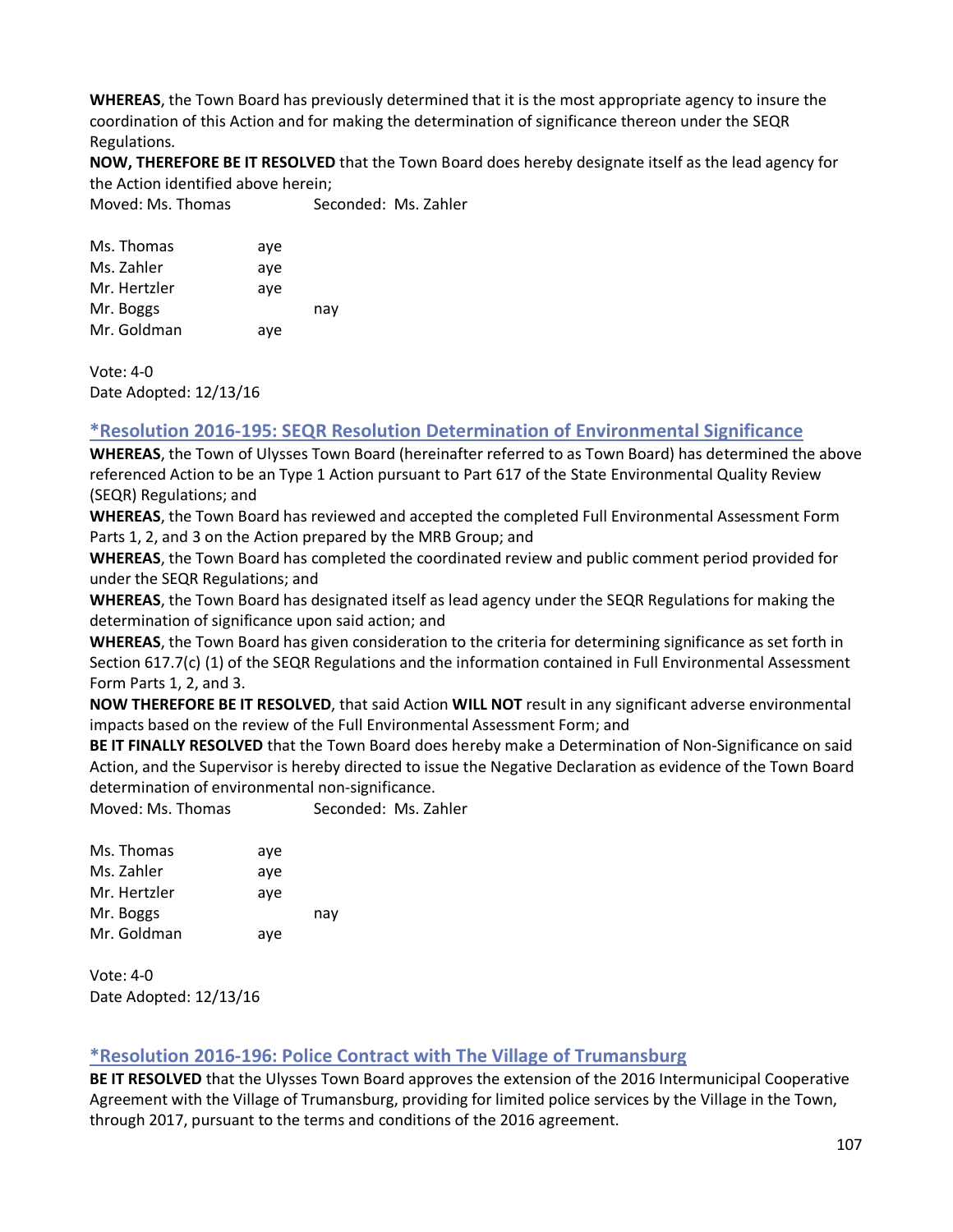**WHEREAS**, the Town Board has previously determined that it is the most appropriate agency to insure the coordination of this Action and for making the determination of significance thereon under the SEQR Regulations.

**NOW, THEREFORE BE IT RESOLVED** that the Town Board does hereby designate itself as the lead agency for the Action identified above herein;

Moved: Ms. Thomas Seconded: Ms. Zahler

| | | |
|---|---|---|
| Ms. Thomas | aye | |
| Ms. Zahler | aye | |
| Mr. Hertzler | aye | |
| Mr. Boggs | | nay |
| Mr. Goldman | aye | |

Vote: 4-0
Date Adopted: 12/13/16

## *Resolution 2016-195: SEQR Resolution Determination of Environmental Significance

**WHEREAS**, the Town of Ulysses Town Board (hereinafter referred to as Town Board) has determined the above referenced Action to be an Type 1 Action pursuant to Part 617 of the State Environmental Quality Review (SEQR) Regulations; and

**WHEREAS**, the Town Board has reviewed and accepted the completed Full Environmental Assessment Form Parts 1, 2, and 3 on the Action prepared by the MRB Group; and

**WHEREAS**, the Town Board has completed the coordinated review and public comment period provided for under the SEQR Regulations; and

**WHEREAS**, the Town Board has designated itself as lead agency under the SEQR Regulations for making the determination of significance upon said action; and

**WHEREAS**, the Town Board has given consideration to the criteria for determining significance as set forth in Section 617.7(c) (1) of the SEQR Regulations and the information contained in Full Environmental Assessment Form Parts 1, 2, and 3.

**NOW THEREFORE BE IT RESOLVED**, that said Action **WILL NOT** result in any significant adverse environmental impacts based on the review of the Full Environmental Assessment Form; and

**BE IT FINALLY RESOLVED** that the Town Board does hereby make a Determination of Non-Significance on said Action, and the Supervisor is hereby directed to issue the Negative Declaration as evidence of the Town Board determination of environmental non-significance.

Moved: Ms. Thomas Seconded: Ms. Zahler

| | | |
|---|---|---|
| Ms. Thomas | aye | |
| Ms. Zahler | aye | |
| Mr. Hertzler | aye | |
| Mr. Boggs | | nay |
| Mr. Goldman | aye | |

Vote: 4-0
Date Adopted: 12/13/16

## *Resolution 2016-196: Police Contract with The Village of Trumansburg

**BE IT RESOLVED** that the Ulysses Town Board approves the extension of the 2016 Intermunicipal Cooperative Agreement with the Village of Trumansburg, providing for limited police services by the Village in the Town, through 2017, pursuant to the terms and conditions of the 2016 agreement.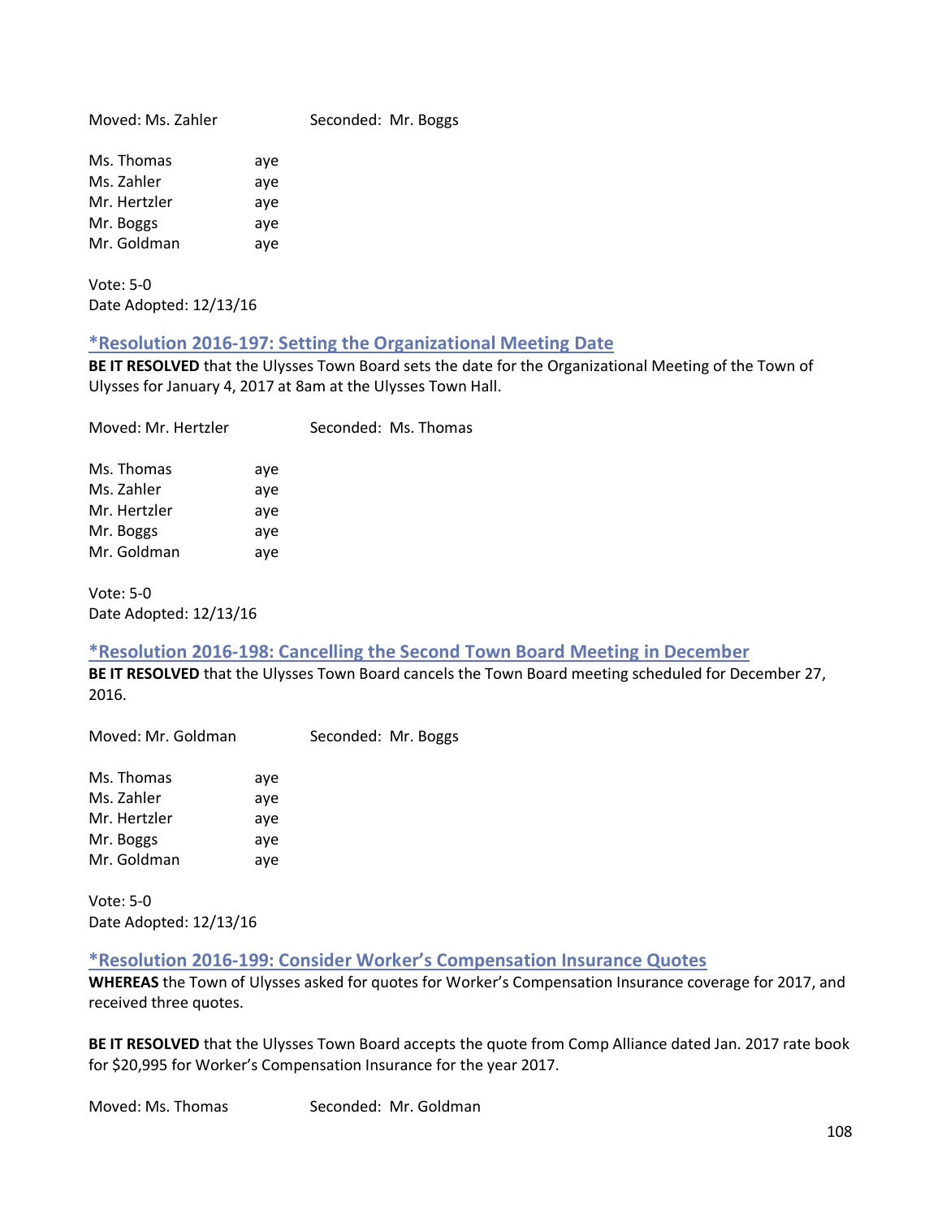Moved: Ms. Zahler Seconded: Mr. Boggs

| | |
|---|---|
| Ms. Thomas | aye |
| Ms. Zahler | aye |
| Mr. Hertzler | aye |
| Mr. Boggs | aye |
| Mr. Goldman | aye |

Vote: 5-0
Date Adopted: 12/13/16

### *Resolution 2016-197: Setting the Organizational Meeting Date

**BE IT RESOLVED** that the Ulysses Town Board sets the date for the Organizational Meeting of the Town of Ulysses for January 4, 2017 at 8am at the Ulysses Town Hall.

Moved: Mr. Hertzler Seconded: Ms. Thomas

| | |
|---|---|
| Ms. Thomas | aye |
| Ms. Zahler | aye |
| Mr. Hertzler | aye |
| Mr. Boggs | aye |
| Mr. Goldman | aye |

Vote: 5-0
Date Adopted: 12/13/16

### *Resolution 2016-198: Cancelling the Second Town Board Meeting in December

**BE IT RESOLVED** that the Ulysses Town Board cancels the Town Board meeting scheduled for December 27, 2016.

Moved: Mr. Goldman Seconded: Mr. Boggs

| | |
|---|---|
| Ms. Thomas | aye |
| Ms. Zahler | aye |
| Mr. Hertzler | aye |
| Mr. Boggs | aye |
| Mr. Goldman | aye |

Vote: 5-0
Date Adopted: 12/13/16

### *Resolution 2016-199: Consider Worker's Compensation Insurance Quotes

**WHEREAS** the Town of Ulysses asked for quotes for Worker's Compensation Insurance coverage for 2017, and received three quotes.

**BE IT RESOLVED** that the Ulysses Town Board accepts the quote from Comp Alliance dated Jan. 2017 rate book for $20,995 for Worker's Compensation Insurance for the year 2017.

Moved: Ms. Thomas Seconded: Mr. Goldman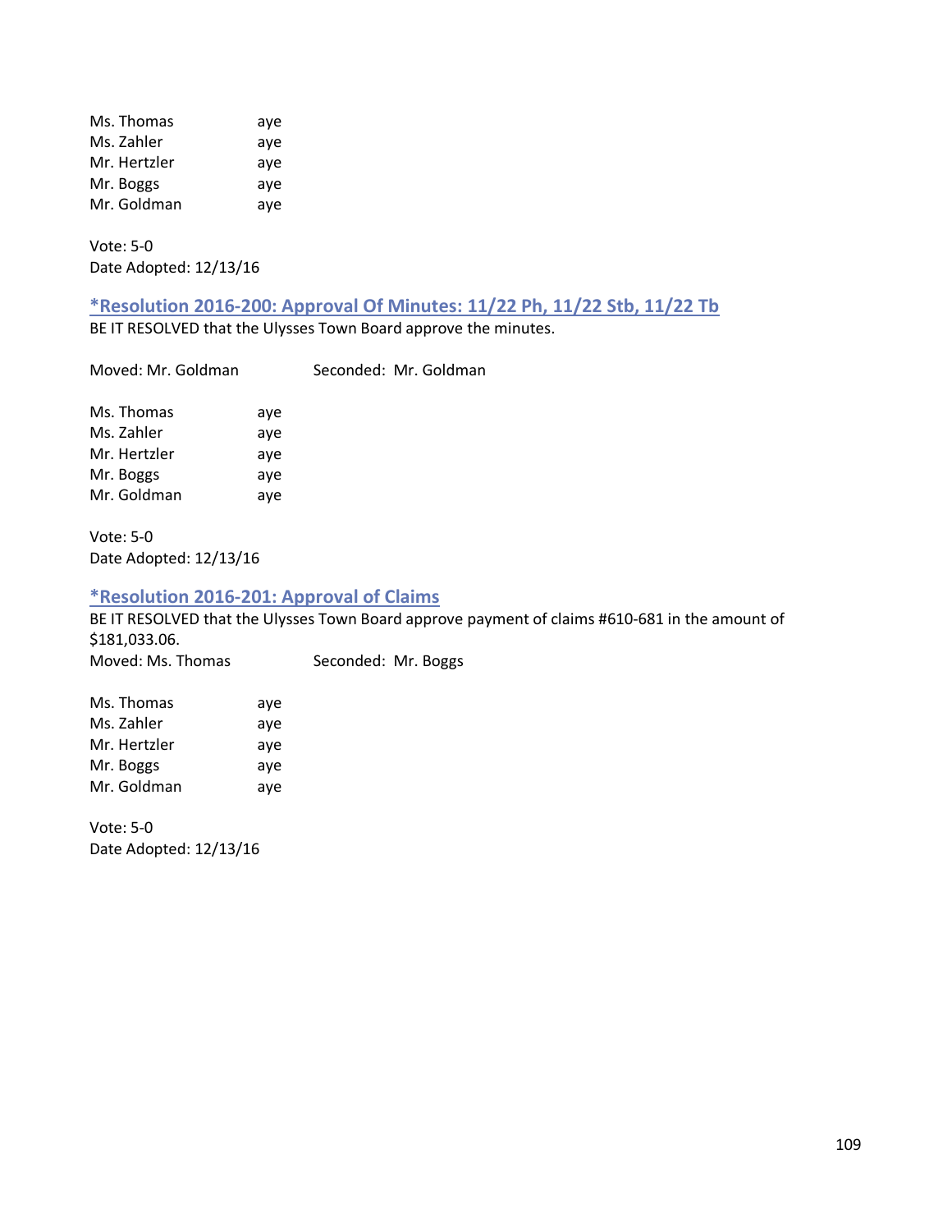Ms. Thomas aye
Ms. Zahler aye
Mr. Hertzler aye
Mr. Boggs aye
Mr. Goldman aye

Vote: 5-0
Date Adopted: 12/13/16

### *Resolution 2016-200: Approval Of Minutes: 11/22 Ph, 11/22 Stb, 11/22 Tb

BE IT RESOLVED that the Ulysses Town Board approve the minutes.

Moved: Mr. Goldman Seconded: Mr. Goldman

Ms. Thomas aye
Ms. Zahler aye
Mr. Hertzler aye
Mr. Boggs aye
Mr. Goldman aye

Vote: 5-0
Date Adopted: 12/13/16

### *Resolution 2016-201: Approval of Claims

BE IT RESOLVED that the Ulysses Town Board approve payment of claims #610-681 in the amount of $181,033.06.
Moved: Ms. Thomas Seconded: Mr. Boggs

Ms. Thomas aye
Ms. Zahler aye
Mr. Hertzler aye
Mr. Boggs aye
Mr. Goldman aye

Vote: 5-0
Date Adopted: 12/13/16